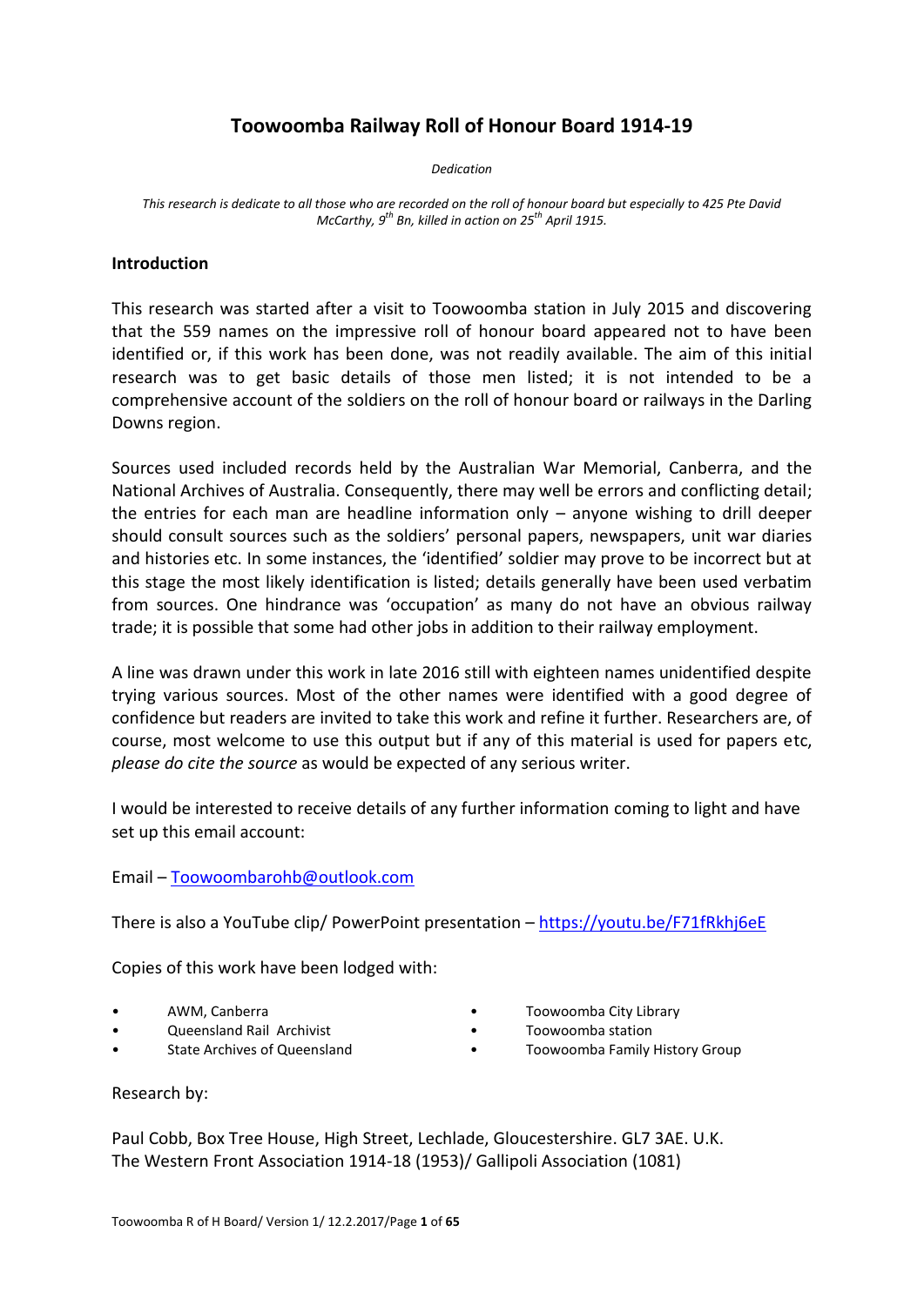# Toowoomba Railway Roll of Honour Board 1914-19

*Dedication*

*This research is dedicate to all those who are recorded on the roll of honour board but especially to 425 Pte David McCarthy, 9th Bn, killed in action on 25th April 1915.*

## Introduction

This research was started after a visit to Toowoomba station in July 2015 and discovering that the 559 names on the impressive roll of honour board appeared not to have been identified or, if this work has been done, was not readily available. The aim of this initial research was to get basic details of those men listed; it is not intended to be a comprehensive account of the soldiers on the roll of honour board or railways in the Darling Downs region.

Sources used included records held by the Australian War Memorial, Canberra, and the National Archives of Australia. Consequently, there may well be errors and conflicting detail; the entries for each man are headline information only – anyone wishing to drill deeper should consult sources such as the soldiers' personal papers, newspapers, unit war diaries and histories etc. In some instances, the 'identified' soldier may prove to be incorrect but at this stage the most likely identification is listed; details generally have been used verbatim from sources. One hindrance was 'occupation' as many do not have an obvious railway trade; it is possible that some had other jobs in addition to their railway employment.

A line was drawn under this work in late 2016 still with eighteen names unidentified despite trying various sources. Most of the other names were identified with a good degree of confidence but readers are invited to take this work and refine it further. Researchers are, of course, most welcome to use this output but if any of this material is used for papers etc, *please do cite the source* as would be expected of any serious writer.

I would be interested to receive details of any further information coming to light and have set up this email account:

Email – Toowoombarohb@outlook.com

There is also a YouTube clip/ PowerPoint presentation – https://youtu.be/F71fRkhj6eE

Copies of this work have been lodged with:

- AWM, Canberra
- Queensland Rail Archivist
- State Archives of Queensland
- Toowoomba City Library
- Toowoomba station
- Toowoomba Family History Group

Research by:

Paul Cobb, Box Tree House, High Street, Lechlade, Gloucestershire. GL7 3AE. U.K.
The Western Front Association 1914-18 (1953)/ Gallipoli Association (1081)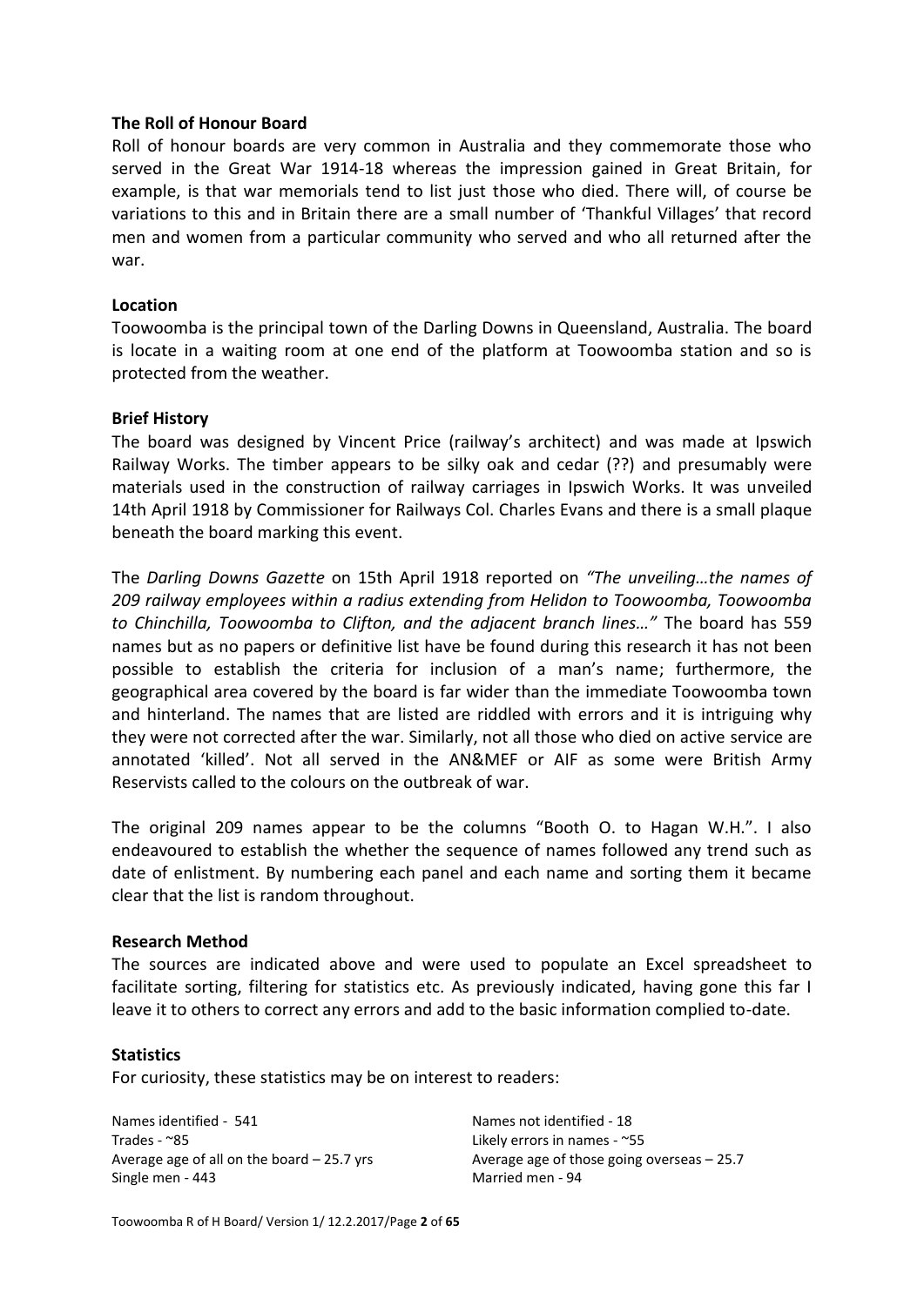**The Roll of Honour Board**

Roll of honour boards are very common in Australia and they commemorate those who served in the Great War 1914-18 whereas the impression gained in Great Britain, for example, is that war memorials tend to list just those who died. There will, of course be variations to this and in Britain there are a small number of 'Thankful Villages' that record men and women from a particular community who served and who all returned after the war.

**Location**

Toowoomba is the principal town of the Darling Downs in Queensland, Australia. The board is locate in a waiting room at one end of the platform at Toowoomba station and so is protected from the weather.

**Brief History**

The board was designed by Vincent Price (railway's architect) and was made at Ipswich Railway Works. The timber appears to be silky oak and cedar (??) and presumably were materials used in the construction of railway carriages in Ipswich Works. It was unveiled 14th April 1918 by Commissioner for Railways Col. Charles Evans and there is a small plaque beneath the board marking this event.

The *Darling Downs Gazette* on 15th April 1918 reported on *"The unveiling…the names of 209 railway employees within a radius extending from Helidon to Toowoomba, Toowoomba to Chinchilla, Toowoomba to Clifton, and the adjacent branch lines…"* The board has 559 names but as no papers or definitive list have be found during this research it has not been possible to establish the criteria for inclusion of a man's name; furthermore, the geographical area covered by the board is far wider than the immediate Toowoomba town and hinterland. The names that are listed are riddled with errors and it is intriguing why they were not corrected after the war. Similarly, not all those who died on active service are annotated 'killed'. Not all served in the AN&MEF or AIF as some were British Army Reservists called to the colours on the outbreak of war.

The original 209 names appear to be the columns "Booth O. to Hagan W.H.". I also endeavoured to establish the whether the sequence of names followed any trend such as date of enlistment. By numbering each panel and each name and sorting them it became clear that the list is random throughout.

**Research Method**

The sources are indicated above and were used to populate an Excel spreadsheet to facilitate sorting, filtering for statistics etc. As previously indicated, having gone this far I leave it to others to correct any errors and add to the basic information complied to-date.

**Statistics**

For curiosity, these statistics may be on interest to readers:

Names identified - 541
Names not identified - 18
Trades - ~85
Likely errors in names - ~55
Average age of all on the board – 25.7 yrs
Average age of those going overseas – 25.7
Single men - 443
Married men - 94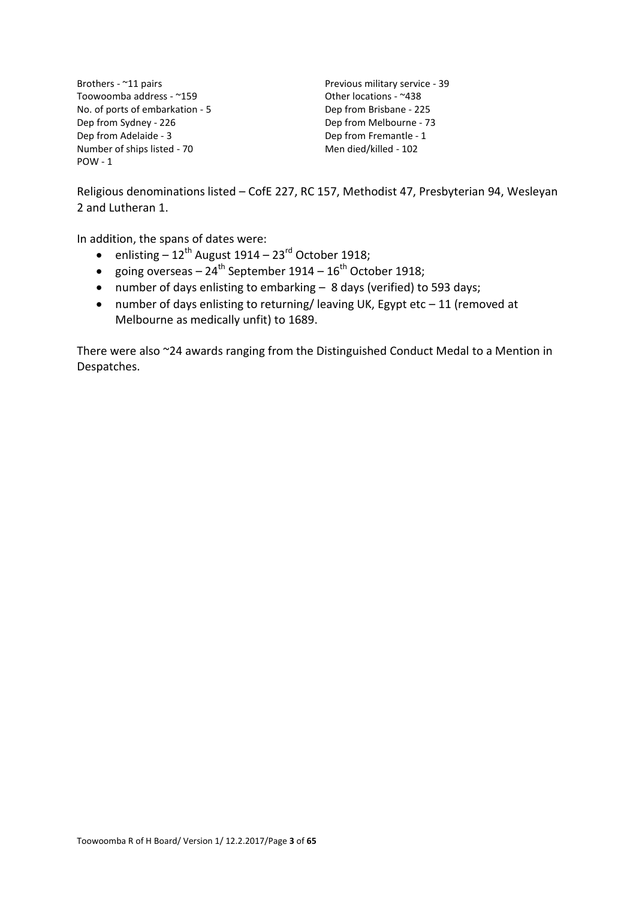Brothers - ~11 pairs
Toowoomba address - ~159
No. of ports of embarkation - 5
Dep from Sydney - 226
Dep from Adelaide - 3
Number of ships listed - 70
POW - 1

Previous military service - 39
Other locations - ~438
Dep from Brisbane - 225
Dep from Melbourne - 73
Dep from Fremantle - 1
Men died/killed - 102

Religious denominations listed – CofE 227, RC 157, Methodist 47, Presbyterian 94, Wesleyan 2 and Lutheran 1.

In addition, the spans of dates were:

- enlisting – 12th August 1914 – 23rd October 1918;
- going overseas – 24th September 1914 – 16th October 1918;
- number of days enlisting to embarking – 8 days (verified) to 593 days;
- number of days enlisting to returning/ leaving UK, Egypt etc – 11 (removed at Melbourne as medically unfit) to 1689.

There were also ~24 awards ranging from the Distinguished Conduct Medal to a Mention in Despatches.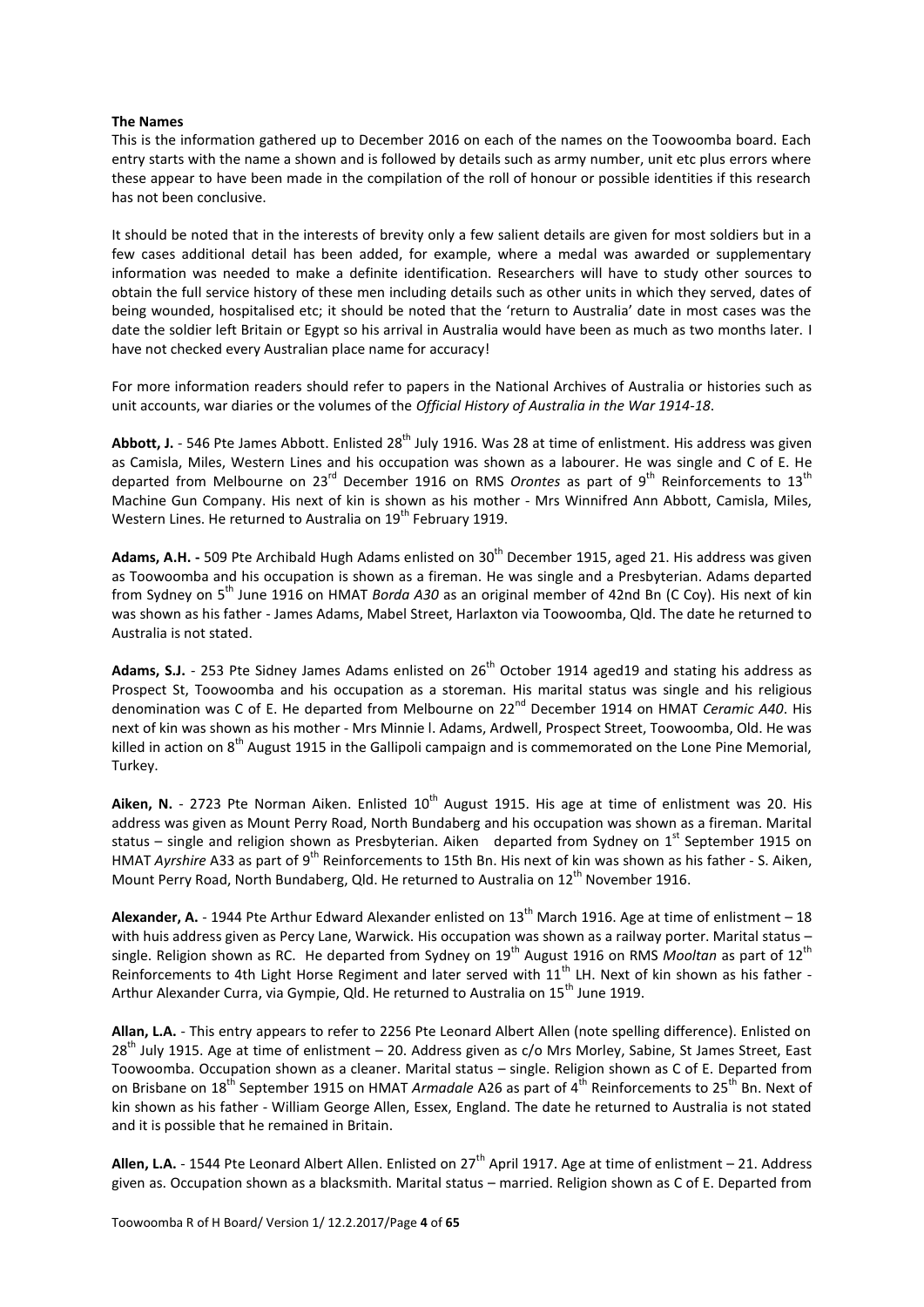**The Names**

This is the information gathered up to December 2016 on each of the names on the Toowoomba board. Each entry starts with the name a shown and is followed by details such as army number, unit etc plus errors where these appear to have been made in the compilation of the roll of honour or possible identities if this research has not been conclusive.

It should be noted that in the interests of brevity only a few salient details are given for most soldiers but in a few cases additional detail has been added, for example, where a medal was awarded or supplementary information was needed to make a definite identification. Researchers will have to study other sources to obtain the full service history of these men including details such as other units in which they served, dates of being wounded, hospitalised etc; it should be noted that the 'return to Australia' date in most cases was the date the soldier left Britain or Egypt so his arrival in Australia would have been as much as two months later. I have not checked every Australian place name for accuracy!

For more information readers should refer to papers in the National Archives of Australia or histories such as unit accounts, war diaries or the volumes of the *Official History of Australia in the War 1914-18*.

**Abbott, J.** - 546 Pte James Abbott. Enlisted 28th July 1916. Was 28 at time of enlistment. His address was given as Camisla, Miles, Western Lines and his occupation was shown as a labourer. He was single and C of E. He departed from Melbourne on 23rd December 1916 on RMS *Orontes* as part of 9th Reinforcements to 13th Machine Gun Company. His next of kin is shown as his mother - Mrs Winnifred Ann Abbott, Camisla, Miles, Western Lines. He returned to Australia on 19th February 1919.

**Adams, A.H. -** 509 Pte Archibald Hugh Adams enlisted on 30th December 1915, aged 21. His address was given as Toowoomba and his occupation is shown as a fireman. He was single and a Presbyterian. Adams departed from Sydney on 5th June 1916 on HMAT *Borda A30* as an original member of 42nd Bn (C Coy). His next of kin was shown as his father - James Adams, Mabel Street, Harlaxton via Toowoomba, Qld. The date he returned to Australia is not stated.

**Adams, S.J.** - 253 Pte Sidney James Adams enlisted on 26th October 1914 aged19 and stating his address as Prospect St, Toowoomba and his occupation as a storeman. His marital status was single and his religious denomination was C of E. He departed from Melbourne on 22nd December 1914 on HMAT *Ceramic A40*. His next of kin was shown as his mother - Mrs Minnie l. Adams, Ardwell, Prospect Street, Toowoomba, Old. He was killed in action on 8th August 1915 in the Gallipoli campaign and is commemorated on the Lone Pine Memorial, Turkey.

**Aiken, N.** - 2723 Pte Norman Aiken. Enlisted 10th August 1915. His age at time of enlistment was 20. His address was given as Mount Perry Road, North Bundaberg and his occupation was shown as a fireman. Marital status – single and religion shown as Presbyterian. Aiken departed from Sydney on 1st September 1915 on HMAT *Ayrshire* A33 as part of 9th Reinforcements to 15th Bn. His next of kin was shown as his father - S. Aiken, Mount Perry Road, North Bundaberg, Qld. He returned to Australia on 12th November 1916.

**Alexander, A.** - 1944 Pte Arthur Edward Alexander enlisted on 13th March 1916. Age at time of enlistment – 18 with huis address given as Percy Lane, Warwick. His occupation was shown as a railway porter. Marital status – single. Religion shown as RC. He departed from Sydney on 19th August 1916 on RMS *Mooltan* as part of 12th Reinforcements to 4th Light Horse Regiment and later served with 11th LH. Next of kin shown as his father - Arthur Alexander Curra, via Gympie, Qld. He returned to Australia on 15th June 1919.

**Allan, L.A.** - This entry appears to refer to 2256 Pte Leonard Albert Allen (note spelling difference). Enlisted on 28th July 1915. Age at time of enlistment – 20. Address given as c/o Mrs Morley, Sabine, St James Street, East Toowoomba. Occupation shown as a cleaner. Marital status – single. Religion shown as C of E. Departed from on Brisbane on 18th September 1915 on HMAT *Armadale* A26 as part of 4th Reinforcements to 25th Bn. Next of kin shown as his father - William George Allen, Essex, England. The date he returned to Australia is not stated and it is possible that he remained in Britain.

**Allen, L.A.** - 1544 Pte Leonard Albert Allen. Enlisted on 27th April 1917. Age at time of enlistment – 21. Address given as. Occupation shown as a blacksmith. Marital status – married. Religion shown as C of E. Departed from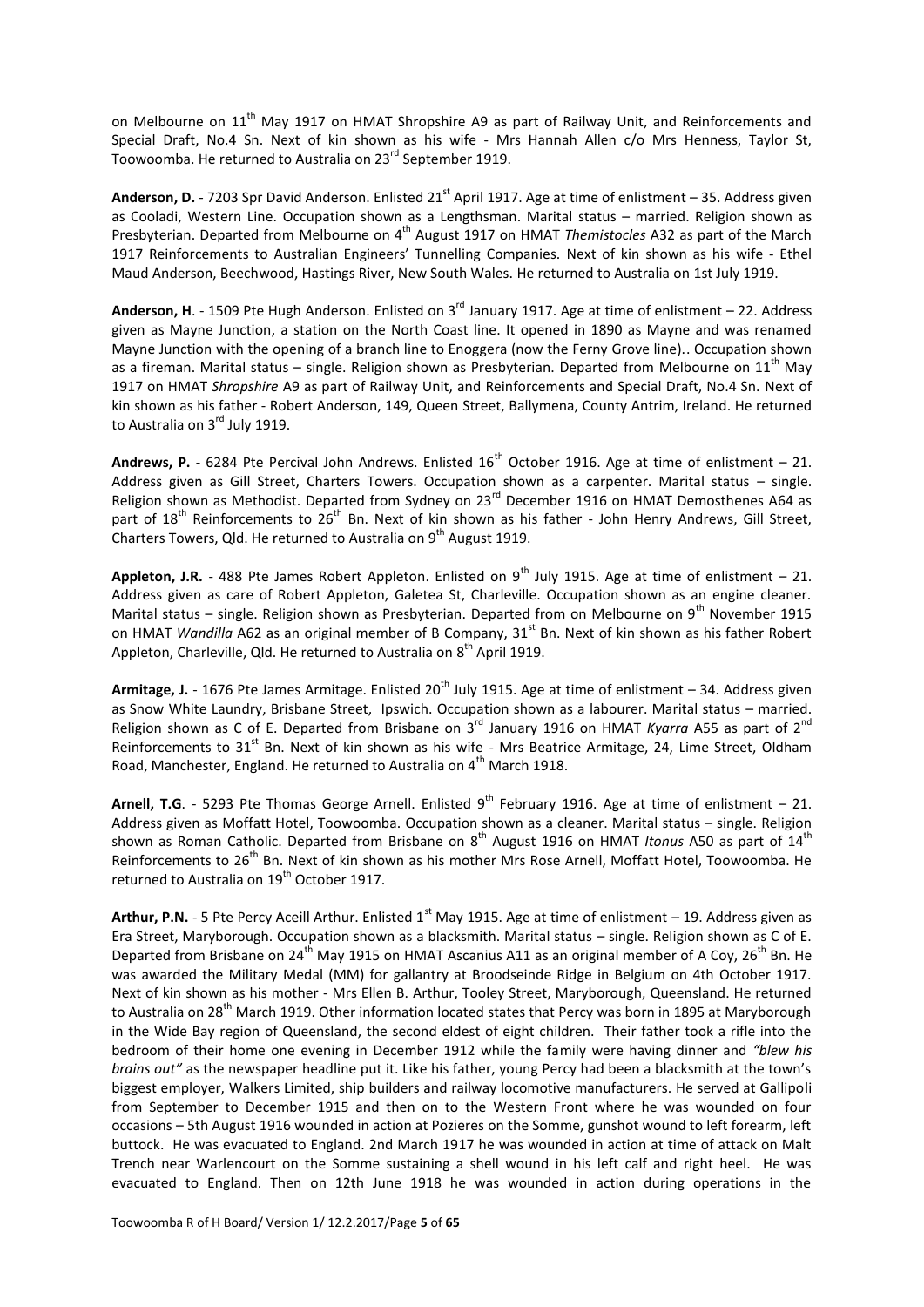on Melbourne on 11th May 1917 on HMAT Shropshire A9 as part of Railway Unit, and Reinforcements and Special Draft, No.4 Sn. Next of kin shown as his wife - Mrs Hannah Allen c/o Mrs Henness, Taylor St, Toowoomba. He returned to Australia on 23rd September 1919.

**Anderson, D.** - 7203 Spr David Anderson. Enlisted 21st April 1917. Age at time of enlistment – 35. Address given as Cooladi, Western Line. Occupation shown as a Lengthsman. Marital status – married. Religion shown as Presbyterian. Departed from Melbourne on 4th August 1917 on HMAT *Themistocles* A32 as part of the March 1917 Reinforcements to Australian Engineers' Tunnelling Companies. Next of kin shown as his wife - Ethel Maud Anderson, Beechwood, Hastings River, New South Wales. He returned to Australia on 1st July 1919.

**Anderson, H**. - 1509 Pte Hugh Anderson. Enlisted on 3rd January 1917. Age at time of enlistment – 22. Address given as Mayne Junction, a station on the North Coast line. It opened in 1890 as Mayne and was renamed Mayne Junction with the opening of a branch line to Enoggera (now the Ferny Grove line).. Occupation shown as a fireman. Marital status – single. Religion shown as Presbyterian. Departed from Melbourne on 11th May 1917 on HMAT *Shropshire* A9 as part of Railway Unit, and Reinforcements and Special Draft, No.4 Sn. Next of kin shown as his father - Robert Anderson, 149, Queen Street, Ballymena, County Antrim, Ireland. He returned to Australia on 3rd July 1919.

**Andrews, P.** - 6284 Pte Percival John Andrews. Enlisted 16th October 1916. Age at time of enlistment – 21. Address given as Gill Street, Charters Towers. Occupation shown as a carpenter. Marital status – single. Religion shown as Methodist. Departed from Sydney on 23rd December 1916 on HMAT Demosthenes A64 as part of 18th Reinforcements to 26th Bn. Next of kin shown as his father - John Henry Andrews, Gill Street, Charters Towers, Qld. He returned to Australia on 9th August 1919.

**Appleton, J.R.** - 488 Pte James Robert Appleton. Enlisted on 9th July 1915. Age at time of enlistment – 21. Address given as care of Robert Appleton, Galetea St, Charleville. Occupation shown as an engine cleaner. Marital status – single. Religion shown as Presbyterian. Departed from on Melbourne on 9th November 1915 on HMAT *Wandilla* A62 as an original member of B Company, 31st Bn. Next of kin shown as his father Robert Appleton, Charleville, Qld. He returned to Australia on 8th April 1919.

**Armitage, J.** - 1676 Pte James Armitage. Enlisted 20th July 1915. Age at time of enlistment – 34. Address given as Snow White Laundry, Brisbane Street, Ipswich. Occupation shown as a labourer. Marital status – married. Religion shown as C of E. Departed from Brisbane on 3rd January 1916 on HMAT *Kyarra* A55 as part of 2nd Reinforcements to 31st Bn. Next of kin shown as his wife - Mrs Beatrice Armitage, 24, Lime Street, Oldham Road, Manchester, England. He returned to Australia on 4th March 1918.

**Arnell, T.G**. - 5293 Pte Thomas George Arnell. Enlisted 9th February 1916. Age at time of enlistment – 21. Address given as Moffatt Hotel, Toowoomba. Occupation shown as a cleaner. Marital status – single. Religion shown as Roman Catholic. Departed from Brisbane on 8th August 1916 on HMAT *Itonus* A50 as part of 14th Reinforcements to 26th Bn. Next of kin shown as his mother Mrs Rose Arnell, Moffatt Hotel, Toowoomba. He returned to Australia on 19th October 1917.

**Arthur, P.N.** - 5 Pte Percy Aceill Arthur. Enlisted 1st May 1915. Age at time of enlistment – 19. Address given as Era Street, Maryborough. Occupation shown as a blacksmith. Marital status – single. Religion shown as C of E. Departed from Brisbane on 24th May 1915 on HMAT Ascanius A11 as an original member of A Coy, 26th Bn. He was awarded the Military Medal (MM) for gallantry at Broodseinde Ridge in Belgium on 4th October 1917. Next of kin shown as his mother - Mrs Ellen B. Arthur, Tooley Street, Maryborough, Queensland. He returned to Australia on 28th March 1919. Other information located states that Percy was born in 1895 at Maryborough in the Wide Bay region of Queensland, the second eldest of eight children. Their father took a rifle into the bedroom of their home one evening in December 1912 while the family were having dinner and *"blew his brains out"* as the newspaper headline put it. Like his father, young Percy had been a blacksmith at the town's biggest employer, Walkers Limited, ship builders and railway locomotive manufacturers. He served at Gallipoli from September to December 1915 and then on to the Western Front where he was wounded on four occasions – 5th August 1916 wounded in action at Pozieres on the Somme, gunshot wound to left forearm, left buttock. He was evacuated to England. 2nd March 1917 he was wounded in action at time of attack on Malt Trench near Warlencourt on the Somme sustaining a shell wound in his left calf and right heel. He was evacuated to England. Then on 12th June 1918 he was wounded in action during operations in the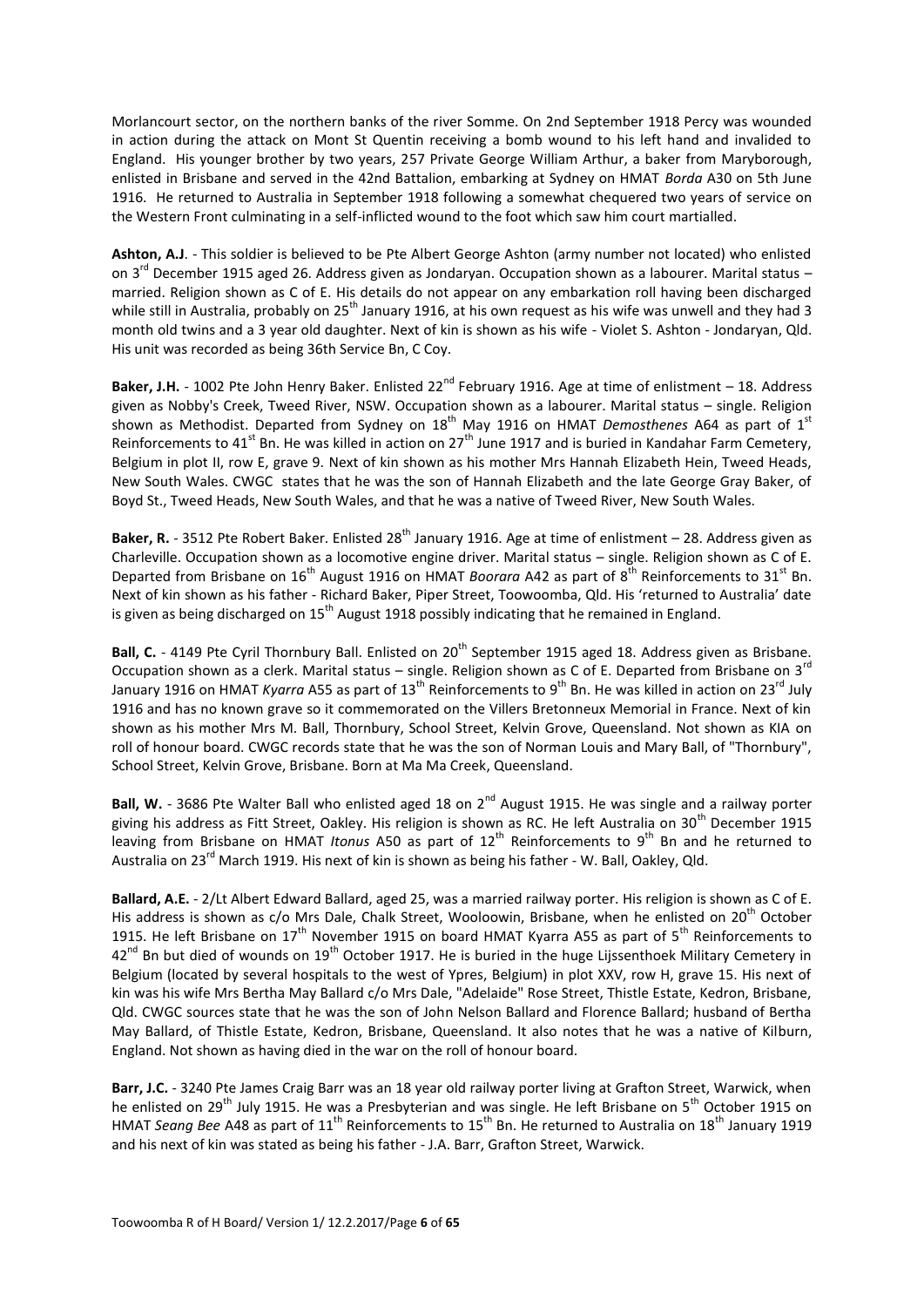Morlancourt sector, on the northern banks of the river Somme. On 2nd September 1918 Percy was wounded in action during the attack on Mont St Quentin receiving a bomb wound to his left hand and invalided to England. His younger brother by two years, 257 Private George William Arthur, a baker from Maryborough, enlisted in Brisbane and served in the 42nd Battalion, embarking at Sydney on HMAT *Borda* A30 on 5th June 1916. He returned to Australia in September 1918 following a somewhat chequered two years of service on the Western Front culminating in a self-inflicted wound to the foot which saw him court martialled.

**Ashton, A.J**. - This soldier is believed to be Pte Albert George Ashton (army number not located) who enlisted on 3rd December 1915 aged 26. Address given as Jondaryan. Occupation shown as a labourer. Marital status – married. Religion shown as C of E. His details do not appear on any embarkation roll having been discharged while still in Australia, probably on 25th January 1916, at his own request as his wife was unwell and they had 3 month old twins and a 3 year old daughter. Next of kin is shown as his wife - Violet S. Ashton - Jondaryan, Qld. His unit was recorded as being 36th Service Bn, C Coy.

**Baker, J.H.** - 1002 Pte John Henry Baker. Enlisted 22nd February 1916. Age at time of enlistment – 18. Address given as Nobby's Creek, Tweed River, NSW. Occupation shown as a labourer. Marital status – single. Religion shown as Methodist. Departed from Sydney on 18th May 1916 on HMAT *Demosthenes* A64 as part of 1st Reinforcements to 41st Bn. He was killed in action on 27th June 1917 and is buried in Kandahar Farm Cemetery, Belgium in plot II, row E, grave 9. Next of kin shown as his mother Mrs Hannah Elizabeth Hein, Tweed Heads, New South Wales. CWGC states that he was the son of Hannah Elizabeth and the late George Gray Baker, of Boyd St., Tweed Heads, New South Wales, and that he was a native of Tweed River, New South Wales.

**Baker, R.** - 3512 Pte Robert Baker. Enlisted 28th January 1916. Age at time of enlistment – 28. Address given as Charleville. Occupation shown as a locomotive engine driver. Marital status – single. Religion shown as C of E. Departed from Brisbane on 16th August 1916 on HMAT *Boorara* A42 as part of 8th Reinforcements to 31st Bn. Next of kin shown as his father - Richard Baker, Piper Street, Toowoomba, Qld. His 'returned to Australia' date is given as being discharged on 15th August 1918 possibly indicating that he remained in England.

**Ball, C.** - 4149 Pte Cyril Thornbury Ball. Enlisted on 20th September 1915 aged 18. Address given as Brisbane. Occupation shown as a clerk. Marital status – single. Religion shown as C of E. Departed from Brisbane on 3rd January 1916 on HMAT *Kyarra* A55 as part of 13th Reinforcements to 9th Bn. He was killed in action on 23rd July 1916 and has no known grave so it commemorated on the Villers Bretonneux Memorial in France. Next of kin shown as his mother Mrs M. Ball, Thornbury, School Street, Kelvin Grove, Queensland. Not shown as KIA on roll of honour board. CWGC records state that he was the son of Norman Louis and Mary Ball, of "Thornbury", School Street, Kelvin Grove, Brisbane. Born at Ma Ma Creek, Queensland.

**Ball, W.** - 3686 Pte Walter Ball who enlisted aged 18 on 2nd August 1915. He was single and a railway porter giving his address as Fitt Street, Oakley. His religion is shown as RC. He left Australia on 30th December 1915 leaving from Brisbane on HMAT *Itonus* A50 as part of 12th Reinforcements to 9th Bn and he returned to Australia on 23rd March 1919. His next of kin is shown as being his father - W. Ball, Oakley, Qld.

**Ballard, A.E.** - 2/Lt Albert Edward Ballard, aged 25, was a married railway porter. His religion is shown as C of E. His address is shown as c/o Mrs Dale, Chalk Street, Wooloowin, Brisbane, when he enlisted on 20th October 1915. He left Brisbane on 17th November 1915 on board HMAT Kyarra A55 as part of 5th Reinforcements to 42nd Bn but died of wounds on 19th October 1917. He is buried in the huge Lijssenthoek Military Cemetery in Belgium (located by several hospitals to the west of Ypres, Belgium) in plot XXV, row H, grave 15. His next of kin was his wife Mrs Bertha May Ballard c/o Mrs Dale, "Adelaide" Rose Street, Thistle Estate, Kedron, Brisbane, Qld. CWGC sources state that he was the son of John Nelson Ballard and Florence Ballard; husband of Bertha May Ballard, of Thistle Estate, Kedron, Brisbane, Queensland. It also notes that he was a native of Kilburn, England. Not shown as having died in the war on the roll of honour board.

**Barr, J.C.** - 3240 Pte James Craig Barr was an 18 year old railway porter living at Grafton Street, Warwick, when he enlisted on 29th July 1915. He was a Presbyterian and was single. He left Brisbane on 5th October 1915 on HMAT *Seang Bee* A48 as part of 11th Reinforcements to 15th Bn. He returned to Australia on 18th January 1919 and his next of kin was stated as being his father - J.A. Barr, Grafton Street, Warwick.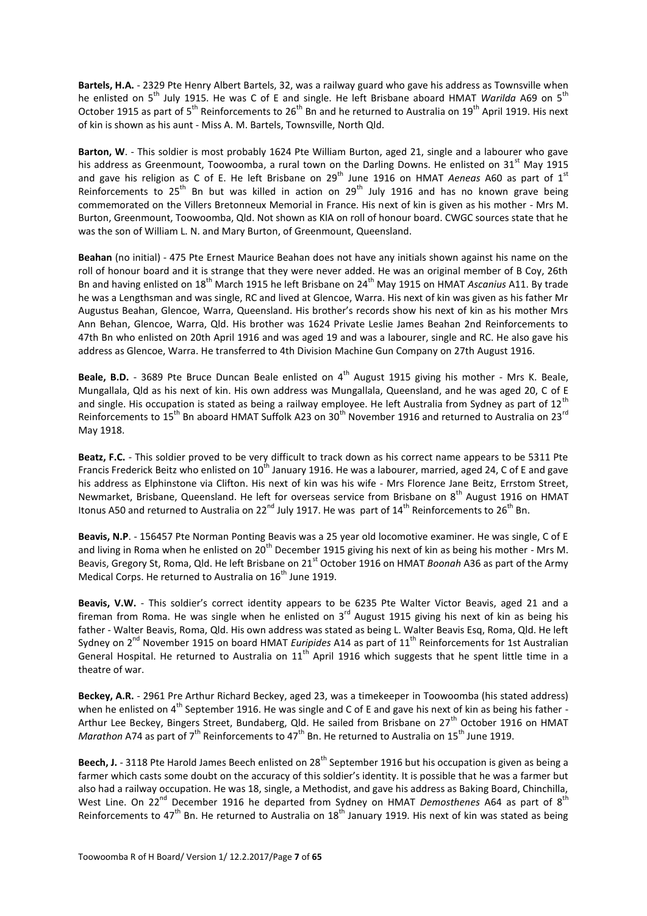**Bartels, H.A.** - 2329 Pte Henry Albert Bartels, 32, was a railway guard who gave his address as Townsville when he enlisted on 5th July 1915. He was C of E and single. He left Brisbane aboard HMAT *Warilda* A69 on 5th October 1915 as part of 5th Reinforcements to 26th Bn and he returned to Australia on 19th April 1919. His next of kin is shown as his aunt - Miss A. M. Bartels, Townsville, North Qld.

**Barton, W**. - This soldier is most probably 1624 Pte William Burton, aged 21, single and a labourer who gave his address as Greenmount, Toowoomba, a rural town on the Darling Downs. He enlisted on 31st May 1915 and gave his religion as C of E. He left Brisbane on 29th June 1916 on HMAT *Aeneas* A60 as part of 1st Reinforcements to 25th Bn but was killed in action on 29th July 1916 and has no known grave being commemorated on the Villers Bretonneux Memorial in France. His next of kin is given as his mother - Mrs M. Burton, Greenmount, Toowoomba, Qld. Not shown as KIA on roll of honour board. CWGC sources state that he was the son of William L. N. and Mary Burton, of Greenmount, Queensland.

**Beahan** (no initial) - 475 Pte Ernest Maurice Beahan does not have any initials shown against his name on the roll of honour board and it is strange that they were never added. He was an original member of B Coy, 26th Bn and having enlisted on 18th March 1915 he left Brisbane on 24th May 1915 on HMAT *Ascanius* A11. By trade he was a Lengthsman and was single, RC and lived at Glencoe, Warra. His next of kin was given as his father Mr Augustus Beahan, Glencoe, Warra, Queensland. His brother's records show his next of kin as his mother Mrs Ann Behan, Glencoe, Warra, Qld. His brother was 1624 Private Leslie James Beahan 2nd Reinforcements to 47th Bn who enlisted on 20th April 1916 and was aged 19 and was a labourer, single and RC. He also gave his address as Glencoe, Warra. He transferred to 4th Division Machine Gun Company on 27th August 1916.

**Beale, B.D.** - 3689 Pte Bruce Duncan Beale enlisted on 4th August 1915 giving his mother - Mrs K. Beale, Mungallala, Qld as his next of kin. His own address was Mungallala, Queensland, and he was aged 20, C of E and single. His occupation is stated as being a railway employee. He left Australia from Sydney as part of 12th Reinforcements to 15th Bn aboard HMAT Suffolk A23 on 30th November 1916 and returned to Australia on 23rd May 1918.

**Beatz, F.C.** - This soldier proved to be very difficult to track down as his correct name appears to be 5311 Pte Francis Frederick Beitz who enlisted on 10th January 1916. He was a labourer, married, aged 24, C of E and gave his address as Elphinstone via Clifton. His next of kin was his wife - Mrs Florence Jane Beitz, Errstom Street, Newmarket, Brisbane, Queensland. He left for overseas service from Brisbane on 8th August 1916 on HMAT Itonus A50 and returned to Australia on 22nd July 1917. He was part of 14th Reinforcements to 26th Bn.

**Beavis, N.P**. - 156457 Pte Norman Ponting Beavis was a 25 year old locomotive examiner. He was single, C of E and living in Roma when he enlisted on 20th December 1915 giving his next of kin as being his mother - Mrs M. Beavis, Gregory St, Roma, Qld. He left Brisbane on 21st October 1916 on HMAT *Boonah* A36 as part of the Army Medical Corps. He returned to Australia on 16th June 1919.

**Beavis, V.W.** - This soldier's correct identity appears to be 6235 Pte Walter Victor Beavis, aged 21 and a fireman from Roma. He was single when he enlisted on 3rd August 1915 giving his next of kin as being his father - Walter Beavis, Roma, Qld. His own address was stated as being L. Walter Beavis Esq, Roma, Qld. He left Sydney on 2nd November 1915 on board HMAT *Euripides* A14 as part of 11th Reinforcements for 1st Australian General Hospital. He returned to Australia on 11th April 1916 which suggests that he spent little time in a theatre of war.

**Beckey, A.R.** - 2961 Pre Arthur Richard Beckey, aged 23, was a timekeeper in Toowoomba (his stated address) when he enlisted on 4th September 1916. He was single and C of E and gave his next of kin as being his father - Arthur Lee Beckey, Bingers Street, Bundaberg, Qld. He sailed from Brisbane on 27th October 1916 on HMAT *Marathon* A74 as part of 7th Reinforcements to 47th Bn. He returned to Australia on 15th June 1919.

**Beech, J.** - 3118 Pte Harold James Beech enlisted on 28th September 1916 but his occupation is given as being a farmer which casts some doubt on the accuracy of this soldier's identity. It is possible that he was a farmer but also had a railway occupation. He was 18, single, a Methodist, and gave his address as Baking Board, Chinchilla, West Line. On 22nd December 1916 he departed from Sydney on HMAT *Demosthenes* A64 as part of 8th Reinforcements to 47th Bn. He returned to Australia on 18th January 1919. His next of kin was stated as being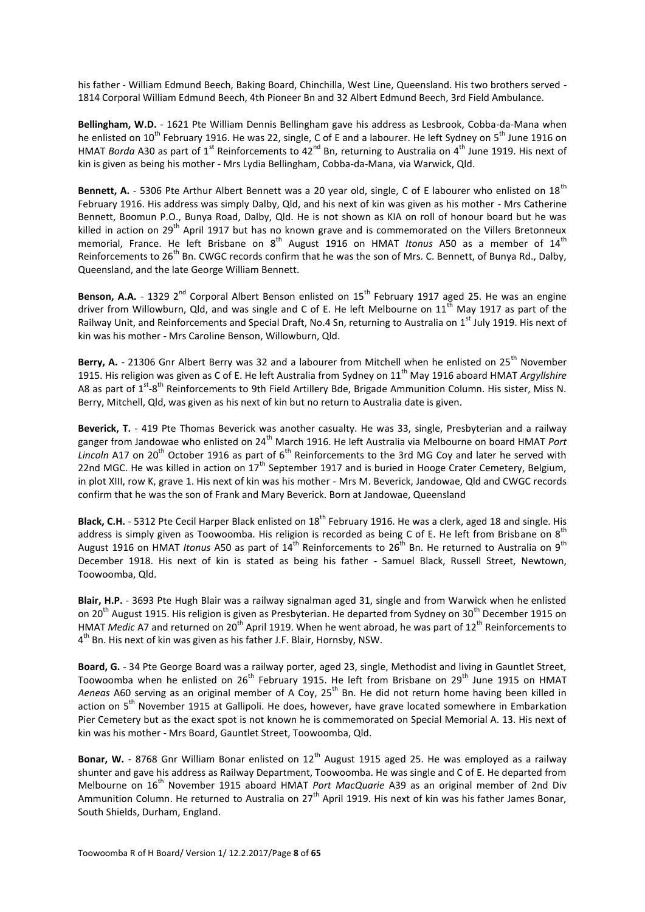his father - William Edmund Beech, Baking Board, Chinchilla, West Line, Queensland. His two brothers served - 1814 Corporal William Edmund Beech, 4th Pioneer Bn and 32 Albert Edmund Beech, 3rd Field Ambulance.

**Bellingham, W.D.** - 1621 Pte William Dennis Bellingham gave his address as Lesbrook, Cobba-da-Mana when he enlisted on 10th February 1916. He was 22, single, C of E and a labourer. He left Sydney on 5th June 1916 on HMAT *Borda* A30 as part of 1st Reinforcements to 42nd Bn, returning to Australia on 4th June 1919. His next of kin is given as being his mother - Mrs Lydia Bellingham, Cobba-da-Mana, via Warwick, Qld.

**Bennett, A.** - 5306 Pte Arthur Albert Bennett was a 20 year old, single, C of E labourer who enlisted on 18th February 1916. His address was simply Dalby, Qld, and his next of kin was given as his mother - Mrs Catherine Bennett, Boomun P.O., Bunya Road, Dalby, Qld. He is not shown as KIA on roll of honour board but he was killed in action on 29th April 1917 but has no known grave and is commemorated on the Villers Bretonneux memorial, France. He left Brisbane on 8th August 1916 on HMAT *Itonus* A50 as a member of 14th Reinforcements to 26th Bn. CWGC records confirm that he was the son of Mrs. C. Bennett, of Bunya Rd., Dalby, Queensland, and the late George William Bennett.

**Benson, A.A.** - 1329 2nd Corporal Albert Benson enlisted on 15th February 1917 aged 25. He was an engine driver from Willowburn, Qld, and was single and C of E. He left Melbourne on 11th May 1917 as part of the Railway Unit, and Reinforcements and Special Draft, No.4 Sn, returning to Australia on 1st July 1919. His next of kin was his mother - Mrs Caroline Benson, Willowburn, Qld.

**Berry, A.** - 21306 Gnr Albert Berry was 32 and a labourer from Mitchell when he enlisted on 25th November 1915. His religion was given as C of E. He left Australia from Sydney on 11th May 1916 aboard HMAT *Argyllshire* A8 as part of 1st-8th Reinforcements to 9th Field Artillery Bde, Brigade Ammunition Column. His sister, Miss N. Berry, Mitchell, Qld, was given as his next of kin but no return to Australia date is given.

**Beverick, T.** - 419 Pte Thomas Beverick was another casualty. He was 33, single, Presbyterian and a railway ganger from Jandowae who enlisted on 24th March 1916. He left Australia via Melbourne on board HMAT *Port Lincoln* A17 on 20th October 1916 as part of 6th Reinforcements to the 3rd MG Coy and later he served with 22nd MGC. He was killed in action on 17th September 1917 and is buried in Hooge Crater Cemetery, Belgium, in plot XIII, row K, grave 1. His next of kin was his mother - Mrs M. Beverick, Jandowae, Qld and CWGC records confirm that he was the son of Frank and Mary Beverick. Born at Jandowae, Queensland

**Black, C.H.** - 5312 Pte Cecil Harper Black enlisted on 18th February 1916. He was a clerk, aged 18 and single. His address is simply given as Toowoomba. His religion is recorded as being C of E. He left from Brisbane on 8th August 1916 on HMAT *Itonus* A50 as part of 14th Reinforcements to 26th Bn. He returned to Australia on 9th December 1918. His next of kin is stated as being his father - Samuel Black, Russell Street, Newtown, Toowoomba, Qld.

**Blair, H.P.** - 3693 Pte Hugh Blair was a railway signalman aged 31, single and from Warwick when he enlisted on 20th August 1915. His religion is given as Presbyterian. He departed from Sydney on 30th December 1915 on HMAT *Medic* A7 and returned on 20th April 1919. When he went abroad, he was part of 12th Reinforcements to 4th Bn. His next of kin was given as his father J.F. Blair, Hornsby, NSW.

**Board, G.** - 34 Pte George Board was a railway porter, aged 23, single, Methodist and living in Gauntlet Street, Toowoomba when he enlisted on 26th February 1915. He left from Brisbane on 29th June 1915 on HMAT *Aeneas* A60 serving as an original member of A Coy, 25th Bn. He did not return home having been killed in action on 5th November 1915 at Gallipoli. He does, however, have grave located somewhere in Embarkation Pier Cemetery but as the exact spot is not known he is commemorated on Special Memorial A. 13. His next of kin was his mother - Mrs Board, Gauntlet Street, Toowoomba, Qld.

**Bonar, W.** - 8768 Gnr William Bonar enlisted on 12th August 1915 aged 25. He was employed as a railway shunter and gave his address as Railway Department, Toowoomba. He was single and C of E. He departed from Melbourne on 16th November 1915 aboard HMAT *Port MacQuarie* A39 as an original member of 2nd Div Ammunition Column. He returned to Australia on 27th April 1919. His next of kin was his father James Bonar, South Shields, Durham, England.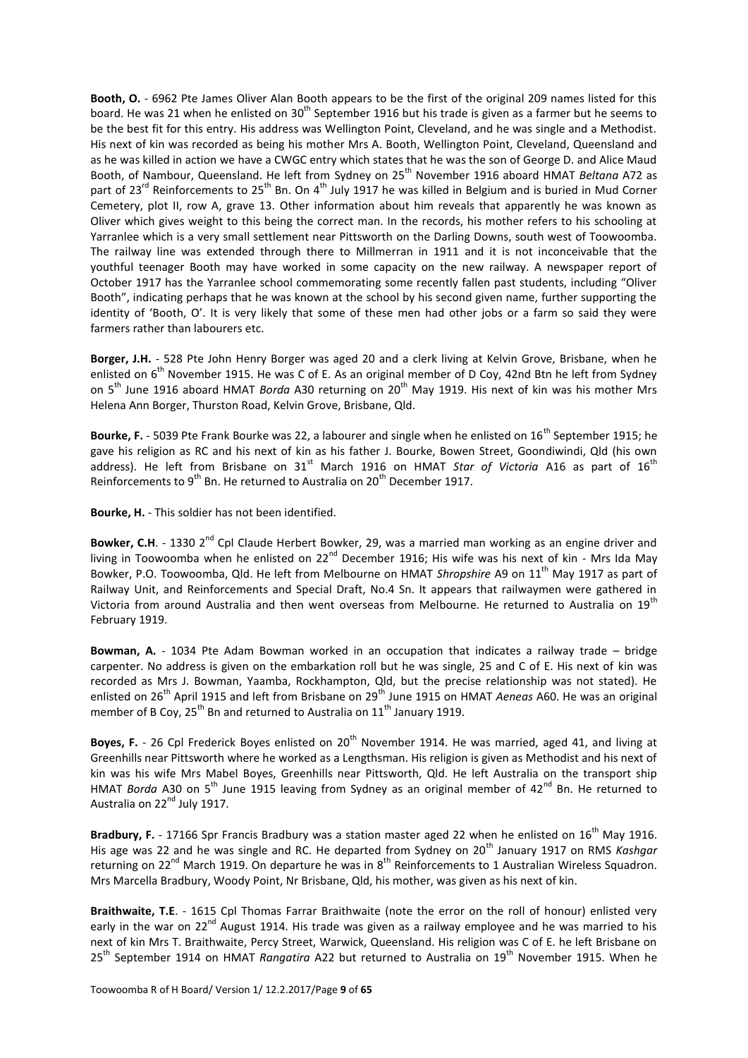**Booth, O.** - 6962 Pte James Oliver Alan Booth appears to be the first of the original 209 names listed for this board. He was 21 when he enlisted on 30th September 1916 but his trade is given as a farmer but he seems to be the best fit for this entry. His address was Wellington Point, Cleveland, and he was single and a Methodist. His next of kin was recorded as being his mother Mrs A. Booth, Wellington Point, Cleveland, Queensland and as he was killed in action we have a CWGC entry which states that he was the son of George D. and Alice Maud Booth, of Nambour, Queensland. He left from Sydney on 25th November 1916 aboard HMAT *Beltana* A72 as part of 23rd Reinforcements to 25th Bn. On 4th July 1917 he was killed in Belgium and is buried in Mud Corner Cemetery, plot II, row A, grave 13. Other information about him reveals that apparently he was known as Oliver which gives weight to this being the correct man. In the records, his mother refers to his schooling at Yarranlee which is a very small settlement near Pittsworth on the Darling Downs, south west of Toowoomba. The railway line was extended through there to Millmerran in 1911 and it is not inconceivable that the youthful teenager Booth may have worked in some capacity on the new railway. A newspaper report of October 1917 has the Yarranlee school commemorating some recently fallen past students, including "Oliver Booth", indicating perhaps that he was known at the school by his second given name, further supporting the identity of 'Booth, O'. It is very likely that some of these men had other jobs or a farm so said they were farmers rather than labourers etc.

**Borger, J.H.** - 528 Pte John Henry Borger was aged 20 and a clerk living at Kelvin Grove, Brisbane, when he enlisted on 6th November 1915. He was C of E. As an original member of D Coy, 42nd Btn he left from Sydney on 5th June 1916 aboard HMAT *Borda* A30 returning on 20th May 1919. His next of kin was his mother Mrs Helena Ann Borger, Thurston Road, Kelvin Grove, Brisbane, Qld.

**Bourke, F.** - 5039 Pte Frank Bourke was 22, a labourer and single when he enlisted on 16th September 1915; he gave his religion as RC and his next of kin as his father J. Bourke, Bowen Street, Goondiwindi, Qld (his own address). He left from Brisbane on 31st March 1916 on HMAT *Star of Victoria* A16 as part of 16th Reinforcements to 9th Bn. He returned to Australia on 20th December 1917.

**Bourke, H.** - This soldier has not been identified.

**Bowker, C.H**. - 1330 2nd Cpl Claude Herbert Bowker, 29, was a married man working as an engine driver and living in Toowoomba when he enlisted on 22nd December 1916; His wife was his next of kin - Mrs Ida May Bowker, P.O. Toowoomba, Qld. He left from Melbourne on HMAT *Shropshire* A9 on 11th May 1917 as part of Railway Unit, and Reinforcements and Special Draft, No.4 Sn. It appears that railwaymen were gathered in Victoria from around Australia and then went overseas from Melbourne. He returned to Australia on 19th February 1919.

**Bowman, A.** - 1034 Pte Adam Bowman worked in an occupation that indicates a railway trade – bridge carpenter. No address is given on the embarkation roll but he was single, 25 and C of E. His next of kin was recorded as Mrs J. Bowman, Yaamba, Rockhampton, Qld, but the precise relationship was not stated). He enlisted on 26th April 1915 and left from Brisbane on 29th June 1915 on HMAT *Aeneas* A60. He was an original member of B Coy, 25th Bn and returned to Australia on 11th January 1919.

**Boyes, F.** - 26 Cpl Frederick Boyes enlisted on 20th November 1914. He was married, aged 41, and living at Greenhills near Pittsworth where he worked as a Lengthsman. His religion is given as Methodist and his next of kin was his wife Mrs Mabel Boyes, Greenhills near Pittsworth, Qld. He left Australia on the transport ship HMAT *Borda* A30 on 5th June 1915 leaving from Sydney as an original member of 42nd Bn. He returned to Australia on 22nd July 1917.

**Bradbury, F.** - 17166 Spr Francis Bradbury was a station master aged 22 when he enlisted on 16th May 1916. His age was 22 and he was single and RC. He departed from Sydney on 20th January 1917 on RMS *Kashgar* returning on 22nd March 1919. On departure he was in 8th Reinforcements to 1 Australian Wireless Squadron. Mrs Marcella Bradbury, Woody Point, Nr Brisbane, Qld, his mother, was given as his next of kin.

**Braithwaite, T.E**. - 1615 Cpl Thomas Farrar Braithwaite (note the error on the roll of honour) enlisted very early in the war on 22nd August 1914. His trade was given as a railway employee and he was married to his next of kin Mrs T. Braithwaite, Percy Street, Warwick, Queensland. His religion was C of E. he left Brisbane on 25th September 1914 on HMAT *Rangatira* A22 but returned to Australia on 19th November 1915. When he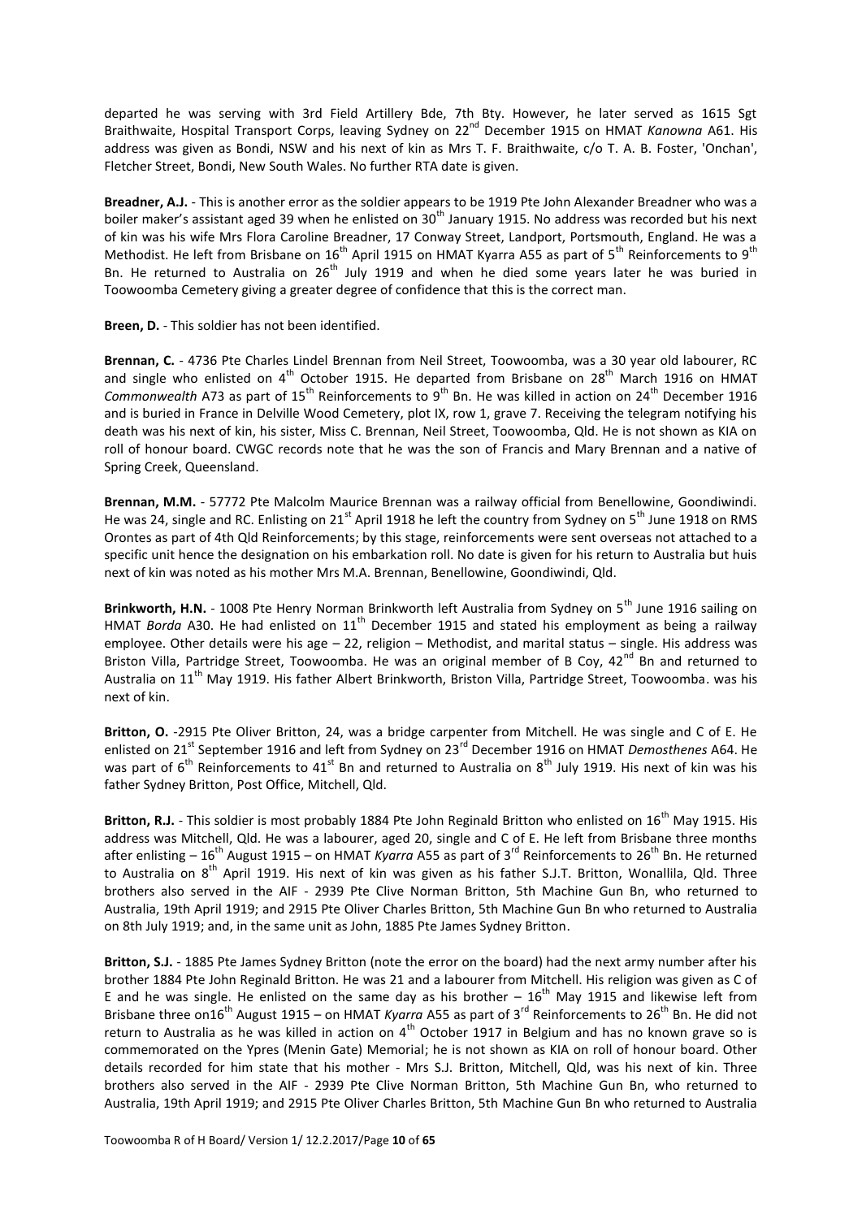departed he was serving with 3rd Field Artillery Bde, 7th Bty. However, he later served as 1615 Sgt Braithwaite, Hospital Transport Corps, leaving Sydney on 22nd December 1915 on HMAT *Kanowna* A61. His address was given as Bondi, NSW and his next of kin as Mrs T. F. Braithwaite, c/o T. A. B. Foster, 'Onchan', Fletcher Street, Bondi, New South Wales. No further RTA date is given.

**Breadner, A.J.** - This is another error as the soldier appears to be 1919 Pte John Alexander Breadner who was a boiler maker's assistant aged 39 when he enlisted on 30th January 1915. No address was recorded but his next of kin was his wife Mrs Flora Caroline Breadner, 17 Conway Street, Landport, Portsmouth, England. He was a Methodist. He left from Brisbane on 16th April 1915 on HMAT Kyarra A55 as part of 5th Reinforcements to 9th Bn. He returned to Australia on 26th July 1919 and when he died some years later he was buried in Toowoomba Cemetery giving a greater degree of confidence that this is the correct man.

**Breen, D.** - This soldier has not been identified.

**Brennan, C.** - 4736 Pte Charles Lindel Brennan from Neil Street, Toowoomba, was a 30 year old labourer, RC and single who enlisted on 4th October 1915. He departed from Brisbane on 28th March 1916 on HMAT *Commonwealth* A73 as part of 15th Reinforcements to 9th Bn. He was killed in action on 24th December 1916 and is buried in France in Delville Wood Cemetery, plot IX, row 1, grave 7. Receiving the telegram notifying his death was his next of kin, his sister, Miss C. Brennan, Neil Street, Toowoomba, Qld. He is not shown as KIA on roll of honour board. CWGC records note that he was the son of Francis and Mary Brennan and a native of Spring Creek, Queensland.

**Brennan, M.M.** - 57772 Pte Malcolm Maurice Brennan was a railway official from Benellowine, Goondiwindi. He was 24, single and RC. Enlisting on 21st April 1918 he left the country from Sydney on 5th June 1918 on RMS Orontes as part of 4th Qld Reinforcements; by this stage, reinforcements were sent overseas not attached to a specific unit hence the designation on his embarkation roll. No date is given for his return to Australia but huis next of kin was noted as his mother Mrs M.A. Brennan, Benellowine, Goondiwindi, Qld.

**Brinkworth, H.N.** - 1008 Pte Henry Norman Brinkworth left Australia from Sydney on 5th June 1916 sailing on HMAT *Borda* A30. He had enlisted on 11th December 1915 and stated his employment as being a railway employee. Other details were his age – 22, religion – Methodist, and marital status – single. His address was Briston Villa, Partridge Street, Toowoomba. He was an original member of B Coy, 42nd Bn and returned to Australia on 11th May 1919. His father Albert Brinkworth, Briston Villa, Partridge Street, Toowoomba. was his next of kin.

**Britton, O.** -2915 Pte Oliver Britton, 24, was a bridge carpenter from Mitchell. He was single and C of E. He enlisted on 21st September 1916 and left from Sydney on 23rd December 1916 on HMAT *Demosthenes* A64. He was part of 6th Reinforcements to 41st Bn and returned to Australia on 8th July 1919. His next of kin was his father Sydney Britton, Post Office, Mitchell, Qld.

**Britton, R.J.** - This soldier is most probably 1884 Pte John Reginald Britton who enlisted on 16th May 1915. His address was Mitchell, Qld. He was a labourer, aged 20, single and C of E. He left from Brisbane three months after enlisting – 16th August 1915 – on HMAT *Kyarra* A55 as part of 3rd Reinforcements to 26th Bn. He returned to Australia on 8th April 1919. His next of kin was given as his father S.J.T. Britton, Wonallila, Qld. Three brothers also served in the AIF - 2939 Pte Clive Norman Britton, 5th Machine Gun Bn, who returned to Australia, 19th April 1919; and 2915 Pte Oliver Charles Britton, 5th Machine Gun Bn who returned to Australia on 8th July 1919; and, in the same unit as John, 1885 Pte James Sydney Britton.

**Britton, S.J.** - 1885 Pte James Sydney Britton (note the error on the board) had the next army number after his brother 1884 Pte John Reginald Britton. He was 21 and a labourer from Mitchell. His religion was given as C of E and he was single. He enlisted on the same day as his brother – 16th May 1915 and likewise left from Brisbane three on16th August 1915 – on HMAT *Kyarra* A55 as part of 3rd Reinforcements to 26th Bn. He did not return to Australia as he was killed in action on 4th October 1917 in Belgium and has no known grave so is commemorated on the Ypres (Menin Gate) Memorial; he is not shown as KIA on roll of honour board. Other details recorded for him state that his mother - Mrs S.J. Britton, Mitchell, Qld, was his next of kin. Three brothers also served in the AIF - 2939 Pte Clive Norman Britton, 5th Machine Gun Bn, who returned to Australia, 19th April 1919; and 2915 Pte Oliver Charles Britton, 5th Machine Gun Bn who returned to Australia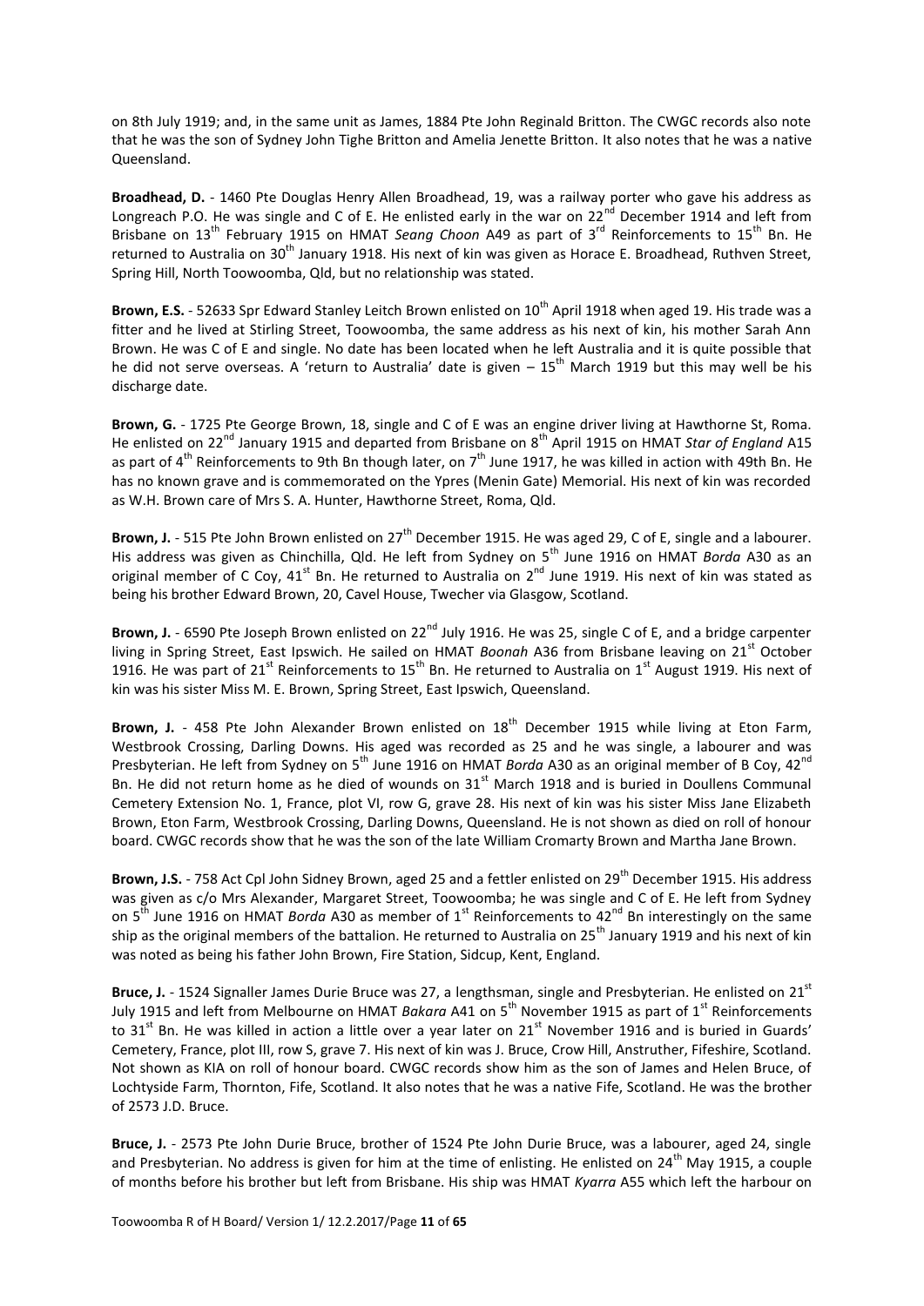on 8th July 1919; and, in the same unit as James, 1884 Pte John Reginald Britton. The CWGC records also note that he was the son of Sydney John Tighe Britton and Amelia Jenette Britton. It also notes that he was a native Queensland.

**Broadhead, D.** - 1460 Pte Douglas Henry Allen Broadhead, 19, was a railway porter who gave his address as Longreach P.O. He was single and C of E. He enlisted early in the war on 22nd December 1914 and left from Brisbane on 13th February 1915 on HMAT *Seang Choon* A49 as part of 3rd Reinforcements to 15th Bn. He returned to Australia on 30th January 1918. His next of kin was given as Horace E. Broadhead, Ruthven Street, Spring Hill, North Toowoomba, Qld, but no relationship was stated.

**Brown, E.S.** - 52633 Spr Edward Stanley Leitch Brown enlisted on 10th April 1918 when aged 19. His trade was a fitter and he lived at Stirling Street, Toowoomba, the same address as his next of kin, his mother Sarah Ann Brown. He was C of E and single. No date has been located when he left Australia and it is quite possible that he did not serve overseas. A 'return to Australia' date is given – 15th March 1919 but this may well be his discharge date.

**Brown, G.** - 1725 Pte George Brown, 18, single and C of E was an engine driver living at Hawthorne St, Roma. He enlisted on 22nd January 1915 and departed from Brisbane on 8th April 1915 on HMAT *Star of England* A15 as part of 4th Reinforcements to 9th Bn though later, on 7th June 1917, he was killed in action with 49th Bn. He has no known grave and is commemorated on the Ypres (Menin Gate) Memorial. His next of kin was recorded as W.H. Brown care of Mrs S. A. Hunter, Hawthorne Street, Roma, Qld.

**Brown, J.** - 515 Pte John Brown enlisted on 27th December 1915. He was aged 29, C of E, single and a labourer. His address was given as Chinchilla, Qld. He left from Sydney on 5th June 1916 on HMAT *Borda* A30 as an original member of C Coy, 41st Bn. He returned to Australia on 2nd June 1919. His next of kin was stated as being his brother Edward Brown, 20, Cavel House, Twecher via Glasgow, Scotland.

**Brown, J.** - 6590 Pte Joseph Brown enlisted on 22nd July 1916. He was 25, single C of E, and a bridge carpenter living in Spring Street, East Ipswich. He sailed on HMAT *Boonah* A36 from Brisbane leaving on 21st October 1916. He was part of 21st Reinforcements to 15th Bn. He returned to Australia on 1st August 1919. His next of kin was his sister Miss M. E. Brown, Spring Street, East Ipswich, Queensland.

**Brown, J.** - 458 Pte John Alexander Brown enlisted on 18th December 1915 while living at Eton Farm, Westbrook Crossing, Darling Downs. His aged was recorded as 25 and he was single, a labourer and was Presbyterian. He left from Sydney on 5th June 1916 on HMAT *Borda* A30 as an original member of B Coy, 42nd Bn. He did not return home as he died of wounds on 31st March 1918 and is buried in Doullens Communal Cemetery Extension No. 1, France, plot VI, row G, grave 28. His next of kin was his sister Miss Jane Elizabeth Brown, Eton Farm, Westbrook Crossing, Darling Downs, Queensland. He is not shown as died on roll of honour board. CWGC records show that he was the son of the late William Cromarty Brown and Martha Jane Brown.

**Brown, J.S.** - 758 Act Cpl John Sidney Brown, aged 25 and a fettler enlisted on 29th December 1915. His address was given as c/o Mrs Alexander, Margaret Street, Toowoomba; he was single and C of E. He left from Sydney on 5th June 1916 on HMAT *Borda* A30 as member of 1st Reinforcements to 42nd Bn interestingly on the same ship as the original members of the battalion. He returned to Australia on 25th January 1919 and his next of kin was noted as being his father John Brown, Fire Station, Sidcup, Kent, England.

**Bruce, J.** - 1524 Signaller James Durie Bruce was 27, a lengthsman, single and Presbyterian. He enlisted on 21st July 1915 and left from Melbourne on HMAT *Bakara* A41 on 5th November 1915 as part of 1st Reinforcements to 31st Bn. He was killed in action a little over a year later on 21st November 1916 and is buried in Guards' Cemetery, France, plot III, row S, grave 7. His next of kin was J. Bruce, Crow Hill, Anstruther, Fifeshire, Scotland. Not shown as KIA on roll of honour board. CWGC records show him as the son of James and Helen Bruce, of Lochtyside Farm, Thornton, Fife, Scotland. It also notes that he was a native Fife, Scotland. He was the brother of 2573 J.D. Bruce.

**Bruce, J.** - 2573 Pte John Durie Bruce, brother of 1524 Pte John Durie Bruce, was a labourer, aged 24, single and Presbyterian. No address is given for him at the time of enlisting. He enlisted on 24th May 1915, a couple of months before his brother but left from Brisbane. His ship was HMAT *Kyarra* A55 which left the harbour on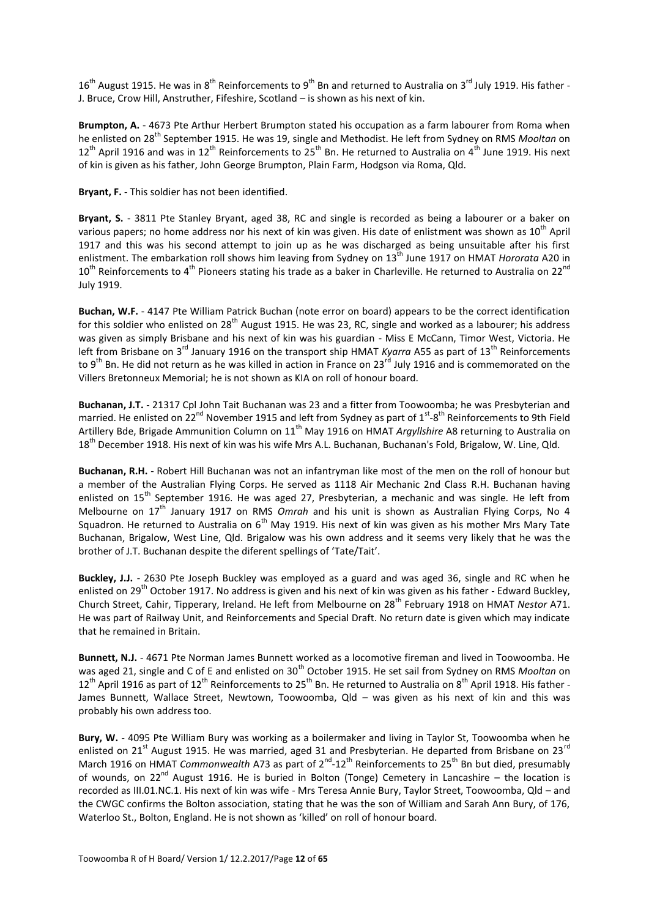16th August 1915. He was in 8th Reinforcements to 9th Bn and returned to Australia on 3rd July 1919. His father - J. Bruce, Crow Hill, Anstruther, Fifeshire, Scotland – is shown as his next of kin.

**Brumpton, A.** - 4673 Pte Arthur Herbert Brumpton stated his occupation as a farm labourer from Roma when he enlisted on 28th September 1915. He was 19, single and Methodist. He left from Sydney on RMS *Mooltan* on 12th April 1916 and was in 12th Reinforcements to 25th Bn. He returned to Australia on 4th June 1919. His next of kin is given as his father, John George Brumpton, Plain Farm, Hodgson via Roma, Qld.

**Bryant, F.** - This soldier has not been identified.

**Bryant, S.** - 3811 Pte Stanley Bryant, aged 38, RC and single is recorded as being a labourer or a baker on various papers; no home address nor his next of kin was given. His date of enlistment was shown as 10th April 1917 and this was his second attempt to join up as he was discharged as being unsuitable after his first enlistment. The embarkation roll shows him leaving from Sydney on 13th June 1917 on HMAT *Hororata* A20 in 10th Reinforcements to 4th Pioneers stating his trade as a baker in Charleville. He returned to Australia on 22nd July 1919.

**Buchan, W.F.** - 4147 Pte William Patrick Buchan (note error on board) appears to be the correct identification for this soldier who enlisted on 28th August 1915. He was 23, RC, single and worked as a labourer; his address was given as simply Brisbane and his next of kin was his guardian - Miss E McCann, Timor West, Victoria. He left from Brisbane on 3rd January 1916 on the transport ship HMAT *Kyarra* A55 as part of 13th Reinforcements to 9th Bn. He did not return as he was killed in action in France on 23rd July 1916 and is commemorated on the Villers Bretonneux Memorial; he is not shown as KIA on roll of honour board.

**Buchanan, J.T.** - 21317 Cpl John Tait Buchanan was 23 and a fitter from Toowoomba; he was Presbyterian and married. He enlisted on 22nd November 1915 and left from Sydney as part of 1st-8th Reinforcements to 9th Field Artillery Bde, Brigade Ammunition Column on 11th May 1916 on HMAT *Argyllshire* A8 returning to Australia on 18th December 1918. His next of kin was his wife Mrs A.L. Buchanan, Buchanan's Fold, Brigalow, W. Line, Qld.

**Buchanan, R.H.** - Robert Hill Buchanan was not an infantryman like most of the men on the roll of honour but a member of the Australian Flying Corps. He served as 1118 Air Mechanic 2nd Class R.H. Buchanan having enlisted on 15th September 1916. He was aged 27, Presbyterian, a mechanic and was single. He left from Melbourne on 17th January 1917 on RMS *Omrah* and his unit is shown as Australian Flying Corps, No 4 Squadron. He returned to Australia on 6th May 1919. His next of kin was given as his mother Mrs Mary Tate Buchanan, Brigalow, West Line, Qld. Brigalow was his own address and it seems very likely that he was the brother of J.T. Buchanan despite the diferent spellings of 'Tate/Tait'.

**Buckley, J.J.** - 2630 Pte Joseph Buckley was employed as a guard and was aged 36, single and RC when he enlisted on 29th October 1917. No address is given and his next of kin was given as his father - Edward Buckley, Church Street, Cahir, Tipperary, Ireland. He left from Melbourne on 28th February 1918 on HMAT *Nestor* A71. He was part of Railway Unit, and Reinforcements and Special Draft. No return date is given which may indicate that he remained in Britain.

**Bunnett, N.J.** - 4671 Pte Norman James Bunnett worked as a locomotive fireman and lived in Toowoomba. He was aged 21, single and C of E and enlisted on 30th October 1915. He set sail from Sydney on RMS *Mooltan* on 12th April 1916 as part of 12th Reinforcements to 25th Bn. He returned to Australia on 8th April 1918. His father - James Bunnett, Wallace Street, Newtown, Toowoomba, Qld – was given as his next of kin and this was probably his own address too.

**Bury, W.** - 4095 Pte William Bury was working as a boilermaker and living in Taylor St, Toowoomba when he enlisted on 21st August 1915. He was married, aged 31 and Presbyterian. He departed from Brisbane on 23rd March 1916 on HMAT *Commonwealth* A73 as part of 2nd-12th Reinforcements to 25th Bn but died, presumably of wounds, on 22nd August 1916. He is buried in Bolton (Tonge) Cemetery in Lancashire – the location is recorded as III.01.NC.1. His next of kin was wife - Mrs Teresa Annie Bury, Taylor Street, Toowoomba, Qld – and the CWGC confirms the Bolton association, stating that he was the son of William and Sarah Ann Bury, of 176, Waterloo St., Bolton, England. He is not shown as 'killed' on roll of honour board.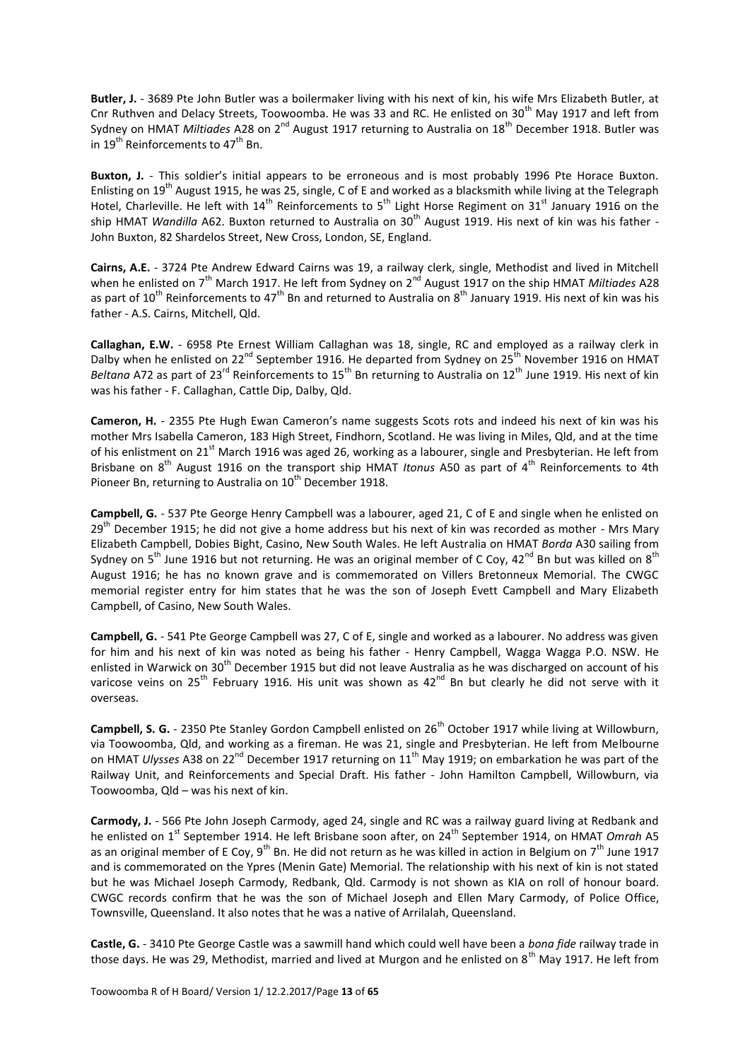**Butler, J.** - 3689 Pte John Butler was a boilermaker living with his next of kin, his wife Mrs Elizabeth Butler, at Cnr Ruthven and Delacy Streets, Toowoomba. He was 33 and RC. He enlisted on 30th May 1917 and left from Sydney on HMAT *Miltiades* A28 on 2nd August 1917 returning to Australia on 18th December 1918. Butler was in 19th Reinforcements to 47th Bn.

**Buxton, J.** - This soldier's initial appears to be erroneous and is most probably 1996 Pte Horace Buxton. Enlisting on 19th August 1915, he was 25, single, C of E and worked as a blacksmith while living at the Telegraph Hotel, Charleville. He left with 14th Reinforcements to 5th Light Horse Regiment on 31st January 1916 on the ship HMAT *Wandilla* A62. Buxton returned to Australia on 30th August 1919. His next of kin was his father - John Buxton, 82 Shardelos Street, New Cross, London, SE, England.

**Cairns, A.E.** - 3724 Pte Andrew Edward Cairns was 19, a railway clerk, single, Methodist and lived in Mitchell when he enlisted on 7th March 1917. He left from Sydney on 2nd August 1917 on the ship HMAT *Miltiades* A28 as part of 10th Reinforcements to 47th Bn and returned to Australia on 8th January 1919. His next of kin was his father - A.S. Cairns, Mitchell, Qld.

**Callaghan, E.W.** - 6958 Pte Ernest William Callaghan was 18, single, RC and employed as a railway clerk in Dalby when he enlisted on 22nd September 1916. He departed from Sydney on 25th November 1916 on HMAT *Beltana* A72 as part of 23rd Reinforcements to 15th Bn returning to Australia on 12th June 1919. His next of kin was his father - F. Callaghan, Cattle Dip, Dalby, Qld.

**Cameron, H.** - 2355 Pte Hugh Ewan Cameron's name suggests Scots rots and indeed his next of kin was his mother Mrs Isabella Cameron, 183 High Street, Findhorn, Scotland. He was living in Miles, Qld, and at the time of his enlistment on 21st March 1916 was aged 26, working as a labourer, single and Presbyterian. He left from Brisbane on 8th August 1916 on the transport ship HMAT *Itonus* A50 as part of 4th Reinforcements to 4th Pioneer Bn, returning to Australia on 10th December 1918.

**Campbell, G.** - 537 Pte George Henry Campbell was a labourer, aged 21, C of E and single when he enlisted on 29th December 1915; he did not give a home address but his next of kin was recorded as mother - Mrs Mary Elizabeth Campbell, Dobies Bight, Casino, New South Wales. He left Australia on HMAT *Borda* A30 sailing from Sydney on 5th June 1916 but not returning. He was an original member of C Coy, 42nd Bn but was killed on 8th August 1916; he has no known grave and is commemorated on Villers Bretonneux Memorial. The CWGC memorial register entry for him states that he was the son of Joseph Evett Campbell and Mary Elizabeth Campbell, of Casino, New South Wales.

**Campbell, G.** - 541 Pte George Campbell was 27, C of E, single and worked as a labourer. No address was given for him and his next of kin was noted as being his father - Henry Campbell, Wagga Wagga P.O. NSW. He enlisted in Warwick on 30th December 1915 but did not leave Australia as he was discharged on account of his varicose veins on 25th February 1916. His unit was shown as 42nd Bn but clearly he did not serve with it overseas.

**Campbell, S. G.** - 2350 Pte Stanley Gordon Campbell enlisted on 26th October 1917 while living at Willowburn, via Toowoomba, Qld, and working as a fireman. He was 21, single and Presbyterian. He left from Melbourne on HMAT *Ulysses* A38 on 22nd December 1917 returning on 11th May 1919; on embarkation he was part of the Railway Unit, and Reinforcements and Special Draft. His father - John Hamilton Campbell, Willowburn, via Toowoomba, Qld – was his next of kin.

**Carmody, J.** - 566 Pte John Joseph Carmody, aged 24, single and RC was a railway guard living at Redbank and he enlisted on 1st September 1914. He left Brisbane soon after, on 24th September 1914, on HMAT *Omrah* A5 as an original member of E Coy, 9th Bn. He did not return as he was killed in action in Belgium on 7th June 1917 and is commemorated on the Ypres (Menin Gate) Memorial. The relationship with his next of kin is not stated but he was Michael Joseph Carmody, Redbank, Qld. Carmody is not shown as KIA on roll of honour board. CWGC records confirm that he was the son of Michael Joseph and Ellen Mary Carmody, of Police Office, Townsville, Queensland. It also notes that he was a native of Arrilalah, Queensland.

**Castle, G.** - 3410 Pte George Castle was a sawmill hand which could well have been a *bona fide* railway trade in those days. He was 29, Methodist, married and lived at Murgon and he enlisted on 8th May 1917. He left from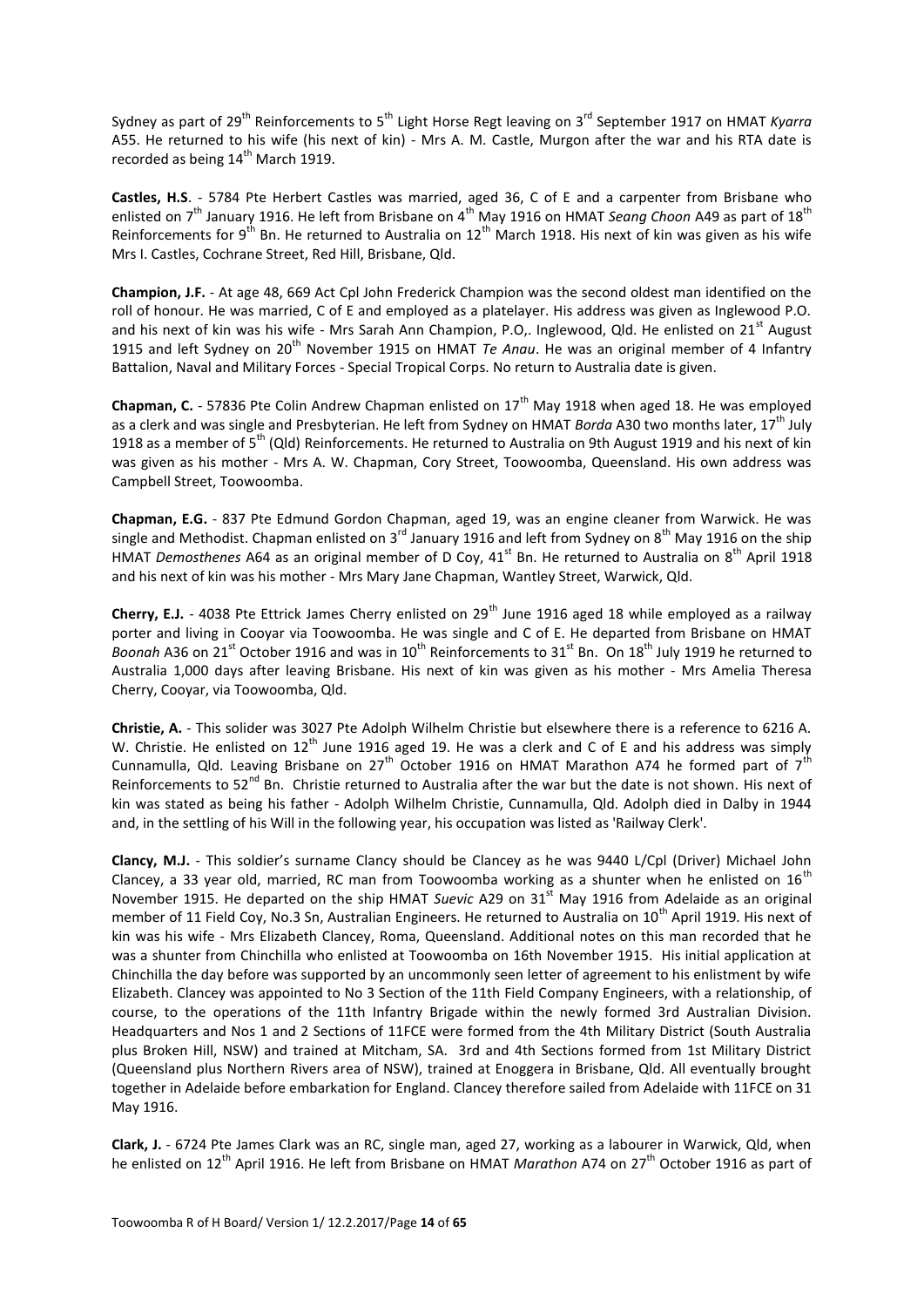Sydney as part of 29th Reinforcements to 5th Light Horse Regt leaving on 3rd September 1917 on HMAT *Kyarra* A55. He returned to his wife (his next of kin) - Mrs A. M. Castle, Murgon after the war and his RTA date is recorded as being 14th March 1919.

**Castles, H.S**. - 5784 Pte Herbert Castles was married, aged 36, C of E and a carpenter from Brisbane who enlisted on 7th January 1916. He left from Brisbane on 4th May 1916 on HMAT *Seang Choon* A49 as part of 18th Reinforcements for 9th Bn. He returned to Australia on 12th March 1918. His next of kin was given as his wife Mrs I. Castles, Cochrane Street, Red Hill, Brisbane, Qld.

**Champion, J.F.** - At age 48, 669 Act Cpl John Frederick Champion was the second oldest man identified on the roll of honour. He was married, C of E and employed as a platelayer. His address was given as Inglewood P.O. and his next of kin was his wife - Mrs Sarah Ann Champion, P.O,. Inglewood, Qld. He enlisted on 21st August 1915 and left Sydney on 20th November 1915 on HMAT *Te Anau*. He was an original member of 4 Infantry Battalion, Naval and Military Forces - Special Tropical Corps. No return to Australia date is given.

**Chapman, C.** - 57836 Pte Colin Andrew Chapman enlisted on 17th May 1918 when aged 18. He was employed as a clerk and was single and Presbyterian. He left from Sydney on HMAT *Borda* A30 two months later, 17th July 1918 as a member of 5th (Qld) Reinforcements. He returned to Australia on 9th August 1919 and his next of kin was given as his mother - Mrs A. W. Chapman, Cory Street, Toowoomba, Queensland. His own address was Campbell Street, Toowoomba.

**Chapman, E.G.** - 837 Pte Edmund Gordon Chapman, aged 19, was an engine cleaner from Warwick. He was single and Methodist. Chapman enlisted on 3rd January 1916 and left from Sydney on 8th May 1916 on the ship HMAT *Demosthenes* A64 as an original member of D Coy, 41st Bn. He returned to Australia on 8th April 1918 and his next of kin was his mother - Mrs Mary Jane Chapman, Wantley Street, Warwick, Qld.

**Cherry, E.J.** - 4038 Pte Ettrick James Cherry enlisted on 29th June 1916 aged 18 while employed as a railway porter and living in Cooyar via Toowoomba. He was single and C of E. He departed from Brisbane on HMAT *Boonah* A36 on 21st October 1916 and was in 10th Reinforcements to 31st Bn. On 18th July 1919 he returned to Australia 1,000 days after leaving Brisbane. His next of kin was given as his mother - Mrs Amelia Theresa Cherry, Cooyar, via Toowoomba, Qld.

**Christie, A.** - This solider was 3027 Pte Adolph Wilhelm Christie but elsewhere there is a reference to 6216 A. W. Christie. He enlisted on 12th June 1916 aged 19. He was a clerk and C of E and his address was simply Cunnamulla, Qld. Leaving Brisbane on 27th October 1916 on HMAT Marathon A74 he formed part of 7th Reinforcements to 52nd Bn. Christie returned to Australia after the war but the date is not shown. His next of kin was stated as being his father - Adolph Wilhelm Christie, Cunnamulla, Qld. Adolph died in Dalby in 1944 and, in the settling of his Will in the following year, his occupation was listed as 'Railway Clerk'.

**Clancy, M.J.** - This soldier's surname Clancy should be Clancey as he was 9440 L/Cpl (Driver) Michael John Clancey, a 33 year old, married, RC man from Toowoomba working as a shunter when he enlisted on 16th November 1915. He departed on the ship HMAT *Suevic* A29 on 31st May 1916 from Adelaide as an original member of 11 Field Coy, No.3 Sn, Australian Engineers. He returned to Australia on 10th April 1919. His next of kin was his wife - Mrs Elizabeth Clancey, Roma, Queensland. Additional notes on this man recorded that he was a shunter from Chinchilla who enlisted at Toowoomba on 16th November 1915. His initial application at Chinchilla the day before was supported by an uncommonly seen letter of agreement to his enlistment by wife Elizabeth. Clancey was appointed to No 3 Section of the 11th Field Company Engineers, with a relationship, of course, to the operations of the 11th Infantry Brigade within the newly formed 3rd Australian Division. Headquarters and Nos 1 and 2 Sections of 11FCE were formed from the 4th Military District (South Australia plus Broken Hill, NSW) and trained at Mitcham, SA. 3rd and 4th Sections formed from 1st Military District (Queensland plus Northern Rivers area of NSW), trained at Enoggera in Brisbane, Qld. All eventually brought together in Adelaide before embarkation for England. Clancey therefore sailed from Adelaide with 11FCE on 31 May 1916.

**Clark, J.** - 6724 Pte James Clark was an RC, single man, aged 27, working as a labourer in Warwick, Qld, when he enlisted on 12th April 1916. He left from Brisbane on HMAT *Marathon* A74 on 27th October 1916 as part of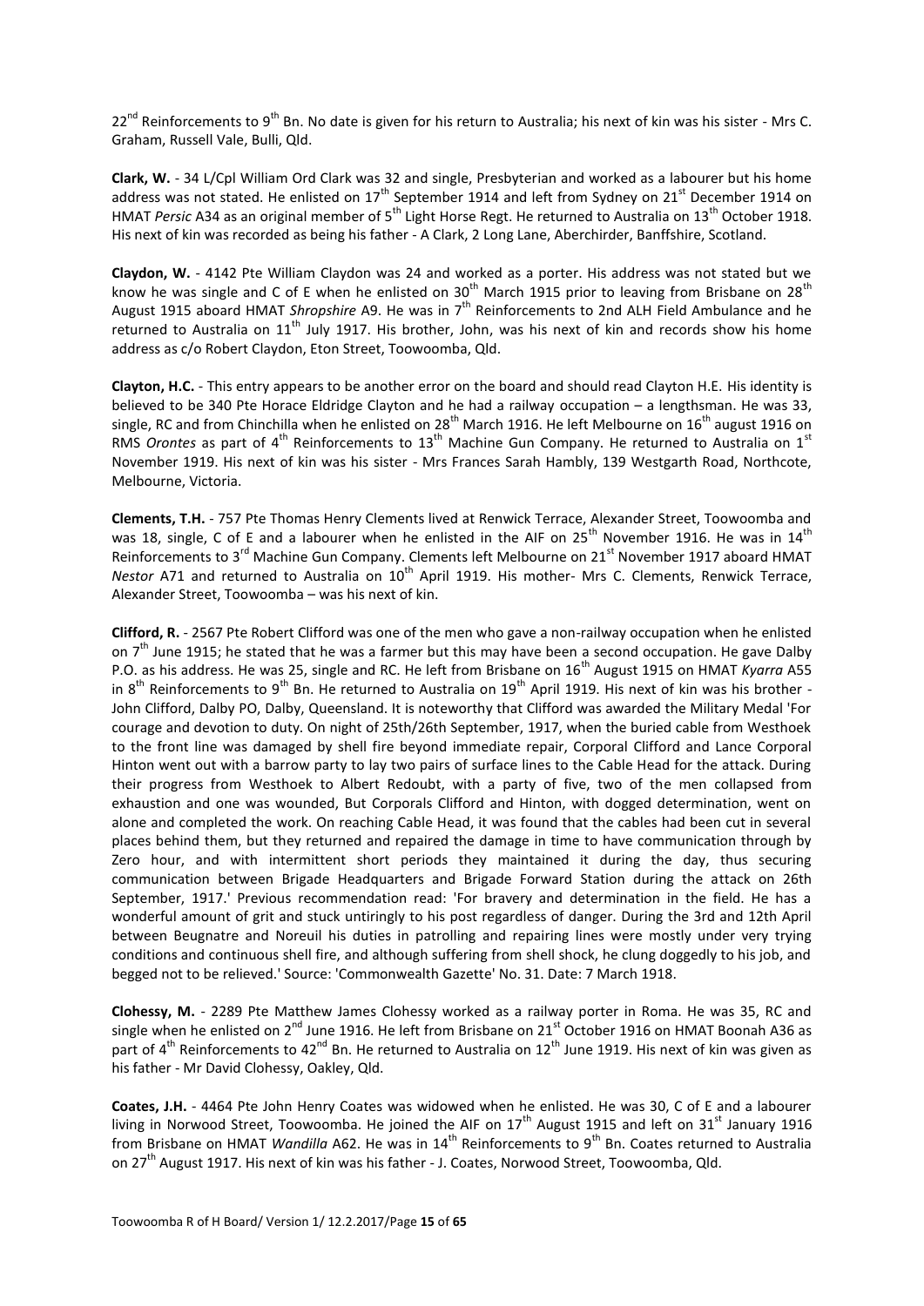22nd Reinforcements to 9th Bn. No date is given for his return to Australia; his next of kin was his sister - Mrs C. Graham, Russell Vale, Bulli, Qld.

**Clark, W.** - 34 L/Cpl William Ord Clark was 32 and single, Presbyterian and worked as a labourer but his home address was not stated. He enlisted on 17th September 1914 and left from Sydney on 21st December 1914 on HMAT *Persic* A34 as an original member of 5th Light Horse Regt. He returned to Australia on 13th October 1918. His next of kin was recorded as being his father - A Clark, 2 Long Lane, Aberchirder, Banffshire, Scotland.

**Claydon, W.** - 4142 Pte William Claydon was 24 and worked as a porter. His address was not stated but we know he was single and C of E when he enlisted on 30th March 1915 prior to leaving from Brisbane on 28th August 1915 aboard HMAT *Shropshire* A9. He was in 7th Reinforcements to 2nd ALH Field Ambulance and he returned to Australia on 11th July 1917. His brother, John, was his next of kin and records show his home address as c/o Robert Claydon, Eton Street, Toowoomba, Qld.

**Clayton, H.C.** - This entry appears to be another error on the board and should read Clayton H.E. His identity is believed to be 340 Pte Horace Eldridge Clayton and he had a railway occupation – a lengthsman. He was 33, single, RC and from Chinchilla when he enlisted on 28th March 1916. He left Melbourne on 16th august 1916 on RMS *Orontes* as part of 4th Reinforcements to 13th Machine Gun Company. He returned to Australia on 1st November 1919. His next of kin was his sister - Mrs Frances Sarah Hambly, 139 Westgarth Road, Northcote, Melbourne, Victoria.

**Clements, T.H.** - 757 Pte Thomas Henry Clements lived at Renwick Terrace, Alexander Street, Toowoomba and was 18, single, C of E and a labourer when he enlisted in the AIF on 25th November 1916. He was in 14th Reinforcements to 3rd Machine Gun Company. Clements left Melbourne on 21st November 1917 aboard HMAT *Nestor* A71 and returned to Australia on 10th April 1919. His mother- Mrs C. Clements, Renwick Terrace, Alexander Street, Toowoomba – was his next of kin.

**Clifford, R.** - 2567 Pte Robert Clifford was one of the men who gave a non-railway occupation when he enlisted on 7th June 1915; he stated that he was a farmer but this may have been a second occupation. He gave Dalby P.O. as his address. He was 25, single and RC. He left from Brisbane on 16th August 1915 on HMAT *Kyarra* A55 in 8th Reinforcements to 9th Bn. He returned to Australia on 19th April 1919. His next of kin was his brother - John Clifford, Dalby PO, Dalby, Queensland. It is noteworthy that Clifford was awarded the Military Medal 'For courage and devotion to duty. On night of 25th/26th September, 1917, when the buried cable from Westhoek to the front line was damaged by shell fire beyond immediate repair, Corporal Clifford and Lance Corporal Hinton went out with a barrow party to lay two pairs of surface lines to the Cable Head for the attack. During their progress from Westhoek to Albert Redoubt, with a party of five, two of the men collapsed from exhaustion and one was wounded, But Corporals Clifford and Hinton, with dogged determination, went on alone and completed the work. On reaching Cable Head, it was found that the cables had been cut in several places behind them, but they returned and repaired the damage in time to have communication through by Zero hour, and with intermittent short periods they maintained it during the day, thus securing communication between Brigade Headquarters and Brigade Forward Station during the attack on 26th September, 1917.' Previous recommendation read: 'For bravery and determination in the field. He has a wonderful amount of grit and stuck untiringly to his post regardless of danger. During the 3rd and 12th April between Beugnatre and Noreuil his duties in patrolling and repairing lines were mostly under very trying conditions and continuous shell fire, and although suffering from shell shock, he clung doggedly to his job, and begged not to be relieved.' Source: 'Commonwealth Gazette' No. 31. Date: 7 March 1918.

**Clohessy, M.** - 2289 Pte Matthew James Clohessy worked as a railway porter in Roma. He was 35, RC and single when he enlisted on 2nd June 1916. He left from Brisbane on 21st October 1916 on HMAT Boonah A36 as part of 4th Reinforcements to 42nd Bn. He returned to Australia on 12th June 1919. His next of kin was given as his father - Mr David Clohessy, Oakley, Qld.

**Coates, J.H.** - 4464 Pte John Henry Coates was widowed when he enlisted. He was 30, C of E and a labourer living in Norwood Street, Toowoomba. He joined the AIF on 17th August 1915 and left on 31st January 1916 from Brisbane on HMAT *Wandilla* A62. He was in 14th Reinforcements to 9th Bn. Coates returned to Australia on 27th August 1917. His next of kin was his father - J. Coates, Norwood Street, Toowoomba, Qld.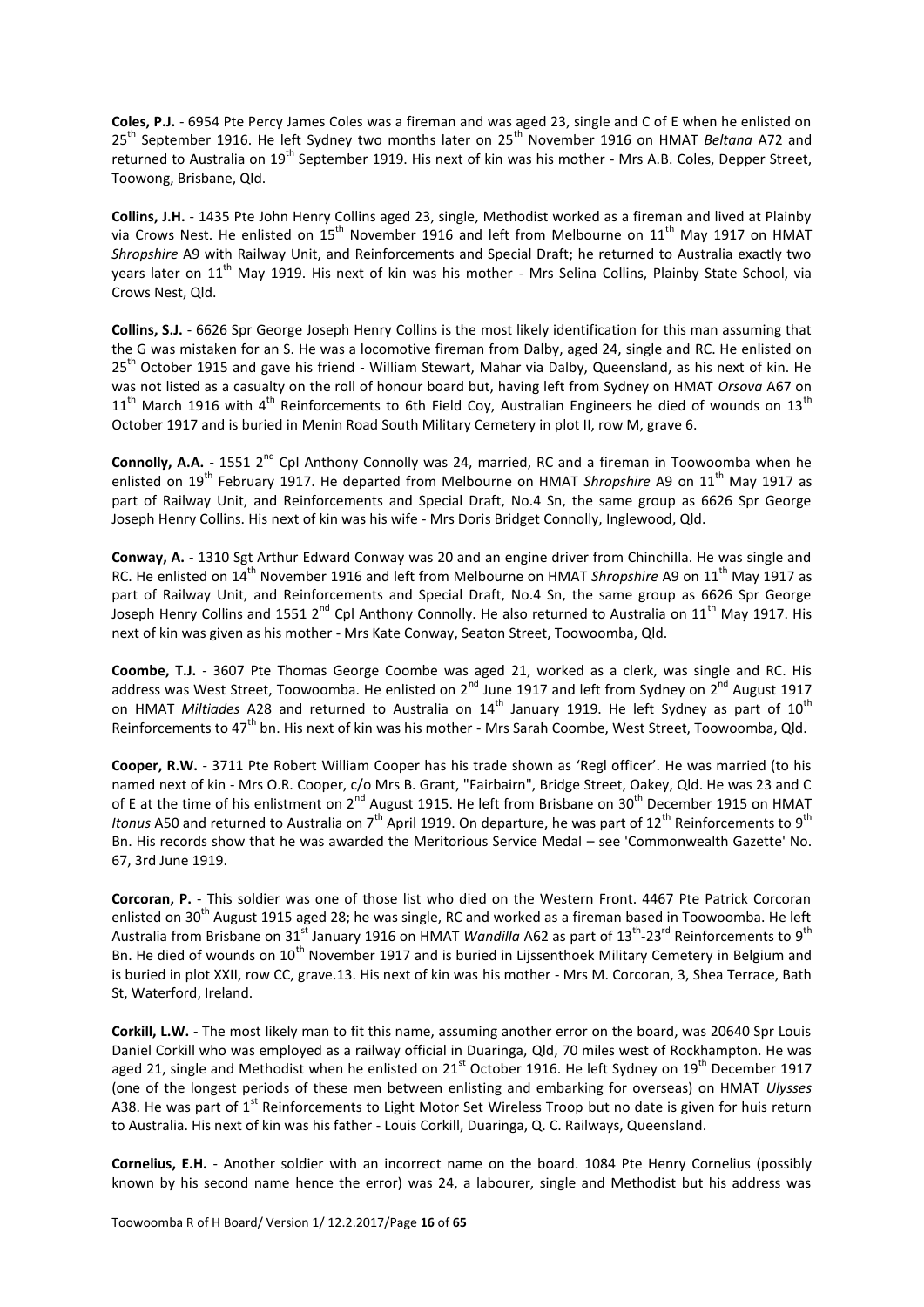**Coles, P.J.** - 6954 Pte Percy James Coles was a fireman and was aged 23, single and C of E when he enlisted on 25th September 1916. He left Sydney two months later on 25th November 1916 on HMAT *Beltana* A72 and returned to Australia on 19th September 1919. His next of kin was his mother - Mrs A.B. Coles, Depper Street, Toowong, Brisbane, Qld.

**Collins, J.H.** - 1435 Pte John Henry Collins aged 23, single, Methodist worked as a fireman and lived at Plainby via Crows Nest. He enlisted on 15th November 1916 and left from Melbourne on 11th May 1917 on HMAT *Shropshire* A9 with Railway Unit, and Reinforcements and Special Draft; he returned to Australia exactly two years later on 11th May 1919. His next of kin was his mother - Mrs Selina Collins, Plainby State School, via Crows Nest, Qld.

**Collins, S.J.** - 6626 Spr George Joseph Henry Collins is the most likely identification for this man assuming that the G was mistaken for an S. He was a locomotive fireman from Dalby, aged 24, single and RC. He enlisted on 25th October 1915 and gave his friend - William Stewart, Mahar via Dalby, Queensland, as his next of kin. He was not listed as a casualty on the roll of honour board but, having left from Sydney on HMAT *Orsova* A67 on 11th March 1916 with 4th Reinforcements to 6th Field Coy, Australian Engineers he died of wounds on 13th October 1917 and is buried in Menin Road South Military Cemetery in plot II, row M, grave 6.

**Connolly, A.A.** - 1551 2nd Cpl Anthony Connolly was 24, married, RC and a fireman in Toowoomba when he enlisted on 19th February 1917. He departed from Melbourne on HMAT *Shropshire* A9 on 11th May 1917 as part of Railway Unit, and Reinforcements and Special Draft, No.4 Sn, the same group as 6626 Spr George Joseph Henry Collins. His next of kin was his wife - Mrs Doris Bridget Connolly, Inglewood, Qld.

**Conway, A.** - 1310 Sgt Arthur Edward Conway was 20 and an engine driver from Chinchilla. He was single and RC. He enlisted on 14th November 1916 and left from Melbourne on HMAT *Shropshire* A9 on 11th May 1917 as part of Railway Unit, and Reinforcements and Special Draft, No.4 Sn, the same group as 6626 Spr George Joseph Henry Collins and 1551 2nd Cpl Anthony Connolly. He also returned to Australia on 11th May 1917. His next of kin was given as his mother - Mrs Kate Conway, Seaton Street, Toowoomba, Qld.

**Coombe, T.J.** - 3607 Pte Thomas George Coombe was aged 21, worked as a clerk, was single and RC. His address was West Street, Toowoomba. He enlisted on 2nd June 1917 and left from Sydney on 2nd August 1917 on HMAT *Miltiades* A28 and returned to Australia on 14th January 1919. He left Sydney as part of 10th Reinforcements to 47th bn. His next of kin was his mother - Mrs Sarah Coombe, West Street, Toowoomba, Qld.

**Cooper, R.W.** - 3711 Pte Robert William Cooper has his trade shown as 'Regl officer'. He was married (to his named next of kin - Mrs O.R. Cooper, c/o Mrs B. Grant, "Fairbairn", Bridge Street, Oakey, Qld. He was 23 and C of E at the time of his enlistment on 2nd August 1915. He left from Brisbane on 30th December 1915 on HMAT *Itonus* A50 and returned to Australia on 7th April 1919. On departure, he was part of 12th Reinforcements to 9th Bn. His records show that he was awarded the Meritorious Service Medal – see 'Commonwealth Gazette' No. 67, 3rd June 1919.

**Corcoran, P.** - This soldier was one of those list who died on the Western Front. 4467 Pte Patrick Corcoran enlisted on 30th August 1915 aged 28; he was single, RC and worked as a fireman based in Toowoomba. He left Australia from Brisbane on 31st January 1916 on HMAT *Wandilla* A62 as part of 13th-23rd Reinforcements to 9th Bn. He died of wounds on 10th November 1917 and is buried in Lijssenthoek Military Cemetery in Belgium and is buried in plot XXII, row CC, grave.13. His next of kin was his mother - Mrs M. Corcoran, 3, Shea Terrace, Bath St, Waterford, Ireland.

**Corkill, L.W.** - The most likely man to fit this name, assuming another error on the board, was 20640 Spr Louis Daniel Corkill who was employed as a railway official in Duaringa, Qld, 70 miles west of Rockhampton. He was aged 21, single and Methodist when he enlisted on 21st October 1916. He left Sydney on 19th December 1917 (one of the longest periods of these men between enlisting and embarking for overseas) on HMAT *Ulysses* A38. He was part of 1st Reinforcements to Light Motor Set Wireless Troop but no date is given for huis return to Australia. His next of kin was his father - Louis Corkill, Duaringa, Q. C. Railways, Queensland.

**Cornelius, E.H.** - Another soldier with an incorrect name on the board. 1084 Pte Henry Cornelius (possibly known by his second name hence the error) was 24, a labourer, single and Methodist but his address was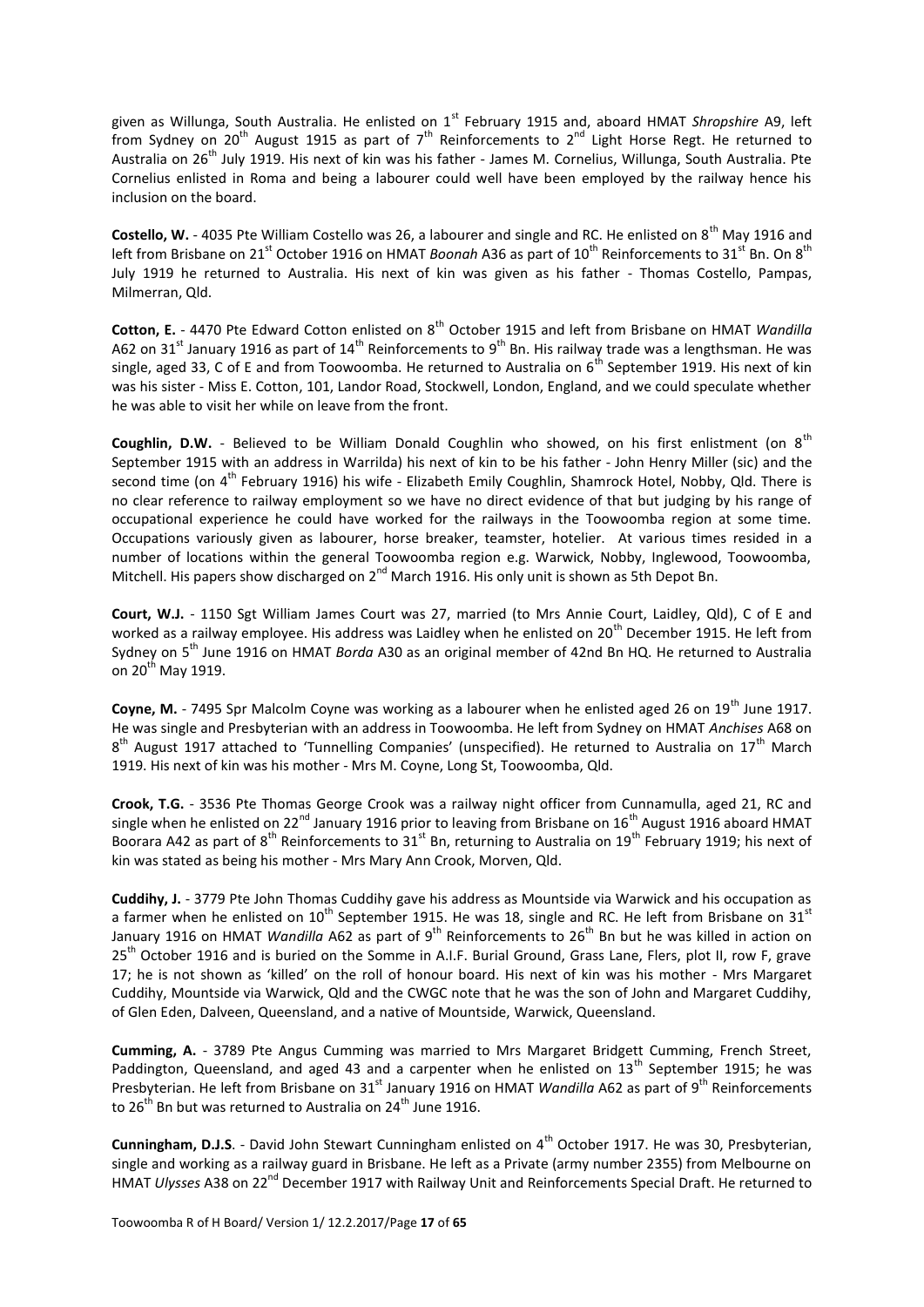given as Willunga, South Australia. He enlisted on 1st February 1915 and, aboard HMAT *Shropshire* A9, left from Sydney on 20th August 1915 as part of 7th Reinforcements to 2nd Light Horse Regt. He returned to Australia on 26th July 1919. His next of kin was his father - James M. Cornelius, Willunga, South Australia. Pte Cornelius enlisted in Roma and being a labourer could well have been employed by the railway hence his inclusion on the board.

**Costello, W.** - 4035 Pte William Costello was 26, a labourer and single and RC. He enlisted on 8th May 1916 and left from Brisbane on 21st October 1916 on HMAT *Boonah* A36 as part of 10th Reinforcements to 31st Bn. On 8th July 1919 he returned to Australia. His next of kin was given as his father - Thomas Costello, Pampas, Milmerran, Qld.

**Cotton, E.** - 4470 Pte Edward Cotton enlisted on 8th October 1915 and left from Brisbane on HMAT *Wandilla* A62 on 31st January 1916 as part of 14th Reinforcements to 9th Bn. His railway trade was a lengthsman. He was single, aged 33, C of E and from Toowoomba. He returned to Australia on 6th September 1919. His next of kin was his sister - Miss E. Cotton, 101, Landor Road, Stockwell, London, England, and we could speculate whether he was able to visit her while on leave from the front.

**Coughlin, D.W.** - Believed to be William Donald Coughlin who showed, on his first enlistment (on 8th September 1915 with an address in Warrilda) his next of kin to be his father - John Henry Miller (sic) and the second time (on 4th February 1916) his wife - Elizabeth Emily Coughlin, Shamrock Hotel, Nobby, Qld. There is no clear reference to railway employment so we have no direct evidence of that but judging by his range of occupational experience he could have worked for the railways in the Toowoomba region at some time. Occupations variously given as labourer, horse breaker, teamster, hotelier. At various times resided in a number of locations within the general Toowoomba region e.g. Warwick, Nobby, Inglewood, Toowoomba, Mitchell. His papers show discharged on 2nd March 1916. His only unit is shown as 5th Depot Bn.

**Court, W.J.** - 1150 Sgt William James Court was 27, married (to Mrs Annie Court, Laidley, Qld), C of E and worked as a railway employee. His address was Laidley when he enlisted on 20th December 1915. He left from Sydney on 5th June 1916 on HMAT *Borda* A30 as an original member of 42nd Bn HQ. He returned to Australia on 20th May 1919.

**Coyne, M.** - 7495 Spr Malcolm Coyne was working as a labourer when he enlisted aged 26 on 19th June 1917. He was single and Presbyterian with an address in Toowoomba. He left from Sydney on HMAT *Anchises* A68 on 8th August 1917 attached to 'Tunnelling Companies' (unspecified). He returned to Australia on 17th March 1919. His next of kin was his mother - Mrs M. Coyne, Long St, Toowoomba, Qld.

**Crook, T.G.** - 3536 Pte Thomas George Crook was a railway night officer from Cunnamulla, aged 21, RC and single when he enlisted on 22nd January 1916 prior to leaving from Brisbane on 16th August 1916 aboard HMAT Boorara A42 as part of 8th Reinforcements to 31st Bn, returning to Australia on 19th February 1919; his next of kin was stated as being his mother - Mrs Mary Ann Crook, Morven, Qld.

**Cuddihy, J.** - 3779 Pte John Thomas Cuddihy gave his address as Mountside via Warwick and his occupation as a farmer when he enlisted on 10th September 1915. He was 18, single and RC. He left from Brisbane on 31st January 1916 on HMAT *Wandilla* A62 as part of 9th Reinforcements to 26th Bn but he was killed in action on 25th October 1916 and is buried on the Somme in A.I.F. Burial Ground, Grass Lane, Flers, plot II, row F, grave 17; he is not shown as 'killed' on the roll of honour board. His next of kin was his mother - Mrs Margaret Cuddihy, Mountside via Warwick, Qld and the CWGC note that he was the son of John and Margaret Cuddihy, of Glen Eden, Dalveen, Queensland, and a native of Mountside, Warwick, Queensland.

**Cumming, A.** - 3789 Pte Angus Cumming was married to Mrs Margaret Bridgett Cumming, French Street, Paddington, Queensland, and aged 43 and a carpenter when he enlisted on 13th September 1915; he was Presbyterian. He left from Brisbane on 31st January 1916 on HMAT *Wandilla* A62 as part of 9th Reinforcements to 26th Bn but was returned to Australia on 24th June 1916.

**Cunningham, D.J.S**. - David John Stewart Cunningham enlisted on 4th October 1917. He was 30, Presbyterian, single and working as a railway guard in Brisbane. He left as a Private (army number 2355) from Melbourne on HMAT *Ulysses* A38 on 22nd December 1917 with Railway Unit and Reinforcements Special Draft. He returned to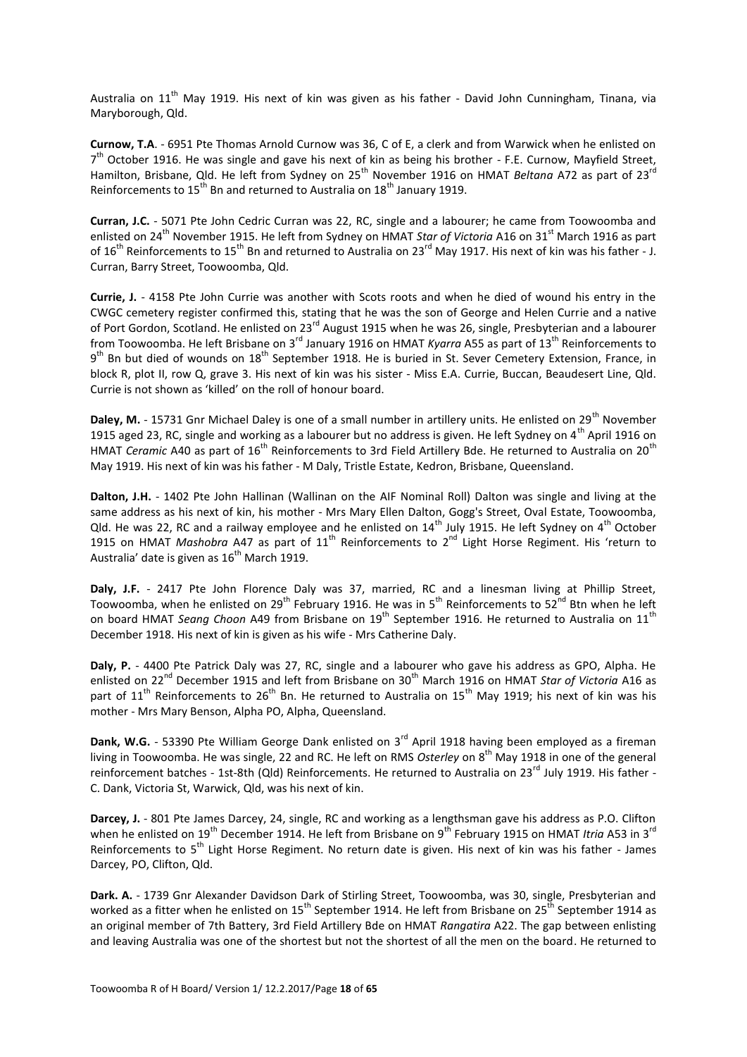Australia on 11th May 1919. His next of kin was given as his father - David John Cunningham, Tinana, via Maryborough, Qld.

**Curnow, T.A**. - 6951 Pte Thomas Arnold Curnow was 36, C of E, a clerk and from Warwick when he enlisted on 7th October 1916. He was single and gave his next of kin as being his brother - F.E. Curnow, Mayfield Street, Hamilton, Brisbane, Qld. He left from Sydney on 25th November 1916 on HMAT *Beltana* A72 as part of 23rd Reinforcements to 15th Bn and returned to Australia on 18th January 1919.

**Curran, J.C.** - 5071 Pte John Cedric Curran was 22, RC, single and a labourer; he came from Toowoomba and enlisted on 24th November 1915. He left from Sydney on HMAT *Star of Victoria* A16 on 31st March 1916 as part of 16th Reinforcements to 15th Bn and returned to Australia on 23rd May 1917. His next of kin was his father - J. Curran, Barry Street, Toowoomba, Qld.

**Currie, J.** - 4158 Pte John Currie was another with Scots roots and when he died of wound his entry in the CWGC cemetery register confirmed this, stating that he was the son of George and Helen Currie and a native of Port Gordon, Scotland. He enlisted on 23rd August 1915 when he was 26, single, Presbyterian and a labourer from Toowoomba. He left Brisbane on 3rd January 1916 on HMAT *Kyarra* A55 as part of 13th Reinforcements to 9th Bn but died of wounds on 18th September 1918. He is buried in St. Sever Cemetery Extension, France, in block R, plot II, row Q, grave 3. His next of kin was his sister - Miss E.A. Currie, Buccan, Beaudesert Line, Qld. Currie is not shown as 'killed' on the roll of honour board.

**Daley, M.** - 15731 Gnr Michael Daley is one of a small number in artillery units. He enlisted on 29th November 1915 aged 23, RC, single and working as a labourer but no address is given. He left Sydney on 4th April 1916 on HMAT *Ceramic* A40 as part of 16th Reinforcements to 3rd Field Artillery Bde. He returned to Australia on 20th May 1919. His next of kin was his father - M Daly, Tristle Estate, Kedron, Brisbane, Queensland.

**Dalton, J.H.** - 1402 Pte John Hallinan (Wallinan on the AIF Nominal Roll) Dalton was single and living at the same address as his next of kin, his mother - Mrs Mary Ellen Dalton, Gogg's Street, Oval Estate, Toowoomba, Qld. He was 22, RC and a railway employee and he enlisted on 14th July 1915. He left Sydney on 4th October 1915 on HMAT *Mashobra* A47 as part of 11th Reinforcements to 2nd Light Horse Regiment. His 'return to Australia' date is given as 16th March 1919.

**Daly, J.F.** - 2417 Pte John Florence Daly was 37, married, RC and a linesman living at Phillip Street, Toowoomba, when he enlisted on 29th February 1916. He was in 5th Reinforcements to 52nd Btn when he left on board HMAT *Seang Choon* A49 from Brisbane on 19th September 1916. He returned to Australia on 11th December 1918. His next of kin is given as his wife - Mrs Catherine Daly.

**Daly, P.** - 4400 Pte Patrick Daly was 27, RC, single and a labourer who gave his address as GPO, Alpha. He enlisted on 22nd December 1915 and left from Brisbane on 30th March 1916 on HMAT *Star of Victoria* A16 as part of 11th Reinforcements to 26th Bn. He returned to Australia on 15th May 1919; his next of kin was his mother - Mrs Mary Benson, Alpha PO, Alpha, Queensland.

**Dank, W.G.** - 53390 Pte William George Dank enlisted on 3rd April 1918 having been employed as a fireman living in Toowoomba. He was single, 22 and RC. He left on RMS *Osterley* on 8th May 1918 in one of the general reinforcement batches - 1st-8th (Qld) Reinforcements. He returned to Australia on 23rd July 1919. His father - C. Dank, Victoria St, Warwick, Qld, was his next of kin.

**Darcey, J.** - 801 Pte James Darcey, 24, single, RC and working as a lengthsman gave his address as P.O. Clifton when he enlisted on 19th December 1914. He left from Brisbane on 9th February 1915 on HMAT *Itria* A53 in 3rd Reinforcements to 5th Light Horse Regiment. No return date is given. His next of kin was his father - James Darcey, PO, Clifton, Qld.

**Dark. A.** - 1739 Gnr Alexander Davidson Dark of Stirling Street, Toowoomba, was 30, single, Presbyterian and worked as a fitter when he enlisted on 15th September 1914. He left from Brisbane on 25th September 1914 as an original member of 7th Battery, 3rd Field Artillery Bde on HMAT *Rangatira* A22. The gap between enlisting and leaving Australia was one of the shortest but not the shortest of all the men on the board. He returned to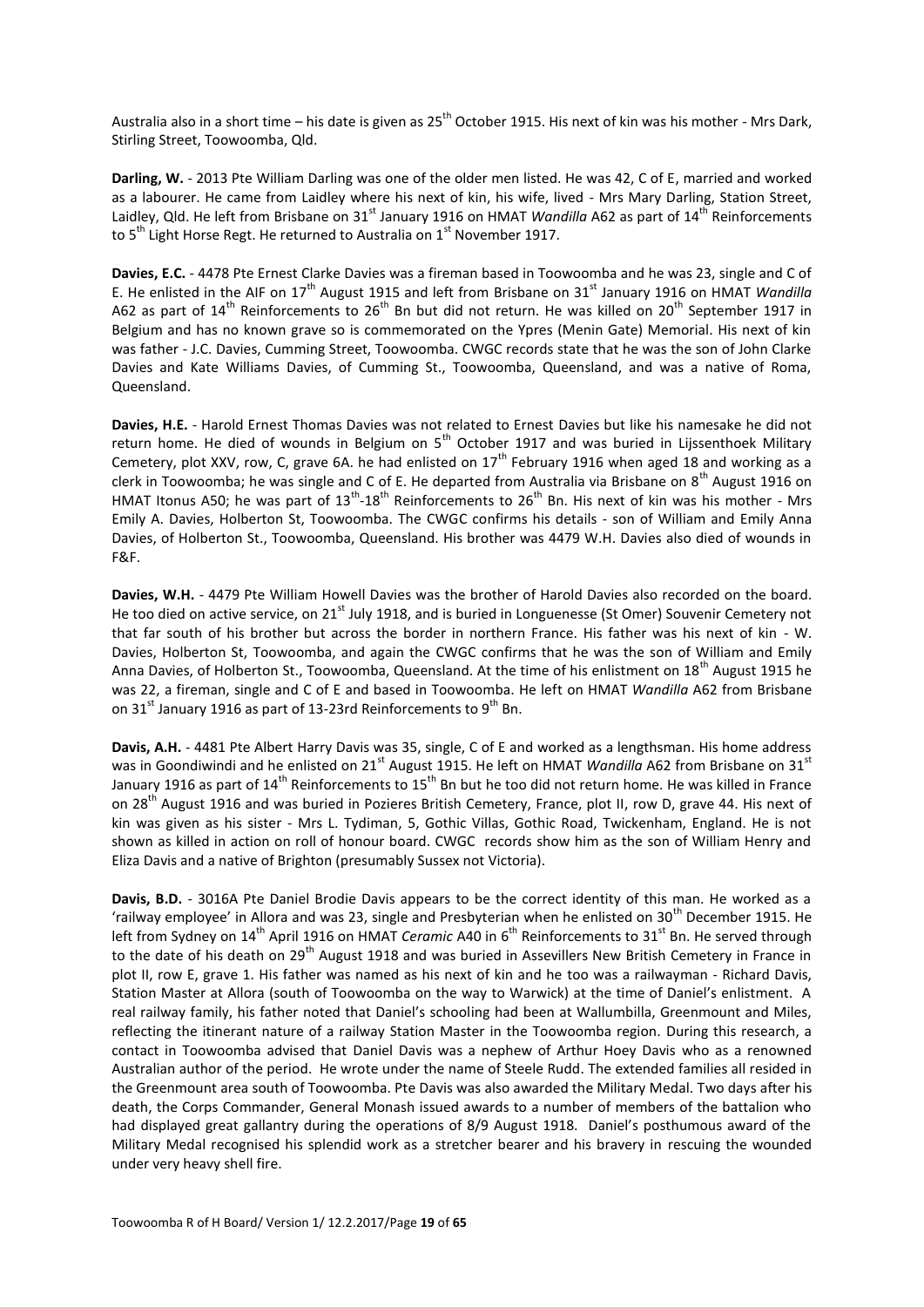Australia also in a short time – his date is given as 25th October 1915. His next of kin was his mother - Mrs Dark, Stirling Street, Toowoomba, Qld.

**Darling, W.** - 2013 Pte William Darling was one of the older men listed. He was 42, C of E, married and worked as a labourer. He came from Laidley where his next of kin, his wife, lived - Mrs Mary Darling, Station Street, Laidley, Qld. He left from Brisbane on 31st January 1916 on HMAT *Wandilla* A62 as part of 14th Reinforcements to 5th Light Horse Regt. He returned to Australia on 1st November 1917.

**Davies, E.C.** - 4478 Pte Ernest Clarke Davies was a fireman based in Toowoomba and he was 23, single and C of E. He enlisted in the AIF on 17th August 1915 and left from Brisbane on 31st January 1916 on HMAT *Wandilla* A62 as part of 14th Reinforcements to 26th Bn but did not return. He was killed on 20th September 1917 in Belgium and has no known grave so is commemorated on the Ypres (Menin Gate) Memorial. His next of kin was father - J.C. Davies, Cumming Street, Toowoomba. CWGC records state that he was the son of John Clarke Davies and Kate Williams Davies, of Cumming St., Toowoomba, Queensland, and was a native of Roma, Queensland.

**Davies, H.E.** - Harold Ernest Thomas Davies was not related to Ernest Davies but like his namesake he did not return home. He died of wounds in Belgium on 5th October 1917 and was buried in Lijssenthoek Military Cemetery, plot XXV, row, C, grave 6A. he had enlisted on 17th February 1916 when aged 18 and working as a clerk in Toowoomba; he was single and C of E. He departed from Australia via Brisbane on 8th August 1916 on HMAT Itonus A50; he was part of 13th-18th Reinforcements to 26th Bn. His next of kin was his mother - Mrs Emily A. Davies, Holberton St, Toowoomba. The CWGC confirms his details - son of William and Emily Anna Davies, of Holberton St., Toowoomba, Queensland. His brother was 4479 W.H. Davies also died of wounds in F&F.

**Davies, W.H.** - 4479 Pte William Howell Davies was the brother of Harold Davies also recorded on the board. He too died on active service, on 21st July 1918, and is buried in Longuenesse (St Omer) Souvenir Cemetery not that far south of his brother but across the border in northern France. His father was his next of kin - W. Davies, Holberton St, Toowoomba, and again the CWGC confirms that he was the son of William and Emily Anna Davies, of Holberton St., Toowoomba, Queensland. At the time of his enlistment on 18th August 1915 he was 22, a fireman, single and C of E and based in Toowoomba. He left on HMAT *Wandilla* A62 from Brisbane on 31st January 1916 as part of 13-23rd Reinforcements to 9th Bn.

**Davis, A.H.** - 4481 Pte Albert Harry Davis was 35, single, C of E and worked as a lengthsman. His home address was in Goondiwindi and he enlisted on 21st August 1915. He left on HMAT *Wandilla* A62 from Brisbane on 31st January 1916 as part of 14th Reinforcements to 15th Bn but he too did not return home. He was killed in France on 28th August 1916 and was buried in Pozieres British Cemetery, France, plot II, row D, grave 44. His next of kin was given as his sister - Mrs L. Tydiman, 5, Gothic Villas, Gothic Road, Twickenham, England. He is not shown as killed in action on roll of honour board. CWGC records show him as the son of William Henry and Eliza Davis and a native of Brighton (presumably Sussex not Victoria).

**Davis, B.D.** - 3016A Pte Daniel Brodie Davis appears to be the correct identity of this man. He worked as a 'railway employee' in Allora and was 23, single and Presbyterian when he enlisted on 30th December 1915. He left from Sydney on 14th April 1916 on HMAT *Ceramic* A40 in 6th Reinforcements to 31st Bn. He served through to the date of his death on 29th August 1918 and was buried in Assevillers New British Cemetery in France in plot II, row E, grave 1. His father was named as his next of kin and he too was a railwayman - Richard Davis, Station Master at Allora (south of Toowoomba on the way to Warwick) at the time of Daniel's enlistment. A real railway family, his father noted that Daniel's schooling had been at Wallumbilla, Greenmount and Miles, reflecting the itinerant nature of a railway Station Master in the Toowoomba region. During this research, a contact in Toowoomba advised that Daniel Davis was a nephew of Arthur Hoey Davis who as a renowned Australian author of the period. He wrote under the name of Steele Rudd. The extended families all resided in the Greenmount area south of Toowoomba. Pte Davis was also awarded the Military Medal. Two days after his death, the Corps Commander, General Monash issued awards to a number of members of the battalion who had displayed great gallantry during the operations of 8/9 August 1918. Daniel's posthumous award of the Military Medal recognised his splendid work as a stretcher bearer and his bravery in rescuing the wounded under very heavy shell fire.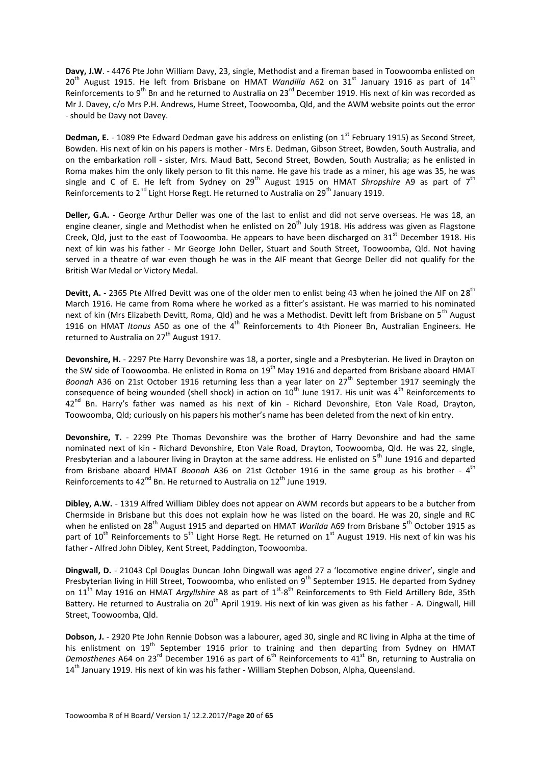**Davy, J.W**. - 4476 Pte John William Davy, 23, single, Methodist and a fireman based in Toowoomba enlisted on 20th August 1915. He left from Brisbane on HMAT *Wandilla* A62 on 31st January 1916 as part of 14th Reinforcements to 9th Bn and he returned to Australia on 23rd December 1919. His next of kin was recorded as Mr J. Davey, c/o Mrs P.H. Andrews, Hume Street, Toowoomba, Qld, and the AWM website points out the error - should be Davy not Davey.

**Dedman, E.** - 1089 Pte Edward Dedman gave his address on enlisting (on 1st February 1915) as Second Street, Bowden. His next of kin on his papers is mother - Mrs E. Dedman, Gibson Street, Bowden, South Australia, and on the embarkation roll - sister, Mrs. Maud Batt, Second Street, Bowden, South Australia; as he enlisted in Roma makes him the only likely person to fit this name. He gave his trade as a miner, his age was 35, he was single and C of E. He left from Sydney on 29th August 1915 on HMAT *Shropshire* A9 as part of 7th Reinforcements to 2nd Light Horse Regt. He returned to Australia on 29th January 1919.

**Deller, G.A.** - George Arthur Deller was one of the last to enlist and did not serve overseas. He was 18, an engine cleaner, single and Methodist when he enlisted on 20th July 1918. His address was given as Flagstone Creek, Qld, just to the east of Toowoomba. He appears to have been discharged on 31st December 1918. His next of kin was his father - Mr George John Deller, Stuart and South Street, Toowoomba, Qld. Not having served in a theatre of war even though he was in the AIF meant that George Deller did not qualify for the British War Medal or Victory Medal.

**Devitt, A.** - 2365 Pte Alfred Devitt was one of the older men to enlist being 43 when he joined the AIF on 28th March 1916. He came from Roma where he worked as a fitter's assistant. He was married to his nominated next of kin (Mrs Elizabeth Devitt, Roma, Qld) and he was a Methodist. Devitt left from Brisbane on 5th August 1916 on HMAT *Itonus* A50 as one of the 4th Reinforcements to 4th Pioneer Bn, Australian Engineers. He returned to Australia on 27th August 1917.

**Devonshire, H.** - 2297 Pte Harry Devonshire was 18, a porter, single and a Presbyterian. He lived in Drayton on the SW side of Toowoomba. He enlisted in Roma on 19th May 1916 and departed from Brisbane aboard HMAT *Boonah* A36 on 21st October 1916 returning less than a year later on 27th September 1917 seemingly the consequence of being wounded (shell shock) in action on 10th June 1917. His unit was 4th Reinforcements to 42nd Bn. Harry's father was named as his next of kin - Richard Devonshire, Eton Vale Road, Drayton, Toowoomba, Qld; curiously on his papers his mother's name has been deleted from the next of kin entry.

**Devonshire, T.** - 2299 Pte Thomas Devonshire was the brother of Harry Devonshire and had the same nominated next of kin - Richard Devonshire, Eton Vale Road, Drayton, Toowoomba, Qld. He was 22, single, Presbyterian and a labourer living in Drayton at the same address. He enlisted on 5th June 1916 and departed from Brisbane aboard HMAT *Boonah* A36 on 21st October 1916 in the same group as his brother - 4th Reinforcements to 42nd Bn. He returned to Australia on 12th June 1919.

**Dibley, A.W.** - 1319 Alfred William Dibley does not appear on AWM records but appears to be a butcher from Chermside in Brisbane but this does not explain how he was listed on the board. He was 20, single and RC when he enlisted on 28th August 1915 and departed on HMAT *Warilda* A69 from Brisbane 5th October 1915 as part of 10th Reinforcements to 5th Light Horse Regt. He returned on 1st August 1919. His next of kin was his father - Alfred John Dibley, Kent Street, Paddington, Toowoomba.

**Dingwall, D.** - 21043 Cpl Douglas Duncan John Dingwall was aged 27 a 'locomotive engine driver', single and Presbyterian living in Hill Street, Toowoomba, who enlisted on 9th September 1915. He departed from Sydney on 11th May 1916 on HMAT *Argyllshire* A8 as part of 1st-8th Reinforcements to 9th Field Artillery Bde, 35th Battery. He returned to Australia on 20th April 1919. His next of kin was given as his father - A. Dingwall, Hill Street, Toowoomba, Qld.

**Dobson, J.** - 2920 Pte John Rennie Dobson was a labourer, aged 30, single and RC living in Alpha at the time of his enlistment on 19th September 1916 prior to training and then departing from Sydney on HMAT *Demosthenes* A64 on 23rd December 1916 as part of 6th Reinforcements to 41st Bn, returning to Australia on 14th January 1919. His next of kin was his father - William Stephen Dobson, Alpha, Queensland.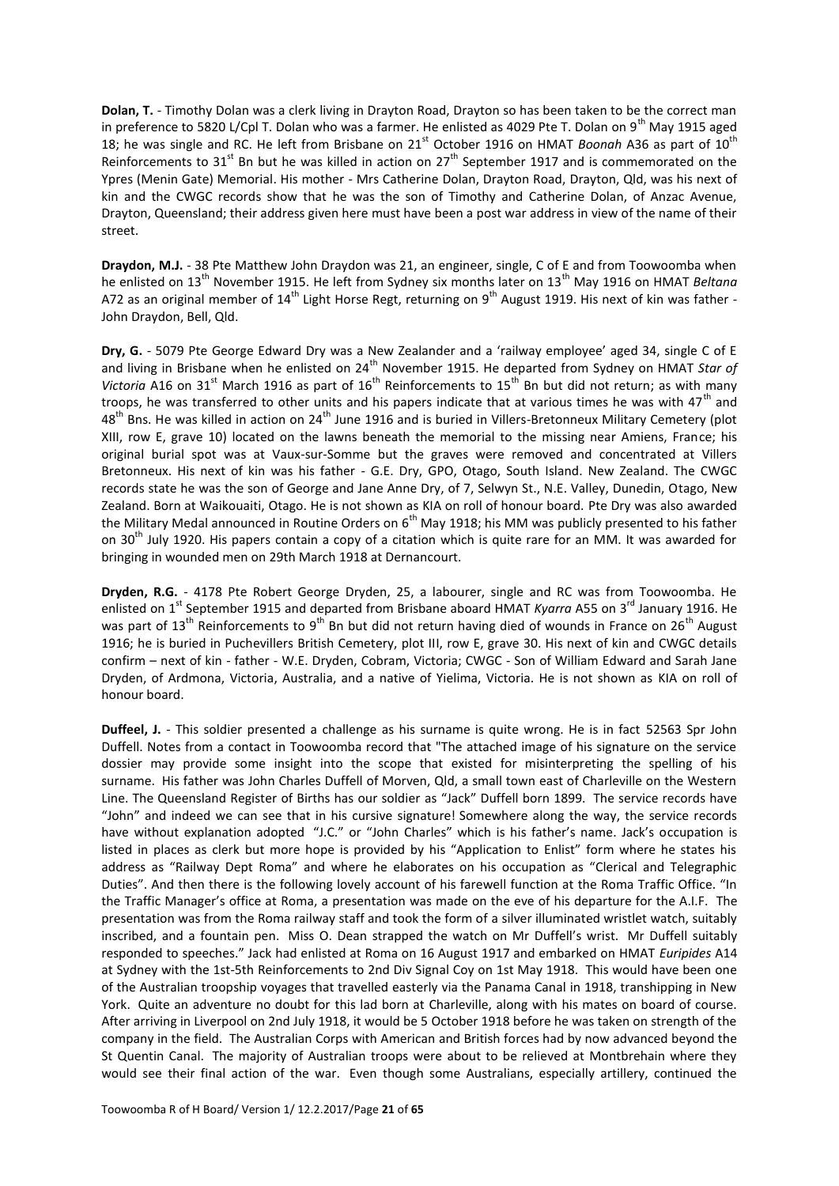**Dolan, T.** - Timothy Dolan was a clerk living in Drayton Road, Drayton so has been taken to be the correct man in preference to 5820 L/Cpl T. Dolan who was a farmer. He enlisted as 4029 Pte T. Dolan on 9th May 1915 aged 18; he was single and RC. He left from Brisbane on 21st October 1916 on HMAT *Boonah* A36 as part of 10th Reinforcements to 31st Bn but he was killed in action on 27th September 1917 and is commemorated on the Ypres (Menin Gate) Memorial. His mother - Mrs Catherine Dolan, Drayton Road, Drayton, Qld, was his next of kin and the CWGC records show that he was the son of Timothy and Catherine Dolan, of Anzac Avenue, Drayton, Queensland; their address given here must have been a post war address in view of the name of their street.

**Draydon, M.J.** - 38 Pte Matthew John Draydon was 21, an engineer, single, C of E and from Toowoomba when he enlisted on 13th November 1915. He left from Sydney six months later on 13th May 1916 on HMAT *Beltana* A72 as an original member of 14th Light Horse Regt, returning on 9th August 1919. His next of kin was father - John Draydon, Bell, Qld.

**Dry, G.** - 5079 Pte George Edward Dry was a New Zealander and a 'railway employee' aged 34, single C of E and living in Brisbane when he enlisted on 24th November 1915. He departed from Sydney on HMAT *Star of Victoria* A16 on 31st March 1916 as part of 16th Reinforcements to 15th Bn but did not return; as with many troops, he was transferred to other units and his papers indicate that at various times he was with 47th and 48th Bns. He was killed in action on 24th June 1916 and is buried in Villers-Bretonneux Military Cemetery (plot XIII, row E, grave 10) located on the lawns beneath the memorial to the missing near Amiens, France; his original burial spot was at Vaux-sur-Somme but the graves were removed and concentrated at Villers Bretonneux. His next of kin was his father - G.E. Dry, GPO, Otago, South Island. New Zealand. The CWGC records state he was the son of George and Jane Anne Dry, of 7, Selwyn St., N.E. Valley, Dunedin, Otago, New Zealand. Born at Waikouaiti, Otago. He is not shown as KIA on roll of honour board. Pte Dry was also awarded the Military Medal announced in Routine Orders on 6th May 1918; his MM was publicly presented to his father on 30th July 1920. His papers contain a copy of a citation which is quite rare for an MM. It was awarded for bringing in wounded men on 29th March 1918 at Dernancourt.

**Dryden, R.G.** - 4178 Pte Robert George Dryden, 25, a labourer, single and RC was from Toowoomba. He enlisted on 1st September 1915 and departed from Brisbane aboard HMAT *Kyarra* A55 on 3rd January 1916. He was part of 13th Reinforcements to 9th Bn but did not return having died of wounds in France on 26th August 1916; he is buried in Puchevillers British Cemetery, plot III, row E, grave 30. His next of kin and CWGC details confirm – next of kin - father - W.E. Dryden, Cobram, Victoria; CWGC - Son of William Edward and Sarah Jane Dryden, of Ardmona, Victoria, Australia, and a native of Yielima, Victoria. He is not shown as KIA on roll of honour board.

**Duffeel, J.** - This soldier presented a challenge as his surname is quite wrong. He is in fact 52563 Spr John Duffell. Notes from a contact in Toowoomba record that "The attached image of his signature on the service dossier may provide some insight into the scope that existed for misinterpreting the spelling of his surname. His father was John Charles Duffell of Morven, Qld, a small town east of Charleville on the Western Line. The Queensland Register of Births has our soldier as "Jack" Duffell born 1899. The service records have "John" and indeed we can see that in his cursive signature! Somewhere along the way, the service records have without explanation adopted "J.C." or "John Charles" which is his father's name. Jack's occupation is listed in places as clerk but more hope is provided by his "Application to Enlist" form where he states his address as "Railway Dept Roma" and where he elaborates on his occupation as "Clerical and Telegraphic Duties". And then there is the following lovely account of his farewell function at the Roma Traffic Office. "In the Traffic Manager's office at Roma, a presentation was made on the eve of his departure for the A.I.F. The presentation was from the Roma railway staff and took the form of a silver illuminated wristlet watch, suitably inscribed, and a fountain pen. Miss O. Dean strapped the watch on Mr Duffell's wrist. Mr Duffell suitably responded to speeches." Jack had enlisted at Roma on 16 August 1917 and embarked on HMAT *Euripides* A14 at Sydney with the 1st-5th Reinforcements to 2nd Div Signal Coy on 1st May 1918. This would have been one of the Australian troopship voyages that travelled easterly via the Panama Canal in 1918, transhipping in New York. Quite an adventure no doubt for this lad born at Charleville, along with his mates on board of course. After arriving in Liverpool on 2nd July 1918, it would be 5 October 1918 before he was taken on strength of the company in the field. The Australian Corps with American and British forces had by now advanced beyond the St Quentin Canal. The majority of Australian troops were about to be relieved at Montbrehain where they would see their final action of the war. Even though some Australians, especially artillery, continued the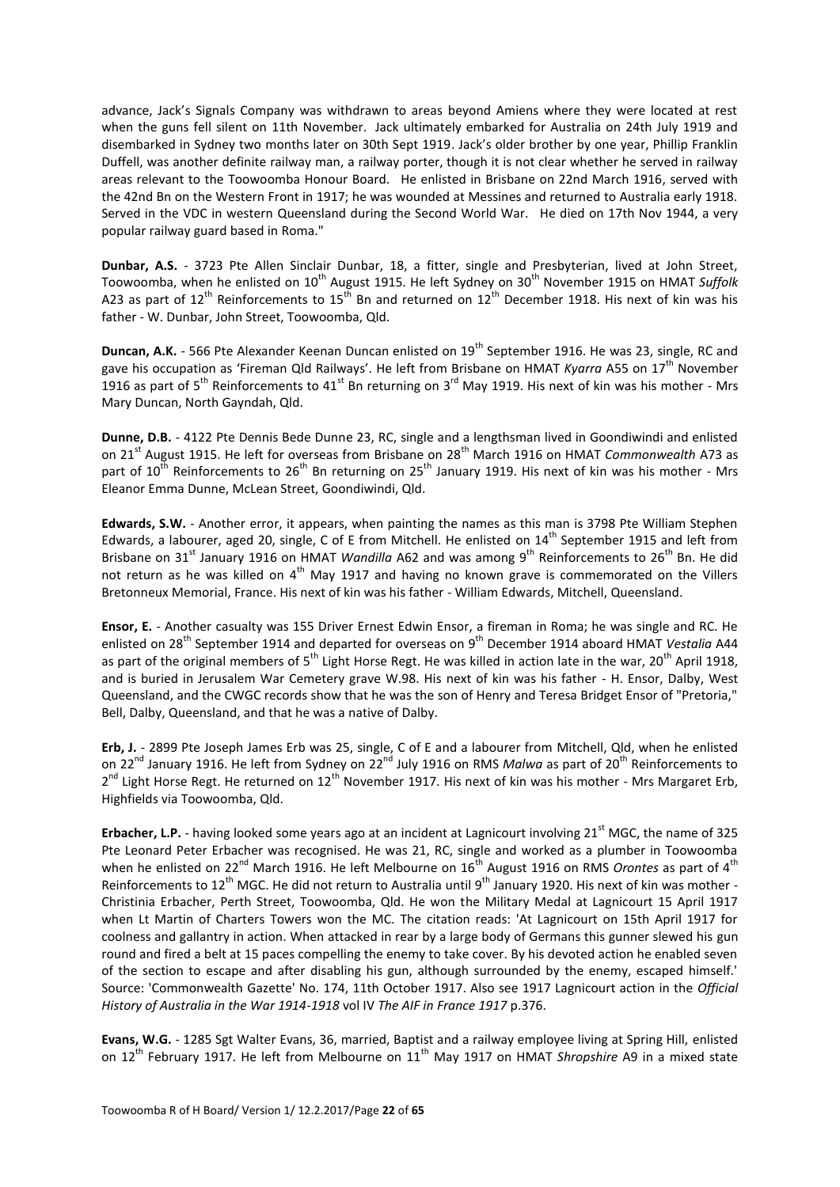advance, Jack's Signals Company was withdrawn to areas beyond Amiens where they were located at rest when the guns fell silent on 11th November. Jack ultimately embarked for Australia on 24th July 1919 and disembarked in Sydney two months later on 30th Sept 1919. Jack's older brother by one year, Phillip Franklin Duffell, was another definite railway man, a railway porter, though it is not clear whether he served in railway areas relevant to the Toowoomba Honour Board. He enlisted in Brisbane on 22nd March 1916, served with the 42nd Bn on the Western Front in 1917; he was wounded at Messines and returned to Australia early 1918. Served in the VDC in western Queensland during the Second World War. He died on 17th Nov 1944, a very popular railway guard based in Roma."

**Dunbar, A.S.** - 3723 Pte Allen Sinclair Dunbar, 18, a fitter, single and Presbyterian, lived at John Street, Toowoomba, when he enlisted on 10th August 1915. He left Sydney on 30th November 1915 on HMAT *Suffolk* A23 as part of 12th Reinforcements to 15th Bn and returned on 12th December 1918. His next of kin was his father - W. Dunbar, John Street, Toowoomba, Qld.

**Duncan, A.K.** - 566 Pte Alexander Keenan Duncan enlisted on 19th September 1916. He was 23, single, RC and gave his occupation as 'Fireman Qld Railways'. He left from Brisbane on HMAT *Kyarra* A55 on 17th November 1916 as part of 5th Reinforcements to 41st Bn returning on 3rd May 1919. His next of kin was his mother - Mrs Mary Duncan, North Gayndah, Qld.

**Dunne, D.B.** - 4122 Pte Dennis Bede Dunne 23, RC, single and a lengthsman lived in Goondiwindi and enlisted on 21st August 1915. He left for overseas from Brisbane on 28th March 1916 on HMAT *Commonwealth* A73 as part of 10th Reinforcements to 26th Bn returning on 25th January 1919. His next of kin was his mother - Mrs Eleanor Emma Dunne, McLean Street, Goondiwindi, Qld.

**Edwards, S.W.** - Another error, it appears, when painting the names as this man is 3798 Pte William Stephen Edwards, a labourer, aged 20, single, C of E from Mitchell. He enlisted on 14th September 1915 and left from Brisbane on 31st January 1916 on HMAT *Wandilla* A62 and was among 9th Reinforcements to 26th Bn. He did not return as he was killed on 4th May 1917 and having no known grave is commemorated on the Villers Bretonneux Memorial, France. His next of kin was his father - William Edwards, Mitchell, Queensland.

**Ensor, E.** - Another casualty was 155 Driver Ernest Edwin Ensor, a fireman in Roma; he was single and RC. He enlisted on 28th September 1914 and departed for overseas on 9th December 1914 aboard HMAT *Vestalia* A44 as part of the original members of 5th Light Horse Regt. He was killed in action late in the war, 20th April 1918, and is buried in Jerusalem War Cemetery grave W.98. His next of kin was his father - H. Ensor, Dalby, West Queensland, and the CWGC records show that he was the son of Henry and Teresa Bridget Ensor of "Pretoria," Bell, Dalby, Queensland, and that he was a native of Dalby.

**Erb, J.** - 2899 Pte Joseph James Erb was 25, single, C of E and a labourer from Mitchell, Qld, when he enlisted on 22nd January 1916. He left from Sydney on 22nd July 1916 on RMS *Malwa* as part of 20th Reinforcements to 2nd Light Horse Regt. He returned on 12th November 1917. His next of kin was his mother - Mrs Margaret Erb, Highfields via Toowoomba, Qld.

**Erbacher, L.P.** - having looked some years ago at an incident at Lagnicourt involving 21st MGC, the name of 325 Pte Leonard Peter Erbacher was recognised. He was 21, RC, single and worked as a plumber in Toowoomba when he enlisted on 22nd March 1916. He left Melbourne on 16th August 1916 on RMS *Orontes* as part of 4th Reinforcements to 12th MGC. He did not return to Australia until 9th January 1920. His next of kin was mother - Christinia Erbacher, Perth Street, Toowoomba, Qld. He won the Military Medal at Lagnicourt 15 April 1917 when Lt Martin of Charters Towers won the MC. The citation reads: 'At Lagnicourt on 15th April 1917 for coolness and gallantry in action. When attacked in rear by a large body of Germans this gunner slewed his gun round and fired a belt at 15 paces compelling the enemy to take cover. By his devoted action he enabled seven of the section to escape and after disabling his gun, although surrounded by the enemy, escaped himself.' Source: 'Commonwealth Gazette' No. 174, 11th October 1917. Also see 1917 Lagnicourt action in the *Official History of Australia in the War 1914-1918* vol IV *The AIF in France 1917* p.376.

**Evans, W.G.** - 1285 Sgt Walter Evans, 36, married, Baptist and a railway employee living at Spring Hill, enlisted on 12th February 1917. He left from Melbourne on 11th May 1917 on HMAT *Shropshire* A9 in a mixed state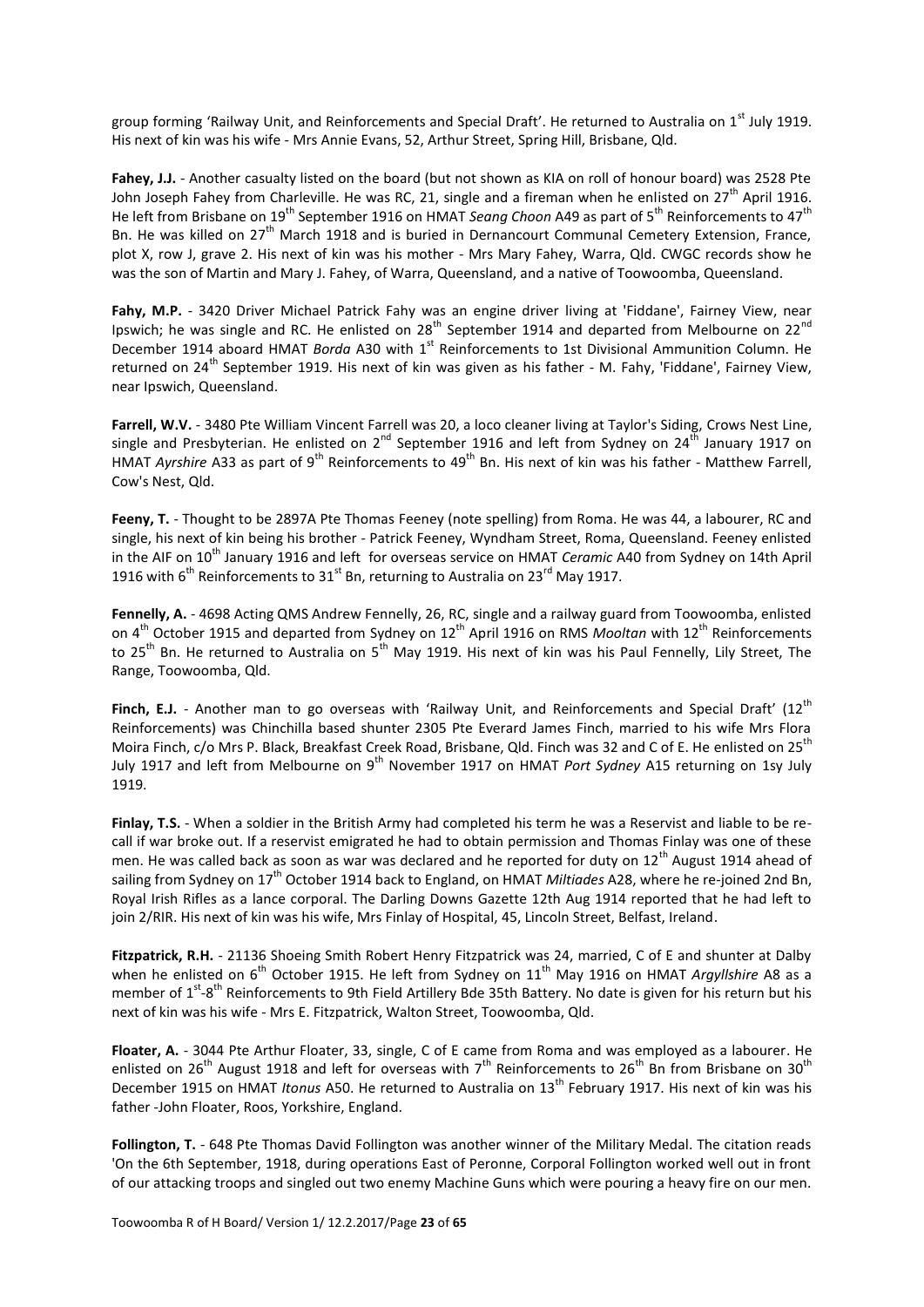group forming 'Railway Unit, and Reinforcements and Special Draft'. He returned to Australia on 1st July 1919. His next of kin was his wife - Mrs Annie Evans, 52, Arthur Street, Spring Hill, Brisbane, Qld.

**Fahey, J.J.** - Another casualty listed on the board (but not shown as KIA on roll of honour board) was 2528 Pte John Joseph Fahey from Charleville. He was RC, 21, single and a fireman when he enlisted on 27th April 1916. He left from Brisbane on 19th September 1916 on HMAT *Seang Choon* A49 as part of 5th Reinforcements to 47th Bn. He was killed on 27th March 1918 and is buried in Dernancourt Communal Cemetery Extension, France, plot X, row J, grave 2. His next of kin was his mother - Mrs Mary Fahey, Warra, Qld. CWGC records show he was the son of Martin and Mary J. Fahey, of Warra, Queensland, and a native of Toowoomba, Queensland.

**Fahy, M.P.** - 3420 Driver Michael Patrick Fahy was an engine driver living at 'Fiddane', Fairney View, near Ipswich; he was single and RC. He enlisted on 28th September 1914 and departed from Melbourne on 22nd December 1914 aboard HMAT *Borda* A30 with 1st Reinforcements to 1st Divisional Ammunition Column. He returned on 24th September 1919. His next of kin was given as his father - M. Fahy, 'Fiddane', Fairney View, near Ipswich, Queensland.

**Farrell, W.V.** - 3480 Pte William Vincent Farrell was 20, a loco cleaner living at Taylor's Siding, Crows Nest Line, single and Presbyterian. He enlisted on 2nd September 1916 and left from Sydney on 24th January 1917 on HMAT *Ayrshire* A33 as part of 9th Reinforcements to 49th Bn. His next of kin was his father - Matthew Farrell, Cow's Nest, Qld.

**Feeny, T.** - Thought to be 2897A Pte Thomas Feeney (note spelling) from Roma. He was 44, a labourer, RC and single, his next of kin being his brother - Patrick Feeney, Wyndham Street, Roma, Queensland. Feeney enlisted in the AIF on 10th January 1916 and left for overseas service on HMAT *Ceramic* A40 from Sydney on 14th April 1916 with 6th Reinforcements to 31st Bn, returning to Australia on 23rd May 1917.

**Fennelly, A.** - 4698 Acting QMS Andrew Fennelly, 26, RC, single and a railway guard from Toowoomba, enlisted on 4th October 1915 and departed from Sydney on 12th April 1916 on RMS *Mooltan* with 12th Reinforcements to 25th Bn. He returned to Australia on 5th May 1919. His next of kin was his Paul Fennelly, Lily Street, The Range, Toowoomba, Qld.

**Finch, E.J.** - Another man to go overseas with 'Railway Unit, and Reinforcements and Special Draft' (12th Reinforcements) was Chinchilla based shunter 2305 Pte Everard James Finch, married to his wife Mrs Flora Moira Finch, c/o Mrs P. Black, Breakfast Creek Road, Brisbane, Qld. Finch was 32 and C of E. He enlisted on 25th July 1917 and left from Melbourne on 9th November 1917 on HMAT *Port Sydney* A15 returning on 1sy July 1919.

**Finlay, T.S.** - When a soldier in the British Army had completed his term he was a Reservist and liable to be re-call if war broke out. If a reservist emigrated he had to obtain permission and Thomas Finlay was one of these men. He was called back as soon as war was declared and he reported for duty on 12th August 1914 ahead of sailing from Sydney on 17th October 1914 back to England, on HMAT *Miltiades* A28, where he re-joined 2nd Bn, Royal Irish Rifles as a lance corporal. The Darling Downs Gazette 12th Aug 1914 reported that he had left to join 2/RIR. His next of kin was his wife, Mrs Finlay of Hospital, 45, Lincoln Street, Belfast, Ireland.

**Fitzpatrick, R.H.** - 21136 Shoeing Smith Robert Henry Fitzpatrick was 24, married, C of E and shunter at Dalby when he enlisted on 6th October 1915. He left from Sydney on 11th May 1916 on HMAT *Argyllshire* A8 as a member of 1st-8th Reinforcements to 9th Field Artillery Bde 35th Battery. No date is given for his return but his next of kin was his wife - Mrs E. Fitzpatrick, Walton Street, Toowoomba, Qld.

**Floater, A.** - 3044 Pte Arthur Floater, 33, single, C of E came from Roma and was employed as a labourer. He enlisted on 26th August 1918 and left for overseas with 7th Reinforcements to 26th Bn from Brisbane on 30th December 1915 on HMAT *Itonus* A50. He returned to Australia on 13th February 1917. His next of kin was his father -John Floater, Roos, Yorkshire, England.

**Follington, T.** - 648 Pte Thomas David Follington was another winner of the Military Medal. The citation reads 'On the 6th September, 1918, during operations East of Peronne, Corporal Follington worked well out in front of our attacking troops and singled out two enemy Machine Guns which were pouring a heavy fire on our men.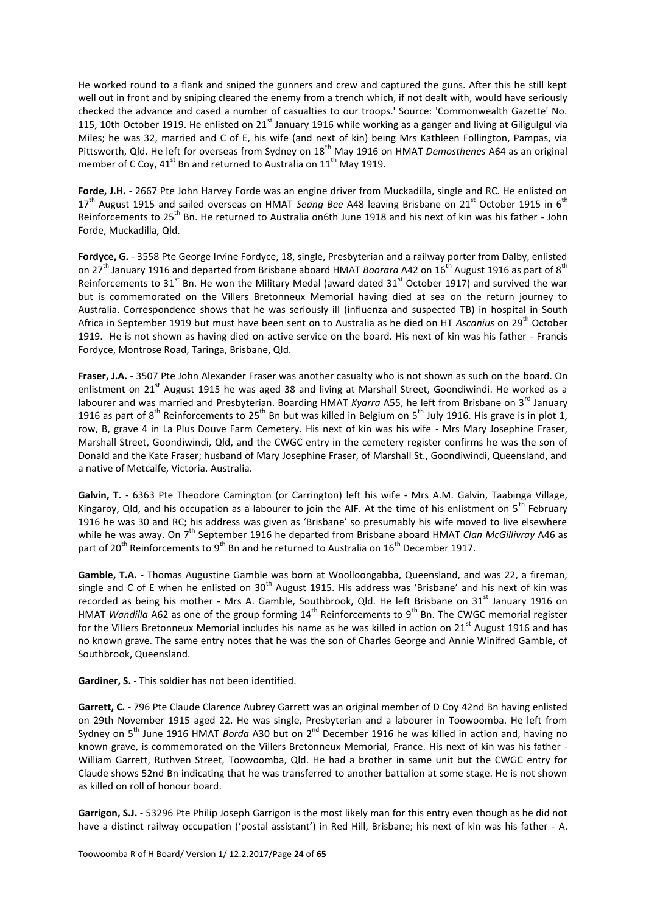He worked round to a flank and sniped the gunners and crew and captured the guns. After this he still kept well out in front and by sniping cleared the enemy from a trench which, if not dealt with, would have seriously checked the advance and cased a number of casualties to our troops.' Source: 'Commonwealth Gazette' No. 115, 10th October 1919. He enlisted on 21st January 1916 while working as a ganger and living at Giligulgul via Miles; he was 32, married and C of E, his wife (and next of kin) being Mrs Kathleen Follington, Pampas, via Pittsworth, Qld. He left for overseas from Sydney on 18th May 1916 on HMAT *Demosthenes* A64 as an original member of C Coy, 41st Bn and returned to Australia on 11th May 1919.

**Forde, J.H.** - 2667 Pte John Harvey Forde was an engine driver from Muckadilla, single and RC. He enlisted on 17th August 1915 and sailed overseas on HMAT *Seang Bee* A48 leaving Brisbane on 21st October 1915 in 6th Reinforcements to 25th Bn. He returned to Australia on6th June 1918 and his next of kin was his father - John Forde, Muckadilla, Qld.

**Fordyce, G.** - 3558 Pte George Irvine Fordyce, 18, single, Presbyterian and a railway porter from Dalby, enlisted on 27th January 1916 and departed from Brisbane aboard HMAT *Boorara* A42 on 16th August 1916 as part of 8th Reinforcements to 31st Bn. He won the Military Medal (award dated 31st October 1917) and survived the war but is commemorated on the Villers Bretonneux Memorial having died at sea on the return journey to Australia. Correspondence shows that he was seriously ill (influenza and suspected TB) in hospital in South Africa in September 1919 but must have been sent on to Australia as he died on HT *Ascanius* on 29th October 1919. He is not shown as having died on active service on the board. His next of kin was his father - Francis Fordyce, Montrose Road, Taringa, Brisbane, Qld.

**Fraser, J.A.** - 3507 Pte John Alexander Fraser was another casualty who is not shown as such on the board. On enlistment on 21st August 1915 he was aged 38 and living at Marshall Street, Goondiwindi. He worked as a labourer and was married and Presbyterian. Boarding HMAT *Kyarra* A55, he left from Brisbane on 3rd January 1916 as part of 8th Reinforcements to 25th Bn but was killed in Belgium on 5th July 1916. His grave is in plot 1, row, B, grave 4 in La Plus Douve Farm Cemetery. His next of kin was his wife - Mrs Mary Josephine Fraser, Marshall Street, Goondiwindi, Qld, and the CWGC entry in the cemetery register confirms he was the son of Donald and the Kate Fraser; husband of Mary Josephine Fraser, of Marshall St., Goondiwindi, Queensland, and a native of Metcalfe, Victoria. Australia.

**Galvin, T.** - 6363 Pte Theodore Camington (or Carrington) left his wife - Mrs A.M. Galvin, Taabinga Village, Kingaroy, Qld, and his occupation as a labourer to join the AIF. At the time of his enlistment on 5th February 1916 he was 30 and RC; his address was given as 'Brisbane' so presumably his wife moved to live elsewhere while he was away. On 7th September 1916 he departed from Brisbane aboard HMAT *Clan McGillivray* A46 as part of 20th Reinforcements to 9th Bn and he returned to Australia on 16th December 1917.

**Gamble, T.A.** - Thomas Augustine Gamble was born at Woolloongabba, Queensland, and was 22, a fireman, single and C of E when he enlisted on 30th August 1915. His address was 'Brisbane' and his next of kin was recorded as being his mother - Mrs A. Gamble, Southbrook, Qld. He left Brisbane on 31st January 1916 on HMAT *Wandilla* A62 as one of the group forming 14th Reinforcements to 9th Bn. The CWGC memorial register for the Villers Bretonneux Memorial includes his name as he was killed in action on 21st August 1916 and has no known grave. The same entry notes that he was the son of Charles George and Annie Winifred Gamble, of Southbrook, Queensland.

**Gardiner, S.** - This soldier has not been identified.

**Garrett, C.** - 796 Pte Claude Clarence Aubrey Garrett was an original member of D Coy 42nd Bn having enlisted on 29th November 1915 aged 22. He was single, Presbyterian and a labourer in Toowoomba. He left from Sydney on 5th June 1916 HMAT *Borda* A30 but on 2nd December 1916 he was killed in action and, having no known grave, is commemorated on the Villers Bretonneux Memorial, France. His next of kin was his father - William Garrett, Ruthven Street, Toowoomba, Qld. He had a brother in same unit but the CWGC entry for Claude shows 52nd Bn indicating that he was transferred to another battalion at some stage. He is not shown as killed on roll of honour board.

**Garrigon, S.J.** - 53296 Pte Philip Joseph Garrigon is the most likely man for this entry even though as he did not have a distinct railway occupation ('postal assistant') in Red Hill, Brisbane; his next of kin was his father - A.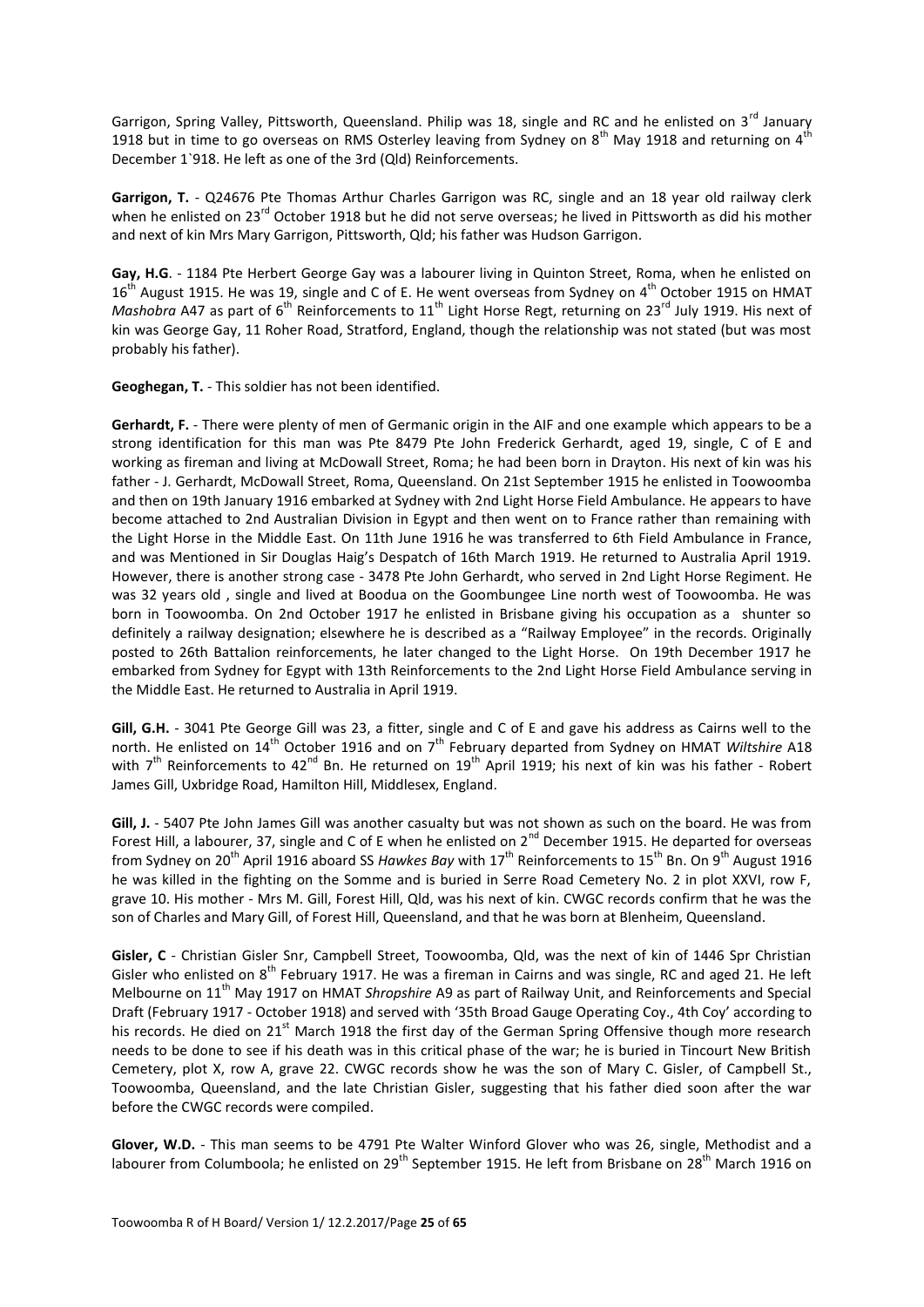Garrigon, Spring Valley, Pittsworth, Queensland. Philip was 18, single and RC and he enlisted on 3rd January 1918 but in time to go overseas on RMS Osterley leaving from Sydney on 8th May 1918 and returning on 4th December 1`918. He left as one of the 3rd (Qld) Reinforcements.

**Garrigon, T.** - Q24676 Pte Thomas Arthur Charles Garrigon was RC, single and an 18 year old railway clerk when he enlisted on 23rd October 1918 but he did not serve overseas; he lived in Pittsworth as did his mother and next of kin Mrs Mary Garrigon, Pittsworth, Qld; his father was Hudson Garrigon.

**Gay, H.G**. - 1184 Pte Herbert George Gay was a labourer living in Quinton Street, Roma, when he enlisted on 16th August 1915. He was 19, single and C of E. He went overseas from Sydney on 4th October 1915 on HMAT *Mashobra* A47 as part of 6th Reinforcements to 11th Light Horse Regt, returning on 23rd July 1919. His next of kin was George Gay, 11 Roher Road, Stratford, England, though the relationship was not stated (but was most probably his father).

**Geoghegan, T.** - This soldier has not been identified.

**Gerhardt, F.** - There were plenty of men of Germanic origin in the AIF and one example which appears to be a strong identification for this man was Pte 8479 Pte John Frederick Gerhardt, aged 19, single, C of E and working as fireman and living at McDowall Street, Roma; he had been born in Drayton. His next of kin was his father - J. Gerhardt, McDowall Street, Roma, Queensland. On 21st September 1915 he enlisted in Toowoomba and then on 19th January 1916 embarked at Sydney with 2nd Light Horse Field Ambulance. He appears to have become attached to 2nd Australian Division in Egypt and then went on to France rather than remaining with the Light Horse in the Middle East. On 11th June 1916 he was transferred to 6th Field Ambulance in France, and was Mentioned in Sir Douglas Haig's Despatch of 16th March 1919. He returned to Australia April 1919. However, there is another strong case - 3478 Pte John Gerhardt, who served in 2nd Light Horse Regiment. He was 32 years old , single and lived at Boodua on the Goombungee Line north west of Toowoomba. He was born in Toowoomba. On 2nd October 1917 he enlisted in Brisbane giving his occupation as a shunter so definitely a railway designation; elsewhere he is described as a "Railway Employee" in the records. Originally posted to 26th Battalion reinforcements, he later changed to the Light Horse. On 19th December 1917 he embarked from Sydney for Egypt with 13th Reinforcements to the 2nd Light Horse Field Ambulance serving in the Middle East. He returned to Australia in April 1919.

**Gill, G.H.** - 3041 Pte George Gill was 23, a fitter, single and C of E and gave his address as Cairns well to the north. He enlisted on 14th October 1916 and on 7th February departed from Sydney on HMAT *Wiltshire* A18 with 7th Reinforcements to 42nd Bn. He returned on 19th April 1919; his next of kin was his father - Robert James Gill, Uxbridge Road, Hamilton Hill, Middlesex, England.

**Gill, J.** - 5407 Pte John James Gill was another casualty but was not shown as such on the board. He was from Forest Hill, a labourer, 37, single and C of E when he enlisted on 2nd December 1915. He departed for overseas from Sydney on 20th April 1916 aboard SS *Hawkes Bay* with 17th Reinforcements to 15th Bn. On 9th August 1916 he was killed in the fighting on the Somme and is buried in Serre Road Cemetery No. 2 in plot XXVI, row F, grave 10. His mother - Mrs M. Gill, Forest Hill, Qld, was his next of kin. CWGC records confirm that he was the son of Charles and Mary Gill, of Forest Hill, Queensland, and that he was born at Blenheim, Queensland.

**Gisler, C** - Christian Gisler Snr, Campbell Street, Toowoomba, Qld, was the next of kin of 1446 Spr Christian Gisler who enlisted on 8th February 1917. He was a fireman in Cairns and was single, RC and aged 21. He left Melbourne on 11th May 1917 on HMAT *Shropshire* A9 as part of Railway Unit, and Reinforcements and Special Draft (February 1917 - October 1918) and served with '35th Broad Gauge Operating Coy., 4th Coy' according to his records. He died on 21st March 1918 the first day of the German Spring Offensive though more research needs to be done to see if his death was in this critical phase of the war; he is buried in Tincourt New British Cemetery, plot X, row A, grave 22. CWGC records show he was the son of Mary C. Gisler, of Campbell St., Toowoomba, Queensland, and the late Christian Gisler, suggesting that his father died soon after the war before the CWGC records were compiled.

**Glover, W.D.** - This man seems to be 4791 Pte Walter Winford Glover who was 26, single, Methodist and a labourer from Columboola; he enlisted on 29th September 1915. He left from Brisbane on 28th March 1916 on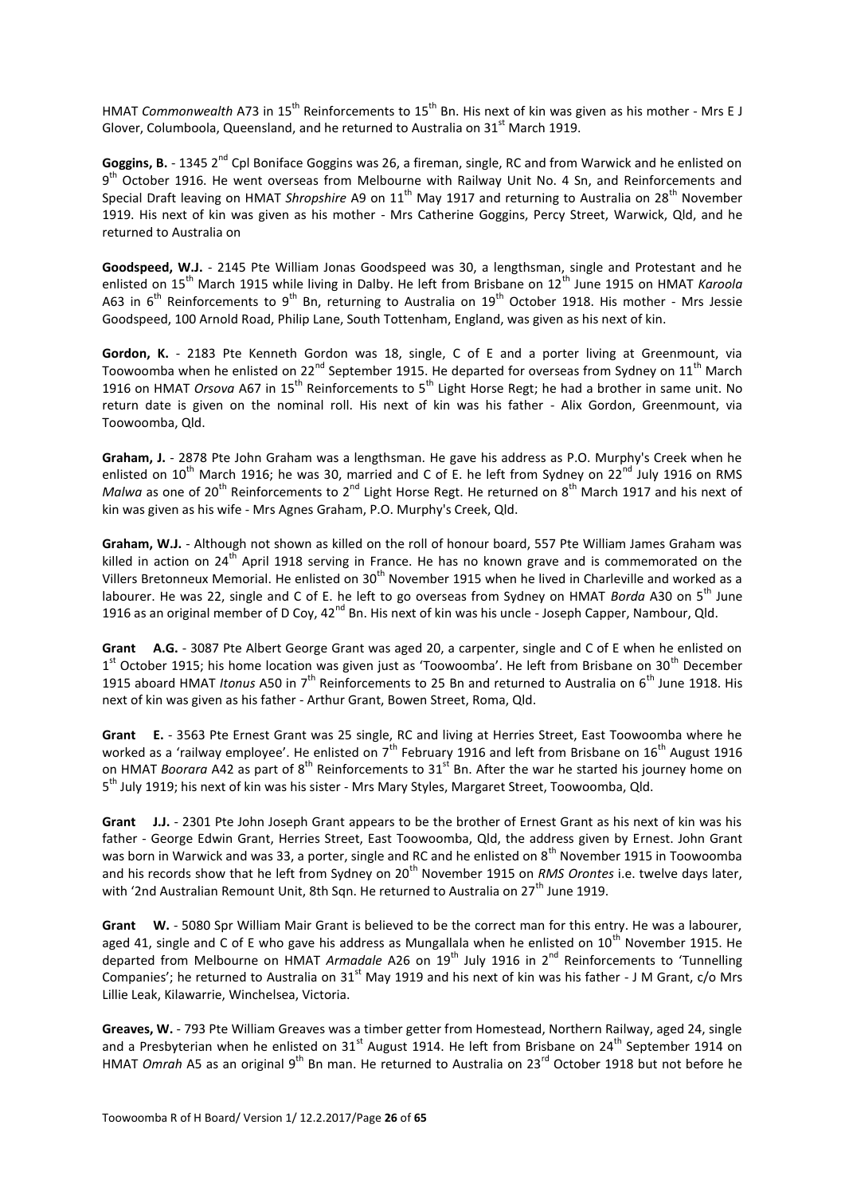HMAT *Commonwealth* A73 in 15th Reinforcements to 15th Bn. His next of kin was given as his mother - Mrs E J Glover, Columboola, Queensland, and he returned to Australia on 31st March 1919.

**Goggins, B.** - 1345 2nd Cpl Boniface Goggins was 26, a fireman, single, RC and from Warwick and he enlisted on 9th October 1916. He went overseas from Melbourne with Railway Unit No. 4 Sn, and Reinforcements and Special Draft leaving on HMAT *Shropshire* A9 on 11th May 1917 and returning to Australia on 28th November 1919. His next of kin was given as his mother - Mrs Catherine Goggins, Percy Street, Warwick, Qld, and he returned to Australia on

**Goodspeed, W.J.** - 2145 Pte William Jonas Goodspeed was 30, a lengthsman, single and Protestant and he enlisted on 15th March 1915 while living in Dalby. He left from Brisbane on 12th June 1915 on HMAT *Karoola* A63 in 6th Reinforcements to 9th Bn, returning to Australia on 19th October 1918. His mother - Mrs Jessie Goodspeed, 100 Arnold Road, Philip Lane, South Tottenham, England, was given as his next of kin.

**Gordon, K.** - 2183 Pte Kenneth Gordon was 18, single, C of E and a porter living at Greenmount, via Toowoomba when he enlisted on 22nd September 1915. He departed for overseas from Sydney on 11th March 1916 on HMAT *Orsova* A67 in 15th Reinforcements to 5th Light Horse Regt; he had a brother in same unit. No return date is given on the nominal roll. His next of kin was his father - Alix Gordon, Greenmount, via Toowoomba, Qld.

**Graham, J.** - 2878 Pte John Graham was a lengthsman. He gave his address as P.O. Murphy's Creek when he enlisted on 10th March 1916; he was 30, married and C of E. he left from Sydney on 22nd July 1916 on RMS *Malwa* as one of 20th Reinforcements to 2nd Light Horse Regt. He returned on 8th March 1917 and his next of kin was given as his wife - Mrs Agnes Graham, P.O. Murphy's Creek, Qld.

**Graham, W.J.** - Although not shown as killed on the roll of honour board, 557 Pte William James Graham was killed in action on 24th April 1918 serving in France. He has no known grave and is commemorated on the Villers Bretonneux Memorial. He enlisted on 30th November 1915 when he lived in Charleville and worked as a labourer. He was 22, single and C of E. he left to go overseas from Sydney on HMAT *Borda* A30 on 5th June 1916 as an original member of D Coy, 42nd Bn. His next of kin was his uncle - Joseph Capper, Nambour, Qld.

**Grant A.G.** - 3087 Pte Albert George Grant was aged 20, a carpenter, single and C of E when he enlisted on 1st October 1915; his home location was given just as 'Toowoomba'. He left from Brisbane on 30th December 1915 aboard HMAT *Itonus* A50 in 7th Reinforcements to 25 Bn and returned to Australia on 6th June 1918. His next of kin was given as his father - Arthur Grant, Bowen Street, Roma, Qld.

**Grant E.** - 3563 Pte Ernest Grant was 25 single, RC and living at Herries Street, East Toowoomba where he worked as a 'railway employee'. He enlisted on 7th February 1916 and left from Brisbane on 16th August 1916 on HMAT *Boorara* A42 as part of 8th Reinforcements to 31st Bn. After the war he started his journey home on 5th July 1919; his next of kin was his sister - Mrs Mary Styles, Margaret Street, Toowoomba, Qld.

**Grant J.J.** - 2301 Pte John Joseph Grant appears to be the brother of Ernest Grant as his next of kin was his father - George Edwin Grant, Herries Street, East Toowoomba, Qld, the address given by Ernest. John Grant was born in Warwick and was 33, a porter, single and RC and he enlisted on 8th November 1915 in Toowoomba and his records show that he left from Sydney on 20th November 1915 on *RMS Orontes* i.e. twelve days later, with '2nd Australian Remount Unit, 8th Sqn. He returned to Australia on 27th June 1919.

**Grant W.** - 5080 Spr William Mair Grant is believed to be the correct man for this entry. He was a labourer, aged 41, single and C of E who gave his address as Mungallala when he enlisted on 10th November 1915. He departed from Melbourne on HMAT *Armadale* A26 on 19th July 1916 in 2nd Reinforcements to 'Tunnelling Companies'; he returned to Australia on 31st May 1919 and his next of kin was his father - J M Grant, c/o Mrs Lillie Leak, Kilawarrie, Winchelsea, Victoria.

**Greaves, W.** - 793 Pte William Greaves was a timber getter from Homestead, Northern Railway, aged 24, single and a Presbyterian when he enlisted on 31st August 1914. He left from Brisbane on 24th September 1914 on HMAT *Omrah* A5 as an original 9th Bn man. He returned to Australia on 23rd October 1918 but not before he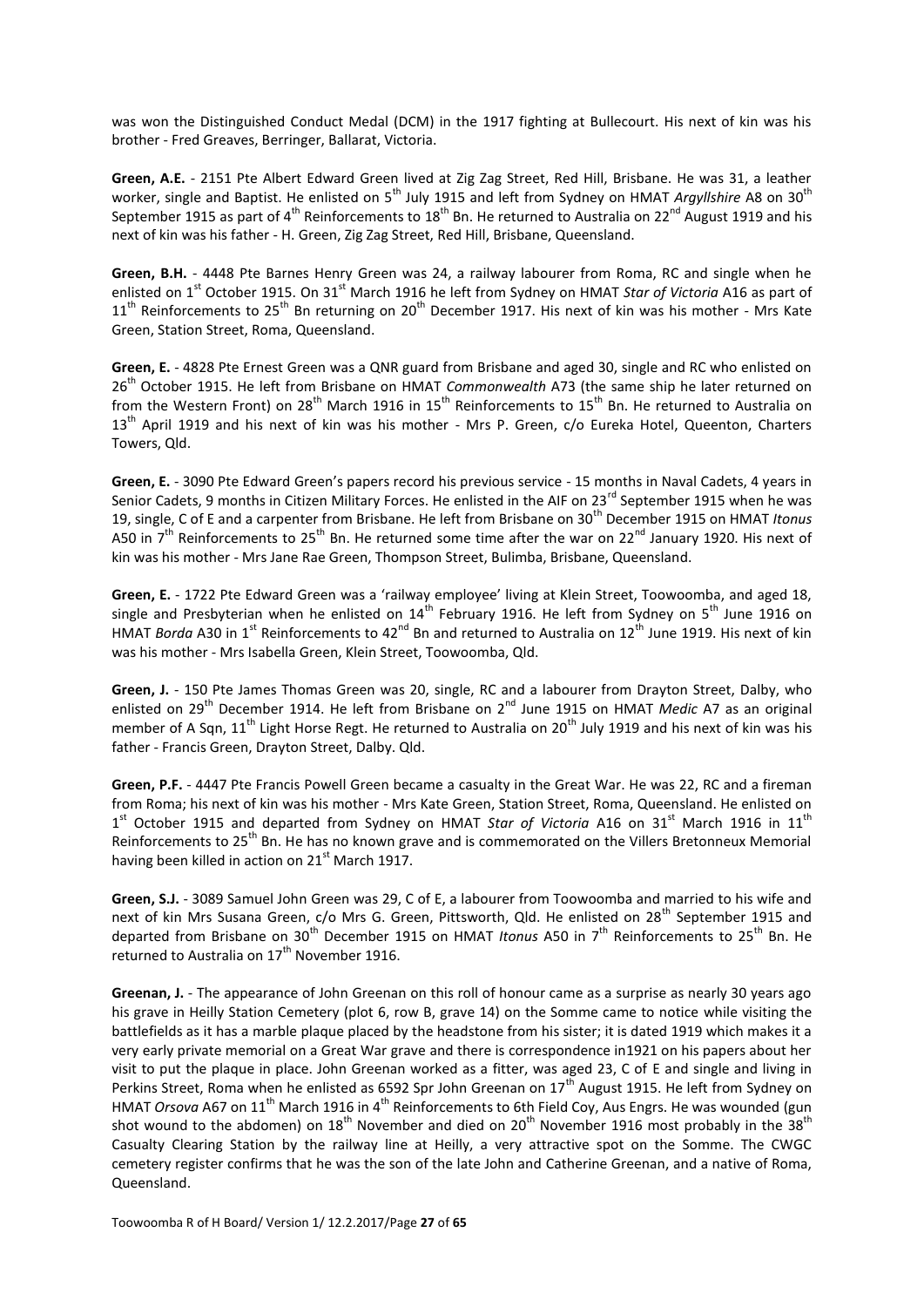was won the Distinguished Conduct Medal (DCM) in the 1917 fighting at Bullecourt. His next of kin was his brother - Fred Greaves, Berringer, Ballarat, Victoria.

**Green, A.E.** - 2151 Pte Albert Edward Green lived at Zig Zag Street, Red Hill, Brisbane. He was 31, a leather worker, single and Baptist. He enlisted on 5th July 1915 and left from Sydney on HMAT *Argyllshire* A8 on 30th September 1915 as part of 4th Reinforcements to 18th Bn. He returned to Australia on 22nd August 1919 and his next of kin was his father - H. Green, Zig Zag Street, Red Hill, Brisbane, Queensland.

**Green, B.H.** - 4448 Pte Barnes Henry Green was 24, a railway labourer from Roma, RC and single when he enlisted on 1st October 1915. On 31st March 1916 he left from Sydney on HMAT *Star of Victoria* A16 as part of 11th Reinforcements to 25th Bn returning on 20th December 1917. His next of kin was his mother - Mrs Kate Green, Station Street, Roma, Queensland.

**Green, E.** - 4828 Pte Ernest Green was a QNR guard from Brisbane and aged 30, single and RC who enlisted on 26th October 1915. He left from Brisbane on HMAT *Commonwealth* A73 (the same ship he later returned on from the Western Front) on 28th March 1916 in 15th Reinforcements to 15th Bn. He returned to Australia on 13th April 1919 and his next of kin was his mother - Mrs P. Green, c/o Eureka Hotel, Queenton, Charters Towers, Qld.

**Green, E.** - 3090 Pte Edward Green's papers record his previous service - 15 months in Naval Cadets, 4 years in Senior Cadets, 9 months in Citizen Military Forces. He enlisted in the AIF on 23rd September 1915 when he was 19, single, C of E and a carpenter from Brisbane. He left from Brisbane on 30th December 1915 on HMAT *Itonus* A50 in 7th Reinforcements to 25th Bn. He returned some time after the war on 22nd January 1920. His next of kin was his mother - Mrs Jane Rae Green, Thompson Street, Bulimba, Brisbane, Queensland.

**Green, E.** - 1722 Pte Edward Green was a 'railway employee' living at Klein Street, Toowoomba, and aged 18, single and Presbyterian when he enlisted on 14th February 1916. He left from Sydney on 5th June 1916 on HMAT *Borda* A30 in 1st Reinforcements to 42nd Bn and returned to Australia on 12th June 1919. His next of kin was his mother - Mrs Isabella Green, Klein Street, Toowoomba, Qld.

**Green, J.** - 150 Pte James Thomas Green was 20, single, RC and a labourer from Drayton Street, Dalby, who enlisted on 29th December 1914. He left from Brisbane on 2nd June 1915 on HMAT *Medic* A7 as an original member of A Sqn, 11th Light Horse Regt. He returned to Australia on 20th July 1919 and his next of kin was his father - Francis Green, Drayton Street, Dalby. Qld.

**Green, P.F.** - 4447 Pte Francis Powell Green became a casualty in the Great War. He was 22, RC and a fireman from Roma; his next of kin was his mother - Mrs Kate Green, Station Street, Roma, Queensland. He enlisted on 1st October 1915 and departed from Sydney on HMAT *Star of Victoria* A16 on 31st March 1916 in 11th Reinforcements to 25th Bn. He has no known grave and is commemorated on the Villers Bretonneux Memorial having been killed in action on 21st March 1917.

**Green, S.J.** - 3089 Samuel John Green was 29, C of E, a labourer from Toowoomba and married to his wife and next of kin Mrs Susana Green, c/o Mrs G. Green, Pittsworth, Qld. He enlisted on 28th September 1915 and departed from Brisbane on 30th December 1915 on HMAT *Itonus* A50 in 7th Reinforcements to 25th Bn. He returned to Australia on 17th November 1916.

**Greenan, J.** - The appearance of John Greenan on this roll of honour came as a surprise as nearly 30 years ago his grave in Heilly Station Cemetery (plot 6, row B, grave 14) on the Somme came to notice while visiting the battlefields as it has a marble plaque placed by the headstone from his sister; it is dated 1919 which makes it a very early private memorial on a Great War grave and there is correspondence in1921 on his papers about her visit to put the plaque in place. John Greenan worked as a fitter, was aged 23, C of E and single and living in Perkins Street, Roma when he enlisted as 6592 Spr John Greenan on 17th August 1915. He left from Sydney on HMAT *Orsova* A67 on 11th March 1916 in 4th Reinforcements to 6th Field Coy, Aus Engrs. He was wounded (gun shot wound to the abdomen) on 18th November and died on 20th November 1916 most probably in the 38th Casualty Clearing Station by the railway line at Heilly, a very attractive spot on the Somme. The CWGC cemetery register confirms that he was the son of the late John and Catherine Greenan, and a native of Roma, Queensland.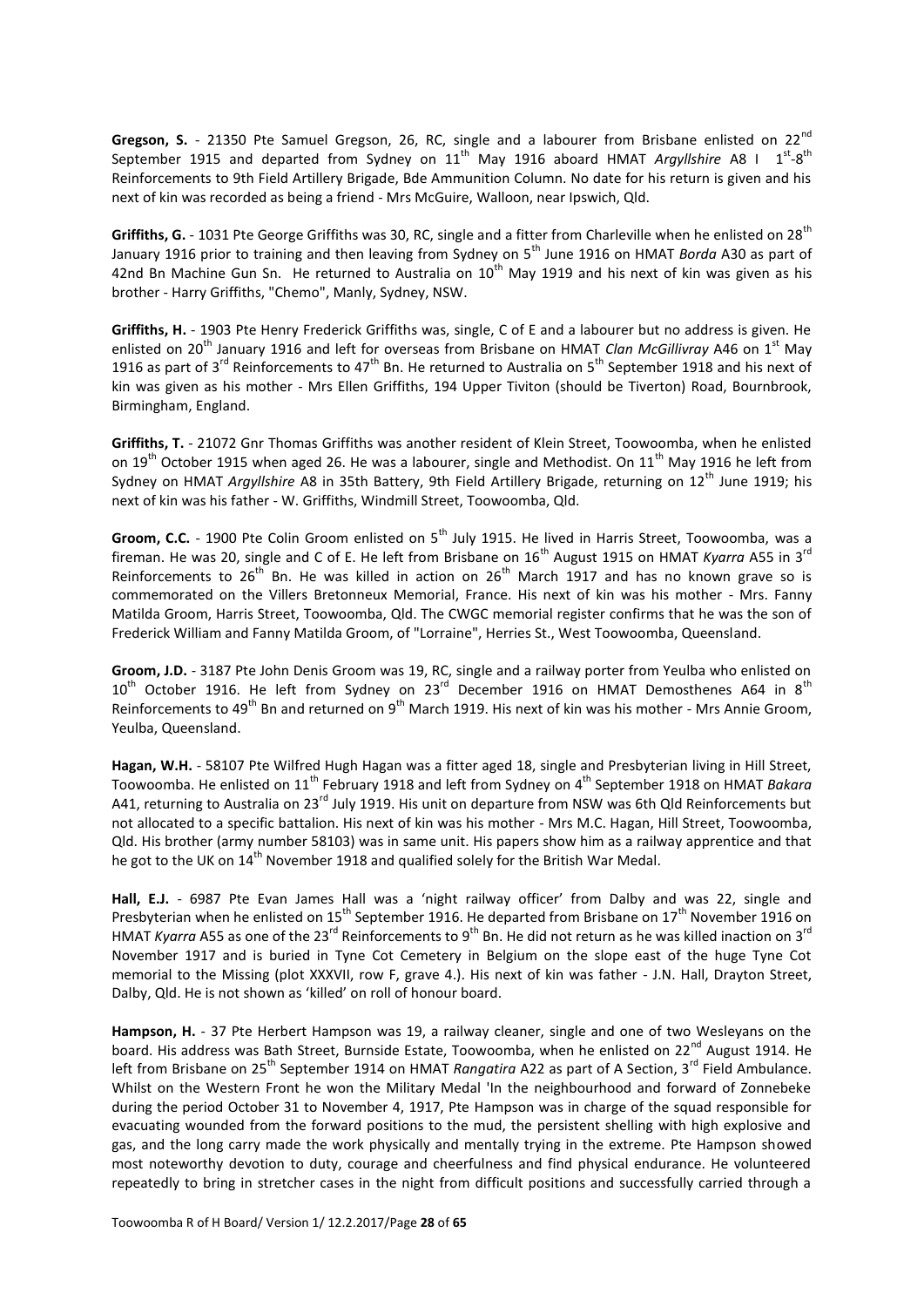**Gregson, S.** - 21350 Pte Samuel Gregson, 26, RC, single and a labourer from Brisbane enlisted on 22nd September 1915 and departed from Sydney on 11th May 1916 aboard HMAT *Argyllshire* A8 I 1st-8th Reinforcements to 9th Field Artillery Brigade, Bde Ammunition Column. No date for his return is given and his next of kin was recorded as being a friend - Mrs McGuire, Walloon, near Ipswich, Qld.

**Griffiths, G.** - 1031 Pte George Griffiths was 30, RC, single and a fitter from Charleville when he enlisted on 28th January 1916 prior to training and then leaving from Sydney on 5th June 1916 on HMAT *Borda* A30 as part of 42nd Bn Machine Gun Sn. He returned to Australia on 10th May 1919 and his next of kin was given as his brother - Harry Griffiths, "Chemo", Manly, Sydney, NSW.

**Griffiths, H.** - 1903 Pte Henry Frederick Griffiths was, single, C of E and a labourer but no address is given. He enlisted on 20th January 1916 and left for overseas from Brisbane on HMAT *Clan McGillivray* A46 on 1st May 1916 as part of 3rd Reinforcements to 47th Bn. He returned to Australia on 5th September 1918 and his next of kin was given as his mother - Mrs Ellen Griffiths, 194 Upper Tiviton (should be Tiverton) Road, Bournbrook, Birmingham, England.

**Griffiths, T.** - 21072 Gnr Thomas Griffiths was another resident of Klein Street, Toowoomba, when he enlisted on 19th October 1915 when aged 26. He was a labourer, single and Methodist. On 11th May 1916 he left from Sydney on HMAT *Argyllshire* A8 in 35th Battery, 9th Field Artillery Brigade, returning on 12th June 1919; his next of kin was his father - W. Griffiths, Windmill Street, Toowoomba, Qld.

**Groom, C.C.** - 1900 Pte Colin Groom enlisted on 5th July 1915. He lived in Harris Street, Toowoomba, was a fireman. He was 20, single and C of E. He left from Brisbane on 16th August 1915 on HMAT *Kyarra* A55 in 3rd Reinforcements to 26th Bn. He was killed in action on 26th March 1917 and has no known grave so is commemorated on the Villers Bretonneux Memorial, France. His next of kin was his mother - Mrs. Fanny Matilda Groom, Harris Street, Toowoomba, Qld. The CWGC memorial register confirms that he was the son of Frederick William and Fanny Matilda Groom, of "Lorraine", Herries St., West Toowoomba, Queensland.

**Groom, J.D.** - 3187 Pte John Denis Groom was 19, RC, single and a railway porter from Yeulba who enlisted on 10th October 1916. He left from Sydney on 23rd December 1916 on HMAT Demosthenes A64 in 8th Reinforcements to 49th Bn and returned on 9th March 1919. His next of kin was his mother - Mrs Annie Groom, Yeulba, Queensland.

**Hagan, W.H.** - 58107 Pte Wilfred Hugh Hagan was a fitter aged 18, single and Presbyterian living in Hill Street, Toowoomba. He enlisted on 11th February 1918 and left from Sydney on 4th September 1918 on HMAT *Bakara* A41, returning to Australia on 23rd July 1919. His unit on departure from NSW was 6th Qld Reinforcements but not allocated to a specific battalion. His next of kin was his mother - Mrs M.C. Hagan, Hill Street, Toowoomba, Qld. His brother (army number 58103) was in same unit. His papers show him as a railway apprentice and that he got to the UK on 14th November 1918 and qualified solely for the British War Medal.

**Hall, E.J.** - 6987 Pte Evan James Hall was a 'night railway officer' from Dalby and was 22, single and Presbyterian when he enlisted on 15th September 1916. He departed from Brisbane on 17th November 1916 on HMAT *Kyarra* A55 as one of the 23rd Reinforcements to 9th Bn. He did not return as he was killed inaction on 3rd November 1917 and is buried in Tyne Cot Cemetery in Belgium on the slope east of the huge Tyne Cot memorial to the Missing (plot XXXVII, row F, grave 4.). His next of kin was father - J.N. Hall, Drayton Street, Dalby, Qld. He is not shown as 'killed' on roll of honour board.

**Hampson, H.** - 37 Pte Herbert Hampson was 19, a railway cleaner, single and one of two Wesleyans on the board. His address was Bath Street, Burnside Estate, Toowoomba, when he enlisted on 22nd August 1914. He left from Brisbane on 25th September 1914 on HMAT *Rangatira* A22 as part of A Section, 3rd Field Ambulance. Whilst on the Western Front he won the Military Medal 'In the neighbourhood and forward of Zonnebeke during the period October 31 to November 4, 1917, Pte Hampson was in charge of the squad responsible for evacuating wounded from the forward positions to the mud, the persistent shelling with high explosive and gas, and the long carry made the work physically and mentally trying in the extreme. Pte Hampson showed most noteworthy devotion to duty, courage and cheerfulness and find physical endurance. He volunteered repeatedly to bring in stretcher cases in the night from difficult positions and successfully carried through a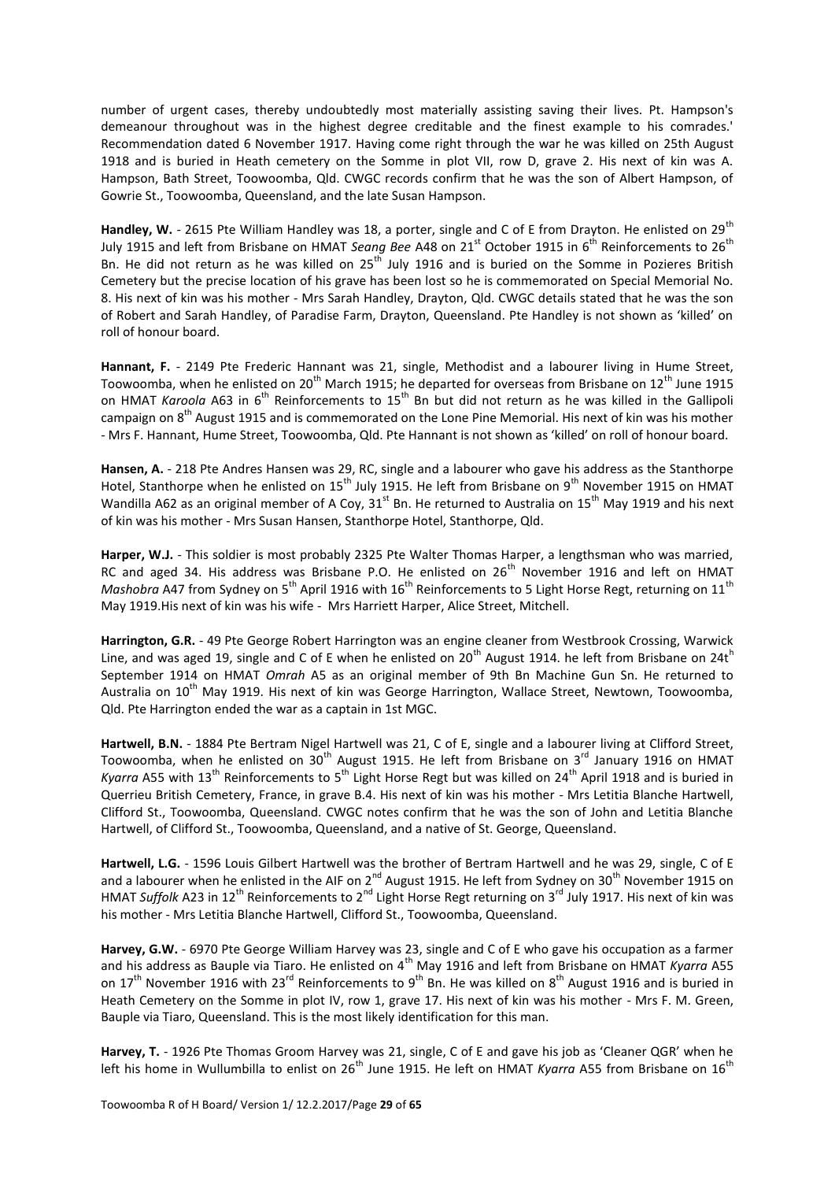number of urgent cases, thereby undoubtedly most materially assisting saving their lives. Pt. Hampson's demeanour throughout was in the highest degree creditable and the finest example to his comrades.' Recommendation dated 6 November 1917. Having come right through the war he was killed on 25th August 1918 and is buried in Heath cemetery on the Somme in plot VII, row D, grave 2. His next of kin was A. Hampson, Bath Street, Toowoomba, Qld. CWGC records confirm that he was the son of Albert Hampson, of Gowrie St., Toowoomba, Queensland, and the late Susan Hampson.

**Handley, W.** - 2615 Pte William Handley was 18, a porter, single and C of E from Drayton. He enlisted on 29th July 1915 and left from Brisbane on HMAT *Seang Bee* A48 on 21st October 1915 in 6th Reinforcements to 26th Bn. He did not return as he was killed on 25th July 1916 and is buried on the Somme in Pozieres British Cemetery but the precise location of his grave has been lost so he is commemorated on Special Memorial No. 8. His next of kin was his mother - Mrs Sarah Handley, Drayton, Qld. CWGC details stated that he was the son of Robert and Sarah Handley, of Paradise Farm, Drayton, Queensland. Pte Handley is not shown as 'killed' on roll of honour board.

**Hannant, F.** - 2149 Pte Frederic Hannant was 21, single, Methodist and a labourer living in Hume Street, Toowoomba, when he enlisted on 20th March 1915; he departed for overseas from Brisbane on 12th June 1915 on HMAT *Karoola* A63 in 6th Reinforcements to 15th Bn but did not return as he was killed in the Gallipoli campaign on 8th August 1915 and is commemorated on the Lone Pine Memorial. His next of kin was his mother - Mrs F. Hannant, Hume Street, Toowoomba, Qld. Pte Hannant is not shown as 'killed' on roll of honour board.

**Hansen, A.** - 218 Pte Andres Hansen was 29, RC, single and a labourer who gave his address as the Stanthorpe Hotel, Stanthorpe when he enlisted on 15th July 1915. He left from Brisbane on 9th November 1915 on HMAT Wandilla A62 as an original member of A Coy, 31st Bn. He returned to Australia on 15th May 1919 and his next of kin was his mother - Mrs Susan Hansen, Stanthorpe Hotel, Stanthorpe, Qld.

**Harper, W.J.** - This soldier is most probably 2325 Pte Walter Thomas Harper, a lengthsman who was married, RC and aged 34. His address was Brisbane P.O. He enlisted on 26th November 1916 and left on HMAT *Mashobra* A47 from Sydney on 5th April 1916 with 16th Reinforcements to 5 Light Horse Regt, returning on 11th May 1919.His next of kin was his wife - Mrs Harriett Harper, Alice Street, Mitchell.

**Harrington, G.R.** - 49 Pte George Robert Harrington was an engine cleaner from Westbrook Crossing, Warwick Line, and was aged 19, single and C of E when he enlisted on 20th August 1914. he left from Brisbane on 24th September 1914 on HMAT *Omrah* A5 as an original member of 9th Bn Machine Gun Sn. He returned to Australia on 10th May 1919. His next of kin was George Harrington, Wallace Street, Newtown, Toowoomba, Qld. Pte Harrington ended the war as a captain in 1st MGC.

**Hartwell, B.N.** - 1884 Pte Bertram Nigel Hartwell was 21, C of E, single and a labourer living at Clifford Street, Toowoomba, when he enlisted on 30th August 1915. He left from Brisbane on 3rd January 1916 on HMAT *Kyarra* A55 with 13th Reinforcements to 5th Light Horse Regt but was killed on 24th April 1918 and is buried in Querrieu British Cemetery, France, in grave B.4. His next of kin was his mother - Mrs Letitia Blanche Hartwell, Clifford St., Toowoomba, Queensland. CWGC notes confirm that he was the son of John and Letitia Blanche Hartwell, of Clifford St., Toowoomba, Queensland, and a native of St. George, Queensland.

**Hartwell, L.G.** - 1596 Louis Gilbert Hartwell was the brother of Bertram Hartwell and he was 29, single, C of E and a labourer when he enlisted in the AIF on 2nd August 1915. He left from Sydney on 30th November 1915 on HMAT *Suffolk* A23 in 12th Reinforcements to 2nd Light Horse Regt returning on 3rd July 1917. His next of kin was his mother - Mrs Letitia Blanche Hartwell, Clifford St., Toowoomba, Queensland.

**Harvey, G.W.** - 6970 Pte George William Harvey was 23, single and C of E who gave his occupation as a farmer and his address as Bauple via Tiaro. He enlisted on 4th May 1916 and left from Brisbane on HMAT *Kyarra* A55 on 17th November 1916 with 23rd Reinforcements to 9th Bn. He was killed on 8th August 1916 and is buried in Heath Cemetery on the Somme in plot IV, row 1, grave 17. His next of kin was his mother - Mrs F. M. Green, Bauple via Tiaro, Queensland. This is the most likely identification for this man.

**Harvey, T.** - 1926 Pte Thomas Groom Harvey was 21, single, C of E and gave his job as 'Cleaner QGR' when he left his home in Wullumbilla to enlist on 26th June 1915. He left on HMAT *Kyarra* A55 from Brisbane on 16th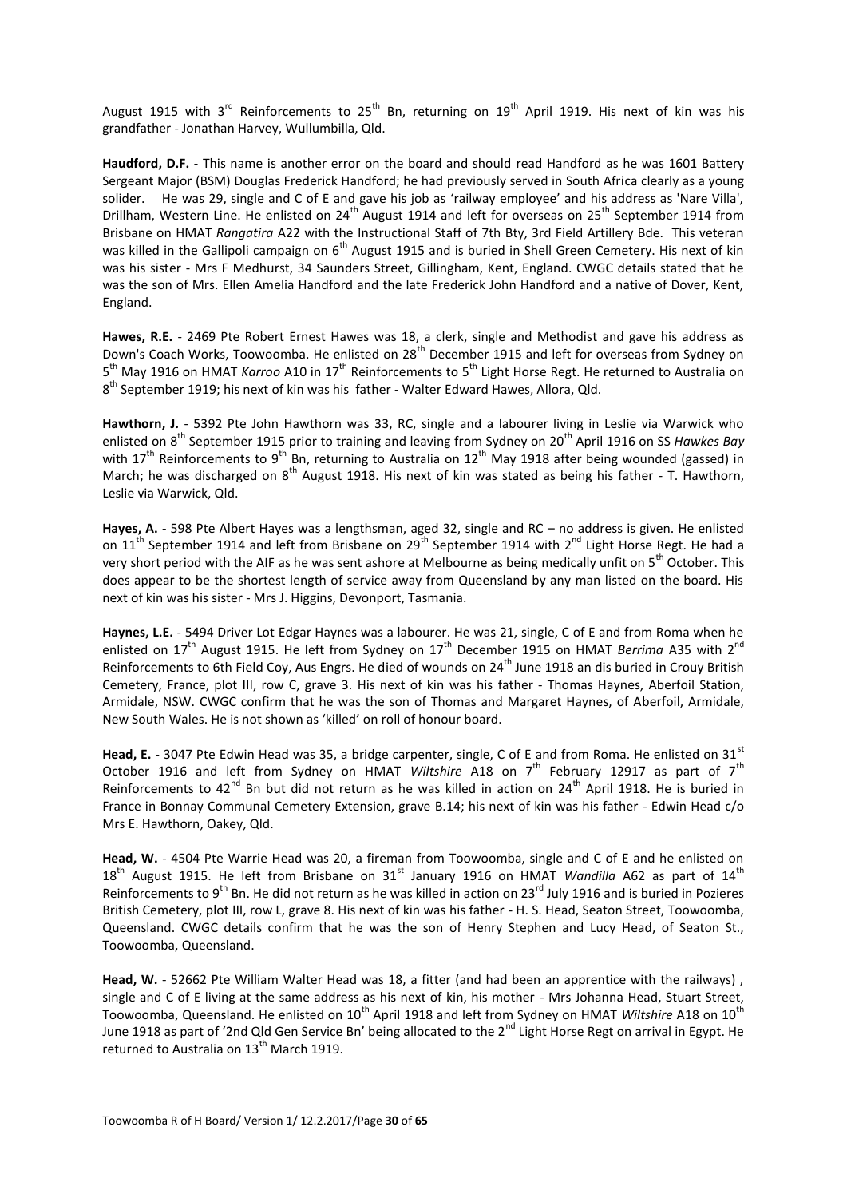August 1915 with 3rd Reinforcements to 25th Bn, returning on 19th April 1919. His next of kin was his grandfather - Jonathan Harvey, Wullumbilla, Qld.

**Haudford, D.F.** - This name is another error on the board and should read Handford as he was 1601 Battery Sergeant Major (BSM) Douglas Frederick Handford; he had previously served in South Africa clearly as a young solider. He was 29, single and C of E and gave his job as 'railway employee' and his address as 'Nare Villa', Drillham, Western Line. He enlisted on 24th August 1914 and left for overseas on 25th September 1914 from Brisbane on HMAT *Rangatira* A22 with the Instructional Staff of 7th Bty, 3rd Field Artillery Bde. This veteran was killed in the Gallipoli campaign on 6th August 1915 and is buried in Shell Green Cemetery. His next of kin was his sister - Mrs F Medhurst, 34 Saunders Street, Gillingham, Kent, England. CWGC details stated that he was the son of Mrs. Ellen Amelia Handford and the late Frederick John Handford and a native of Dover, Kent, England.

**Hawes, R.E.** - 2469 Pte Robert Ernest Hawes was 18, a clerk, single and Methodist and gave his address as Down's Coach Works, Toowoomba. He enlisted on 28th December 1915 and left for overseas from Sydney on 5th May 1916 on HMAT *Karroo* A10 in 17th Reinforcements to 5th Light Horse Regt. He returned to Australia on 8th September 1919; his next of kin was his father - Walter Edward Hawes, Allora, Qld.

**Hawthorn, J.** - 5392 Pte John Hawthorn was 33, RC, single and a labourer living in Leslie via Warwick who enlisted on 8th September 1915 prior to training and leaving from Sydney on 20th April 1916 on SS *Hawkes Bay* with 17th Reinforcements to 9th Bn, returning to Australia on 12th May 1918 after being wounded (gassed) in March; he was discharged on 8th August 1918. His next of kin was stated as being his father - T. Hawthorn, Leslie via Warwick, Qld.

**Hayes, A.** - 598 Pte Albert Hayes was a lengthsman, aged 32, single and RC – no address is given. He enlisted on 11th September 1914 and left from Brisbane on 29th September 1914 with 2nd Light Horse Regt. He had a very short period with the AIF as he was sent ashore at Melbourne as being medically unfit on 5th October. This does appear to be the shortest length of service away from Queensland by any man listed on the board. His next of kin was his sister - Mrs J. Higgins, Devonport, Tasmania.

**Haynes, L.E.** - 5494 Driver Lot Edgar Haynes was a labourer. He was 21, single, C of E and from Roma when he enlisted on 17th August 1915. He left from Sydney on 17th December 1915 on HMAT *Berrima* A35 with 2nd Reinforcements to 6th Field Coy, Aus Engrs. He died of wounds on 24th June 1918 an dis buried in Crouy British Cemetery, France, plot III, row C, grave 3. His next of kin was his father - Thomas Haynes, Aberfoil Station, Armidale, NSW. CWGC confirm that he was the son of Thomas and Margaret Haynes, of Aberfoil, Armidale, New South Wales. He is not shown as 'killed' on roll of honour board.

**Head, E.** - 3047 Pte Edwin Head was 35, a bridge carpenter, single, C of E and from Roma. He enlisted on 31st October 1916 and left from Sydney on HMAT *Wiltshire* A18 on 7th February 12917 as part of 7th Reinforcements to 42nd Bn but did not return as he was killed in action on 24th April 1918. He is buried in France in Bonnay Communal Cemetery Extension, grave B.14; his next of kin was his father - Edwin Head c/o Mrs E. Hawthorn, Oakey, Qld.

**Head, W.** - 4504 Pte Warrie Head was 20, a fireman from Toowoomba, single and C of E and he enlisted on 18th August 1915. He left from Brisbane on 31st January 1916 on HMAT *Wandilla* A62 as part of 14th Reinforcements to 9th Bn. He did not return as he was killed in action on 23rd July 1916 and is buried in Pozieres British Cemetery, plot III, row L, grave 8. His next of kin was his father - H. S. Head, Seaton Street, Toowoomba, Queensland. CWGC details confirm that he was the son of Henry Stephen and Lucy Head, of Seaton St., Toowoomba, Queensland.

**Head, W.** - 52662 Pte William Walter Head was 18, a fitter (and had been an apprentice with the railways) , single and C of E living at the same address as his next of kin, his mother - Mrs Johanna Head, Stuart Street, Toowoomba, Queensland. He enlisted on 10th April 1918 and left from Sydney on HMAT *Wiltshire* A18 on 10th June 1918 as part of '2nd Qld Gen Service Bn' being allocated to the 2nd Light Horse Regt on arrival in Egypt. He returned to Australia on 13th March 1919.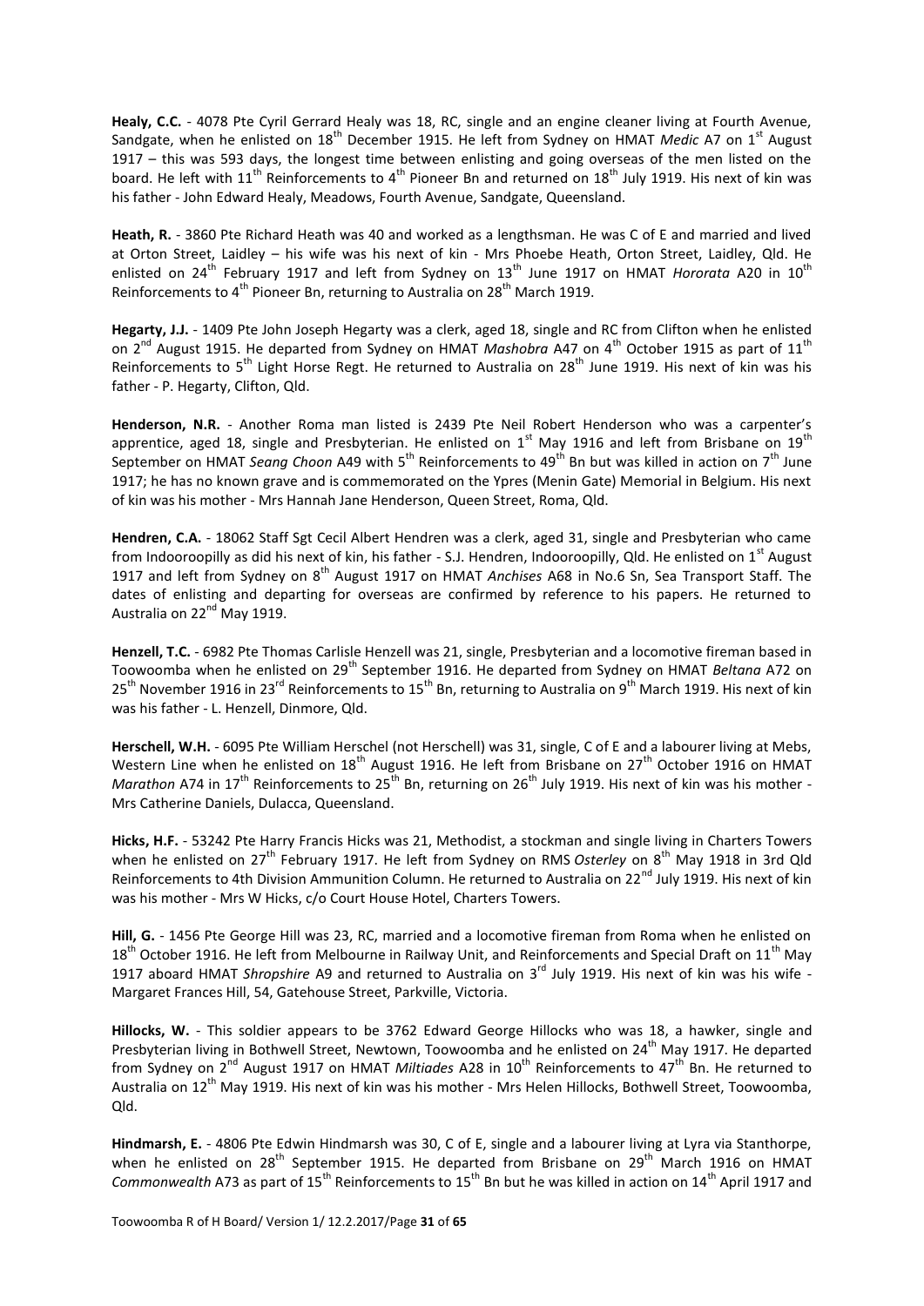**Healy, C.C.** - 4078 Pte Cyril Gerrard Healy was 18, RC, single and an engine cleaner living at Fourth Avenue, Sandgate, when he enlisted on 18th December 1915. He left from Sydney on HMAT *Medic* A7 on 1st August 1917 – this was 593 days, the longest time between enlisting and going overseas of the men listed on the board. He left with 11th Reinforcements to 4th Pioneer Bn and returned on 18th July 1919. His next of kin was his father - John Edward Healy, Meadows, Fourth Avenue, Sandgate, Queensland.

**Heath, R.** - 3860 Pte Richard Heath was 40 and worked as a lengthsman. He was C of E and married and lived at Orton Street, Laidley – his wife was his next of kin - Mrs Phoebe Heath, Orton Street, Laidley, Qld. He enlisted on 24th February 1917 and left from Sydney on 13th June 1917 on HMAT *Hororata* A20 in 10th Reinforcements to 4th Pioneer Bn, returning to Australia on 28th March 1919.

**Hegarty, J.J.** - 1409 Pte John Joseph Hegarty was a clerk, aged 18, single and RC from Clifton when he enlisted on 2nd August 1915. He departed from Sydney on HMAT *Mashobra* A47 on 4th October 1915 as part of 11th Reinforcements to 5th Light Horse Regt. He returned to Australia on 28th June 1919. His next of kin was his father - P. Hegarty, Clifton, Qld.

**Henderson, N.R.** - Another Roma man listed is 2439 Pte Neil Robert Henderson who was a carpenter's apprentice, aged 18, single and Presbyterian. He enlisted on 1st May 1916 and left from Brisbane on 19th September on HMAT *Seang Choon* A49 with 5th Reinforcements to 49th Bn but was killed in action on 7th June 1917; he has no known grave and is commemorated on the Ypres (Menin Gate) Memorial in Belgium. His next of kin was his mother - Mrs Hannah Jane Henderson, Queen Street, Roma, Qld.

**Hendren, C.A.** - 18062 Staff Sgt Cecil Albert Hendren was a clerk, aged 31, single and Presbyterian who came from Indooroopilly as did his next of kin, his father - S.J. Hendren, Indooroopilly, Qld. He enlisted on 1st August 1917 and left from Sydney on 8th August 1917 on HMAT *Anchises* A68 in No.6 Sn, Sea Transport Staff. The dates of enlisting and departing for overseas are confirmed by reference to his papers. He returned to Australia on 22nd May 1919.

**Henzell, T.C.** - 6982 Pte Thomas Carlisle Henzell was 21, single, Presbyterian and a locomotive fireman based in Toowoomba when he enlisted on 29th September 1916. He departed from Sydney on HMAT *Beltana* A72 on 25th November 1916 in 23rd Reinforcements to 15th Bn, returning to Australia on 9th March 1919. His next of kin was his father - L. Henzell, Dinmore, Qld.

**Herschell, W.H.** - 6095 Pte William Herschel (not Herschell) was 31, single, C of E and a labourer living at Mebs, Western Line when he enlisted on 18th August 1916. He left from Brisbane on 27th October 1916 on HMAT *Marathon* A74 in 17th Reinforcements to 25th Bn, returning on 26th July 1919. His next of kin was his mother - Mrs Catherine Daniels, Dulacca, Queensland.

**Hicks, H.F.** - 53242 Pte Harry Francis Hicks was 21, Methodist, a stockman and single living in Charters Towers when he enlisted on 27th February 1917. He left from Sydney on RMS *Osterley* on 8th May 1918 in 3rd Qld Reinforcements to 4th Division Ammunition Column. He returned to Australia on 22nd July 1919. His next of kin was his mother - Mrs W Hicks, c/o Court House Hotel, Charters Towers.

**Hill, G.** - 1456 Pte George Hill was 23, RC, married and a locomotive fireman from Roma when he enlisted on 18th October 1916. He left from Melbourne in Railway Unit, and Reinforcements and Special Draft on 11th May 1917 aboard HMAT *Shropshire* A9 and returned to Australia on 3rd July 1919. His next of kin was his wife - Margaret Frances Hill, 54, Gatehouse Street, Parkville, Victoria.

**Hillocks, W.** - This soldier appears to be 3762 Edward George Hillocks who was 18, a hawker, single and Presbyterian living in Bothwell Street, Newtown, Toowoomba and he enlisted on 24th May 1917. He departed from Sydney on 2nd August 1917 on HMAT *Miltiades* A28 in 10th Reinforcements to 47th Bn. He returned to Australia on 12th May 1919. His next of kin was his mother - Mrs Helen Hillocks, Bothwell Street, Toowoomba, Qld.

**Hindmarsh, E.** - 4806 Pte Edwin Hindmarsh was 30, C of E, single and a labourer living at Lyra via Stanthorpe, when he enlisted on 28th September 1915. He departed from Brisbane on 29th March 1916 on HMAT *Commonwealth* A73 as part of 15th Reinforcements to 15th Bn but he was killed in action on 14th April 1917 and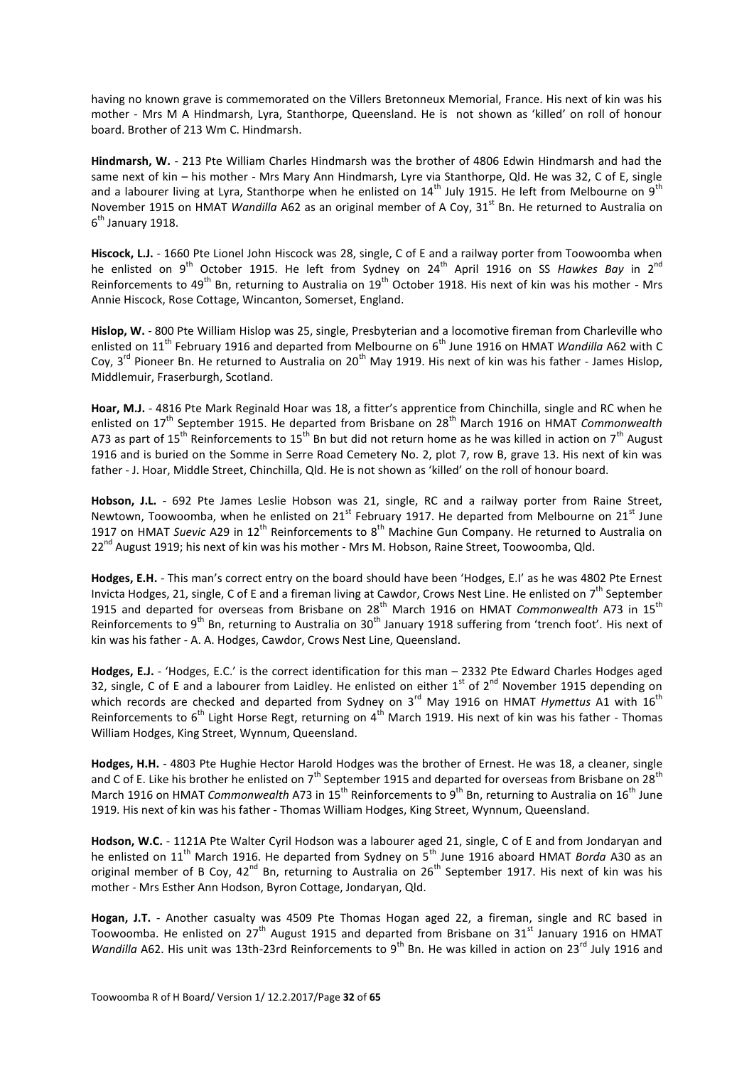having no known grave is commemorated on the Villers Bretonneux Memorial, France. His next of kin was his mother - Mrs M A Hindmarsh, Lyra, Stanthorpe, Queensland. He is not shown as 'killed' on roll of honour board. Brother of 213 Wm C. Hindmarsh.

**Hindmarsh, W.** - 213 Pte William Charles Hindmarsh was the brother of 4806 Edwin Hindmarsh and had the same next of kin – his mother - Mrs Mary Ann Hindmarsh, Lyre via Stanthorpe, Qld. He was 32, C of E, single and a labourer living at Lyra, Stanthorpe when he enlisted on 14th July 1915. He left from Melbourne on 9th November 1915 on HMAT *Wandilla* A62 as an original member of A Coy, 31st Bn. He returned to Australia on 6th January 1918.

**Hiscock, L.J.** - 1660 Pte Lionel John Hiscock was 28, single, C of E and a railway porter from Toowoomba when he enlisted on 9th October 1915. He left from Sydney on 24th April 1916 on SS *Hawkes Bay* in 2nd Reinforcements to 49th Bn, returning to Australia on 19th October 1918. His next of kin was his mother - Mrs Annie Hiscock, Rose Cottage, Wincanton, Somerset, England.

**Hislop, W.** - 800 Pte William Hislop was 25, single, Presbyterian and a locomotive fireman from Charleville who enlisted on 11th February 1916 and departed from Melbourne on 6th June 1916 on HMAT *Wandilla* A62 with C Coy, 3rd Pioneer Bn. He returned to Australia on 20th May 1919. His next of kin was his father - James Hislop, Middlemuir, Fraserburgh, Scotland.

**Hoar, M.J.** - 4816 Pte Mark Reginald Hoar was 18, a fitter's apprentice from Chinchilla, single and RC when he enlisted on 17th September 1915. He departed from Brisbane on 28th March 1916 on HMAT *Commonwealth* A73 as part of 15th Reinforcements to 15th Bn but did not return home as he was killed in action on 7th August 1916 and is buried on the Somme in Serre Road Cemetery No. 2, plot 7, row B, grave 13. His next of kin was father - J. Hoar, Middle Street, Chinchilla, Qld. He is not shown as 'killed' on the roll of honour board.

**Hobson, J.L.** - 692 Pte James Leslie Hobson was 21, single, RC and a railway porter from Raine Street, Newtown, Toowoomba, when he enlisted on 21st February 1917. He departed from Melbourne on 21st June 1917 on HMAT *Suevic* A29 in 12th Reinforcements to 8th Machine Gun Company. He returned to Australia on 22nd August 1919; his next of kin was his mother - Mrs M. Hobson, Raine Street, Toowoomba, Qld.

**Hodges, E.H.** - This man's correct entry on the board should have been 'Hodges, E.I' as he was 4802 Pte Ernest Invicta Hodges, 21, single, C of E and a fireman living at Cawdor, Crows Nest Line. He enlisted on 7th September 1915 and departed for overseas from Brisbane on 28th March 1916 on HMAT *Commonwealth* A73 in 15th Reinforcements to 9th Bn, returning to Australia on 30th January 1918 suffering from 'trench foot'. His next of kin was his father - A. A. Hodges, Cawdor, Crows Nest Line, Queensland.

**Hodges, E.J.** - 'Hodges, E.C.' is the correct identification for this man – 2332 Pte Edward Charles Hodges aged 32, single, C of E and a labourer from Laidley. He enlisted on either 1st of 2nd November 1915 depending on which records are checked and departed from Sydney on 3rd May 1916 on HMAT *Hymettus* A1 with 16th Reinforcements to 6th Light Horse Regt, returning on 4th March 1919. His next of kin was his father - Thomas William Hodges, King Street, Wynnum, Queensland.

**Hodges, H.H.** - 4803 Pte Hughie Hector Harold Hodges was the brother of Ernest. He was 18, a cleaner, single and C of E. Like his brother he enlisted on 7th September 1915 and departed for overseas from Brisbane on 28th March 1916 on HMAT *Commonwealth* A73 in 15th Reinforcements to 9th Bn, returning to Australia on 16th June 1919. His next of kin was his father - Thomas William Hodges, King Street, Wynnum, Queensland.

**Hodson, W.C.** - 1121A Pte Walter Cyril Hodson was a labourer aged 21, single, C of E and from Jondaryan and he enlisted on 11th March 1916. He departed from Sydney on 5th June 1916 aboard HMAT *Borda* A30 as an original member of B Coy, 42nd Bn, returning to Australia on 26th September 1917. His next of kin was his mother - Mrs Esther Ann Hodson, Byron Cottage, Jondaryan, Qld.

**Hogan, J.T.** - Another casualty was 4509 Pte Thomas Hogan aged 22, a fireman, single and RC based in Toowoomba. He enlisted on 27th August 1915 and departed from Brisbane on 31st January 1916 on HMAT *Wandilla* A62. His unit was 13th-23rd Reinforcements to 9th Bn. He was killed in action on 23rd July 1916 and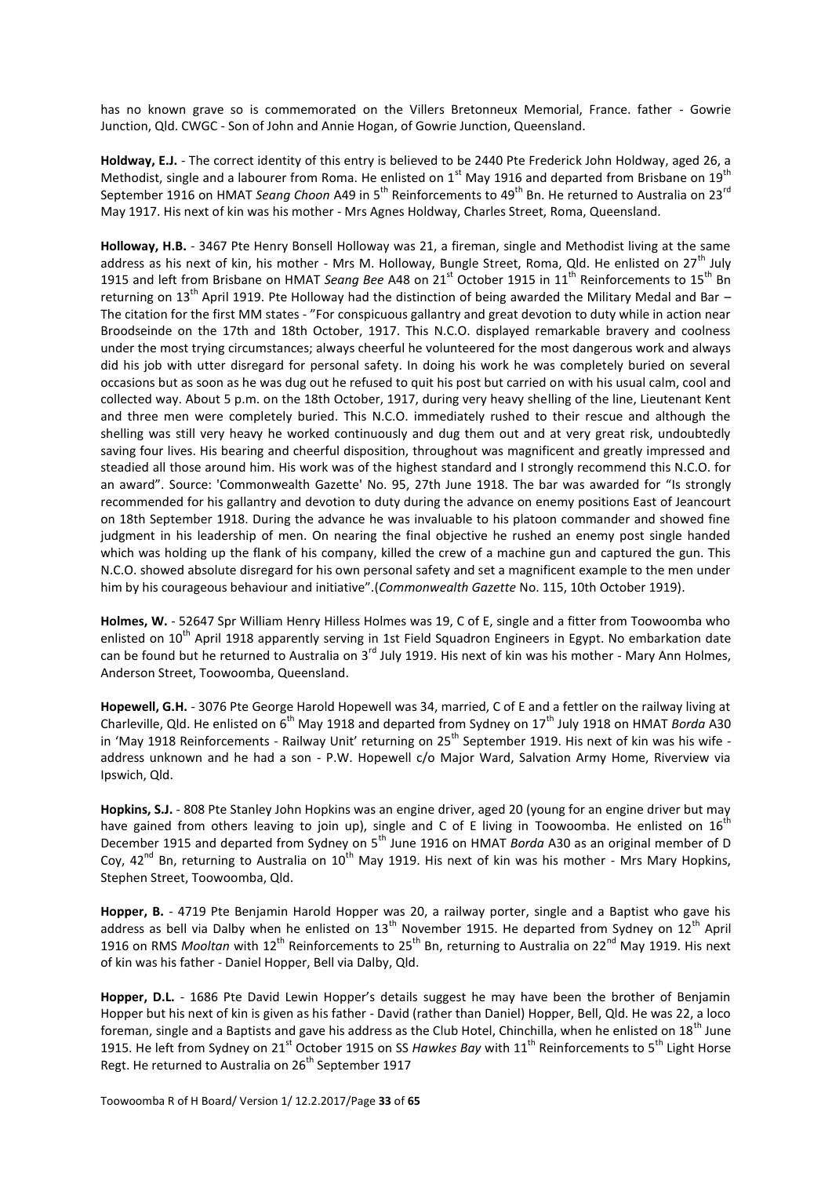has no known grave so is commemorated on the Villers Bretonneux Memorial, France. father - Gowrie Junction, Qld. CWGC - Son of John and Annie Hogan, of Gowrie Junction, Queensland.

**Holdway, E.J.** - The correct identity of this entry is believed to be 2440 Pte Frederick John Holdway, aged 26, a Methodist, single and a labourer from Roma. He enlisted on 1st May 1916 and departed from Brisbane on 19th September 1916 on HMAT *Seang Choon* A49 in 5th Reinforcements to 49th Bn. He returned to Australia on 23rd May 1917. His next of kin was his mother - Mrs Agnes Holdway, Charles Street, Roma, Queensland.

**Holloway, H.B.** - 3467 Pte Henry Bonsell Holloway was 21, a fireman, single and Methodist living at the same address as his next of kin, his mother - Mrs M. Holloway, Bungle Street, Roma, Qld. He enlisted on 27th July 1915 and left from Brisbane on HMAT *Seang Bee* A48 on 21st October 1915 in 11th Reinforcements to 15th Bn returning on 13th April 1919. Pte Holloway had the distinction of being awarded the Military Medal and Bar – The citation for the first MM states - "For conspicuous gallantry and great devotion to duty while in action near Broodseinde on the 17th and 18th October, 1917. This N.C.O. displayed remarkable bravery and coolness under the most trying circumstances; always cheerful he volunteered for the most dangerous work and always did his job with utter disregard for personal safety. In doing his work he was completely buried on several occasions but as soon as he was dug out he refused to quit his post but carried on with his usual calm, cool and collected way. About 5 p.m. on the 18th October, 1917, during very heavy shelling of the line, Lieutenant Kent and three men were completely buried. This N.C.O. immediately rushed to their rescue and although the shelling was still very heavy he worked continuously and dug them out and at very great risk, undoubtedly saving four lives. His bearing and cheerful disposition, throughout was magnificent and greatly impressed and steadied all those around him. His work was of the highest standard and I strongly recommend this N.C.O. for an award". Source: 'Commonwealth Gazette' No. 95, 27th June 1918. The bar was awarded for "Is strongly recommended for his gallantry and devotion to duty during the advance on enemy positions East of Jeancourt on 18th September 1918. During the advance he was invaluable to his platoon commander and showed fine judgment in his leadership of men. On nearing the final objective he rushed an enemy post single handed which was holding up the flank of his company, killed the crew of a machine gun and captured the gun. This N.C.O. showed absolute disregard for his own personal safety and set a magnificent example to the men under him by his courageous behaviour and initiative".(*Commonwealth Gazette* No. 115, 10th October 1919).

**Holmes, W.** - 52647 Spr William Henry Hilless Holmes was 19, C of E, single and a fitter from Toowoomba who enlisted on 10th April 1918 apparently serving in 1st Field Squadron Engineers in Egypt. No embarkation date can be found but he returned to Australia on 3rd July 1919. His next of kin was his mother - Mary Ann Holmes, Anderson Street, Toowoomba, Queensland.

**Hopewell, G.H.** - 3076 Pte George Harold Hopewell was 34, married, C of E and a fettler on the railway living at Charleville, Qld. He enlisted on 6th May 1918 and departed from Sydney on 17th July 1918 on HMAT *Borda* A30 in 'May 1918 Reinforcements - Railway Unit' returning on 25th September 1919. His next of kin was his wife - address unknown and he had a son - P.W. Hopewell c/o Major Ward, Salvation Army Home, Riverview via Ipswich, Qld.

**Hopkins, S.J.** - 808 Pte Stanley John Hopkins was an engine driver, aged 20 (young for an engine driver but may have gained from others leaving to join up), single and C of E living in Toowoomba. He enlisted on 16th December 1915 and departed from Sydney on 5th June 1916 on HMAT *Borda* A30 as an original member of D Coy, 42nd Bn, returning to Australia on 10th May 1919. His next of kin was his mother - Mrs Mary Hopkins, Stephen Street, Toowoomba, Qld.

**Hopper, B.** - 4719 Pte Benjamin Harold Hopper was 20, a railway porter, single and a Baptist who gave his address as bell via Dalby when he enlisted on 13th November 1915. He departed from Sydney on 12th April 1916 on RMS *Mooltan* with 12th Reinforcements to 25th Bn, returning to Australia on 22nd May 1919. His next of kin was his father - Daniel Hopper, Bell via Dalby, Qld.

**Hopper, D.L.** - 1686 Pte David Lewin Hopper's details suggest he may have been the brother of Benjamin Hopper but his next of kin is given as his father - David (rather than Daniel) Hopper, Bell, Qld. He was 22, a loco foreman, single and a Baptists and gave his address as the Club Hotel, Chinchilla, when he enlisted on 18th June 1915. He left from Sydney on 21st October 1915 on SS *Hawkes Bay* with 11th Reinforcements to 5th Light Horse Regt. He returned to Australia on 26th September 1917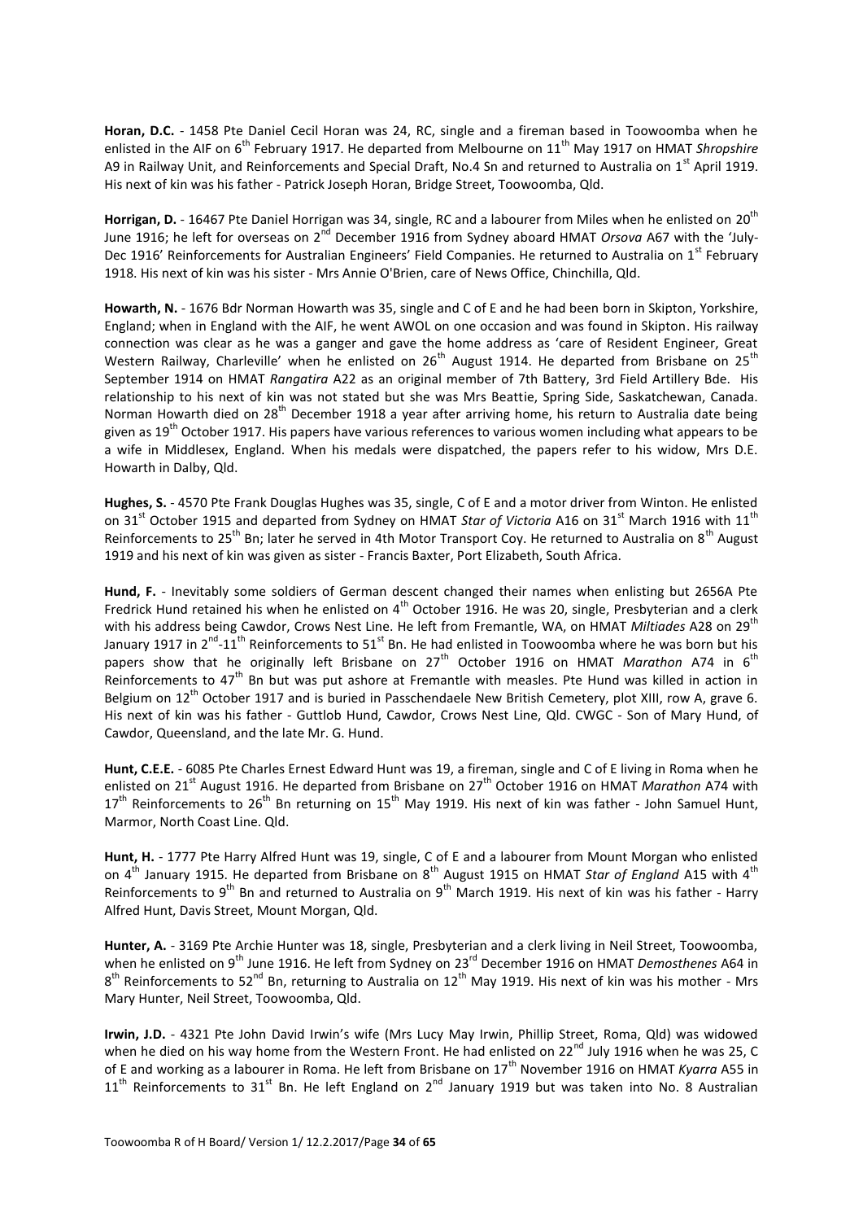**Horan, D.C.** - 1458 Pte Daniel Cecil Horan was 24, RC, single and a fireman based in Toowoomba when he enlisted in the AIF on 6th February 1917. He departed from Melbourne on 11th May 1917 on HMAT *Shropshire* A9 in Railway Unit, and Reinforcements and Special Draft, No.4 Sn and returned to Australia on 1st April 1919. His next of kin was his father - Patrick Joseph Horan, Bridge Street, Toowoomba, Qld.

**Horrigan, D.** - 16467 Pte Daniel Horrigan was 34, single, RC and a labourer from Miles when he enlisted on 20th June 1916; he left for overseas on 2nd December 1916 from Sydney aboard HMAT *Orsova* A67 with the 'July-Dec 1916' Reinforcements for Australian Engineers' Field Companies. He returned to Australia on 1st February 1918. His next of kin was his sister - Mrs Annie O'Brien, care of News Office, Chinchilla, Qld.

**Howarth, N.** - 1676 Bdr Norman Howarth was 35, single and C of E and he had been born in Skipton, Yorkshire, England; when in England with the AIF, he went AWOL on one occasion and was found in Skipton. His railway connection was clear as he was a ganger and gave the home address as 'care of Resident Engineer, Great Western Railway, Charleville' when he enlisted on 26th August 1914. He departed from Brisbane on 25th September 1914 on HMAT *Rangatira* A22 as an original member of 7th Battery, 3rd Field Artillery Bde. His relationship to his next of kin was not stated but she was Mrs Beattie, Spring Side, Saskatchewan, Canada. Norman Howarth died on 28th December 1918 a year after arriving home, his return to Australia date being given as 19th October 1917. His papers have various references to various women including what appears to be a wife in Middlesex, England. When his medals were dispatched, the papers refer to his widow, Mrs D.E. Howarth in Dalby, Qld.

**Hughes, S.** - 4570 Pte Frank Douglas Hughes was 35, single, C of E and a motor driver from Winton. He enlisted on 31st October 1915 and departed from Sydney on HMAT *Star of Victoria* A16 on 31st March 1916 with 11th Reinforcements to 25th Bn; later he served in 4th Motor Transport Coy. He returned to Australia on 8th August 1919 and his next of kin was given as sister - Francis Baxter, Port Elizabeth, South Africa.

**Hund, F.** - Inevitably some soldiers of German descent changed their names when enlisting but 2656A Pte Fredrick Hund retained his when he enlisted on 4th October 1916. He was 20, single, Presbyterian and a clerk with his address being Cawdor, Crows Nest Line. He left from Fremantle, WA, on HMAT *Miltiades* A28 on 29th January 1917 in 2nd-11th Reinforcements to 51st Bn. He had enlisted in Toowoomba where he was born but his papers show that he originally left Brisbane on 27th October 1916 on HMAT *Marathon* A74 in 6th Reinforcements to 47th Bn but was put ashore at Fremantle with measles. Pte Hund was killed in action in Belgium on 12th October 1917 and is buried in Passchendaele New British Cemetery, plot XIII, row A, grave 6. His next of kin was his father - Guttlob Hund, Cawdor, Crows Nest Line, Qld. CWGC - Son of Mary Hund, of Cawdor, Queensland, and the late Mr. G. Hund.

**Hunt, C.E.E.** - 6085 Pte Charles Ernest Edward Hunt was 19, a fireman, single and C of E living in Roma when he enlisted on 21st August 1916. He departed from Brisbane on 27th October 1916 on HMAT *Marathon* A74 with 17th Reinforcements to 26th Bn returning on 15th May 1919. His next of kin was father - John Samuel Hunt, Marmor, North Coast Line. Qld.

**Hunt, H.** - 1777 Pte Harry Alfred Hunt was 19, single, C of E and a labourer from Mount Morgan who enlisted on 4th January 1915. He departed from Brisbane on 8th August 1915 on HMAT *Star of England* A15 with 4th Reinforcements to 9th Bn and returned to Australia on 9th March 1919. His next of kin was his father - Harry Alfred Hunt, Davis Street, Mount Morgan, Qld.

**Hunter, A.** - 3169 Pte Archie Hunter was 18, single, Presbyterian and a clerk living in Neil Street, Toowoomba, when he enlisted on 9th June 1916. He left from Sydney on 23rd December 1916 on HMAT *Demosthenes* A64 in 8th Reinforcements to 52nd Bn, returning to Australia on 12th May 1919. His next of kin was his mother - Mrs Mary Hunter, Neil Street, Toowoomba, Qld.

**Irwin, J.D.** - 4321 Pte John David Irwin's wife (Mrs Lucy May Irwin, Phillip Street, Roma, Qld) was widowed when he died on his way home from the Western Front. He had enlisted on 22nd July 1916 when he was 25, C of E and working as a labourer in Roma. He left from Brisbane on 17th November 1916 on HMAT *Kyarra* A55 in 11th Reinforcements to 31st Bn. He left England on 2nd January 1919 but was taken into No. 8 Australian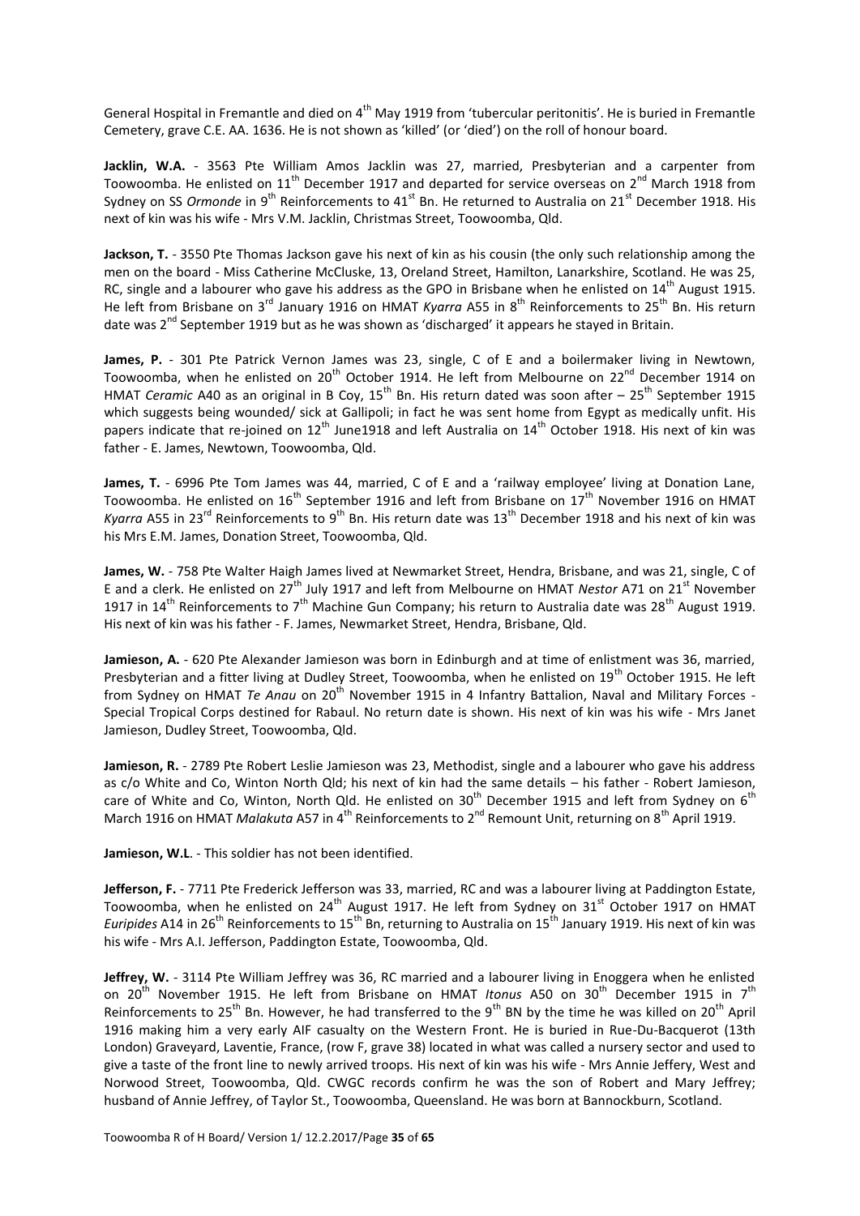General Hospital in Fremantle and died on 4th May 1919 from 'tubercular peritonitis'. He is buried in Fremantle Cemetery, grave C.E. AA. 1636. He is not shown as 'killed' (or 'died') on the roll of honour board.

**Jacklin, W.A.** - 3563 Pte William Amos Jacklin was 27, married, Presbyterian and a carpenter from Toowoomba. He enlisted on 11th December 1917 and departed for service overseas on 2nd March 1918 from Sydney on SS *Ormonde* in 9th Reinforcements to 41st Bn. He returned to Australia on 21st December 1918. His next of kin was his wife - Mrs V.M. Jacklin, Christmas Street, Toowoomba, Qld.

**Jackson, T.** - 3550 Pte Thomas Jackson gave his next of kin as his cousin (the only such relationship among the men on the board - Miss Catherine McCluske, 13, Oreland Street, Hamilton, Lanarkshire, Scotland. He was 25, RC, single and a labourer who gave his address as the GPO in Brisbane when he enlisted on 14th August 1915. He left from Brisbane on 3rd January 1916 on HMAT *Kyarra* A55 in 8th Reinforcements to 25th Bn. His return date was 2nd September 1919 but as he was shown as 'discharged' it appears he stayed in Britain.

**James, P.** - 301 Pte Patrick Vernon James was 23, single, C of E and a boilermaker living in Newtown, Toowoomba, when he enlisted on 20th October 1914. He left from Melbourne on 22nd December 1914 on HMAT *Ceramic* A40 as an original in B Coy, 15th Bn. His return dated was soon after – 25th September 1915 which suggests being wounded/ sick at Gallipoli; in fact he was sent home from Egypt as medically unfit. His papers indicate that re-joined on 12th June1918 and left Australia on 14th October 1918. His next of kin was father - E. James, Newtown, Toowoomba, Qld.

**James, T.** - 6996 Pte Tom James was 44, married, C of E and a 'railway employee' living at Donation Lane, Toowoomba. He enlisted on 16th September 1916 and left from Brisbane on 17th November 1916 on HMAT *Kyarra* A55 in 23rd Reinforcements to 9th Bn. His return date was 13th December 1918 and his next of kin was his Mrs E.M. James, Donation Street, Toowoomba, Qld.

**James, W.** - 758 Pte Walter Haigh James lived at Newmarket Street, Hendra, Brisbane, and was 21, single, C of E and a clerk. He enlisted on 27th July 1917 and left from Melbourne on HMAT *Nestor* A71 on 21st November 1917 in 14th Reinforcements to 7th Machine Gun Company; his return to Australia date was 28th August 1919. His next of kin was his father - F. James, Newmarket Street, Hendra, Brisbane, Qld.

**Jamieson, A.** - 620 Pte Alexander Jamieson was born in Edinburgh and at time of enlistment was 36, married, Presbyterian and a fitter living at Dudley Street, Toowoomba, when he enlisted on 19th October 1915. He left from Sydney on HMAT *Te Anau* on 20th November 1915 in 4 Infantry Battalion, Naval and Military Forces - Special Tropical Corps destined for Rabaul. No return date is shown. His next of kin was his wife - Mrs Janet Jamieson, Dudley Street, Toowoomba, Qld.

**Jamieson, R.** - 2789 Pte Robert Leslie Jamieson was 23, Methodist, single and a labourer who gave his address as c/o White and Co, Winton North Qld; his next of kin had the same details – his father - Robert Jamieson, care of White and Co, Winton, North Qld. He enlisted on 30th December 1915 and left from Sydney on 6th March 1916 on HMAT *Malakuta* A57 in 4th Reinforcements to 2nd Remount Unit, returning on 8th April 1919.

**Jamieson, W.L**. - This soldier has not been identified.

**Jefferson, F.** - 7711 Pte Frederick Jefferson was 33, married, RC and was a labourer living at Paddington Estate, Toowoomba, when he enlisted on 24th August 1917. He left from Sydney on 31st October 1917 on HMAT *Euripides* A14 in 26th Reinforcements to 15th Bn, returning to Australia on 15th January 1919. His next of kin was his wife - Mrs A.I. Jefferson, Paddington Estate, Toowoomba, Qld.

**Jeffrey, W.** - 3114 Pte William Jeffrey was 36, RC married and a labourer living in Enoggera when he enlisted on 20th November 1915. He left from Brisbane on HMAT *Itonus* A50 on 30th December 1915 in 7th Reinforcements to 25th Bn. However, he had transferred to the 9th BN by the time he was killed on 20th April 1916 making him a very early AIF casualty on the Western Front. He is buried in Rue-Du-Bacquerot (13th London) Graveyard, Laventie, France, (row F, grave 38) located in what was called a nursery sector and used to give a taste of the front line to newly arrived troops. His next of kin was his wife - Mrs Annie Jeffery, West and Norwood Street, Toowoomba, Qld. CWGC records confirm he was the son of Robert and Mary Jeffrey; husband of Annie Jeffrey, of Taylor St., Toowoomba, Queensland. He was born at Bannockburn, Scotland.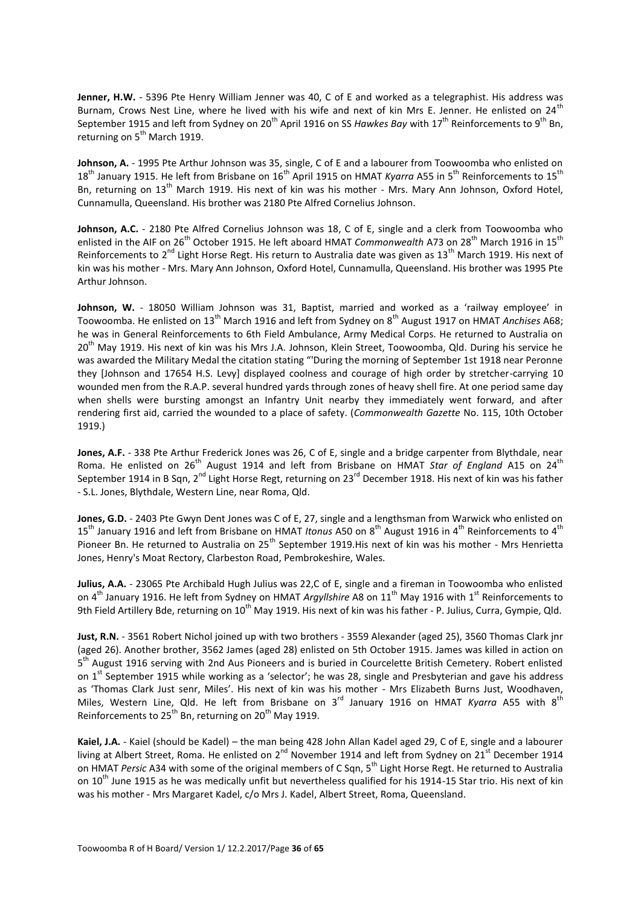**Jenner, H.W.** - 5396 Pte Henry William Jenner was 40, C of E and worked as a telegraphist. His address was Burnam, Crows Nest Line, where he lived with his wife and next of kin Mrs E. Jenner. He enlisted on 24th September 1915 and left from Sydney on 20th April 1916 on SS *Hawkes Bay* with 17th Reinforcements to 9th Bn, returning on 5th March 1919.

**Johnson, A.** - 1995 Pte Arthur Johnson was 35, single, C of E and a labourer from Toowoomba who enlisted on 18th January 1915. He left from Brisbane on 16th April 1915 on HMAT *Kyarra* A55 in 5th Reinforcements to 15th Bn, returning on 13th March 1919. His next of kin was his mother - Mrs. Mary Ann Johnson, Oxford Hotel, Cunnamulla, Queensland. His brother was 2180 Pte Alfred Cornelius Johnson.

**Johnson, A.C.** - 2180 Pte Alfred Cornelius Johnson was 18, C of E, single and a clerk from Toowoomba who enlisted in the AIF on 26th October 1915. He left aboard HMAT *Commonwealth* A73 on 28th March 1916 in 15th Reinforcements to 2nd Light Horse Regt. His return to Australia date was given as 13th March 1919. His next of kin was his mother - Mrs. Mary Ann Johnson, Oxford Hotel, Cunnamulla, Queensland. His brother was 1995 Pte Arthur Johnson.

**Johnson, W.** - 18050 William Johnson was 31, Baptist, married and worked as a 'railway employee' in Toowoomba. He enlisted on 13th March 1916 and left from Sydney on 8th August 1917 on HMAT *Anchises* A68; he was in General Reinforcements to 6th Field Ambulance, Army Medical Corps. He returned to Australia on 20th May 1919. His next of kin was his Mrs J.A. Johnson, Klein Street, Toowoomba, Qld. During his service he was awarded the Military Medal the citation stating "'During the morning of September 1st 1918 near Peronne they [Johnson and 17654 H.S. Levy] displayed coolness and courage of high order by stretcher-carrying 10 wounded men from the R.A.P. several hundred yards through zones of heavy shell fire. At one period same day when shells were bursting amongst an Infantry Unit nearby they immediately went forward, and after rendering first aid, carried the wounded to a place of safety. (*Commonwealth Gazette* No. 115, 10th October 1919.)

**Jones, A.F.** - 338 Pte Arthur Frederick Jones was 26, C of E, single and a bridge carpenter from Blythdale, near Roma. He enlisted on 26th August 1914 and left from Brisbane on HMAT *Star of England* A15 on 24th September 1914 in B Sqn, 2nd Light Horse Regt, returning on 23rd December 1918. His next of kin was his father - S.L. Jones, Blythdale, Western Line, near Roma, Qld.

**Jones, G.D.** - 2403 Pte Gwyn Dent Jones was C of E, 27, single and a lengthsman from Warwick who enlisted on 15th January 1916 and left from Brisbane on HMAT *Itonus* A50 on 8th August 1916 in 4th Reinforcements to 4th Pioneer Bn. He returned to Australia on 25th September 1919.His next of kin was his mother - Mrs Henrietta Jones, Henry's Moat Rectory, Clarbeston Road, Pembrokeshire, Wales.

**Julius, A.A.** - 23065 Pte Archibald Hugh Julius was 22,C of E, single and a fireman in Toowoomba who enlisted on 4th January 1916. He left from Sydney on HMAT *Argyllshire* A8 on 11th May 1916 with 1st Reinforcements to 9th Field Artillery Bde, returning on 10th May 1919. His next of kin was his father - P. Julius, Curra, Gympie, Qld.

**Just, R.N.** - 3561 Robert Nichol joined up with two brothers - 3559 Alexander (aged 25), 3560 Thomas Clark jnr (aged 26). Another brother, 3562 James (aged 28) enlisted on 5th October 1915. James was killed in action on 5th August 1916 serving with 2nd Aus Pioneers and is buried in Courcelette British Cemetery. Robert enlisted on 1st September 1915 while working as a 'selector'; he was 28, single and Presbyterian and gave his address as 'Thomas Clark Just senr, Miles'. His next of kin was his mother - Mrs Elizabeth Burns Just, Woodhaven, Miles, Western Line, Qld. He left from Brisbane on 3rd January 1916 on HMAT *Kyarra* A55 with 8th Reinforcements to 25th Bn, returning on 20th May 1919.

**Kaiel, J.A.** - Kaiel (should be Kadel) – the man being 428 John Allan Kadel aged 29, C of E, single and a labourer living at Albert Street, Roma. He enlisted on 2nd November 1914 and left from Sydney on 21st December 1914 on HMAT *Persic* A34 with some of the original members of C Sqn, 5th Light Horse Regt. He returned to Australia on 10th June 1915 as he was medically unfit but nevertheless qualified for his 1914-15 Star trio. His next of kin was his mother - Mrs Margaret Kadel, c/o Mrs J. Kadel, Albert Street, Roma, Queensland.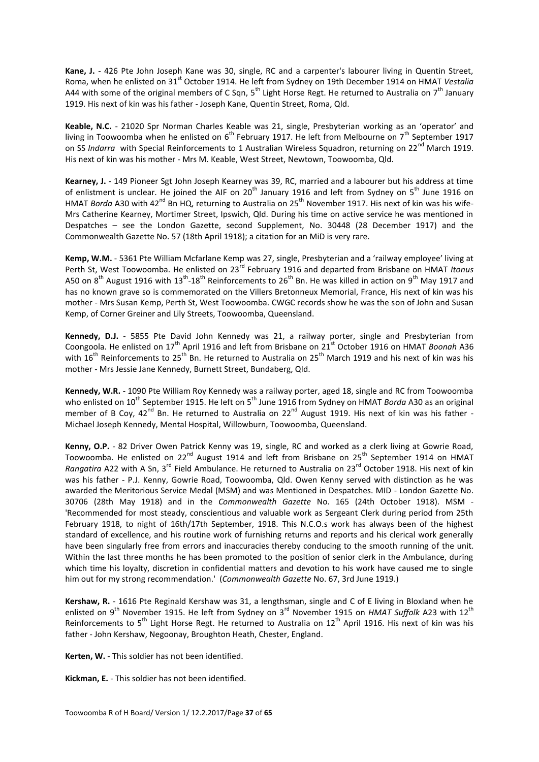**Kane, J.** - 426 Pte John Joseph Kane was 30, single, RC and a carpenter's labourer living in Quentin Street, Roma, when he enlisted on 31st October 1914. He left from Sydney on 19th December 1914 on HMAT *Vestalia* A44 with some of the original members of C Sqn, 5th Light Horse Regt. He returned to Australia on 7th January 1919. His next of kin was his father - Joseph Kane, Quentin Street, Roma, Qld.

**Keable, N.C.** - 21020 Spr Norman Charles Keable was 21, single, Presbyterian working as an 'operator' and living in Toowoomba when he enlisted on 6th February 1917. He left from Melbourne on 7th September 1917 on SS *Indarra* with Special Reinforcements to 1 Australian Wireless Squadron, returning on 22nd March 1919. His next of kin was his mother - Mrs M. Keable, West Street, Newtown, Toowoomba, Qld.

**Kearney, J.** - 149 Pioneer Sgt John Joseph Kearney was 39, RC, married and a labourer but his address at time of enlistment is unclear. He joined the AIF on 20th January 1916 and left from Sydney on 5th June 1916 on HMAT *Borda* A30 with 42nd Bn HQ, returning to Australia on 25th November 1917. His next of kin was his wife-Mrs Catherine Kearney, Mortimer Street, Ipswich, Qld. During his time on active service he was mentioned in Despatches – see the London Gazette, second Supplement, No. 30448 (28 December 1917) and the Commonwealth Gazette No. 57 (18th April 1918); a citation for an MiD is very rare.

**Kemp, W.M.** - 5361 Pte William Mcfarlane Kemp was 27, single, Presbyterian and a 'railway employee' living at Perth St, West Toowoomba. He enlisted on 23rd February 1916 and departed from Brisbane on HMAT *Itonus* A50 on 8th August 1916 with 13th-18th Reinforcements to 26th Bn. He was killed in action on 9th May 1917 and has no known grave so is commemorated on the Villers Bretonneux Memorial, France, His next of kin was his mother - Mrs Susan Kemp, Perth St, West Toowoomba. CWGC records show he was the son of John and Susan Kemp, of Corner Greiner and Lily Streets, Toowoomba, Queensland.

**Kennedy, D.J.** - 5855 Pte David John Kennedy was 21, a railway porter, single and Presbyterian from Coongoola. He enlisted on 17th April 1916 and left from Brisbane on 21st October 1916 on HMAT *Boonah* A36 with 16th Reinforcements to 25th Bn. He returned to Australia on 25th March 1919 and his next of kin was his mother - Mrs Jessie Jane Kennedy, Burnett Street, Bundaberg, Qld.

**Kennedy, W.R.** - 1090 Pte William Roy Kennedy was a railway porter, aged 18, single and RC from Toowoomba who enlisted on 10th September 1915. He left on 5th June 1916 from Sydney on HMAT *Borda* A30 as an original member of B Coy, 42nd Bn. He returned to Australia on 22nd August 1919. His next of kin was his father - Michael Joseph Kennedy, Mental Hospital, Willowburn, Toowoomba, Queensland.

**Kenny, O.P.** - 82 Driver Owen Patrick Kenny was 19, single, RC and worked as a clerk living at Gowrie Road, Toowoomba. He enlisted on 22nd August 1914 and left from Brisbane on 25th September 1914 on HMAT *Rangatira* A22 with A Sn, 3rd Field Ambulance. He returned to Australia on 23rd October 1918. His next of kin was his father - P.J. Kenny, Gowrie Road, Toowoomba, Qld. Owen Kenny served with distinction as he was awarded the Meritorious Service Medal (MSM) and was Mentioned in Despatches. MID - London Gazette No. 30706 (28th May 1918) and in the *Commonwealth Gazette* No. 165 (24th October 1918). MSM - 'Recommended for most steady, conscientious and valuable work as Sergeant Clerk during period from 25th February 1918, to night of 16th/17th September, 1918. This N.C.O.s work has always been of the highest standard of excellence, and his routine work of furnishing returns and reports and his clerical work generally have been singularly free from errors and inaccuracies thereby conducing to the smooth running of the unit. Within the last three months he has been promoted to the position of senior clerk in the Ambulance, during which time his loyalty, discretion in confidential matters and devotion to his work have caused me to single him out for my strong recommendation.' (*Commonwealth Gazette* No. 67, 3rd June 1919.)

**Kershaw, R.** - 1616 Pte Reginald Kershaw was 31, a lengthsman, single and C of E living in Bloxland when he enlisted on 9th November 1915. He left from Sydney on 3rd November 1915 on *HMAT Suffolk* A23 with 12th Reinforcements to 5th Light Horse Regt. He returned to Australia on 12th April 1916. His next of kin was his father - John Kershaw, Negoonay, Broughton Heath, Chester, England.

**Kerten, W.** - This soldier has not been identified.

**Kickman, E.** - This soldier has not been identified.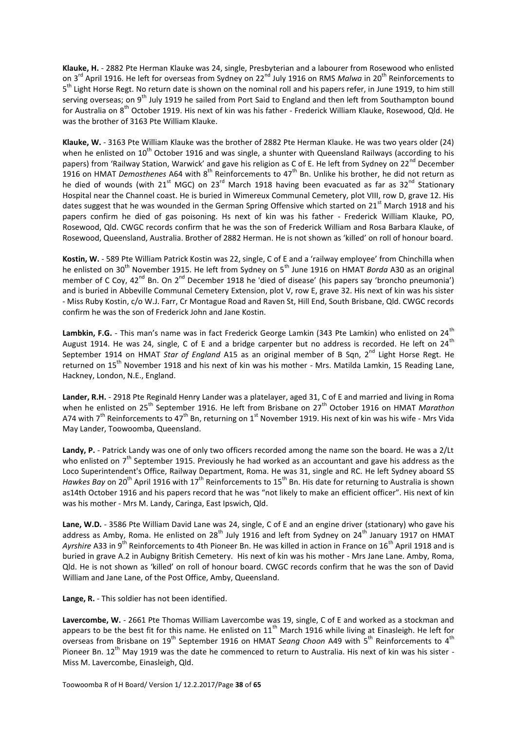**Klauke, H.** - 2882 Pte Herman Klauke was 24, single, Presbyterian and a labourer from Rosewood who enlisted on 3rd April 1916. He left for overseas from Sydney on 22nd July 1916 on RMS *Malwa* in 20th Reinforcements to 5th Light Horse Regt. No return date is shown on the nominal roll and his papers refer, in June 1919, to him still serving overseas; on 9th July 1919 he sailed from Port Said to England and then left from Southampton bound for Australia on 8th October 1919. His next of kin was his father - Frederick William Klauke, Rosewood, Qld. He was the brother of 3163 Pte William Klauke.

**Klauke, W.** - 3163 Pte William Klauke was the brother of 2882 Pte Herman Klauke. He was two years older (24) when he enlisted on 10th October 1916 and was single, a shunter with Queensland Railways (according to his papers) from 'Railway Station, Warwick' and gave his religion as C of E. He left from Sydney on 22nd December 1916 on HMAT *Demosthenes* A64 with 8th Reinforcements to 47th Bn. Unlike his brother, he did not return as he died of wounds (with 21st MGC) on 23rd March 1918 having been evacuated as far as 32nd Stationary Hospital near the Channel coast. He is buried in Wimereux Communal Cemetery, plot VIII, row D, grave 12. His dates suggest that he was wounded in the German Spring Offensive which started on 21st March 1918 and his papers confirm he died of gas poisoning. Hs next of kin was his father - Frederick William Klauke, PO, Rosewood, Qld. CWGC records confirm that he was the son of Frederick William and Rosa Barbara Klauke, of Rosewood, Queensland, Australia. Brother of 2882 Herman. He is not shown as 'killed' on roll of honour board.

**Kostin, W.** - 589 Pte William Patrick Kostin was 22, single, C of E and a 'railway employee' from Chinchilla when he enlisted on 30th November 1915. He left from Sydney on 5th June 1916 on HMAT *Borda* A30 as an original member of C Coy, 42nd Bn. On 2nd December 1918 he 'died of disease' (his papers say 'broncho pneumonia') and is buried in Abbeville Communal Cemetery Extension, plot V, row E, grave 32. His next of kin was his sister - Miss Ruby Kostin, c/o W.J. Farr, Cr Montague Road and Raven St, Hill End, South Brisbane, Qld. CWGC records confirm he was the son of Frederick John and Jane Kostin.

**Lambkin, F.G.** - This man's name was in fact Frederick George Lamkin (343 Pte Lamkin) who enlisted on 24th August 1914. He was 24, single, C of E and a bridge carpenter but no address is recorded. He left on 24th September 1914 on HMAT *Star of England* A15 as an original member of B Sqn, 2nd Light Horse Regt. He returned on 15th November 1918 and his next of kin was his mother - Mrs. Matilda Lamkin, 15 Reading Lane, Hackney, London, N.E., England.

**Lander, R.H.** - 2918 Pte Reginald Henry Lander was a platelayer, aged 31, C of E and married and living in Roma when he enlisted on 25th September 1916. He left from Brisbane on 27th October 1916 on HMAT *Marathon* A74 with 7th Reinforcements to 47th Bn, returning on 1st November 1919. His next of kin was his wife - Mrs Vida May Lander, Toowoomba, Queensland.

**Landy, P.** - Patrick Landy was one of only two officers recorded among the name son the board. He was a 2/Lt who enlisted on 7th September 1915. Previously he had worked as an accountant and gave his address as the Loco Superintendent's Office, Railway Department, Roma. He was 31, single and RC. He left Sydney aboard SS *Hawkes Bay* on 20th April 1916 with 17th Reinforcements to 15th Bn. His date for returning to Australia is shown as14th October 1916 and his papers record that he was "not likely to make an efficient officer". His next of kin was his mother - Mrs M. Landy, Caringa, East Ipswich, Qld.

**Lane, W.D.** - 3586 Pte William David Lane was 24, single, C of E and an engine driver (stationary) who gave his address as Amby, Roma. He enlisted on 28th July 1916 and left from Sydney on 24th January 1917 on HMAT *Ayrshire* A33 in 9th Reinforcements to 4th Pioneer Bn. He was killed in action in France on 16th April 1918 and is buried in grave A.2 in Aubigny British Cemetery. His next of kin was his mother - Mrs Jane Lane. Amby, Roma, Qld. He is not shown as 'killed' on roll of honour board. CWGC records confirm that he was the son of David William and Jane Lane, of the Post Office, Amby, Queensland.

**Lange, R.** - This soldier has not been identified.

**Lavercombe, W.** - 2661 Pte Thomas William Lavercombe was 19, single, C of E and worked as a stockman and appears to be the best fit for this name. He enlisted on 11th March 1916 while living at Einasleigh. He left for overseas from Brisbane on 19th September 1916 on HMAT *Seang Choon* A49 with 5th Reinforcements to 4th Pioneer Bn. 12th May 1919 was the date he commenced to return to Australia. His next of kin was his sister - Miss M. Lavercombe, Einasleigh, Qld.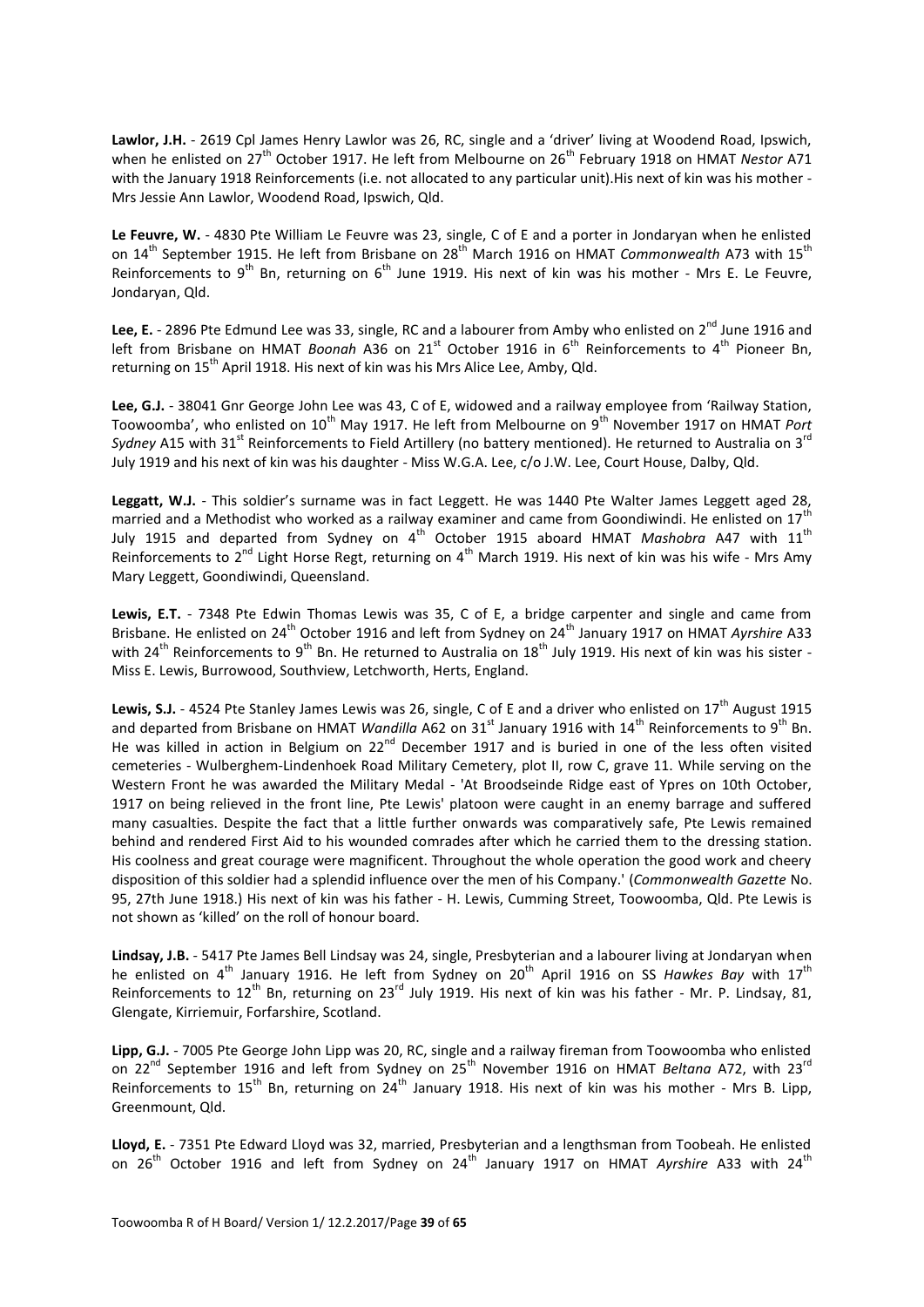**Lawlor, J.H.** - 2619 Cpl James Henry Lawlor was 26, RC, single and a 'driver' living at Woodend Road, Ipswich, when he enlisted on 27th October 1917. He left from Melbourne on 26th February 1918 on HMAT *Nestor* A71 with the January 1918 Reinforcements (i.e. not allocated to any particular unit).His next of kin was his mother - Mrs Jessie Ann Lawlor, Woodend Road, Ipswich, Qld.

**Le Feuvre, W.** - 4830 Pte William Le Feuvre was 23, single, C of E and a porter in Jondaryan when he enlisted on 14th September 1915. He left from Brisbane on 28th March 1916 on HMAT *Commonwealth* A73 with 15th Reinforcements to 9th Bn, returning on 6th June 1919. His next of kin was his mother - Mrs E. Le Feuvre, Jondaryan, Qld.

**Lee, E.** - 2896 Pte Edmund Lee was 33, single, RC and a labourer from Amby who enlisted on 2nd June 1916 and left from Brisbane on HMAT *Boonah* A36 on 21st October 1916 in 6th Reinforcements to 4th Pioneer Bn, returning on 15th April 1918. His next of kin was his Mrs Alice Lee, Amby, Qld.

**Lee, G.J.** - 38041 Gnr George John Lee was 43, C of E, widowed and a railway employee from 'Railway Station, Toowoomba', who enlisted on 10th May 1917. He left from Melbourne on 9th November 1917 on HMAT *Port Sydney* A15 with 31st Reinforcements to Field Artillery (no battery mentioned). He returned to Australia on 3rd July 1919 and his next of kin was his daughter - Miss W.G.A. Lee, c/o J.W. Lee, Court House, Dalby, Qld.

**Leggatt, W.J.** - This soldier's surname was in fact Leggett. He was 1440 Pte Walter James Leggett aged 28, married and a Methodist who worked as a railway examiner and came from Goondiwindi. He enlisted on 17th July 1915 and departed from Sydney on 4th October 1915 aboard HMAT *Mashobra* A47 with 11th Reinforcements to 2nd Light Horse Regt, returning on 4th March 1919. His next of kin was his wife - Mrs Amy Mary Leggett, Goondiwindi, Queensland.

**Lewis, E.T.** - 7348 Pte Edwin Thomas Lewis was 35, C of E, a bridge carpenter and single and came from Brisbane. He enlisted on 24th October 1916 and left from Sydney on 24th January 1917 on HMAT *Ayrshire* A33 with 24th Reinforcements to 9th Bn. He returned to Australia on 18th July 1919. His next of kin was his sister - Miss E. Lewis, Burrowood, Southview, Letchworth, Herts, England.

**Lewis, S.J.** - 4524 Pte Stanley James Lewis was 26, single, C of E and a driver who enlisted on 17th August 1915 and departed from Brisbane on HMAT *Wandilla* A62 on 31st January 1916 with 14th Reinforcements to 9th Bn. He was killed in action in Belgium on 22nd December 1917 and is buried in one of the less often visited cemeteries - Wulberghem-Lindenhoek Road Military Cemetery, plot II, row C, grave 11. While serving on the Western Front he was awarded the Military Medal - 'At Broodseinde Ridge east of Ypres on 10th October, 1917 on being relieved in the front line, Pte Lewis' platoon were caught in an enemy barrage and suffered many casualties. Despite the fact that a little further onwards was comparatively safe, Pte Lewis remained behind and rendered First Aid to his wounded comrades after which he carried them to the dressing station. His coolness and great courage were magnificent. Throughout the whole operation the good work and cheery disposition of this soldier had a splendid influence over the men of his Company.' (*Commonwealth Gazette* No. 95, 27th June 1918.) His next of kin was his father - H. Lewis, Cumming Street, Toowoomba, Qld. Pte Lewis is not shown as 'killed' on the roll of honour board.

**Lindsay, J.B.** - 5417 Pte James Bell Lindsay was 24, single, Presbyterian and a labourer living at Jondaryan when he enlisted on 4th January 1916. He left from Sydney on 20th April 1916 on SS *Hawkes Bay* with 17th Reinforcements to 12th Bn, returning on 23rd July 1919. His next of kin was his father - Mr. P. Lindsay, 81, Glengate, Kirriemuir, Forfarshire, Scotland.

**Lipp, G.J.** - 7005 Pte George John Lipp was 20, RC, single and a railway fireman from Toowoomba who enlisted on 22nd September 1916 and left from Sydney on 25th November 1916 on HMAT *Beltana* A72, with 23rd Reinforcements to 15th Bn, returning on 24th January 1918. His next of kin was his mother - Mrs B. Lipp, Greenmount, Qld.

**Lloyd, E.** - 7351 Pte Edward Lloyd was 32, married, Presbyterian and a lengthsman from Toobeah. He enlisted on 26th October 1916 and left from Sydney on 24th January 1917 on HMAT *Ayrshire* A33 with 24th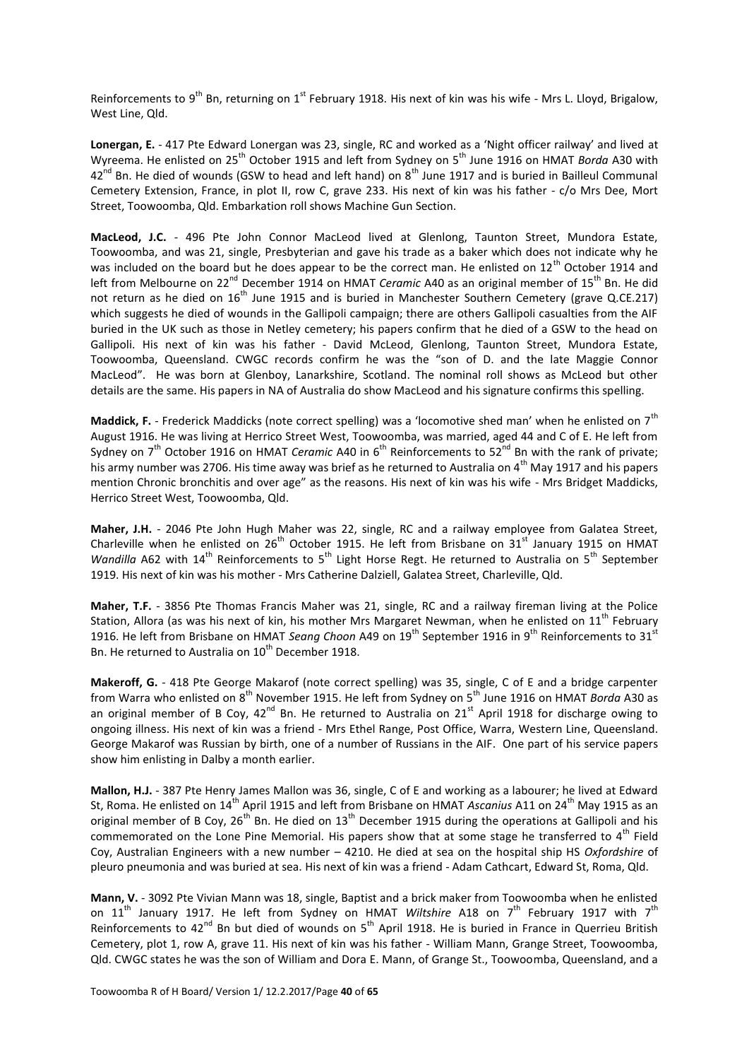Reinforcements to 9th Bn, returning on 1st February 1918. His next of kin was his wife - Mrs L. Lloyd, Brigalow, West Line, Qld.

**Lonergan, E.** - 417 Pte Edward Lonergan was 23, single, RC and worked as a 'Night officer railway' and lived at Wyreema. He enlisted on 25th October 1915 and left from Sydney on 5th June 1916 on HMAT *Borda* A30 with 42nd Bn. He died of wounds (GSW to head and left hand) on 8th June 1917 and is buried in Bailleul Communal Cemetery Extension, France, in plot II, row C, grave 233. His next of kin was his father - c/o Mrs Dee, Mort Street, Toowoomba, Qld. Embarkation roll shows Machine Gun Section.

**MacLeod, J.C.** - 496 Pte John Connor MacLeod lived at Glenlong, Taunton Street, Mundora Estate, Toowoomba, and was 21, single, Presbyterian and gave his trade as a baker which does not indicate why he was included on the board but he does appear to be the correct man. He enlisted on 12th October 1914 and left from Melbourne on 22nd December 1914 on HMAT *Ceramic* A40 as an original member of 15th Bn. He did not return as he died on 16th June 1915 and is buried in Manchester Southern Cemetery (grave Q.CE.217) which suggests he died of wounds in the Gallipoli campaign; there are others Gallipoli casualties from the AIF buried in the UK such as those in Netley cemetery; his papers confirm that he died of a GSW to the head on Gallipoli. His next of kin was his father - David McLeod, Glenlong, Taunton Street, Mundora Estate, Toowoomba, Queensland. CWGC records confirm he was the "son of D. and the late Maggie Connor MacLeod". He was born at Glenboy, Lanarkshire, Scotland. The nominal roll shows as McLeod but other details are the same. His papers in NA of Australia do show MacLeod and his signature confirms this spelling.

**Maddick, F.** - Frederick Maddicks (note correct spelling) was a 'locomotive shed man' when he enlisted on 7th August 1916. He was living at Herrico Street West, Toowoomba, was married, aged 44 and C of E. He left from Sydney on 7th October 1916 on HMAT *Ceramic* A40 in 6th Reinforcements to 52nd Bn with the rank of private; his army number was 2706. His time away was brief as he returned to Australia on 4th May 1917 and his papers mention Chronic bronchitis and over age" as the reasons. His next of kin was his wife - Mrs Bridget Maddicks, Herrico Street West, Toowoomba, Qld.

**Maher, J.H.** - 2046 Pte John Hugh Maher was 22, single, RC and a railway employee from Galatea Street, Charleville when he enlisted on 26th October 1915. He left from Brisbane on 31st January 1915 on HMAT *Wandilla* A62 with 14th Reinforcements to 5th Light Horse Regt. He returned to Australia on 5th September 1919. His next of kin was his mother - Mrs Catherine Dalziell, Galatea Street, Charleville, Qld.

**Maher, T.F.** - 3856 Pte Thomas Francis Maher was 21, single, RC and a railway fireman living at the Police Station, Allora (as was his next of kin, his mother Mrs Margaret Newman, when he enlisted on 11th February 1916. He left from Brisbane on HMAT *Seang Choon* A49 on 19th September 1916 in 9th Reinforcements to 31st Bn. He returned to Australia on 10th December 1918.

**Makeroff, G.** - 418 Pte George Makarof (note correct spelling) was 35, single, C of E and a bridge carpenter from Warra who enlisted on 8th November 1915. He left from Sydney on 5th June 1916 on HMAT *Borda* A30 as an original member of B Coy, 42nd Bn. He returned to Australia on 21st April 1918 for discharge owing to ongoing illness. His next of kin was a friend - Mrs Ethel Range, Post Office, Warra, Western Line, Queensland. George Makarof was Russian by birth, one of a number of Russians in the AIF. One part of his service papers show him enlisting in Dalby a month earlier.

**Mallon, H.J.** - 387 Pte Henry James Mallon was 36, single, C of E and working as a labourer; he lived at Edward St, Roma. He enlisted on 14th April 1915 and left from Brisbane on HMAT *Ascanius* A11 on 24th May 1915 as an original member of B Coy, 26th Bn. He died on 13th December 1915 during the operations at Gallipoli and his commemorated on the Lone Pine Memorial. His papers show that at some stage he transferred to 4th Field Coy, Australian Engineers with a new number – 4210. He died at sea on the hospital ship HS *Oxfordshire* of pleuro pneumonia and was buried at sea. His next of kin was a friend - Adam Cathcart, Edward St, Roma, Qld.

**Mann, V.** - 3092 Pte Vivian Mann was 18, single, Baptist and a brick maker from Toowoomba when he enlisted on 11th January 1917. He left from Sydney on HMAT *Wiltshire* A18 on 7th February 1917 with 7th Reinforcements to 42nd Bn but died of wounds on 5th April 1918. He is buried in France in Querrieu British Cemetery, plot 1, row A, grave 11. His next of kin was his father - William Mann, Grange Street, Toowoomba, Qld. CWGC states he was the son of William and Dora E. Mann, of Grange St., Toowoomba, Queensland, and a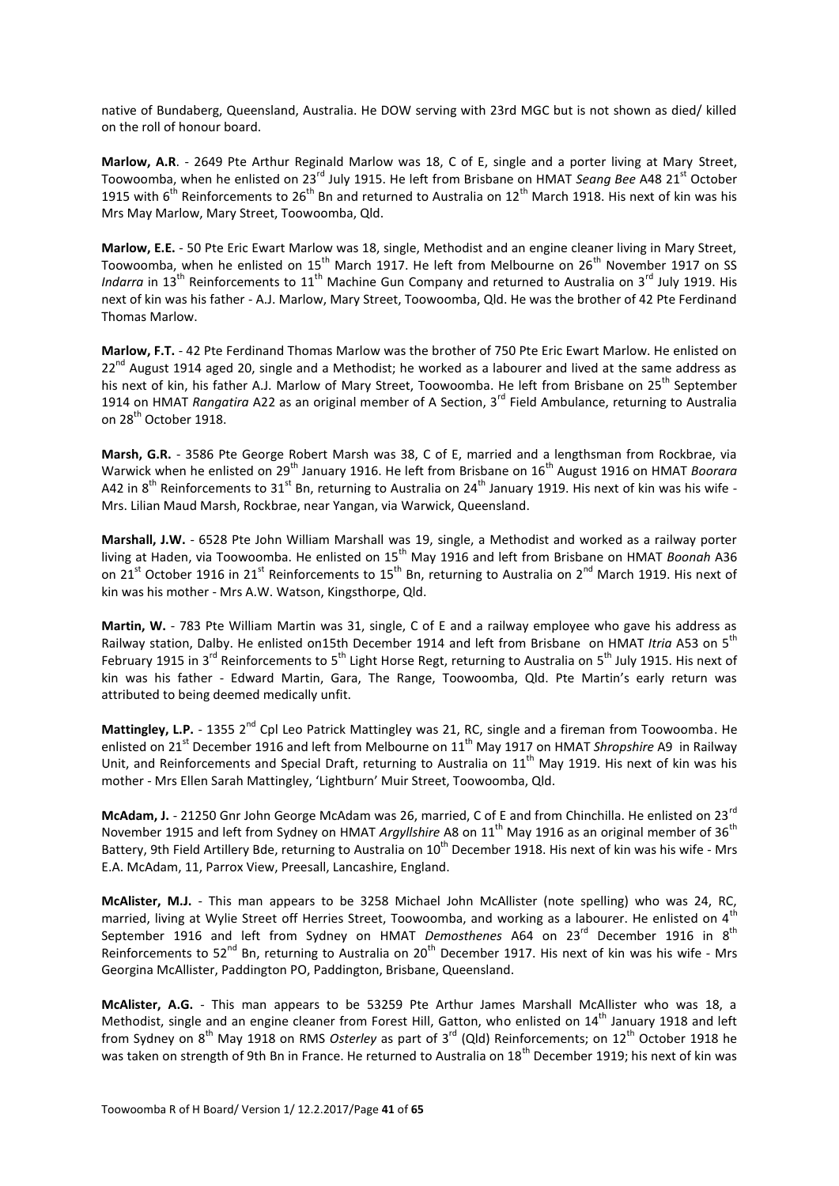native of Bundaberg, Queensland, Australia. He DOW serving with 23rd MGC but is not shown as died/ killed on the roll of honour board.

**Marlow, A.R**. - 2649 Pte Arthur Reginald Marlow was 18, C of E, single and a porter living at Mary Street, Toowoomba, when he enlisted on 23rd July 1915. He left from Brisbane on HMAT *Seang Bee* A48 21st October 1915 with 6th Reinforcements to 26th Bn and returned to Australia on 12th March 1918. His next of kin was his Mrs May Marlow, Mary Street, Toowoomba, Qld.

**Marlow, E.E.** - 50 Pte Eric Ewart Marlow was 18, single, Methodist and an engine cleaner living in Mary Street, Toowoomba, when he enlisted on 15th March 1917. He left from Melbourne on 26th November 1917 on SS *Indarra* in 13th Reinforcements to 11th Machine Gun Company and returned to Australia on 3rd July 1919. His next of kin was his father - A.J. Marlow, Mary Street, Toowoomba, Qld. He was the brother of 42 Pte Ferdinand Thomas Marlow.

**Marlow, F.T.** - 42 Pte Ferdinand Thomas Marlow was the brother of 750 Pte Eric Ewart Marlow. He enlisted on 22nd August 1914 aged 20, single and a Methodist; he worked as a labourer and lived at the same address as his next of kin, his father A.J. Marlow of Mary Street, Toowoomba. He left from Brisbane on 25th September 1914 on HMAT *Rangatira* A22 as an original member of A Section, 3rd Field Ambulance, returning to Australia on 28th October 1918.

**Marsh, G.R.** - 3586 Pte George Robert Marsh was 38, C of E, married and a lengthsman from Rockbrae, via Warwick when he enlisted on 29th January 1916. He left from Brisbane on 16th August 1916 on HMAT *Boorara* A42 in 8th Reinforcements to 31st Bn, returning to Australia on 24th January 1919. His next of kin was his wife - Mrs. Lilian Maud Marsh, Rockbrae, near Yangan, via Warwick, Queensland.

**Marshall, J.W.** - 6528 Pte John William Marshall was 19, single, a Methodist and worked as a railway porter living at Haden, via Toowoomba. He enlisted on 15th May 1916 and left from Brisbane on HMAT *Boonah* A36 on 21st October 1916 in 21st Reinforcements to 15th Bn, returning to Australia on 2nd March 1919. His next of kin was his mother - Mrs A.W. Watson, Kingsthorpe, Qld.

**Martin, W.** - 783 Pte William Martin was 31, single, C of E and a railway employee who gave his address as Railway station, Dalby. He enlisted on15th December 1914 and left from Brisbane on HMAT *Itria* A53 on 5th February 1915 in 3rd Reinforcements to 5th Light Horse Regt, returning to Australia on 5th July 1915. His next of kin was his father - Edward Martin, Gara, The Range, Toowoomba, Qld. Pte Martin's early return was attributed to being deemed medically unfit.

**Mattingley, L.P.** - 1355 2nd Cpl Leo Patrick Mattingley was 21, RC, single and a fireman from Toowoomba. He enlisted on 21st December 1916 and left from Melbourne on 11th May 1917 on HMAT *Shropshire* A9 in Railway Unit, and Reinforcements and Special Draft, returning to Australia on 11th May 1919. His next of kin was his mother - Mrs Ellen Sarah Mattingley, 'Lightburn' Muir Street, Toowoomba, Qld.

**McAdam, J.** - 21250 Gnr John George McAdam was 26, married, C of E and from Chinchilla. He enlisted on 23rd November 1915 and left from Sydney on HMAT *Argyllshire* A8 on 11th May 1916 as an original member of 36th Battery, 9th Field Artillery Bde, returning to Australia on 10th December 1918. His next of kin was his wife - Mrs E.A. McAdam, 11, Parrox View, Preesall, Lancashire, England.

**McAlister, M.J.** - This man appears to be 3258 Michael John McAllister (note spelling) who was 24, RC, married, living at Wylie Street off Herries Street, Toowoomba, and working as a labourer. He enlisted on 4th September 1916 and left from Sydney on HMAT *Demosthenes* A64 on 23rd December 1916 in 8th Reinforcements to 52nd Bn, returning to Australia on 20th December 1917. His next of kin was his wife - Mrs Georgina McAllister, Paddington PO, Paddington, Brisbane, Queensland.

**McAlister, A.G.** - This man appears to be 53259 Pte Arthur James Marshall McAllister who was 18, a Methodist, single and an engine cleaner from Forest Hill, Gatton, who enlisted on 14th January 1918 and left from Sydney on 8th May 1918 on RMS *Osterley* as part of 3rd (Qld) Reinforcements; on 12th October 1918 he was taken on strength of 9th Bn in France. He returned to Australia on 18th December 1919; his next of kin was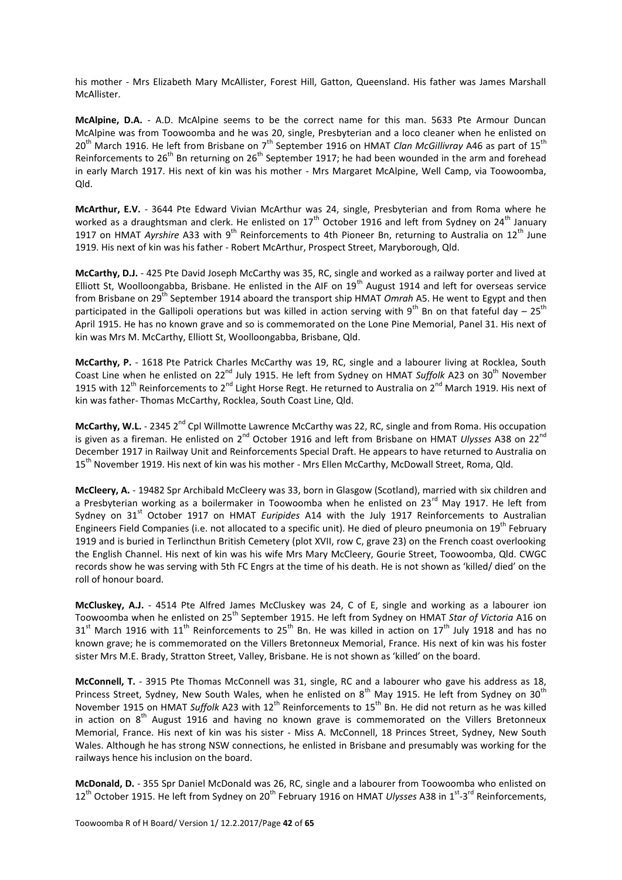his mother - Mrs Elizabeth Mary McAllister, Forest Hill, Gatton, Queensland. His father was James Marshall McAllister.

**McAlpine, D.A.** - A.D. McAlpine seems to be the correct name for this man. 5633 Pte Armour Duncan McAlpine was from Toowoomba and he was 20, single, Presbyterian and a loco cleaner when he enlisted on 20th March 1916. He left from Brisbane on 7th September 1916 on HMAT *Clan McGillivray* A46 as part of 15th Reinforcements to 26th Bn returning on 26th September 1917; he had been wounded in the arm and forehead in early March 1917. His next of kin was his mother - Mrs Margaret McAlpine, Well Camp, via Toowoomba, Qld.

**McArthur, E.V.** - 3644 Pte Edward Vivian McArthur was 24, single, Presbyterian and from Roma where he worked as a draughtsman and clerk. He enlisted on 17th October 1916 and left from Sydney on 24th January 1917 on HMAT *Ayrshire* A33 with 9th Reinforcements to 4th Pioneer Bn, returning to Australia on 12th June 1919. His next of kin was his father - Robert McArthur, Prospect Street, Maryborough, Qld.

**McCarthy, D.J.** - 425 Pte David Joseph McCarthy was 35, RC, single and worked as a railway porter and lived at Elliott St, Woolloongabba, Brisbane. He enlisted in the AIF on 19th August 1914 and left for overseas service from Brisbane on 29th September 1914 aboard the transport ship HMAT *Omrah* A5. He went to Egypt and then participated in the Gallipoli operations but was killed in action serving with 9th Bn on that fateful day – 25th April 1915. He has no known grave and so is commemorated on the Lone Pine Memorial, Panel 31. His next of kin was Mrs M. McCarthy, Elliott St, Woolloongabba, Brisbane, Qld.

**McCarthy, P.** - 1618 Pte Patrick Charles McCarthy was 19, RC, single and a labourer living at Rocklea, South Coast Line when he enlisted on 22nd July 1915. He left from Sydney on HMAT *Suffolk* A23 on 30th November 1915 with 12th Reinforcements to 2nd Light Horse Regt. He returned to Australia on 2nd March 1919. His next of kin was father- Thomas McCarthy, Rocklea, South Coast Line, Qld.

**McCarthy, W.L.** - 2345 2nd Cpl Willmotte Lawrence McCarthy was 22, RC, single and from Roma. His occupation is given as a fireman. He enlisted on 2nd October 1916 and left from Brisbane on HMAT *Ulysses* A38 on 22nd December 1917 in Railway Unit and Reinforcements Special Draft. He appears to have returned to Australia on 15th November 1919. His next of kin was his mother - Mrs Ellen McCarthy, McDowall Street, Roma, Qld.

**McCleery, A.** - 19482 Spr Archibald McCleery was 33, born in Glasgow (Scotland), married with six children and a Presbyterian working as a boilermaker in Toowoomba when he enlisted on 23rd May 1917. He left from Sydney on 31st October 1917 on HMAT *Euripides* A14 with the July 1917 Reinforcements to Australian Engineers Field Companies (i.e. not allocated to a specific unit). He died of pleuro pneumonia on 19th February 1919 and is buried in Terlincthun British Cemetery (plot XVII, row C, grave 23) on the French coast overlooking the English Channel. His next of kin was his wife Mrs Mary McCleery, Gourie Street, Toowoomba, Qld. CWGC records show he was serving with 5th FC Engrs at the time of his death. He is not shown as 'killed/ died' on the roll of honour board.

**McCluskey, A.J.** - 4514 Pte Alfred James McCluskey was 24, C of E, single and working as a labourer ion Toowoomba when he enlisted on 25th September 1915. He left from Sydney on HMAT *Star of Victoria* A16 on 31st March 1916 with 11th Reinforcements to 25th Bn. He was killed in action on 17th July 1918 and has no known grave; he is commemorated on the Villers Bretonneux Memorial, France. His next of kin was his foster sister Mrs M.E. Brady, Stratton Street, Valley, Brisbane. He is not shown as 'killed' on the board.

**McConnell, T.** - 3915 Pte Thomas McConnell was 31, single, RC and a labourer who gave his address as 18, Princess Street, Sydney, New South Wales, when he enlisted on 8th May 1915. He left from Sydney on 30th November 1915 on HMAT *Suffolk* A23 with 12th Reinforcements to 15th Bn. He did not return as he was killed in action on 8th August 1916 and having no known grave is commemorated on the Villers Bretonneux Memorial, France. His next of kin was his sister - Miss A. McConnell, 18 Princes Street, Sydney, New South Wales. Although he has strong NSW connections, he enlisted in Brisbane and presumably was working for the railways hence his inclusion on the board.

**McDonald, D.** - 355 Spr Daniel McDonald was 26, RC, single and a labourer from Toowoomba who enlisted on 12th October 1915. He left from Sydney on 20th February 1916 on HMAT *Ulysses* A38 in 1st-3rd Reinforcements,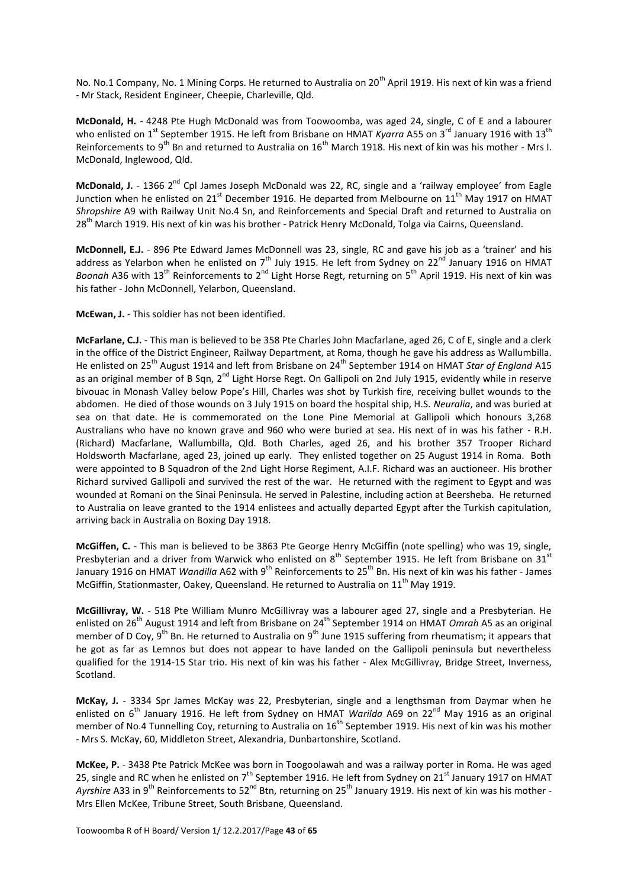No. No.1 Company, No. 1 Mining Corps. He returned to Australia on 20th April 1919. His next of kin was a friend - Mr Stack, Resident Engineer, Cheepie, Charleville, Qld.

**McDonald, H.** - 4248 Pte Hugh McDonald was from Toowoomba, was aged 24, single, C of E and a labourer who enlisted on 1st September 1915. He left from Brisbane on HMAT *Kyarra* A55 on 3rd January 1916 with 13th Reinforcements to 9th Bn and returned to Australia on 16th March 1918. His next of kin was his mother - Mrs I. McDonald, Inglewood, Qld.

**McDonald, J.** - 1366 2nd Cpl James Joseph McDonald was 22, RC, single and a 'railway employee' from Eagle Junction when he enlisted on 21st December 1916. He departed from Melbourne on 11th May 1917 on HMAT *Shropshire* A9 with Railway Unit No.4 Sn, and Reinforcements and Special Draft and returned to Australia on 28th March 1919. His next of kin was his brother - Patrick Henry McDonald, Tolga via Cairns, Queensland.

**McDonnell, E.J.** - 896 Pte Edward James McDonnell was 23, single, RC and gave his job as a 'trainer' and his address as Yelarbon when he enlisted on 7th July 1915. He left from Sydney on 22nd January 1916 on HMAT *Boonah* A36 with 13th Reinforcements to 2nd Light Horse Regt, returning on 5th April 1919. His next of kin was his father - John McDonnell, Yelarbon, Queensland.

**McEwan, J.** - This soldier has not been identified.

**McFarlane, C.J.** - This man is believed to be 358 Pte Charles John Macfarlane, aged 26, C of E, single and a clerk in the office of the District Engineer, Railway Department, at Roma, though he gave his address as Wallumbilla. He enlisted on 25th August 1914 and left from Brisbane on 24th September 1914 on HMAT *Star of England* A15 as an original member of B Sqn, 2nd Light Horse Regt. On Gallipoli on 2nd July 1915, evidently while in reserve bivouac in Monash Valley below Pope's Hill, Charles was shot by Turkish fire, receiving bullet wounds to the abdomen. He died of those wounds on 3 July 1915 on board the hospital ship, H.S. *Neuralia*, and was buried at sea on that date. He is commemorated on the Lone Pine Memorial at Gallipoli which honours 3,268 Australians who have no known grave and 960 who were buried at sea. His next of in was his father - R.H. (Richard) Macfarlane, Wallumbilla, Qld. Both Charles, aged 26, and his brother 357 Trooper Richard Holdsworth Macfarlane, aged 23, joined up early. They enlisted together on 25 August 1914 in Roma. Both were appointed to B Squadron of the 2nd Light Horse Regiment, A.I.F. Richard was an auctioneer. His brother Richard survived Gallipoli and survived the rest of the war. He returned with the regiment to Egypt and was wounded at Romani on the Sinai Peninsula. He served in Palestine, including action at Beersheba. He returned to Australia on leave granted to the 1914 enlistees and actually departed Egypt after the Turkish capitulation, arriving back in Australia on Boxing Day 1918.

**McGiffen, C.** - This man is believed to be 3863 Pte George Henry McGiffin (note spelling) who was 19, single, Presbyterian and a driver from Warwick who enlisted on 8th September 1915. He left from Brisbane on 31st January 1916 on HMAT *Wandilla* A62 with 9th Reinforcements to 25th Bn. His next of kin was his father - James McGiffin, Stationmaster, Oakey, Queensland. He returned to Australia on 11th May 1919.

**McGillivray, W.** - 518 Pte William Munro McGillivray was a labourer aged 27, single and a Presbyterian. He enlisted on 26th August 1914 and left from Brisbane on 24th September 1914 on HMAT *Omrah* A5 as an original member of D Coy, 9th Bn. He returned to Australia on 9th June 1915 suffering from rheumatism; it appears that he got as far as Lemnos but does not appear to have landed on the Gallipoli peninsula but nevertheless qualified for the 1914-15 Star trio. His next of kin was his father - Alex McGillivray, Bridge Street, Inverness, Scotland.

**McKay, J.** - 3334 Spr James McKay was 22, Presbyterian, single and a lengthsman from Daymar when he enlisted on 6th January 1916. He left from Sydney on HMAT *Warilda* A69 on 22nd May 1916 as an original member of No.4 Tunnelling Coy, returning to Australia on 16th September 1919. His next of kin was his mother - Mrs S. McKay, 60, Middleton Street, Alexandria, Dunbartonshire, Scotland.

**McKee, P.** - 3438 Pte Patrick McKee was born in Toogoolawah and was a railway porter in Roma. He was aged 25, single and RC when he enlisted on 7th September 1916. He left from Sydney on 21st January 1917 on HMAT *Ayrshire* A33 in 9th Reinforcements to 52nd Btn, returning on 25th January 1919. His next of kin was his mother - Mrs Ellen McKee, Tribune Street, South Brisbane, Queensland.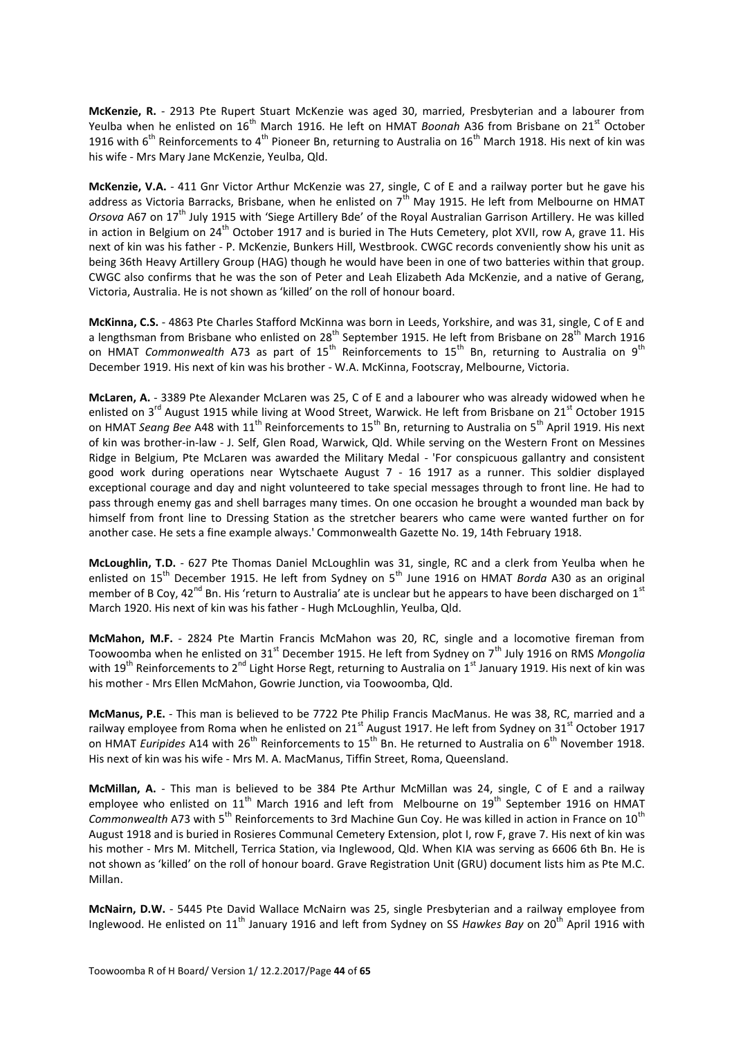**McKenzie, R.** - 2913 Pte Rupert Stuart McKenzie was aged 30, married, Presbyterian and a labourer from Yeulba when he enlisted on 16th March 1916. He left on HMAT *Boonah* A36 from Brisbane on 21st October 1916 with 6th Reinforcements to 4th Pioneer Bn, returning to Australia on 16th March 1918. His next of kin was his wife - Mrs Mary Jane McKenzie, Yeulba, Qld.

**McKenzie, V.A.** - 411 Gnr Victor Arthur McKenzie was 27, single, C of E and a railway porter but he gave his address as Victoria Barracks, Brisbane, when he enlisted on 7th May 1915. He left from Melbourne on HMAT *Orsova* A67 on 17th July 1915 with 'Siege Artillery Bde' of the Royal Australian Garrison Artillery. He was killed in action in Belgium on 24th October 1917 and is buried in The Huts Cemetery, plot XVII, row A, grave 11. His next of kin was his father - P. McKenzie, Bunkers Hill, Westbrook. CWGC records conveniently show his unit as being 36th Heavy Artillery Group (HAG) though he would have been in one of two batteries within that group. CWGC also confirms that he was the son of Peter and Leah Elizabeth Ada McKenzie, and a native of Gerang, Victoria, Australia. He is not shown as 'killed' on the roll of honour board.

**McKinna, C.S.** - 4863 Pte Charles Stafford McKinna was born in Leeds, Yorkshire, and was 31, single, C of E and a lengthsman from Brisbane who enlisted on 28th September 1915. He left from Brisbane on 28th March 1916 on HMAT *Commonwealth* A73 as part of 15th Reinforcements to 15th Bn, returning to Australia on 9th December 1919. His next of kin was his brother - W.A. McKinna, Footscray, Melbourne, Victoria.

**McLaren, A.** - 3389 Pte Alexander McLaren was 25, C of E and a labourer who was already widowed when he enlisted on 3rd August 1915 while living at Wood Street, Warwick. He left from Brisbane on 21st October 1915 on HMAT *Seang Bee* A48 with 11th Reinforcements to 15th Bn, returning to Australia on 5th April 1919. His next of kin was brother-in-law - J. Self, Glen Road, Warwick, Qld. While serving on the Western Front on Messines Ridge in Belgium, Pte McLaren was awarded the Military Medal - 'For conspicuous gallantry and consistent good work during operations near Wytschaete August 7 - 16 1917 as a runner. This soldier displayed exceptional courage and day and night volunteered to take special messages through to front line. He had to pass through enemy gas and shell barrages many times. On one occasion he brought a wounded man back by himself from front line to Dressing Station as the stretcher bearers who came were wanted further on for another case. He sets a fine example always.' Commonwealth Gazette No. 19, 14th February 1918.

**McLoughlin, T.D.** - 627 Pte Thomas Daniel McLoughlin was 31, single, RC and a clerk from Yeulba when he enlisted on 15th December 1915. He left from Sydney on 5th June 1916 on HMAT *Borda* A30 as an original member of B Coy, 42nd Bn. His 'return to Australia' ate is unclear but he appears to have been discharged on 1st March 1920. His next of kin was his father - Hugh McLoughlin, Yeulba, Qld.

**McMahon, M.F.** - 2824 Pte Martin Francis McMahon was 20, RC, single and a locomotive fireman from Toowoomba when he enlisted on 31st December 1915. He left from Sydney on 7th July 1916 on RMS *Mongolia* with 19th Reinforcements to 2nd Light Horse Regt, returning to Australia on 1st January 1919. His next of kin was his mother - Mrs Ellen McMahon, Gowrie Junction, via Toowoomba, Qld.

**McManus, P.E.** - This man is believed to be 7722 Pte Philip Francis MacManus. He was 38, RC, married and a railway employee from Roma when he enlisted on 21st August 1917. He left from Sydney on 31st October 1917 on HMAT *Euripides* A14 with 26th Reinforcements to 15th Bn. He returned to Australia on 6th November 1918. His next of kin was his wife - Mrs M. A. MacManus, Tiffin Street, Roma, Queensland.

**McMillan, A.** - This man is believed to be 384 Pte Arthur McMillan was 24, single, C of E and a railway employee who enlisted on 11th March 1916 and left from Melbourne on 19th September 1916 on HMAT *Commonwealth* A73 with 5th Reinforcements to 3rd Machine Gun Coy. He was killed in action in France on 10th August 1918 and is buried in Rosieres Communal Cemetery Extension, plot I, row F, grave 7. His next of kin was his mother - Mrs M. Mitchell, Terrica Station, via Inglewood, Qld. When KIA was serving as 6606 6th Bn. He is not shown as 'killed' on the roll of honour board. Grave Registration Unit (GRU) document lists him as Pte M.C. Millan.

**McNairn, D.W.** - 5445 Pte David Wallace McNairn was 25, single Presbyterian and a railway employee from Inglewood. He enlisted on 11th January 1916 and left from Sydney on SS *Hawkes Bay* on 20th April 1916 with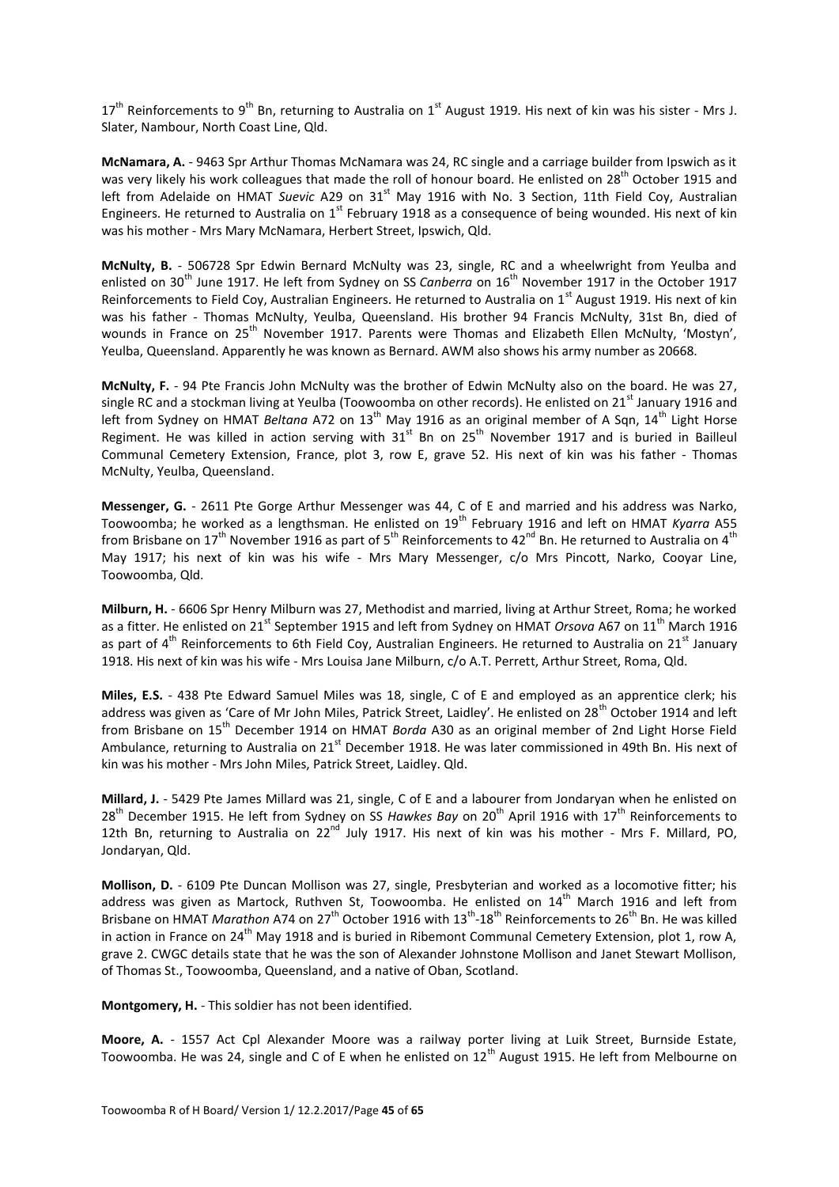17th Reinforcements to 9th Bn, returning to Australia on 1st August 1919. His next of kin was his sister - Mrs J. Slater, Nambour, North Coast Line, Qld.

**McNamara, A.** - 9463 Spr Arthur Thomas McNamara was 24, RC single and a carriage builder from Ipswich as it was very likely his work colleagues that made the roll of honour board. He enlisted on 28th October 1915 and left from Adelaide on HMAT *Suevic* A29 on 31st May 1916 with No. 3 Section, 11th Field Coy, Australian Engineers. He returned to Australia on 1st February 1918 as a consequence of being wounded. His next of kin was his mother - Mrs Mary McNamara, Herbert Street, Ipswich, Qld.

**McNulty, B.** - 506728 Spr Edwin Bernard McNulty was 23, single, RC and a wheelwright from Yeulba and enlisted on 30th June 1917. He left from Sydney on SS *Canberra* on 16th November 1917 in the October 1917 Reinforcements to Field Coy, Australian Engineers. He returned to Australia on 1st August 1919. His next of kin was his father - Thomas McNulty, Yeulba, Queensland. His brother 94 Francis McNulty, 31st Bn, died of wounds in France on 25th November 1917. Parents were Thomas and Elizabeth Ellen McNulty, 'Mostyn', Yeulba, Queensland. Apparently he was known as Bernard. AWM also shows his army number as 20668.

**McNulty, F.** - 94 Pte Francis John McNulty was the brother of Edwin McNulty also on the board. He was 27, single RC and a stockman living at Yeulba (Toowoomba on other records). He enlisted on 21st January 1916 and left from Sydney on HMAT *Beltana* A72 on 13th May 1916 as an original member of A Sqn, 14th Light Horse Regiment. He was killed in action serving with 31st Bn on 25th November 1917 and is buried in Bailleul Communal Cemetery Extension, France, plot 3, row E, grave 52. His next of kin was his father - Thomas McNulty, Yeulba, Queensland.

**Messenger, G.** - 2611 Pte Gorge Arthur Messenger was 44, C of E and married and his address was Narko, Toowoomba; he worked as a lengthsman. He enlisted on 19th February 1916 and left on HMAT *Kyarra* A55 from Brisbane on 17th November 1916 as part of 5th Reinforcements to 42nd Bn. He returned to Australia on 4th May 1917; his next of kin was his wife - Mrs Mary Messenger, c/o Mrs Pincott, Narko, Cooyar Line, Toowoomba, Qld.

**Milburn, H.** - 6606 Spr Henry Milburn was 27, Methodist and married, living at Arthur Street, Roma; he worked as a fitter. He enlisted on 21st September 1915 and left from Sydney on HMAT *Orsova* A67 on 11th March 1916 as part of 4th Reinforcements to 6th Field Coy, Australian Engineers. He returned to Australia on 21st January 1918. His next of kin was his wife - Mrs Louisa Jane Milburn, c/o A.T. Perrett, Arthur Street, Roma, Qld.

**Miles, E.S.** - 438 Pte Edward Samuel Miles was 18, single, C of E and employed as an apprentice clerk; his address was given as 'Care of Mr John Miles, Patrick Street, Laidley'. He enlisted on 28th October 1914 and left from Brisbane on 15th December 1914 on HMAT *Borda* A30 as an original member of 2nd Light Horse Field Ambulance, returning to Australia on 21st December 1918. He was later commissioned in 49th Bn. His next of kin was his mother - Mrs John Miles, Patrick Street, Laidley. Qld.

**Millard, J.** - 5429 Pte James Millard was 21, single, C of E and a labourer from Jondaryan when he enlisted on 28th December 1915. He left from Sydney on SS *Hawkes Bay* on 20th April 1916 with 17th Reinforcements to 12th Bn, returning to Australia on 22nd July 1917. His next of kin was his mother - Mrs F. Millard, PO, Jondaryan, Qld.

**Mollison, D.** - 6109 Pte Duncan Mollison was 27, single, Presbyterian and worked as a locomotive fitter; his address was given as Martock, Ruthven St, Toowoomba. He enlisted on 14th March 1916 and left from Brisbane on HMAT *Marathon* A74 on 27th October 1916 with 13th-18th Reinforcements to 26th Bn. He was killed in action in France on 24th May 1918 and is buried in Ribemont Communal Cemetery Extension, plot 1, row A, grave 2. CWGC details state that he was the son of Alexander Johnstone Mollison and Janet Stewart Mollison, of Thomas St., Toowoomba, Queensland, and a native of Oban, Scotland.

**Montgomery, H.** - This soldier has not been identified.

**Moore, A.** - 1557 Act Cpl Alexander Moore was a railway porter living at Luik Street, Burnside Estate, Toowoomba. He was 24, single and C of E when he enlisted on 12th August 1915. He left from Melbourne on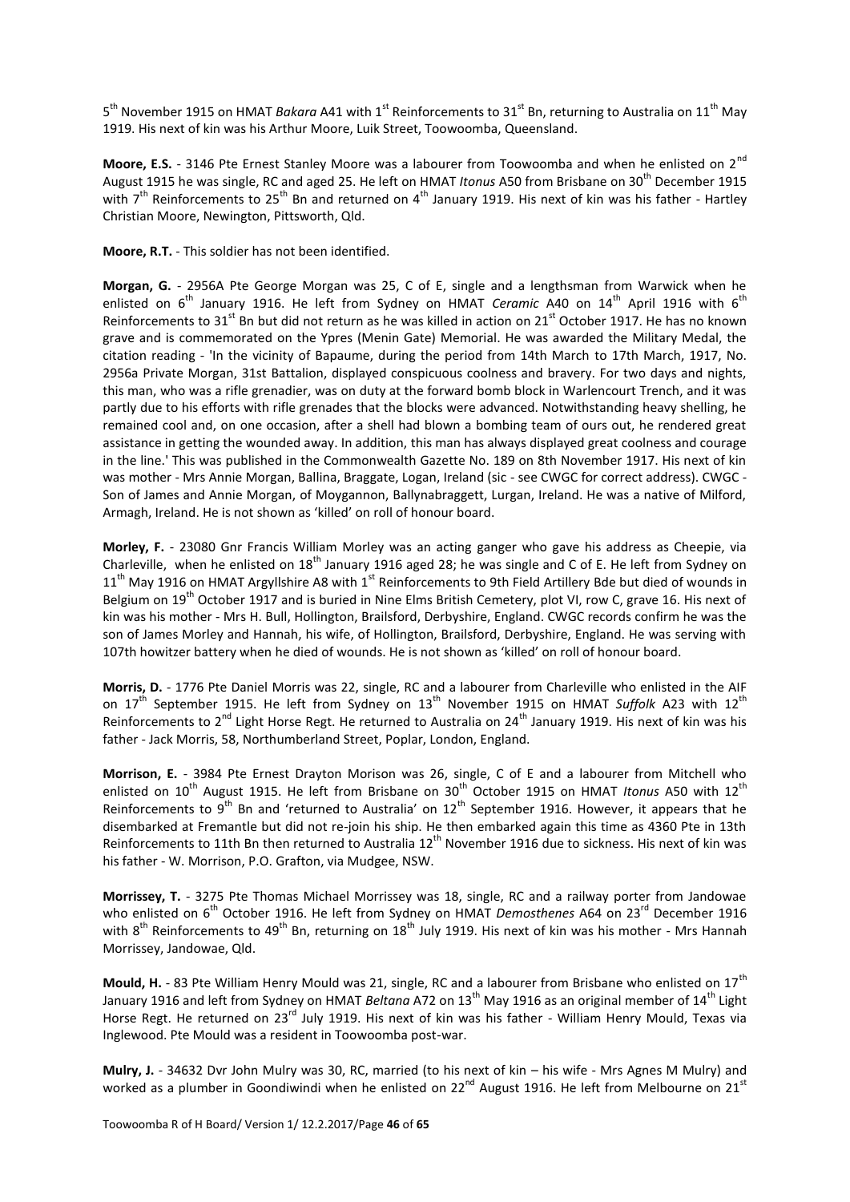5th November 1915 on HMAT *Bakara* A41 with 1st Reinforcements to 31st Bn, returning to Australia on 11th May 1919. His next of kin was his Arthur Moore, Luik Street, Toowoomba, Queensland.

**Moore, E.S.** - 3146 Pte Ernest Stanley Moore was a labourer from Toowoomba and when he enlisted on 2nd August 1915 he was single, RC and aged 25. He left on HMAT *Itonus* A50 from Brisbane on 30th December 1915 with 7th Reinforcements to 25th Bn and returned on 4th January 1919. His next of kin was his father - Hartley Christian Moore, Newington, Pittsworth, Qld.

**Moore, R.T.** - This soldier has not been identified.

**Morgan, G.** - 2956A Pte George Morgan was 25, C of E, single and a lengthsman from Warwick when he enlisted on 6th January 1916. He left from Sydney on HMAT *Ceramic* A40 on 14th April 1916 with 6th Reinforcements to 31st Bn but did not return as he was killed in action on 21st October 1917. He has no known grave and is commemorated on the Ypres (Menin Gate) Memorial. He was awarded the Military Medal, the citation reading - 'In the vicinity of Bapaume, during the period from 14th March to 17th March, 1917, No. 2956a Private Morgan, 31st Battalion, displayed conspicuous coolness and bravery. For two days and nights, this man, who was a rifle grenadier, was on duty at the forward bomb block in Warlencourt Trench, and it was partly due to his efforts with rifle grenades that the blocks were advanced. Notwithstanding heavy shelling, he remained cool and, on one occasion, after a shell had blown a bombing team of ours out, he rendered great assistance in getting the wounded away. In addition, this man has always displayed great coolness and courage in the line.' This was published in the Commonwealth Gazette No. 189 on 8th November 1917. His next of kin was mother - Mrs Annie Morgan, Ballina, Braggate, Logan, Ireland (sic - see CWGC for correct address). CWGC - Son of James and Annie Morgan, of Moygannon, Ballynabraggett, Lurgan, Ireland. He was a native of Milford, Armagh, Ireland. He is not shown as 'killed' on roll of honour board.

**Morley, F.** - 23080 Gnr Francis William Morley was an acting ganger who gave his address as Cheepie, via Charleville, when he enlisted on 18th January 1916 aged 28; he was single and C of E. He left from Sydney on 11th May 1916 on HMAT Argyllshire A8 with 1st Reinforcements to 9th Field Artillery Bde but died of wounds in Belgium on 19th October 1917 and is buried in Nine Elms British Cemetery, plot VI, row C, grave 16. His next of kin was his mother - Mrs H. Bull, Hollington, Brailsford, Derbyshire, England. CWGC records confirm he was the son of James Morley and Hannah, his wife, of Hollington, Brailsford, Derbyshire, England. He was serving with 107th howitzer battery when he died of wounds. He is not shown as 'killed' on roll of honour board.

**Morris, D.** - 1776 Pte Daniel Morris was 22, single, RC and a labourer from Charleville who enlisted in the AIF on 17th September 1915. He left from Sydney on 13th November 1915 on HMAT *Suffolk* A23 with 12th Reinforcements to 2nd Light Horse Regt. He returned to Australia on 24th January 1919. His next of kin was his father - Jack Morris, 58, Northumberland Street, Poplar, London, England.

**Morrison, E.** - 3984 Pte Ernest Drayton Morison was 26, single, C of E and a labourer from Mitchell who enlisted on 10th August 1915. He left from Brisbane on 30th October 1915 on HMAT *Itonus* A50 with 12th Reinforcements to 9th Bn and 'returned to Australia' on 12th September 1916. However, it appears that he disembarked at Fremantle but did not re-join his ship. He then embarked again this time as 4360 Pte in 13th Reinforcements to 11th Bn then returned to Australia 12th November 1916 due to sickness. His next of kin was his father - W. Morrison, P.O. Grafton, via Mudgee, NSW.

**Morrissey, T.** - 3275 Pte Thomas Michael Morrissey was 18, single, RC and a railway porter from Jandowae who enlisted on 6th October 1916. He left from Sydney on HMAT *Demosthenes* A64 on 23rd December 1916 with 8th Reinforcements to 49th Bn, returning on 18th July 1919. His next of kin was his mother - Mrs Hannah Morrissey, Jandowae, Qld.

**Mould, H.** - 83 Pte William Henry Mould was 21, single, RC and a labourer from Brisbane who enlisted on 17th January 1916 and left from Sydney on HMAT *Beltana* A72 on 13th May 1916 as an original member of 14th Light Horse Regt. He returned on 23rd July 1919. His next of kin was his father - William Henry Mould, Texas via Inglewood. Pte Mould was a resident in Toowoomba post-war.

**Mulry, J.** - 34632 Dvr John Mulry was 30, RC, married (to his next of kin – his wife - Mrs Agnes M Mulry) and worked as a plumber in Goondiwindi when he enlisted on 22nd August 1916. He left from Melbourne on 21st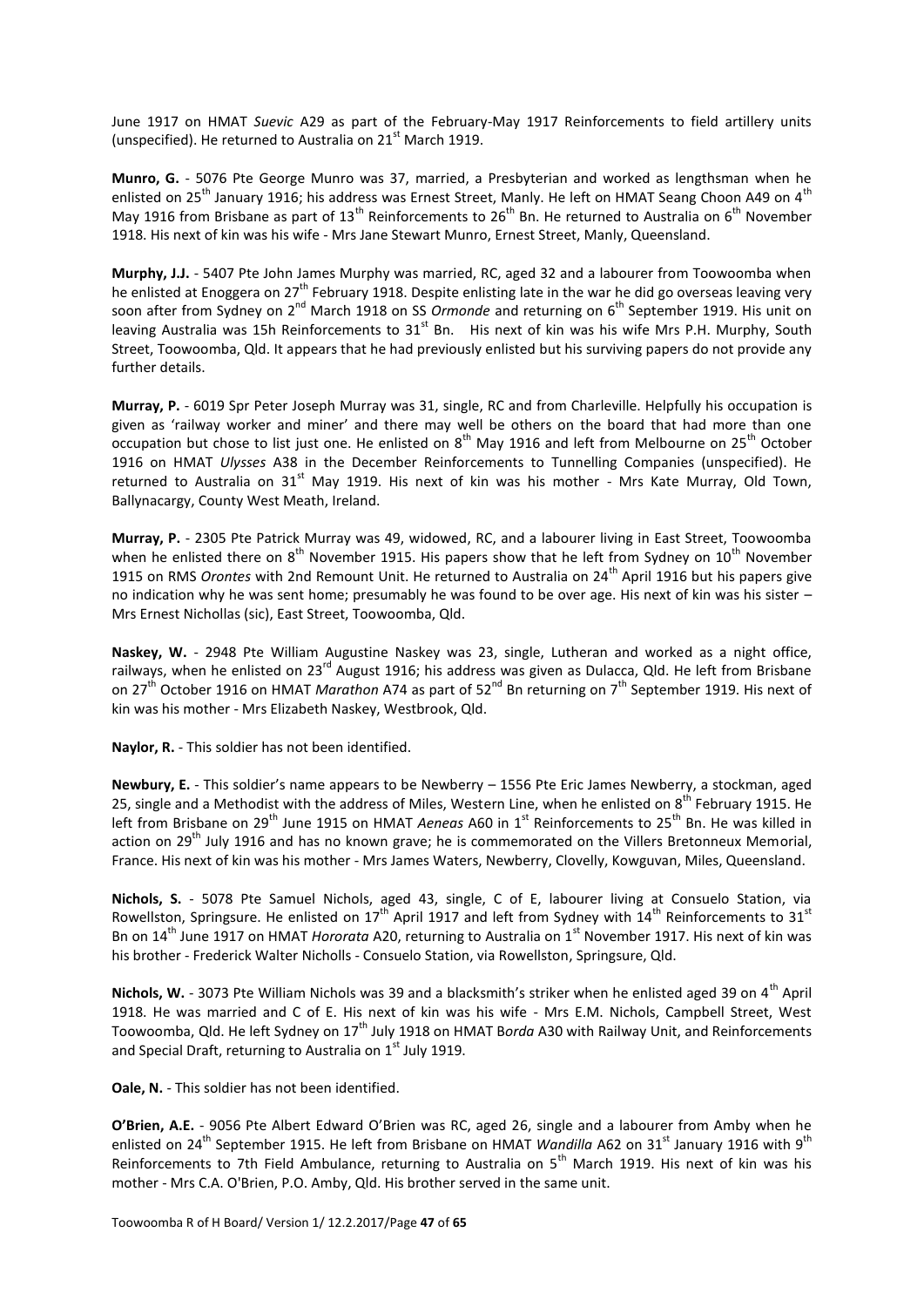June 1917 on HMAT *Suevic* A29 as part of the February-May 1917 Reinforcements to field artillery units (unspecified). He returned to Australia on 21st March 1919.

**Munro, G.** - 5076 Pte George Munro was 37, married, a Presbyterian and worked as lengthsman when he enlisted on 25th January 1916; his address was Ernest Street, Manly. He left on HMAT Seang Choon A49 on 4th May 1916 from Brisbane as part of 13th Reinforcements to 26th Bn. He returned to Australia on 6th November 1918. His next of kin was his wife - Mrs Jane Stewart Munro, Ernest Street, Manly, Queensland.

**Murphy, J.J.** - 5407 Pte John James Murphy was married, RC, aged 32 and a labourer from Toowoomba when he enlisted at Enoggera on 27th February 1918. Despite enlisting late in the war he did go overseas leaving very soon after from Sydney on 2nd March 1918 on SS *Ormonde* and returning on 6th September 1919. His unit on leaving Australia was 15h Reinforcements to 31st Bn. His next of kin was his wife Mrs P.H. Murphy, South Street, Toowoomba, Qld. It appears that he had previously enlisted but his surviving papers do not provide any further details.

**Murray, P.** - 6019 Spr Peter Joseph Murray was 31, single, RC and from Charleville. Helpfully his occupation is given as 'railway worker and miner' and there may well be others on the board that had more than one occupation but chose to list just one. He enlisted on 8th May 1916 and left from Melbourne on 25th October 1916 on HMAT *Ulysses* A38 in the December Reinforcements to Tunnelling Companies (unspecified). He returned to Australia on 31st May 1919. His next of kin was his mother - Mrs Kate Murray, Old Town, Ballynacargy, County West Meath, Ireland.

**Murray, P.** - 2305 Pte Patrick Murray was 49, widowed, RC, and a labourer living in East Street, Toowoomba when he enlisted there on 8th November 1915. His papers show that he left from Sydney on 10th November 1915 on RMS *Orontes* with 2nd Remount Unit. He returned to Australia on 24th April 1916 but his papers give no indication why he was sent home; presumably he was found to be over age. His next of kin was his sister – Mrs Ernest Nichollas (sic), East Street, Toowoomba, Qld.

**Naskey, W.** - 2948 Pte William Augustine Naskey was 23, single, Lutheran and worked as a night office, railways, when he enlisted on 23rd August 1916; his address was given as Dulacca, Qld. He left from Brisbane on 27th October 1916 on HMAT *Marathon* A74 as part of 52nd Bn returning on 7th September 1919. His next of kin was his mother - Mrs Elizabeth Naskey, Westbrook, Qld.

**Naylor, R.** - This soldier has not been identified.

**Newbury, E.** - This soldier's name appears to be Newberry – 1556 Pte Eric James Newberry, a stockman, aged 25, single and a Methodist with the address of Miles, Western Line, when he enlisted on 8th February 1915. He left from Brisbane on 29th June 1915 on HMAT *Aeneas* A60 in 1st Reinforcements to 25th Bn. He was killed in action on 29th July 1916 and has no known grave; he is commemorated on the Villers Bretonneux Memorial, France. His next of kin was his mother - Mrs James Waters, Newberry, Clovelly, Kowguvan, Miles, Queensland.

**Nichols, S.** - 5078 Pte Samuel Nichols, aged 43, single, C of E, labourer living at Consuelo Station, via Rowellston, Springsure. He enlisted on 17th April 1917 and left from Sydney with 14th Reinforcements to 31st Bn on 14th June 1917 on HMAT *Hororata* A20, returning to Australia on 1st November 1917. His next of kin was his brother - Frederick Walter Nicholls - Consuelo Station, via Rowellston, Springsure, Qld.

**Nichols, W.** - 3073 Pte William Nichols was 39 and a blacksmith's striker when he enlisted aged 39 on 4th April 1918. He was married and C of E. His next of kin was his wife - Mrs E.M. Nichols, Campbell Street, West Toowoomba, Qld. He left Sydney on 17th July 1918 on HMAT B*orda* A30 with Railway Unit, and Reinforcements and Special Draft, returning to Australia on 1st July 1919.

**Oale, N.** - This soldier has not been identified.

**O'Brien, A.E.** - 9056 Pte Albert Edward O'Brien was RC, aged 26, single and a labourer from Amby when he enlisted on 24th September 1915. He left from Brisbane on HMAT *Wandilla* A62 on 31st January 1916 with 9th Reinforcements to 7th Field Ambulance, returning to Australia on 5th March 1919. His next of kin was his mother - Mrs C.A. O'Brien, P.O. Amby, Qld. His brother served in the same unit.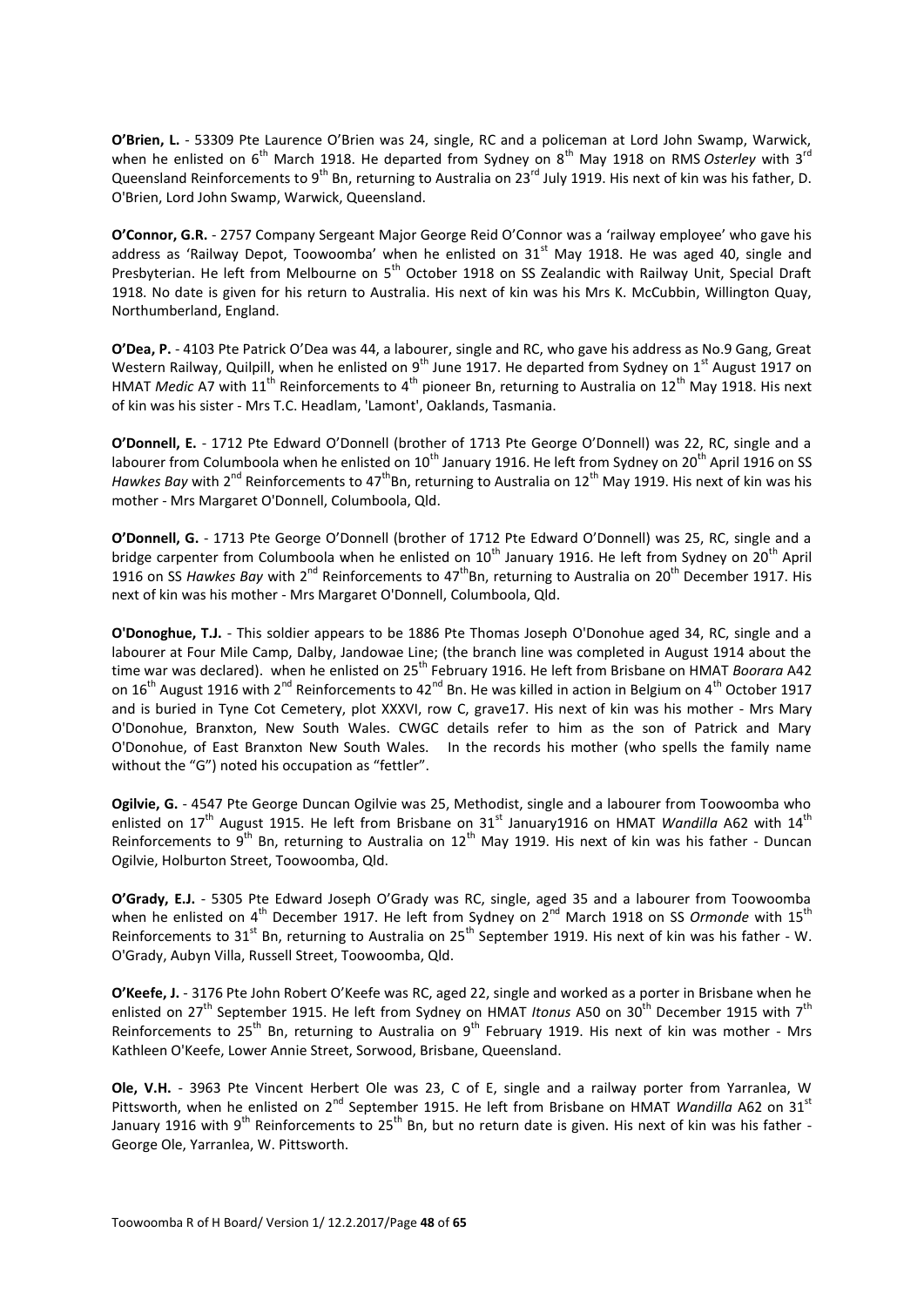**O'Brien, L.** - 53309 Pte Laurence O'Brien was 24, single, RC and a policeman at Lord John Swamp, Warwick, when he enlisted on 6th March 1918. He departed from Sydney on 8th May 1918 on RMS *Osterley* with 3rd Queensland Reinforcements to 9th Bn, returning to Australia on 23rd July 1919. His next of kin was his father, D. O'Brien, Lord John Swamp, Warwick, Queensland.

**O'Connor, G.R.** - 2757 Company Sergeant Major George Reid O'Connor was a 'railway employee' who gave his address as 'Railway Depot, Toowoomba' when he enlisted on 31st May 1918. He was aged 40, single and Presbyterian. He left from Melbourne on 5th October 1918 on SS Zealandic with Railway Unit, Special Draft 1918. No date is given for his return to Australia. His next of kin was his Mrs K. McCubbin, Willington Quay, Northumberland, England.

**O'Dea, P.** - 4103 Pte Patrick O'Dea was 44, a labourer, single and RC, who gave his address as No.9 Gang, Great Western Railway, Quilpill, when he enlisted on 9th June 1917. He departed from Sydney on 1st August 1917 on HMAT *Medic* A7 with 11th Reinforcements to 4th pioneer Bn, returning to Australia on 12th May 1918. His next of kin was his sister - Mrs T.C. Headlam, 'Lamont', Oaklands, Tasmania.

**O'Donnell, E.** - 1712 Pte Edward O'Donnell (brother of 1713 Pte George O'Donnell) was 22, RC, single and a labourer from Columboola when he enlisted on 10th January 1916. He left from Sydney on 20th April 1916 on SS *Hawkes Bay* with 2nd Reinforcements to 47thBn, returning to Australia on 12th May 1919. His next of kin was his mother - Mrs Margaret O'Donnell, Columboola, Qld.

**O'Donnell, G.** - 1713 Pte George O'Donnell (brother of 1712 Pte Edward O'Donnell) was 25, RC, single and a bridge carpenter from Columboola when he enlisted on 10th January 1916. He left from Sydney on 20th April 1916 on SS *Hawkes Bay* with 2nd Reinforcements to 47thBn, returning to Australia on 20th December 1917. His next of kin was his mother - Mrs Margaret O'Donnell, Columboola, Qld.

**O'Donoghue, T.J.** - This soldier appears to be 1886 Pte Thomas Joseph O'Donohue aged 34, RC, single and a labourer at Four Mile Camp, Dalby, Jandowae Line; (the branch line was completed in August 1914 about the time war was declared). when he enlisted on 25th February 1916. He left from Brisbane on HMAT *Boorara* A42 on 16th August 1916 with 2nd Reinforcements to 42nd Bn. He was killed in action in Belgium on 4th October 1917 and is buried in Tyne Cot Cemetery, plot XXXVI, row C, grave17. His next of kin was his mother - Mrs Mary O'Donohue, Branxton, New South Wales. CWGC details refer to him as the son of Patrick and Mary O'Donohue, of East Branxton New South Wales. In the records his mother (who spells the family name without the "G") noted his occupation as "fettler".

**Ogilvie, G.** - 4547 Pte George Duncan Ogilvie was 25, Methodist, single and a labourer from Toowoomba who enlisted on 17th August 1915. He left from Brisbane on 31st January1916 on HMAT *Wandilla* A62 with 14th Reinforcements to 9th Bn, returning to Australia on 12th May 1919. His next of kin was his father - Duncan Ogilvie, Holburton Street, Toowoomba, Qld.

**O'Grady, E.J.** - 5305 Pte Edward Joseph O'Grady was RC, single, aged 35 and a labourer from Toowoomba when he enlisted on 4th December 1917. He left from Sydney on 2nd March 1918 on SS *Ormonde* with 15th Reinforcements to 31st Bn, returning to Australia on 25th September 1919. His next of kin was his father - W. O'Grady, Aubyn Villa, Russell Street, Toowoomba, Qld.

**O'Keefe, J.** - 3176 Pte John Robert O'Keefe was RC, aged 22, single and worked as a porter in Brisbane when he enlisted on 27th September 1915. He left from Sydney on HMAT *Itonus* A50 on 30th December 1915 with 7th Reinforcements to 25th Bn, returning to Australia on 9th February 1919. His next of kin was mother - Mrs Kathleen O'Keefe, Lower Annie Street, Sorwood, Brisbane, Queensland.

**Ole, V.H.** - 3963 Pte Vincent Herbert Ole was 23, C of E, single and a railway porter from Yarranlea, W Pittsworth, when he enlisted on 2nd September 1915. He left from Brisbane on HMAT *Wandilla* A62 on 31st January 1916 with 9th Reinforcements to 25th Bn, but no return date is given. His next of kin was his father - George Ole, Yarranlea, W. Pittsworth.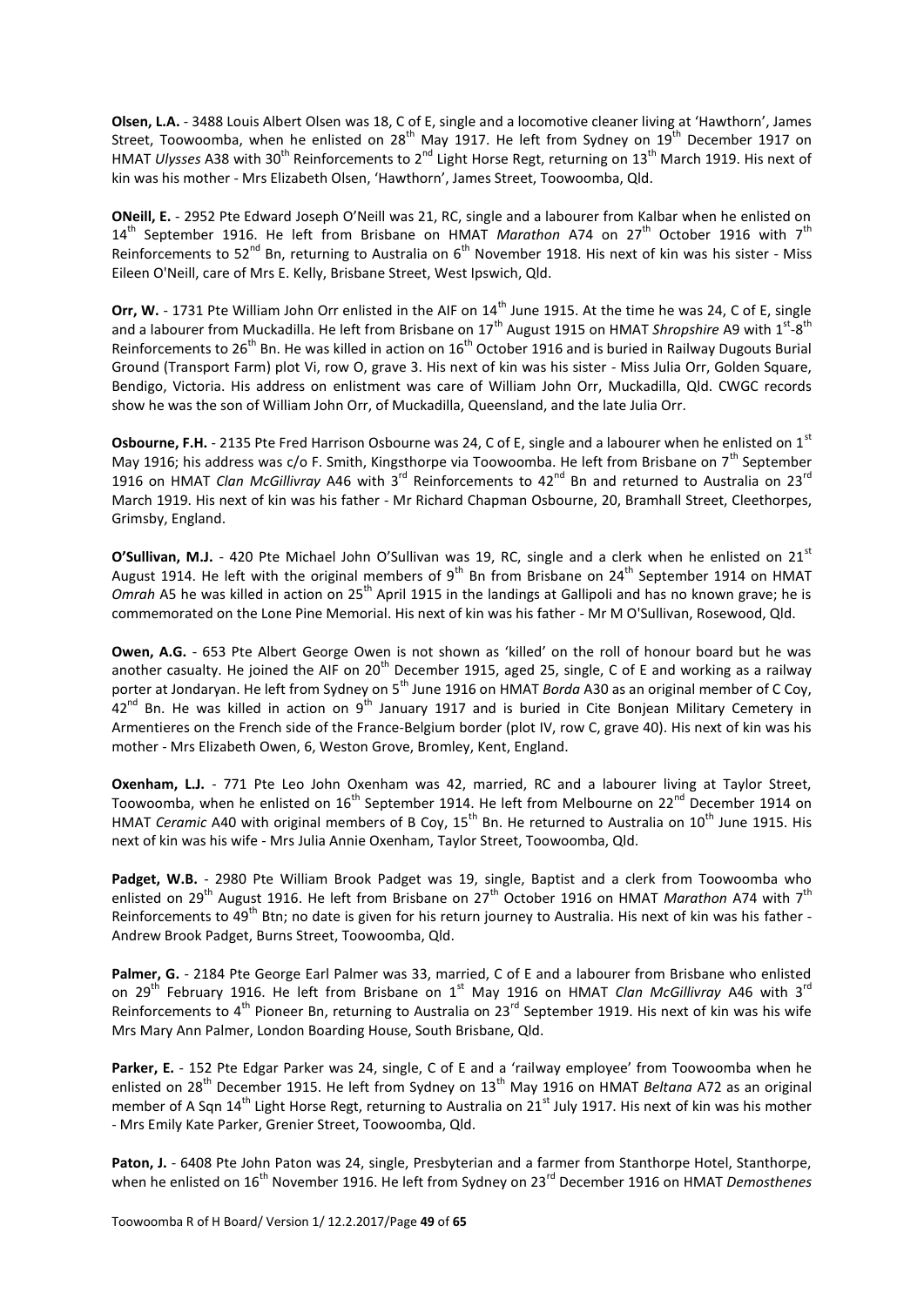**Olsen, L.A.** - 3488 Louis Albert Olsen was 18, C of E, single and a locomotive cleaner living at 'Hawthorn', James Street, Toowoomba, when he enlisted on 28th May 1917. He left from Sydney on 19th December 1917 on HMAT *Ulysses* A38 with 30th Reinforcements to 2nd Light Horse Regt, returning on 13th March 1919. His next of kin was his mother - Mrs Elizabeth Olsen, 'Hawthorn', James Street, Toowoomba, Qld.

**ONeill, E.** - 2952 Pte Edward Joseph O'Neill was 21, RC, single and a labourer from Kalbar when he enlisted on 14th September 1916. He left from Brisbane on HMAT *Marathon* A74 on 27th October 1916 with 7th Reinforcements to 52nd Bn, returning to Australia on 6th November 1918. His next of kin was his sister - Miss Eileen O'Neill, care of Mrs E. Kelly, Brisbane Street, West Ipswich, Qld.

**Orr, W.** - 1731 Pte William John Orr enlisted in the AIF on 14th June 1915. At the time he was 24, C of E, single and a labourer from Muckadilla. He left from Brisbane on 17th August 1915 on HMAT *Shropshire* A9 with 1st-8th Reinforcements to 26th Bn. He was killed in action on 16th October 1916 and is buried in Railway Dugouts Burial Ground (Transport Farm) plot Vi, row O, grave 3. His next of kin was his sister - Miss Julia Orr, Golden Square, Bendigo, Victoria. His address on enlistment was care of William John Orr, Muckadilla, Qld. CWGC records show he was the son of William John Orr, of Muckadilla, Queensland, and the late Julia Orr.

**Osbourne, F.H.** - 2135 Pte Fred Harrison Osbourne was 24, C of E, single and a labourer when he enlisted on 1st May 1916; his address was c/o F. Smith, Kingsthorpe via Toowoomba. He left from Brisbane on 7th September 1916 on HMAT *Clan McGillivray* A46 with 3rd Reinforcements to 42nd Bn and returned to Australia on 23rd March 1919. His next of kin was his father - Mr Richard Chapman Osbourne, 20, Bramhall Street, Cleethorpes, Grimsby, England.

**O'Sullivan, M.J.** - 420 Pte Michael John O'Sullivan was 19, RC, single and a clerk when he enlisted on 21st August 1914. He left with the original members of 9th Bn from Brisbane on 24th September 1914 on HMAT *Omrah* A5 he was killed in action on 25th April 1915 in the landings at Gallipoli and has no known grave; he is commemorated on the Lone Pine Memorial. His next of kin was his father - Mr M O'Sullivan, Rosewood, Qld.

**Owen, A.G.** - 653 Pte Albert George Owen is not shown as 'killed' on the roll of honour board but he was another casualty. He joined the AIF on 20th December 1915, aged 25, single, C of E and working as a railway porter at Jondaryan. He left from Sydney on 5th June 1916 on HMAT *Borda* A30 as an original member of C Coy, 42nd Bn. He was killed in action on 9th January 1917 and is buried in Cite Bonjean Military Cemetery in Armentieres on the French side of the France-Belgium border (plot IV, row C, grave 40). His next of kin was his mother - Mrs Elizabeth Owen, 6, Weston Grove, Bromley, Kent, England.

**Oxenham, L.J.** - 771 Pte Leo John Oxenham was 42, married, RC and a labourer living at Taylor Street, Toowoomba, when he enlisted on 16th September 1914. He left from Melbourne on 22nd December 1914 on HMAT *Ceramic* A40 with original members of B Coy, 15th Bn. He returned to Australia on 10th June 1915. His next of kin was his wife - Mrs Julia Annie Oxenham, Taylor Street, Toowoomba, Qld.

**Padget, W.B.** - 2980 Pte William Brook Padget was 19, single, Baptist and a clerk from Toowoomba who enlisted on 29th August 1916. He left from Brisbane on 27th October 1916 on HMAT *Marathon* A74 with 7th Reinforcements to 49th Btn; no date is given for his return journey to Australia. His next of kin was his father - Andrew Brook Padget, Burns Street, Toowoomba, Qld.

**Palmer, G.** - 2184 Pte George Earl Palmer was 33, married, C of E and a labourer from Brisbane who enlisted on 29th February 1916. He left from Brisbane on 1st May 1916 on HMAT *Clan McGillivray* A46 with 3rd Reinforcements to 4th Pioneer Bn, returning to Australia on 23rd September 1919. His next of kin was his wife Mrs Mary Ann Palmer, London Boarding House, South Brisbane, Qld.

**Parker, E.** - 152 Pte Edgar Parker was 24, single, C of E and a 'railway employee' from Toowoomba when he enlisted on 28th December 1915. He left from Sydney on 13th May 1916 on HMAT *Beltana* A72 as an original member of A Sqn 14th Light Horse Regt, returning to Australia on 21st July 1917. His next of kin was his mother - Mrs Emily Kate Parker, Grenier Street, Toowoomba, Qld.

**Paton, J.** - 6408 Pte John Paton was 24, single, Presbyterian and a farmer from Stanthorpe Hotel, Stanthorpe, when he enlisted on 16th November 1916. He left from Sydney on 23rd December 1916 on HMAT *Demosthenes*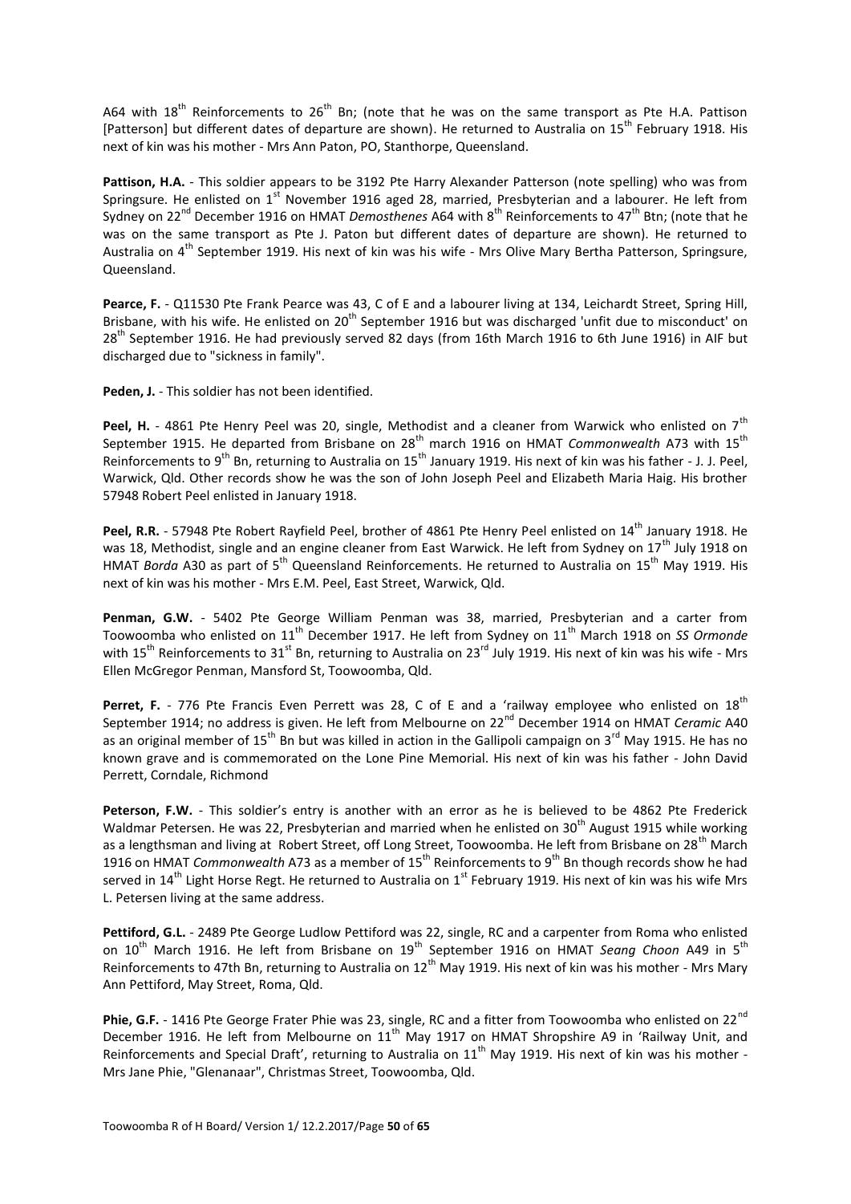A64 with 18th Reinforcements to 26th Bn; (note that he was on the same transport as Pte H.A. Pattison [Patterson] but different dates of departure are shown). He returned to Australia on 15th February 1918. His next of kin was his mother - Mrs Ann Paton, PO, Stanthorpe, Queensland.

**Pattison, H.A.** - This soldier appears to be 3192 Pte Harry Alexander Patterson (note spelling) who was from Springsure. He enlisted on 1st November 1916 aged 28, married, Presbyterian and a labourer. He left from Sydney on 22nd December 1916 on HMAT *Demosthenes* A64 with 8th Reinforcements to 47th Btn; (note that he was on the same transport as Pte J. Paton but different dates of departure are shown). He returned to Australia on 4th September 1919. His next of kin was his wife - Mrs Olive Mary Bertha Patterson, Springsure, Queensland.

**Pearce, F.** - Q11530 Pte Frank Pearce was 43, C of E and a labourer living at 134, Leichardt Street, Spring Hill, Brisbane, with his wife. He enlisted on 20th September 1916 but was discharged 'unfit due to misconduct' on 28th September 1916. He had previously served 82 days (from 16th March 1916 to 6th June 1916) in AIF but discharged due to "sickness in family".

**Peden, J.** - This soldier has not been identified.

**Peel, H.** - 4861 Pte Henry Peel was 20, single, Methodist and a cleaner from Warwick who enlisted on 7th September 1915. He departed from Brisbane on 28th march 1916 on HMAT *Commonwealth* A73 with 15th Reinforcements to 9th Bn, returning to Australia on 15th January 1919. His next of kin was his father - J. J. Peel, Warwick, Qld. Other records show he was the son of John Joseph Peel and Elizabeth Maria Haig. His brother 57948 Robert Peel enlisted in January 1918.

**Peel, R.R.** - 57948 Pte Robert Rayfield Peel, brother of 4861 Pte Henry Peel enlisted on 14th January 1918. He was 18, Methodist, single and an engine cleaner from East Warwick. He left from Sydney on 17th July 1918 on HMAT *Borda* A30 as part of 5th Queensland Reinforcements. He returned to Australia on 15th May 1919. His next of kin was his mother - Mrs E.M. Peel, East Street, Warwick, Qld.

**Penman, G.W.** - 5402 Pte George William Penman was 38, married, Presbyterian and a carter from Toowoomba who enlisted on 11th December 1917. He left from Sydney on 11th March 1918 on *SS Ormonde* with 15th Reinforcements to 31st Bn, returning to Australia on 23rd July 1919. His next of kin was his wife - Mrs Ellen McGregor Penman, Mansford St, Toowoomba, Qld.

**Perret, F.** - 776 Pte Francis Even Perrett was 28, C of E and a 'railway employee who enlisted on 18th September 1914; no address is given. He left from Melbourne on 22nd December 1914 on HMAT *Ceramic* A40 as an original member of 15th Bn but was killed in action in the Gallipoli campaign on 3rd May 1915. He has no known grave and is commemorated on the Lone Pine Memorial. His next of kin was his father - John David Perrett, Corndale, Richmond

**Peterson, F.W.** - This soldier's entry is another with an error as he is believed to be 4862 Pte Frederick Waldmar Petersen. He was 22, Presbyterian and married when he enlisted on 30th August 1915 while working as a lengthsman and living at Robert Street, off Long Street, Toowoomba. He left from Brisbane on 28th March 1916 on HMAT *Commonwealth* A73 as a member of 15th Reinforcements to 9th Bn though records show he had served in 14th Light Horse Regt. He returned to Australia on 1st February 1919. His next of kin was his wife Mrs L. Petersen living at the same address.

**Pettiford, G.L.** - 2489 Pte George Ludlow Pettiford was 22, single, RC and a carpenter from Roma who enlisted on 10th March 1916. He left from Brisbane on 19th September 1916 on HMAT *Seang Choon* A49 in 5th Reinforcements to 47th Bn, returning to Australia on 12th May 1919. His next of kin was his mother - Mrs Mary Ann Pettiford, May Street, Roma, Qld.

**Phie, G.F.** - 1416 Pte George Frater Phie was 23, single, RC and a fitter from Toowoomba who enlisted on 22nd December 1916. He left from Melbourne on 11th May 1917 on HMAT Shropshire A9 in 'Railway Unit, and Reinforcements and Special Draft', returning to Australia on 11th May 1919. His next of kin was his mother - Mrs Jane Phie, "Glenanaar", Christmas Street, Toowoomba, Qld.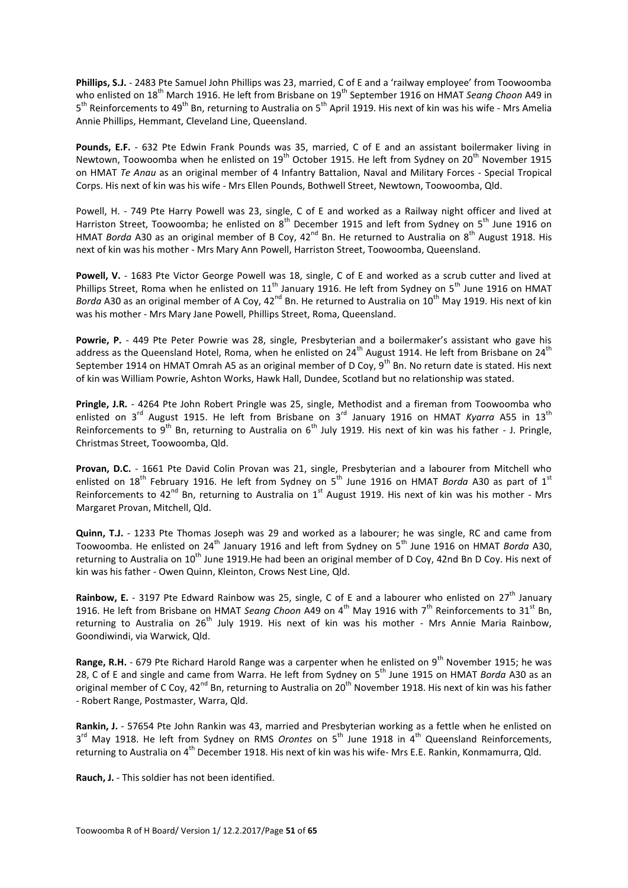**Phillips, S.J.** - 2483 Pte Samuel John Phillips was 23, married, C of E and a 'railway employee' from Toowoomba who enlisted on 18th March 1916. He left from Brisbane on 19th September 1916 on HMAT *Seang Choon* A49 in 5th Reinforcements to 49th Bn, returning to Australia on 5th April 1919. His next of kin was his wife - Mrs Amelia Annie Phillips, Hemmant, Cleveland Line, Queensland.

**Pounds, E.F.** - 632 Pte Edwin Frank Pounds was 35, married, C of E and an assistant boilermaker living in Newtown, Toowoomba when he enlisted on 19th October 1915. He left from Sydney on 20th November 1915 on HMAT *Te Anau* as an original member of 4 Infantry Battalion, Naval and Military Forces - Special Tropical Corps. His next of kin was his wife - Mrs Ellen Pounds, Bothwell Street, Newtown, Toowoomba, Qld.

Powell, H. - 749 Pte Harry Powell was 23, single, C of E and worked as a Railway night officer and lived at Harriston Street, Toowoomba; he enlisted on 8th December 1915 and left from Sydney on 5th June 1916 on HMAT *Borda* A30 as an original member of B Coy, 42nd Bn. He returned to Australia on 8th August 1918. His next of kin was his mother - Mrs Mary Ann Powell, Harriston Street, Toowoomba, Queensland.

**Powell, V.** - 1683 Pte Victor George Powell was 18, single, C of E and worked as a scrub cutter and lived at Phillips Street, Roma when he enlisted on 11th January 1916. He left from Sydney on 5th June 1916 on HMAT *Borda* A30 as an original member of A Coy, 42nd Bn. He returned to Australia on 10th May 1919. His next of kin was his mother - Mrs Mary Jane Powell, Phillips Street, Roma, Queensland.

**Powrie, P.** - 449 Pte Peter Powrie was 28, single, Presbyterian and a boilermaker's assistant who gave his address as the Queensland Hotel, Roma, when he enlisted on 24th August 1914. He left from Brisbane on 24th September 1914 on HMAT Omrah A5 as an original member of D Coy, 9th Bn. No return date is stated. His next of kin was William Powrie, Ashton Works, Hawk Hall, Dundee, Scotland but no relationship was stated.

**Pringle, J.R.** - 4264 Pte John Robert Pringle was 25, single, Methodist and a fireman from Toowoomba who enlisted on 3rd August 1915. He left from Brisbane on 3rd January 1916 on HMAT *Kyarra* A55 in 13th Reinforcements to 9th Bn, returning to Australia on 6th July 1919. His next of kin was his father - J. Pringle, Christmas Street, Toowoomba, Qld.

**Provan, D.C.** - 1661 Pte David Colin Provan was 21, single, Presbyterian and a labourer from Mitchell who enlisted on 18th February 1916. He left from Sydney on 5th June 1916 on HMAT *Borda* A30 as part of 1st Reinforcements to 42nd Bn, returning to Australia on 1st August 1919. His next of kin was his mother - Mrs Margaret Provan, Mitchell, Qld.

**Quinn, T.J.** - 1233 Pte Thomas Joseph was 29 and worked as a labourer; he was single, RC and came from Toowoomba. He enlisted on 24th January 1916 and left from Sydney on 5th June 1916 on HMAT *Borda* A30, returning to Australia on 10th June 1919.He had been an original member of D Coy, 42nd Bn D Coy. His next of kin was his father - Owen Quinn, Kleinton, Crows Nest Line, Qld.

**Rainbow, E.** - 3197 Pte Edward Rainbow was 25, single, C of E and a labourer who enlisted on 27th January 1916. He left from Brisbane on HMAT *Seang Choon* A49 on 4th May 1916 with 7th Reinforcements to 31st Bn, returning to Australia on 26th July 1919. His next of kin was his mother - Mrs Annie Maria Rainbow, Goondiwindi, via Warwick, Qld.

**Range, R.H.** - 679 Pte Richard Harold Range was a carpenter when he enlisted on 9th November 1915; he was 28, C of E and single and came from Warra. He left from Sydney on 5th June 1915 on HMAT *Borda* A30 as an original member of C Coy, 42nd Bn, returning to Australia on 20th November 1918. His next of kin was his father - Robert Range, Postmaster, Warra, Qld.

**Rankin, J.** - 57654 Pte John Rankin was 43, married and Presbyterian working as a fettle when he enlisted on 3rd May 1918. He left from Sydney on RMS *Orontes* on 5th June 1918 in 4th Queensland Reinforcements, returning to Australia on 4th December 1918. His next of kin was his wife- Mrs E.E. Rankin, Konmamurra, Qld.

**Rauch, J.** - This soldier has not been identified.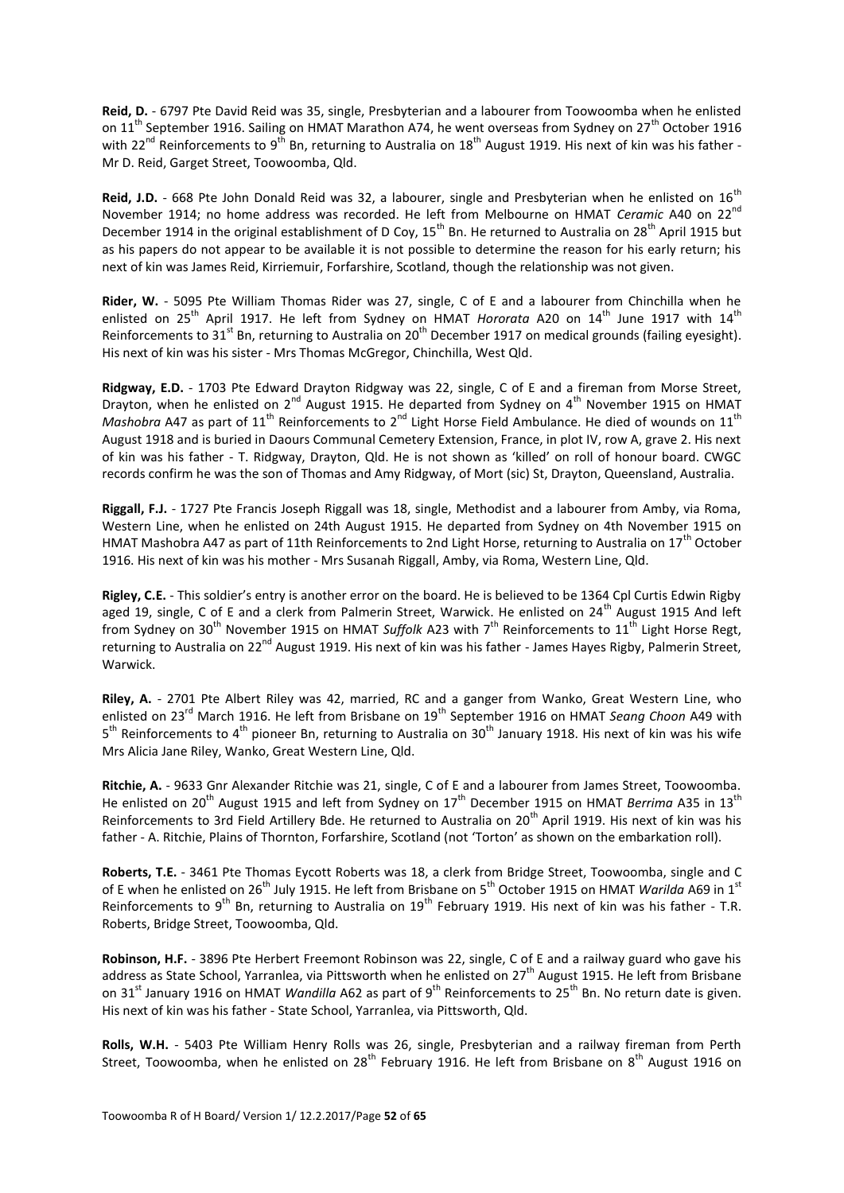**Reid, D.** - 6797 Pte David Reid was 35, single, Presbyterian and a labourer from Toowoomba when he enlisted on 11th September 1916. Sailing on HMAT Marathon A74, he went overseas from Sydney on 27th October 1916 with 22nd Reinforcements to 9th Bn, returning to Australia on 18th August 1919. His next of kin was his father - Mr D. Reid, Garget Street, Toowoomba, Qld.

**Reid, J.D.** - 668 Pte John Donald Reid was 32, a labourer, single and Presbyterian when he enlisted on 16th November 1914; no home address was recorded. He left from Melbourne on HMAT *Ceramic* A40 on 22nd December 1914 in the original establishment of D Coy, 15th Bn. He returned to Australia on 28th April 1915 but as his papers do not appear to be available it is not possible to determine the reason for his early return; his next of kin was James Reid, Kirriemuir, Forfarshire, Scotland, though the relationship was not given.

**Rider, W.** - 5095 Pte William Thomas Rider was 27, single, C of E and a labourer from Chinchilla when he enlisted on 25th April 1917. He left from Sydney on HMAT *Hororata* A20 on 14th June 1917 with 14th Reinforcements to 31st Bn, returning to Australia on 20th December 1917 on medical grounds (failing eyesight). His next of kin was his sister - Mrs Thomas McGregor, Chinchilla, West Qld.

**Ridgway, E.D.** - 1703 Pte Edward Drayton Ridgway was 22, single, C of E and a fireman from Morse Street, Drayton, when he enlisted on 2nd August 1915. He departed from Sydney on 4th November 1915 on HMAT *Mashobra* A47 as part of 11th Reinforcements to 2nd Light Horse Field Ambulance. He died of wounds on 11th August 1918 and is buried in Daours Communal Cemetery Extension, France, in plot IV, row A, grave 2. His next of kin was his father - T. Ridgway, Drayton, Qld. He is not shown as 'killed' on roll of honour board. CWGC records confirm he was the son of Thomas and Amy Ridgway, of Mort (sic) St, Drayton, Queensland, Australia.

**Riggall, F.J.** - 1727 Pte Francis Joseph Riggall was 18, single, Methodist and a labourer from Amby, via Roma, Western Line, when he enlisted on 24th August 1915. He departed from Sydney on 4th November 1915 on HMAT Mashobra A47 as part of 11th Reinforcements to 2nd Light Horse, returning to Australia on 17th October 1916. His next of kin was his mother - Mrs Susanah Riggall, Amby, via Roma, Western Line, Qld.

**Rigley, C.E.** - This soldier's entry is another error on the board. He is believed to be 1364 Cpl Curtis Edwin Rigby aged 19, single, C of E and a clerk from Palmerin Street, Warwick. He enlisted on 24th August 1915 And left from Sydney on 30th November 1915 on HMAT *Suffolk* A23 with 7th Reinforcements to 11th Light Horse Regt, returning to Australia on 22nd August 1919. His next of kin was his father - James Hayes Rigby, Palmerin Street, Warwick.

**Riley, A.** - 2701 Pte Albert Riley was 42, married, RC and a ganger from Wanko, Great Western Line, who enlisted on 23rd March 1916. He left from Brisbane on 19th September 1916 on HMAT *Seang Choon* A49 with 5th Reinforcements to 4th pioneer Bn, returning to Australia on 30th January 1918. His next of kin was his wife Mrs Alicia Jane Riley, Wanko, Great Western Line, Qld.

**Ritchie, A.** - 9633 Gnr Alexander Ritchie was 21, single, C of E and a labourer from James Street, Toowoomba. He enlisted on 20th August 1915 and left from Sydney on 17th December 1915 on HMAT *Berrima* A35 in 13th Reinforcements to 3rd Field Artillery Bde. He returned to Australia on 20th April 1919. His next of kin was his father - A. Ritchie, Plains of Thornton, Forfarshire, Scotland (not 'Torton' as shown on the embarkation roll).

**Roberts, T.E.** - 3461 Pte Thomas Eycott Roberts was 18, a clerk from Bridge Street, Toowoomba, single and C of E when he enlisted on 26th July 1915. He left from Brisbane on 5th October 1915 on HMAT *Warilda* A69 in 1st Reinforcements to 9th Bn, returning to Australia on 19th February 1919. His next of kin was his father - T.R. Roberts, Bridge Street, Toowoomba, Qld.

**Robinson, H.F.** - 3896 Pte Herbert Freemont Robinson was 22, single, C of E and a railway guard who gave his address as State School, Yarranlea, via Pittsworth when he enlisted on 27th August 1915. He left from Brisbane on 31st January 1916 on HMAT *Wandilla* A62 as part of 9th Reinforcements to 25th Bn. No return date is given. His next of kin was his father - State School, Yarranlea, via Pittsworth, Qld.

**Rolls, W.H.** - 5403 Pte William Henry Rolls was 26, single, Presbyterian and a railway fireman from Perth Street, Toowoomba, when he enlisted on 28th February 1916. He left from Brisbane on 8th August 1916 on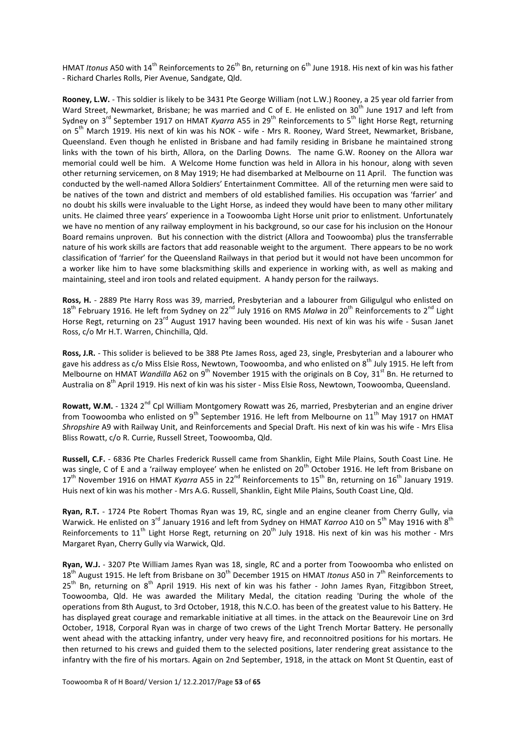HMAT *Itonus* A50 with 14th Reinforcements to 26th Bn, returning on 6th June 1918. His next of kin was his father - Richard Charles Rolls, Pier Avenue, Sandgate, Qld.

**Rooney, L.W.** - This soldier is likely to be 3431 Pte George William (not L.W.) Rooney, a 25 year old farrier from Ward Street, Newmarket, Brisbane; he was married and C of E. He enlisted on 30th June 1917 and left from Sydney on 3rd September 1917 on HMAT *Kyarra* A55 in 29th Reinforcements to 5th light Horse Regt, returning on 5th March 1919. His next of kin was his NOK - wife - Mrs R. Rooney, Ward Street, Newmarket, Brisbane, Queensland. Even though he enlisted in Brisbane and had family residing in Brisbane he maintained strong links with the town of his birth, Allora, on the Darling Downs. The name G.W. Rooney on the Allora war memorial could well be him. A Welcome Home function was held in Allora in his honour, along with seven other returning servicemen, on 8 May 1919; He had disembarked at Melbourne on 11 April. The function was conducted by the well-named Allora Soldiers' Entertainment Committee. All of the returning men were said to be natives of the town and district and members of old established families. His occupation was 'farrier' and no doubt his skills were invaluable to the Light Horse, as indeed they would have been to many other military units. He claimed three years' experience in a Toowoomba Light Horse unit prior to enlistment. Unfortunately we have no mention of any railway employment in his background, so our case for his inclusion on the Honour Board remains unproven. But his connection with the district (Allora and Toowoomba) plus the transferrable nature of his work skills are factors that add reasonable weight to the argument. There appears to be no work classification of 'farrier' for the Queensland Railways in that period but it would not have been uncommon for a worker like him to have some blacksmithing skills and experience in working with, as well as making and maintaining, steel and iron tools and related equipment. A handy person for the railways.

**Ross, H.** - 2889 Pte Harry Ross was 39, married, Presbyterian and a labourer from Giligulgul who enlisted on 18th February 1916. He left from Sydney on 22nd July 1916 on RMS *Malwa* in 20th Reinforcements to 2nd Light Horse Regt, returning on 23rd August 1917 having been wounded. His next of kin was his wife - Susan Janet Ross, c/o Mr H.T. Warren, Chinchilla, Qld.

**Ross, J.R.** - This solider is believed to be 388 Pte James Ross, aged 23, single, Presbyterian and a labourer who gave his address as c/o Miss Elsie Ross, Newtown, Toowoomba, and who enlisted on 8th July 1915. He left from Melbourne on HMAT *Wandilla* A62 on 9th November 1915 with the originals on B Coy, 31st Bn. He returned to Australia on 8th April 1919. His next of kin was his sister - Miss Elsie Ross, Newtown, Toowoomba, Queensland.

**Rowatt, W.M.** - 1324 2nd Cpl William Montgomery Rowatt was 26, married, Presbyterian and an engine driver from Toowoomba who enlisted on 9th September 1916. He left from Melbourne on 11th May 1917 on HMAT *Shropshire* A9 with Railway Unit, and Reinforcements and Special Draft. His next of kin was his wife - Mrs Elisa Bliss Rowatt, c/o R. Currie, Russell Street, Toowoomba, Qld.

**Russell, C.F.** - 6836 Pte Charles Frederick Russell came from Shanklin, Eight Mile Plains, South Coast Line. He was single, C of E and a 'railway employee' when he enlisted on 20th October 1916. He left from Brisbane on 17th November 1916 on HMAT *Kyarra* A55 in 22nd Reinforcements to 15th Bn, returning on 16th January 1919. Huis next of kin was his mother - Mrs A.G. Russell, Shanklin, Eight Mile Plains, South Coast Line, Qld.

**Ryan, R.T.** - 1724 Pte Robert Thomas Ryan was 19, RC, single and an engine cleaner from Cherry Gully, via Warwick. He enlisted on 3rd January 1916 and left from Sydney on HMAT *Karroo* A10 on 5th May 1916 with 8th Reinforcements to 11th Light Horse Regt, returning on 20th July 1918. His next of kin was his mother - Mrs Margaret Ryan, Cherry Gully via Warwick, Qld.

**Ryan, W.J.** - 3207 Pte William James Ryan was 18, single, RC and a porter from Toowoomba who enlisted on 18th August 1915. He left from Brisbane on 30th December 1915 on HMAT *Itonus* A50 in 7th Reinforcements to 25th Bn, returning on 8th April 1919. His next of kin was his father - John James Ryan, Fitzgibbon Street, Toowoomba, Qld. He was awarded the Military Medal, the citation reading 'During the whole of the operations from 8th August, to 3rd October, 1918, this N.C.O. has been of the greatest value to his Battery. He has displayed great courage and remarkable initiative at all times. in the attack on the Beaurevoir Line on 3rd October, 1918, Corporal Ryan was in charge of two crews of the Light Trench Mortar Battery. He personally went ahead with the attacking infantry, under very heavy fire, and reconnoitred positions for his mortars. He then returned to his crews and guided them to the selected positions, later rendering great assistance to the infantry with the fire of his mortars. Again on 2nd September, 1918, in the attack on Mont St Quentin, east of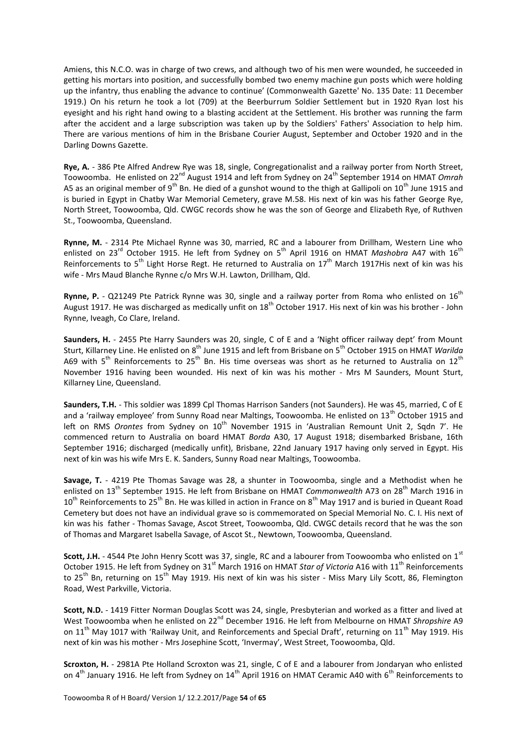Amiens, this N.C.O. was in charge of two crews, and although two of his men were wounded, he succeeded in getting his mortars into position, and successfully bombed two enemy machine gun posts which were holding up the infantry, thus enabling the advance to continue' (Commonwealth Gazette' No. 135 Date: 11 December 1919.) On his return he took a lot (709) at the Beerburrum Soldier Settlement but in 1920 Ryan lost his eyesight and his right hand owing to a blasting accident at the Settlement. His brother was running the farm after the accident and a large subscription was taken up by the Soldiers' Fathers' Association to help him. There are various mentions of him in the Brisbane Courier August, September and October 1920 and in the Darling Downs Gazette.

**Rye, A.** - 386 Pte Alfred Andrew Rye was 18, single, Congregationalist and a railway porter from North Street, Toowoomba. He enlisted on 22nd August 1914 and left from Sydney on 24th September 1914 on HMAT *Omrah* A5 as an original member of 9th Bn. He died of a gunshot wound to the thigh at Gallipoli on 10th June 1915 and is buried in Egypt in Chatby War Memorial Cemetery, grave M.58. His next of kin was his father George Rye, North Street, Toowoomba, Qld. CWGC records show he was the son of George and Elizabeth Rye, of Ruthven St., Toowoomba, Queensland.

**Rynne, M.** - 2314 Pte Michael Rynne was 30, married, RC and a labourer from Drillham, Western Line who enlisted on 23rd October 1915. He left from Sydney on 5th April 1916 on HMAT *Mashobra* A47 with 16th Reinforcements to 5th Light Horse Regt. He returned to Australia on 17th March 1917His next of kin was his wife - Mrs Maud Blanche Rynne c/o Mrs W.H. Lawton, Drillham, Qld.

**Rynne, P.** - Q21249 Pte Patrick Rynne was 30, single and a railway porter from Roma who enlisted on 16th August 1917. He was discharged as medically unfit on 18th October 1917. His next of kin was his brother - John Rynne, Iveagh, Co Clare, Ireland.

**Saunders, H.** - 2455 Pte Harry Saunders was 20, single, C of E and a 'Night officer railway dept' from Mount Sturt, Killarney Line. He enlisted on 8th June 1915 and left from Brisbane on 5th October 1915 on HMAT *Warilda* A69 with 5th Reinforcements to 25th Bn. His time overseas was short as he returned to Australia on 12th November 1916 having been wounded. His next of kin was his mother - Mrs M Saunders, Mount Sturt, Killarney Line, Queensland.

**Saunders, T.H.** - This soldier was 1899 Cpl Thomas Harrison Sanders (not Saunders). He was 45, married, C of E and a 'railway employee' from Sunny Road near Maltings, Toowoomba. He enlisted on 13th October 1915 and left on RMS *Orontes* from Sydney on 10th November 1915 in 'Australian Remount Unit 2, Sqdn 7'. He commenced return to Australia on board HMAT *Borda* A30, 17 August 1918; disembarked Brisbane, 16th September 1916; discharged (medically unfit), Brisbane, 22nd January 1917 having only served in Egypt. His next of kin was his wife Mrs E. K. Sanders, Sunny Road near Maltings, Toowoomba.

**Savage, T.** - 4219 Pte Thomas Savage was 28, a shunter in Toowoomba, single and a Methodist when he enlisted on 13th September 1915. He left from Brisbane on HMAT *Commonwealth* A73 on 28th March 1916 in 10th Reinforcements to 25th Bn. He was killed in action in France on 8th May 1917 and is buried in Queant Road Cemetery but does not have an individual grave so is commemorated on Special Memorial No. C. I. His next of kin was his father - Thomas Savage, Ascot Street, Toowoomba, Qld. CWGC details record that he was the son of Thomas and Margaret Isabella Savage, of Ascot St., Newtown, Toowoomba, Queensland.

**Scott, J.H.** - 4544 Pte John Henry Scott was 37, single, RC and a labourer from Toowoomba who enlisted on 1st October 1915. He left from Sydney on 31st March 1916 on HMAT *Star of Victoria* A16 with 11th Reinforcements to 25th Bn, returning on 15th May 1919. His next of kin was his sister - Miss Mary Lily Scott, 86, Flemington Road, West Parkville, Victoria.

**Scott, N.D.** - 1419 Fitter Norman Douglas Scott was 24, single, Presbyterian and worked as a fitter and lived at West Toowoomba when he enlisted on 22nd December 1916. He left from Melbourne on HMAT *Shropshire* A9 on 11th May 1017 with 'Railway Unit, and Reinforcements and Special Draft', returning on 11th May 1919. His next of kin was his mother - Mrs Josephine Scott, 'Invermay', West Street, Toowoomba, Qld.

**Scroxton, H.** - 2981A Pte Holland Scroxton was 21, single, C of E and a labourer from Jondaryan who enlisted on 4th January 1916. He left from Sydney on 14th April 1916 on HMAT Ceramic A40 with 6th Reinforcements to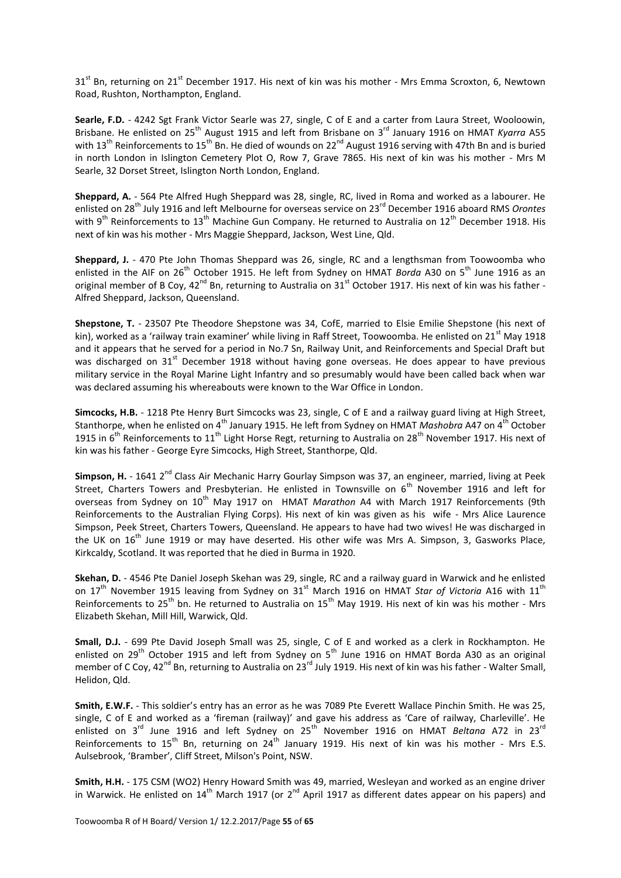31st Bn, returning on 21st December 1917. His next of kin was his mother - Mrs Emma Scroxton, 6, Newtown Road, Rushton, Northampton, England.

**Searle, F.D.** - 4242 Sgt Frank Victor Searle was 27, single, C of E and a carter from Laura Street, Wooloowin, Brisbane. He enlisted on 25th August 1915 and left from Brisbane on 3rd January 1916 on HMAT *Kyarra* A55 with 13th Reinforcements to 15th Bn. He died of wounds on 22nd August 1916 serving with 47th Bn and is buried in north London in Islington Cemetery Plot O, Row 7, Grave 7865. His next of kin was his mother - Mrs M Searle, 32 Dorset Street, Islington North London, England.

**Sheppard, A.** - 564 Pte Alfred Hugh Sheppard was 28, single, RC, lived in Roma and worked as a labourer. He enlisted on 28th July 1916 and left Melbourne for overseas service on 23rd December 1916 aboard RMS *Orontes* with 9th Reinforcements to 13th Machine Gun Company. He returned to Australia on 12th December 1918. His next of kin was his mother - Mrs Maggie Sheppard, Jackson, West Line, Qld.

**Sheppard, J.** - 470 Pte John Thomas Sheppard was 26, single, RC and a lengthsman from Toowoomba who enlisted in the AIF on 26th October 1915. He left from Sydney on HMAT *Borda* A30 on 5th June 1916 as an original member of B Coy, 42nd Bn, returning to Australia on 31st October 1917. His next of kin was his father - Alfred Sheppard, Jackson, Queensland.

**Shepstone, T.** - 23507 Pte Theodore Shepstone was 34, CofE, married to Elsie Emilie Shepstone (his next of kin), worked as a 'railway train examiner' while living in Raff Street, Toowoomba. He enlisted on 21st May 1918 and it appears that he served for a period in No.7 Sn, Railway Unit, and Reinforcements and Special Draft but was discharged on 31st December 1918 without having gone overseas. He does appear to have previous military service in the Royal Marine Light Infantry and so presumably would have been called back when war was declared assuming his whereabouts were known to the War Office in London.

**Simcocks, H.B.** - 1218 Pte Henry Burt Simcocks was 23, single, C of E and a railway guard living at High Street, Stanthorpe, when he enlisted on 4th January 1915. He left from Sydney on HMAT *Mashobra* A47 on 4th October 1915 in 6th Reinforcements to 11th Light Horse Regt, returning to Australia on 28th November 1917. His next of kin was his father - George Eyre Simcocks, High Street, Stanthorpe, Qld.

**Simpson, H.** - 1641 2nd Class Air Mechanic Harry Gourlay Simpson was 37, an engineer, married, living at Peek Street, Charters Towers and Presbyterian. He enlisted in Townsville on 6th November 1916 and left for overseas from Sydney on 10th May 1917 on HMAT *Marathon* A4 with March 1917 Reinforcements (9th Reinforcements to the Australian Flying Corps). His next of kin was given as his wife - Mrs Alice Laurence Simpson, Peek Street, Charters Towers, Queensland. He appears to have had two wives! He was discharged in the UK on 16th June 1919 or may have deserted. His other wife was Mrs A. Simpson, 3, Gasworks Place, Kirkcaldy, Scotland. It was reported that he died in Burma in 1920.

**Skehan, D.** - 4546 Pte Daniel Joseph Skehan was 29, single, RC and a railway guard in Warwick and he enlisted on 17th November 1915 leaving from Sydney on 31st March 1916 on HMAT *Star of Victoria* A16 with 11th Reinforcements to 25th bn. He returned to Australia on 15th May 1919. His next of kin was his mother - Mrs Elizabeth Skehan, Mill Hill, Warwick, Qld.

**Small, D.J.** - 699 Pte David Joseph Small was 25, single, C of E and worked as a clerk in Rockhampton. He enlisted on 29th October 1915 and left from Sydney on 5th June 1916 on HMAT Borda A30 as an original member of C Coy, 42nd Bn, returning to Australia on 23rd July 1919. His next of kin was his father - Walter Small, Helidon, Qld.

**Smith, E.W.F.** - This soldier's entry has an error as he was 7089 Pte Everett Wallace Pinchin Smith. He was 25, single, C of E and worked as a 'fireman (railway)' and gave his address as 'Care of railway, Charleville'. He enlisted on 3rd June 1916 and left Sydney on 25th November 1916 on HMAT *Beltana* A72 in 23rd Reinforcements to 15th Bn, returning on 24th January 1919. His next of kin was his mother - Mrs E.S. Aulsebrook, 'Bramber', Cliff Street, Milson's Point, NSW.

**Smith, H.H.** - 175 CSM (WO2) Henry Howard Smith was 49, married, Wesleyan and worked as an engine driver in Warwick. He enlisted on 14th March 1917 (or 2nd April 1917 as different dates appear on his papers) and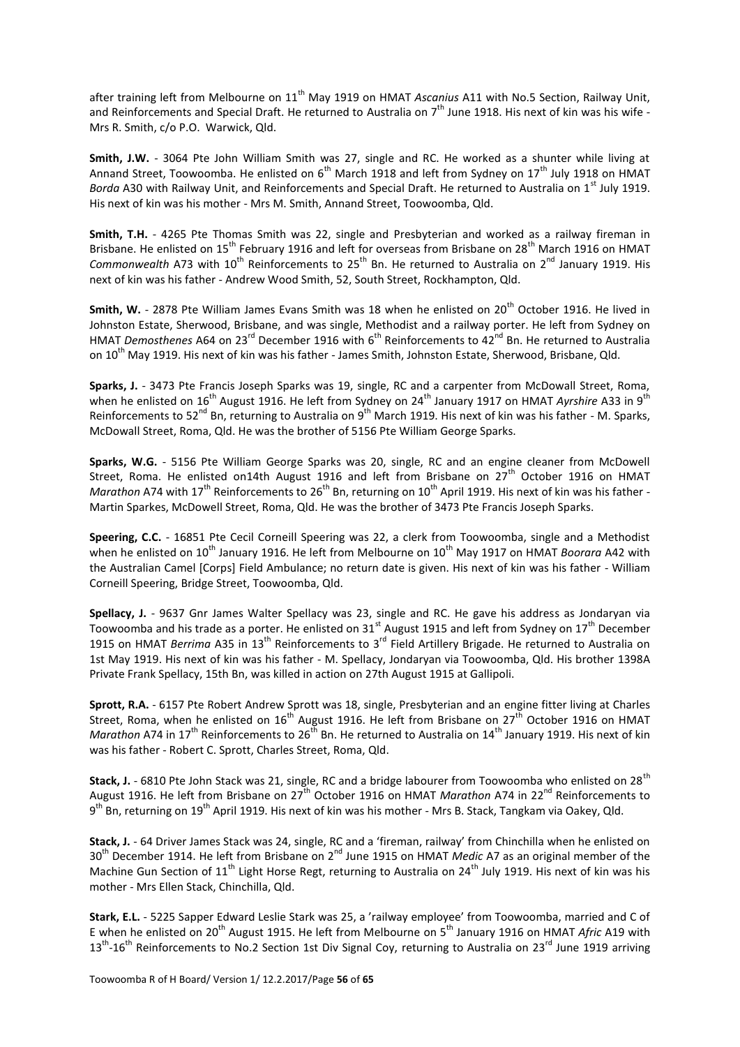after training left from Melbourne on 11th May 1919 on HMAT *Ascanius* A11 with No.5 Section, Railway Unit, and Reinforcements and Special Draft. He returned to Australia on 7th June 1918. His next of kin was his wife - Mrs R. Smith, c/o P.O. Warwick, Qld.

**Smith, J.W.** - 3064 Pte John William Smith was 27, single and RC. He worked as a shunter while living at Annand Street, Toowoomba. He enlisted on 6th March 1918 and left from Sydney on 17th July 1918 on HMAT *Borda* A30 with Railway Unit, and Reinforcements and Special Draft. He returned to Australia on 1st July 1919. His next of kin was his mother - Mrs M. Smith, Annand Street, Toowoomba, Qld.

**Smith, T.H.** - 4265 Pte Thomas Smith was 22, single and Presbyterian and worked as a railway fireman in Brisbane. He enlisted on 15th February 1916 and left for overseas from Brisbane on 28th March 1916 on HMAT *Commonwealth* A73 with 10th Reinforcements to 25th Bn. He returned to Australia on 2nd January 1919. His next of kin was his father - Andrew Wood Smith, 52, South Street, Rockhampton, Qld.

**Smith, W.** - 2878 Pte William James Evans Smith was 18 when he enlisted on 20th October 1916. He lived in Johnston Estate, Sherwood, Brisbane, and was single, Methodist and a railway porter. He left from Sydney on HMAT *Demosthenes* A64 on 23rd December 1916 with 6th Reinforcements to 42nd Bn. He returned to Australia on 10th May 1919. His next of kin was his father - James Smith, Johnston Estate, Sherwood, Brisbane, Qld.

**Sparks, J.** - 3473 Pte Francis Joseph Sparks was 19, single, RC and a carpenter from McDowall Street, Roma, when he enlisted on 16th August 1916. He left from Sydney on 24th January 1917 on HMAT *Ayrshire* A33 in 9th Reinforcements to 52nd Bn, returning to Australia on 9th March 1919. His next of kin was his father - M. Sparks, McDowall Street, Roma, Qld. He was the brother of 5156 Pte William George Sparks.

**Sparks, W.G.** - 5156 Pte William George Sparks was 20, single, RC and an engine cleaner from McDowell Street, Roma. He enlisted on14th August 1916 and left from Brisbane on 27th October 1916 on HMAT *Marathon* A74 with 17th Reinforcements to 26th Bn, returning on 10th April 1919. His next of kin was his father - Martin Sparkes, McDowell Street, Roma, Qld. He was the brother of 3473 Pte Francis Joseph Sparks.

**Speering, C.C.** - 16851 Pte Cecil Corneill Speering was 22, a clerk from Toowoomba, single and a Methodist when he enlisted on 10th January 1916. He left from Melbourne on 10th May 1917 on HMAT *Boorara* A42 with the Australian Camel [Corps] Field Ambulance; no return date is given. His next of kin was his father - William Corneill Speering, Bridge Street, Toowoomba, Qld.

**Spellacy, J.** - 9637 Gnr James Walter Spellacy was 23, single and RC. He gave his address as Jondaryan via Toowoomba and his trade as a porter. He enlisted on 31st August 1915 and left from Sydney on 17th December 1915 on HMAT *Berrima* A35 in 13th Reinforcements to 3rd Field Artillery Brigade. He returned to Australia on 1st May 1919. His next of kin was his father - M. Spellacy, Jondaryan via Toowoomba, Qld. His brother 1398A Private Frank Spellacy, 15th Bn, was killed in action on 27th August 1915 at Gallipoli.

**Sprott, R.A.** - 6157 Pte Robert Andrew Sprott was 18, single, Presbyterian and an engine fitter living at Charles Street, Roma, when he enlisted on 16th August 1916. He left from Brisbane on 27th October 1916 on HMAT *Marathon* A74 in 17th Reinforcements to 26th Bn. He returned to Australia on 14th January 1919. His next of kin was his father - Robert C. Sprott, Charles Street, Roma, Qld.

**Stack, J.** - 6810 Pte John Stack was 21, single, RC and a bridge labourer from Toowoomba who enlisted on 28th August 1916. He left from Brisbane on 27th October 1916 on HMAT *Marathon* A74 in 22nd Reinforcements to 9th Bn, returning on 19th April 1919. His next of kin was his mother - Mrs B. Stack, Tangkam via Oakey, Qld.

**Stack, J.** - 64 Driver James Stack was 24, single, RC and a 'fireman, railway' from Chinchilla when he enlisted on 30th December 1914. He left from Brisbane on 2nd June 1915 on HMAT *Medic* A7 as an original member of the Machine Gun Section of 11th Light Horse Regt, returning to Australia on 24th July 1919. His next of kin was his mother - Mrs Ellen Stack, Chinchilla, Qld.

**Stark, E.L.** - 5225 Sapper Edward Leslie Stark was 25, a 'railway employee' from Toowoomba, married and C of E when he enlisted on 20th August 1915. He left from Melbourne on 5th January 1916 on HMAT *Afric* A19 with 13th-16th Reinforcements to No.2 Section 1st Div Signal Coy, returning to Australia on 23rd June 1919 arriving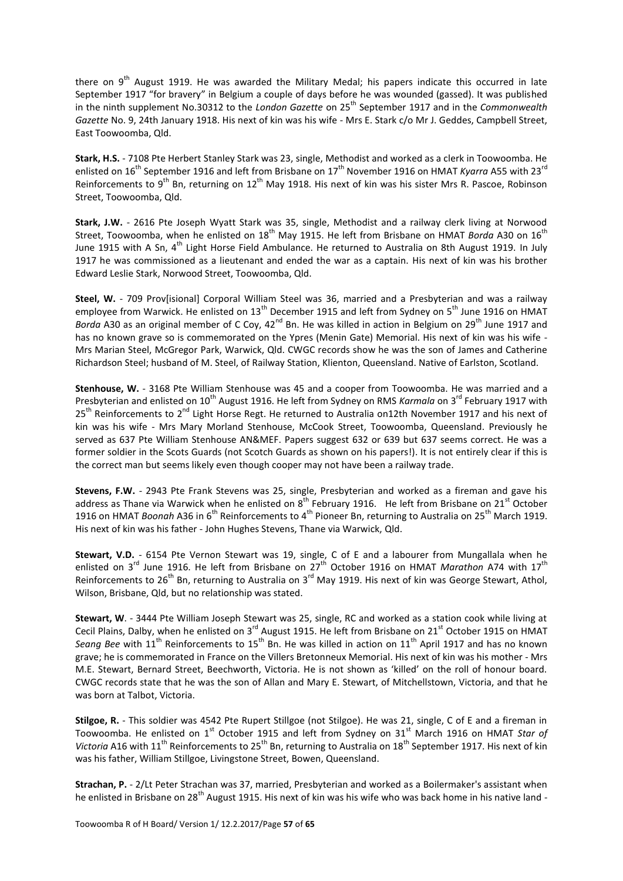there on 9th August 1919. He was awarded the Military Medal; his papers indicate this occurred in late September 1917 "for bravery" in Belgium a couple of days before he was wounded (gassed). It was published in the ninth supplement No.30312 to the *London Gazette* on 25th September 1917 and in the *Commonwealth Gazette* No. 9, 24th January 1918. His next of kin was his wife - Mrs E. Stark c/o Mr J. Geddes, Campbell Street, East Toowoomba, Qld.

**Stark, H.S.** - 7108 Pte Herbert Stanley Stark was 23, single, Methodist and worked as a clerk in Toowoomba. He enlisted on 16th September 1916 and left from Brisbane on 17th November 1916 on HMAT *Kyarra* A55 with 23rd Reinforcements to 9th Bn, returning on 12th May 1918. His next of kin was his sister Mrs R. Pascoe, Robinson Street, Toowoomba, Qld.

**Stark, J.W.** - 2616 Pte Joseph Wyatt Stark was 35, single, Methodist and a railway clerk living at Norwood Street, Toowoomba, when he enlisted on 18th May 1915. He left from Brisbane on HMAT *Borda* A30 on 16th June 1915 with A Sn, 4th Light Horse Field Ambulance. He returned to Australia on 8th August 1919. In July 1917 he was commissioned as a lieutenant and ended the war as a captain. His next of kin was his brother Edward Leslie Stark, Norwood Street, Toowoomba, Qld.

**Steel, W.** - 709 Prov[isional] Corporal William Steel was 36, married and a Presbyterian and was a railway employee from Warwick. He enlisted on 13th December 1915 and left from Sydney on 5th June 1916 on HMAT *Borda* A30 as an original member of C Coy, 42nd Bn. He was killed in action in Belgium on 29th June 1917 and has no known grave so is commemorated on the Ypres (Menin Gate) Memorial. His next of kin was his wife - Mrs Marian Steel, McGregor Park, Warwick, Qld. CWGC records show he was the son of James and Catherine Richardson Steel; husband of M. Steel, of Railway Station, Klienton, Queensland. Native of Earlston, Scotland.

**Stenhouse, W.** - 3168 Pte William Stenhouse was 45 and a cooper from Toowoomba. He was married and a Presbyterian and enlisted on 10th August 1916. He left from Sydney on RMS *Karmala* on 3rd February 1917 with 25th Reinforcements to 2nd Light Horse Regt. He returned to Australia on12th November 1917 and his next of kin was his wife - Mrs Mary Morland Stenhouse, McCook Street, Toowoomba, Queensland. Previously he served as 637 Pte William Stenhouse AN&MEF. Papers suggest 632 or 639 but 637 seems correct. He was a former soldier in the Scots Guards (not Scotch Guards as shown on his papers!). It is not entirely clear if this is the correct man but seems likely even though cooper may not have been a railway trade.

**Stevens, F.W.** - 2943 Pte Frank Stevens was 25, single, Presbyterian and worked as a fireman and gave his address as Thane via Warwick when he enlisted on 8th February 1916. He left from Brisbane on 21st October 1916 on HMAT *Boonah* A36 in 6th Reinforcements to 4th Pioneer Bn, returning to Australia on 25th March 1919. His next of kin was his father - John Hughes Stevens, Thane via Warwick, Qld.

**Stewart, V.D.** - 6154 Pte Vernon Stewart was 19, single, C of E and a labourer from Mungallala when he enlisted on 3rd June 1916. He left from Brisbane on 27th October 1916 on HMAT *Marathon* A74 with 17th Reinforcements to 26th Bn, returning to Australia on 3rd May 1919. His next of kin was George Stewart, Athol, Wilson, Brisbane, Qld, but no relationship was stated.

**Stewart, W**. - 3444 Pte William Joseph Stewart was 25, single, RC and worked as a station cook while living at Cecil Plains, Dalby, when he enlisted on 3rd August 1915. He left from Brisbane on 21st October 1915 on HMAT *Seang Bee* with 11th Reinforcements to 15th Bn. He was killed in action on 11th April 1917 and has no known grave; he is commemorated in France on the Villers Bretonneux Memorial. His next of kin was his mother - Mrs M.E. Stewart, Bernard Street, Beechworth, Victoria. He is not shown as 'killed' on the roll of honour board. CWGC records state that he was the son of Allan and Mary E. Stewart, of Mitchellstown, Victoria, and that he was born at Talbot, Victoria.

**Stilgoe, R.** - This soldier was 4542 Pte Rupert Stillgoe (not Stilgoe). He was 21, single, C of E and a fireman in Toowoomba. He enlisted on 1st October 1915 and left from Sydney on 31st March 1916 on HMAT *Star of Victoria* A16 with 11th Reinforcements to 25th Bn, returning to Australia on 18th September 1917. His next of kin was his father, William Stillgoe, Livingstone Street, Bowen, Queensland.

**Strachan, P.** - 2/Lt Peter Strachan was 37, married, Presbyterian and worked as a Boilermaker's assistant when he enlisted in Brisbane on 28th August 1915. His next of kin was his wife who was back home in his native land -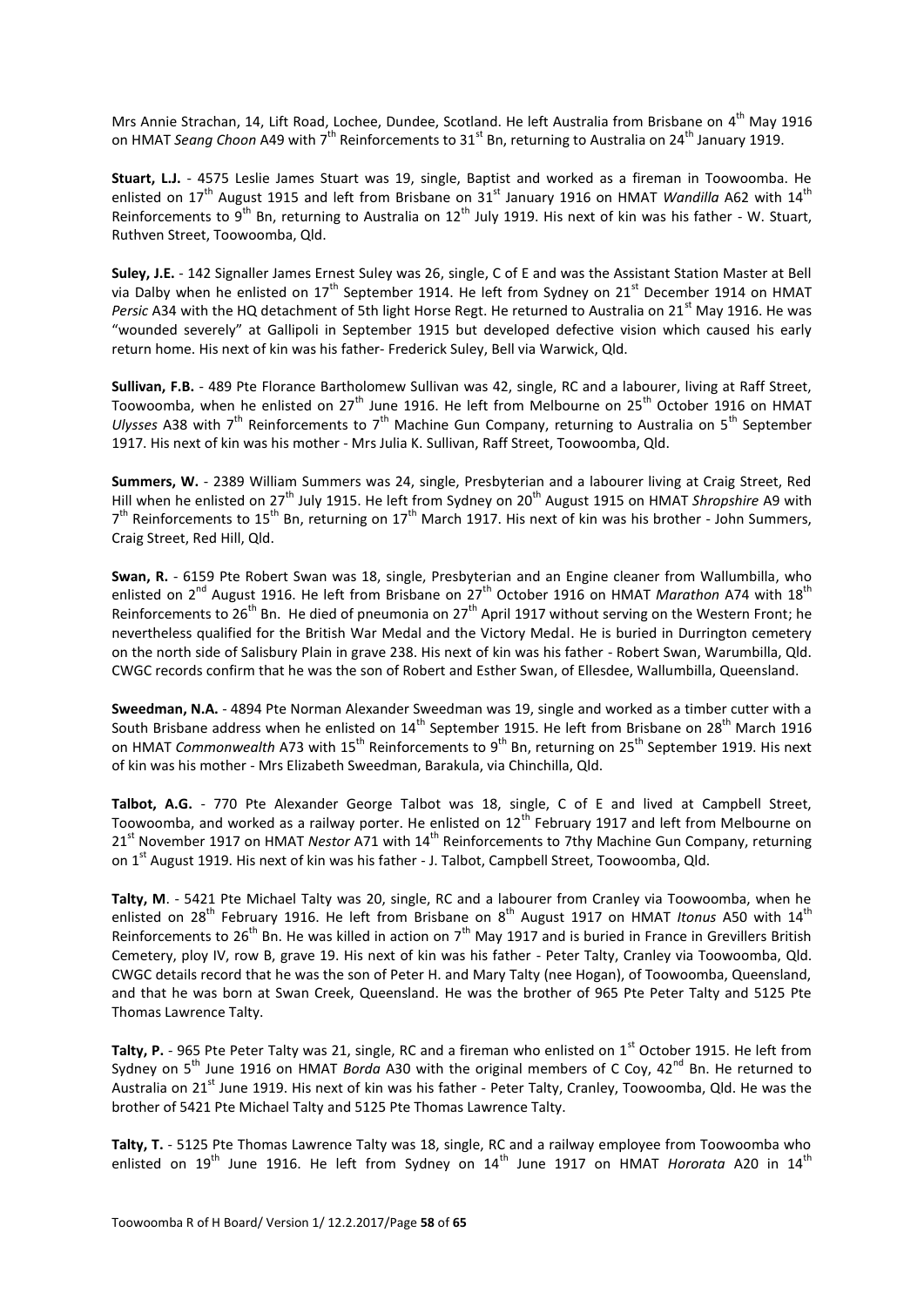Mrs Annie Strachan, 14, Lift Road, Lochee, Dundee, Scotland. He left Australia from Brisbane on 4th May 1916 on HMAT *Seang Choon* A49 with 7th Reinforcements to 31st Bn, returning to Australia on 24th January 1919.

**Stuart, L.J.** - 4575 Leslie James Stuart was 19, single, Baptist and worked as a fireman in Toowoomba. He enlisted on 17th August 1915 and left from Brisbane on 31st January 1916 on HMAT *Wandilla* A62 with 14th Reinforcements to 9th Bn, returning to Australia on 12th July 1919. His next of kin was his father - W. Stuart, Ruthven Street, Toowoomba, Qld.

**Suley, J.E.** - 142 Signaller James Ernest Suley was 26, single, C of E and was the Assistant Station Master at Bell via Dalby when he enlisted on 17th September 1914. He left from Sydney on 21st December 1914 on HMAT *Persic* A34 with the HQ detachment of 5th light Horse Regt. He returned to Australia on 21st May 1916. He was "wounded severely" at Gallipoli in September 1915 but developed defective vision which caused his early return home. His next of kin was his father- Frederick Suley, Bell via Warwick, Qld.

**Sullivan, F.B.** - 489 Pte Florance Bartholomew Sullivan was 42, single, RC and a labourer, living at Raff Street, Toowoomba, when he enlisted on 27th June 1916. He left from Melbourne on 25th October 1916 on HMAT *Ulysses* A38 with 7th Reinforcements to 7th Machine Gun Company, returning to Australia on 5th September 1917. His next of kin was his mother - Mrs Julia K. Sullivan, Raff Street, Toowoomba, Qld.

**Summers, W.** - 2389 William Summers was 24, single, Presbyterian and a labourer living at Craig Street, Red Hill when he enlisted on 27th July 1915. He left from Sydney on 20th August 1915 on HMAT *Shropshire* A9 with 7th Reinforcements to 15th Bn, returning on 17th March 1917. His next of kin was his brother - John Summers, Craig Street, Red Hill, Qld.

**Swan, R.** - 6159 Pte Robert Swan was 18, single, Presbyterian and an Engine cleaner from Wallumbilla, who enlisted on 2nd August 1916. He left from Brisbane on 27th October 1916 on HMAT *Marathon* A74 with 18th Reinforcements to 26th Bn. He died of pneumonia on 27th April 1917 without serving on the Western Front; he nevertheless qualified for the British War Medal and the Victory Medal. He is buried in Durrington cemetery on the north side of Salisbury Plain in grave 238. His next of kin was his father - Robert Swan, Warumbilla, Qld. CWGC records confirm that he was the son of Robert and Esther Swan, of Ellesdee, Wallumbilla, Queensland.

**Sweedman, N.A.** - 4894 Pte Norman Alexander Sweedman was 19, single and worked as a timber cutter with a South Brisbane address when he enlisted on 14th September 1915. He left from Brisbane on 28th March 1916 on HMAT *Commonwealth* A73 with 15th Reinforcements to 9th Bn, returning on 25th September 1919. His next of kin was his mother - Mrs Elizabeth Sweedman, Barakula, via Chinchilla, Qld.

**Talbot, A.G.** - 770 Pte Alexander George Talbot was 18, single, C of E and lived at Campbell Street, Toowoomba, and worked as a railway porter. He enlisted on 12th February 1917 and left from Melbourne on 21st November 1917 on HMAT *Nestor* A71 with 14th Reinforcements to 7thy Machine Gun Company, returning on 1st August 1919. His next of kin was his father - J. Talbot, Campbell Street, Toowoomba, Qld.

**Talty, M.** - 5421 Pte Michael Talty was 20, single, RC and a labourer from Cranley via Toowoomba, when he enlisted on 28th February 1916. He left from Brisbane on 8th August 1917 on HMAT *Itonus* A50 with 14th Reinforcements to 26th Bn. He was killed in action on 7th May 1917 and is buried in France in Grevillers British Cemetery, ploy IV, row B, grave 19. His next of kin was his father - Peter Talty, Cranley via Toowoomba, Qld. CWGC details record that he was the son of Peter H. and Mary Talty (nee Hogan), of Toowoomba, Queensland, and that he was born at Swan Creek, Queensland. He was the brother of 965 Pte Peter Talty and 5125 Pte Thomas Lawrence Talty.

**Talty, P.** - 965 Pte Peter Talty was 21, single, RC and a fireman who enlisted on 1st October 1915. He left from Sydney on 5th June 1916 on HMAT *Borda* A30 with the original members of C Coy, 42nd Bn. He returned to Australia on 21st June 1919. His next of kin was his father - Peter Talty, Cranley, Toowoomba, Qld. He was the brother of 5421 Pte Michael Talty and 5125 Pte Thomas Lawrence Talty.

**Talty, T.** - 5125 Pte Thomas Lawrence Talty was 18, single, RC and a railway employee from Toowoomba who enlisted on 19th June 1916. He left from Sydney on 14th June 1917 on HMAT *Hororata* A20 in 14th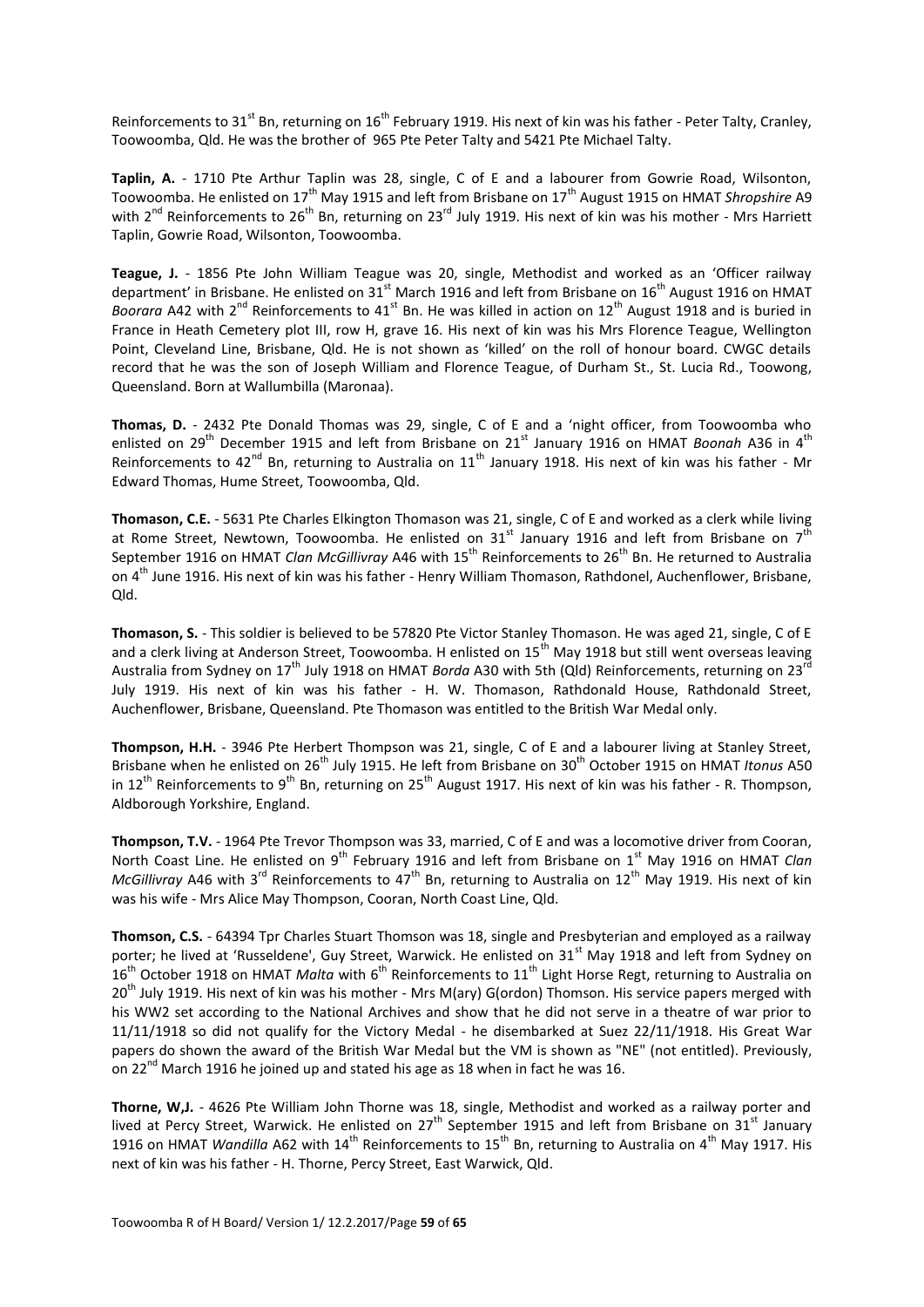Reinforcements to 31st Bn, returning on 16th February 1919. His next of kin was his father - Peter Talty, Cranley, Toowoomba, Qld. He was the brother of 965 Pte Peter Talty and 5421 Pte Michael Talty.

**Taplin, A.** - 1710 Pte Arthur Taplin was 28, single, C of E and a labourer from Gowrie Road, Wilsonton, Toowoomba. He enlisted on 17th May 1915 and left from Brisbane on 17th August 1915 on HMAT *Shropshire* A9 with 2nd Reinforcements to 26th Bn, returning on 23rd July 1919. His next of kin was his mother - Mrs Harriett Taplin, Gowrie Road, Wilsonton, Toowoomba.

**Teague, J.** - 1856 Pte John William Teague was 20, single, Methodist and worked as an 'Officer railway department' in Brisbane. He enlisted on 31st March 1916 and left from Brisbane on 16th August 1916 on HMAT *Boorara* A42 with 2nd Reinforcements to 41st Bn. He was killed in action on 12th August 1918 and is buried in France in Heath Cemetery plot III, row H, grave 16. His next of kin was his Mrs Florence Teague, Wellington Point, Cleveland Line, Brisbane, Qld. He is not shown as 'killed' on the roll of honour board. CWGC details record that he was the son of Joseph William and Florence Teague, of Durham St., St. Lucia Rd., Toowong, Queensland. Born at Wallumbilla (Maronaa).

**Thomas, D.** - 2432 Pte Donald Thomas was 29, single, C of E and a 'night officer, from Toowoomba who enlisted on 29th December 1915 and left from Brisbane on 21st January 1916 on HMAT *Boonah* A36 in 4th Reinforcements to 42nd Bn, returning to Australia on 11th January 1918. His next of kin was his father - Mr Edward Thomas, Hume Street, Toowoomba, Qld.

**Thomason, C.E.** - 5631 Pte Charles Elkington Thomason was 21, single, C of E and worked as a clerk while living at Rome Street, Newtown, Toowoomba. He enlisted on 31st January 1916 and left from Brisbane on 7th September 1916 on HMAT *Clan McGillivray* A46 with 15th Reinforcements to 26th Bn. He returned to Australia on 4th June 1916. His next of kin was his father - Henry William Thomason, Rathdonel, Auchenflower, Brisbane, Qld.

**Thomason, S.** - This soldier is believed to be 57820 Pte Victor Stanley Thomason. He was aged 21, single, C of E and a clerk living at Anderson Street, Toowoomba. H enlisted on 15th May 1918 but still went overseas leaving Australia from Sydney on 17th July 1918 on HMAT *Borda* A30 with 5th (Qld) Reinforcements, returning on 23rd July 1919. His next of kin was his father - H. W. Thomason, Rathdonald House, Rathdonald Street, Auchenflower, Brisbane, Queensland. Pte Thomason was entitled to the British War Medal only.

**Thompson, H.H.** - 3946 Pte Herbert Thompson was 21, single, C of E and a labourer living at Stanley Street, Brisbane when he enlisted on 26th July 1915. He left from Brisbane on 30th October 1915 on HMAT *Itonus* A50 in 12th Reinforcements to 9th Bn, returning on 25th August 1917. His next of kin was his father - R. Thompson, Aldborough Yorkshire, England.

**Thompson, T.V.** - 1964 Pte Trevor Thompson was 33, married, C of E and was a locomotive driver from Cooran, North Coast Line. He enlisted on 9th February 1916 and left from Brisbane on 1st May 1916 on HMAT *Clan McGillivray* A46 with 3rd Reinforcements to 47th Bn, returning to Australia on 12th May 1919. His next of kin was his wife - Mrs Alice May Thompson, Cooran, North Coast Line, Qld.

**Thomson, C.S.** - 64394 Tpr Charles Stuart Thomson was 18, single and Presbyterian and employed as a railway porter; he lived at 'Russeldene', Guy Street, Warwick. He enlisted on 31st May 1918 and left from Sydney on 16th October 1918 on HMAT *Malta* with 6th Reinforcements to 11th Light Horse Regt, returning to Australia on 20th July 1919. His next of kin was his mother - Mrs M(ary) G(ordon) Thomson. His service papers merged with his WW2 set according to the National Archives and show that he did not serve in a theatre of war prior to 11/11/1918 so did not qualify for the Victory Medal - he disembarked at Suez 22/11/1918. His Great War papers do shown the award of the British War Medal but the VM is shown as "NE" (not entitled). Previously, on 22nd March 1916 he joined up and stated his age as 18 when in fact he was 16.

**Thorne, W,J.** - 4626 Pte William John Thorne was 18, single, Methodist and worked as a railway porter and lived at Percy Street, Warwick. He enlisted on 27th September 1915 and left from Brisbane on 31st January 1916 on HMAT *Wandilla* A62 with 14th Reinforcements to 15th Bn, returning to Australia on 4th May 1917. His next of kin was his father - H. Thorne, Percy Street, East Warwick, Qld.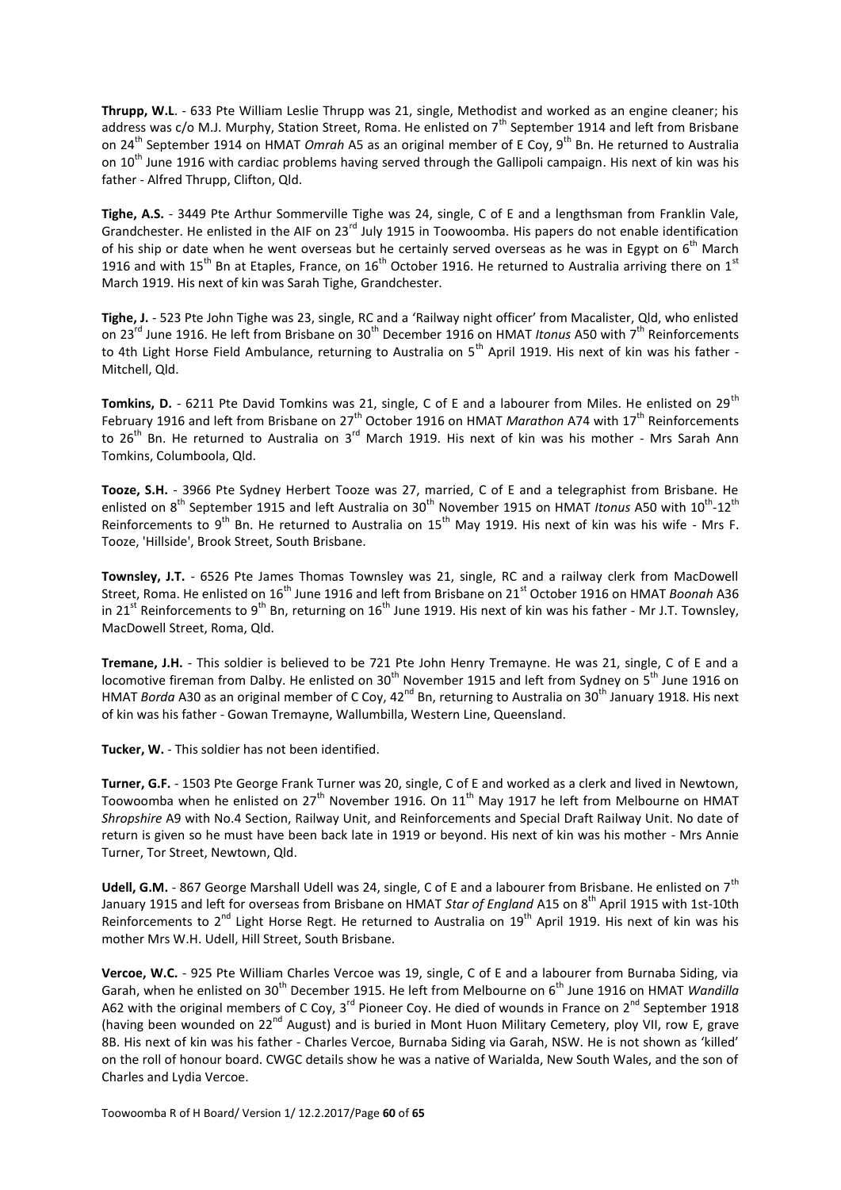**Thrupp, W.L**. - 633 Pte William Leslie Thrupp was 21, single, Methodist and worked as an engine cleaner; his address was c/o M.J. Murphy, Station Street, Roma. He enlisted on 7th September 1914 and left from Brisbane on 24th September 1914 on HMAT *Omrah* A5 as an original member of E Coy, 9th Bn. He returned to Australia on 10th June 1916 with cardiac problems having served through the Gallipoli campaign. His next of kin was his father - Alfred Thrupp, Clifton, Qld.

**Tighe, A.S.** - 3449 Pte Arthur Sommerville Tighe was 24, single, C of E and a lengthsman from Franklin Vale, Grandchester. He enlisted in the AIF on 23rd July 1915 in Toowoomba. His papers do not enable identification of his ship or date when he went overseas but he certainly served overseas as he was in Egypt on 6th March 1916 and with 15th Bn at Etaples, France, on 16th October 1916. He returned to Australia arriving there on 1st March 1919. His next of kin was Sarah Tighe, Grandchester.

**Tighe, J.** - 523 Pte John Tighe was 23, single, RC and a 'Railway night officer' from Macalister, Qld, who enlisted on 23rd June 1916. He left from Brisbane on 30th December 1916 on HMAT *Itonus* A50 with 7th Reinforcements to 4th Light Horse Field Ambulance, returning to Australia on 5th April 1919. His next of kin was his father - Mitchell, Qld.

**Tomkins, D.** - 6211 Pte David Tomkins was 21, single, C of E and a labourer from Miles. He enlisted on 29th February 1916 and left from Brisbane on 27th October 1916 on HMAT *Marathon* A74 with 17th Reinforcements to 26th Bn. He returned to Australia on 3rd March 1919. His next of kin was his mother - Mrs Sarah Ann Tomkins, Columboola, Qld.

**Tooze, S.H.** - 3966 Pte Sydney Herbert Tooze was 27, married, C of E and a telegraphist from Brisbane. He enlisted on 8th September 1915 and left Australia on 30th November 1915 on HMAT *Itonus* A50 with 10th-12th Reinforcements to 9th Bn. He returned to Australia on 15th May 1919. His next of kin was his wife - Mrs F. Tooze, 'Hillside', Brook Street, South Brisbane.

**Townsley, J.T.** - 6526 Pte James Thomas Townsley was 21, single, RC and a railway clerk from MacDowell Street, Roma. He enlisted on 16th June 1916 and left from Brisbane on 21st October 1916 on HMAT *Boonah* A36 in 21st Reinforcements to 9th Bn, returning on 16th June 1919. His next of kin was his father - Mr J.T. Townsley, MacDowell Street, Roma, Qld.

**Tremane, J.H.** - This soldier is believed to be 721 Pte John Henry Tremayne. He was 21, single, C of E and a locomotive fireman from Dalby. He enlisted on 30th November 1915 and left from Sydney on 5th June 1916 on HMAT *Borda* A30 as an original member of C Coy, 42nd Bn, returning to Australia on 30th January 1918. His next of kin was his father - Gowan Tremayne, Wallumbilla, Western Line, Queensland.

**Tucker, W.** - This soldier has not been identified.

**Turner, G.F.** - 1503 Pte George Frank Turner was 20, single, C of E and worked as a clerk and lived in Newtown, Toowoomba when he enlisted on 27th November 1916. On 11th May 1917 he left from Melbourne on HMAT *Shropshire* A9 with No.4 Section, Railway Unit, and Reinforcements and Special Draft Railway Unit. No date of return is given so he must have been back late in 1919 or beyond. His next of kin was his mother - Mrs Annie Turner, Tor Street, Newtown, Qld.

**Udell, G.M.** - 867 George Marshall Udell was 24, single, C of E and a labourer from Brisbane. He enlisted on 7th January 1915 and left for overseas from Brisbane on HMAT *Star of England* A15 on 8th April 1915 with 1st-10th Reinforcements to 2nd Light Horse Regt. He returned to Australia on 19th April 1919. His next of kin was his mother Mrs W.H. Udell, Hill Street, South Brisbane.

**Vercoe, W.C.** - 925 Pte William Charles Vercoe was 19, single, C of E and a labourer from Burnaba Siding, via Garah, when he enlisted on 30th December 1915. He left from Melbourne on 6th June 1916 on HMAT *Wandilla* A62 with the original members of C Coy, 3rd Pioneer Coy. He died of wounds in France on 2nd September 1918 (having been wounded on 22nd August) and is buried in Mont Huon Military Cemetery, ploy VII, row E, grave 8B. His next of kin was his father - Charles Vercoe, Burnaba Siding via Garah, NSW. He is not shown as 'killed' on the roll of honour board. CWGC details show he was a native of Warialda, New South Wales, and the son of Charles and Lydia Vercoe.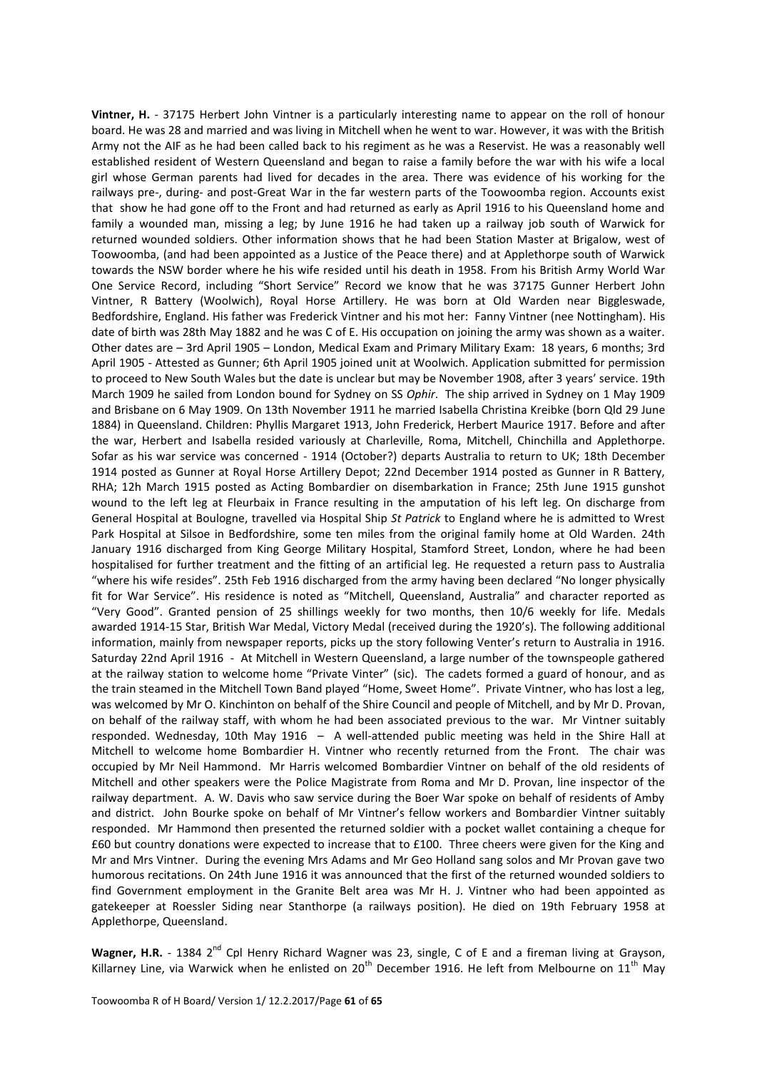**Vintner, H.** - 37175 Herbert John Vintner is a particularly interesting name to appear on the roll of honour board. He was 28 and married and was living in Mitchell when he went to war. However, it was with the British Army not the AIF as he had been called back to his regiment as he was a Reservist. He was a reasonably well established resident of Western Queensland and began to raise a family before the war with his wife a local girl whose German parents had lived for decades in the area. There was evidence of his working for the railways pre-, during- and post-Great War in the far western parts of the Toowoomba region. Accounts exist that show he had gone off to the Front and had returned as early as April 1916 to his Queensland home and family a wounded man, missing a leg; by June 1916 he had taken up a railway job south of Warwick for returned wounded soldiers. Other information shows that he had been Station Master at Brigalow, west of Toowoomba, (and had been appointed as a Justice of the Peace there) and at Applethorpe south of Warwick towards the NSW border where he his wife resided until his death in 1958. From his British Army World War One Service Record, including "Short Service" Record we know that he was 37175 Gunner Herbert John Vintner, R Battery (Woolwich), Royal Horse Artillery. He was born at Old Warden near Biggleswade, Bedfordshire, England. His father was Frederick Vintner and his mot her: Fanny Vintner (nee Nottingham). His date of birth was 28th May 1882 and he was C of E. His occupation on joining the army was shown as a waiter. Other dates are – 3rd April 1905 – London, Medical Exam and Primary Military Exam: 18 years, 6 months; 3rd April 1905 - Attested as Gunner; 6th April 1905 joined unit at Woolwich. Application submitted for permission to proceed to New South Wales but the date is unclear but may be November 1908, after 3 years' service. 19th March 1909 he sailed from London bound for Sydney on SS *Ophir*. The ship arrived in Sydney on 1 May 1909 and Brisbane on 6 May 1909. On 13th November 1911 he married Isabella Christina Kreibke (born Qld 29 June 1884) in Queensland. Children: Phyllis Margaret 1913, John Frederick, Herbert Maurice 1917. Before and after the war, Herbert and Isabella resided variously at Charleville, Roma, Mitchell, Chinchilla and Applethorpe. Sofar as his war service was concerned - 1914 (October?) departs Australia to return to UK; 18th December 1914 posted as Gunner at Royal Horse Artillery Depot; 22nd December 1914 posted as Gunner in R Battery, RHA; 12h March 1915 posted as Acting Bombardier on disembarkation in France; 25th June 1915 gunshot wound to the left leg at Fleurbaix in France resulting in the amputation of his left leg. On discharge from General Hospital at Boulogne, travelled via Hospital Ship *St Patrick* to England where he is admitted to Wrest Park Hospital at Silsoe in Bedfordshire, some ten miles from the original family home at Old Warden. 24th January 1916 discharged from King George Military Hospital, Stamford Street, London, where he had been hospitalised for further treatment and the fitting of an artificial leg. He requested a return pass to Australia "where his wife resides". 25th Feb 1916 discharged from the army having been declared "No longer physically fit for War Service". His residence is noted as "Mitchell, Queensland, Australia" and character reported as "Very Good". Granted pension of 25 shillings weekly for two months, then 10/6 weekly for life. Medals awarded 1914-15 Star, British War Medal, Victory Medal (received during the 1920's). The following additional information, mainly from newspaper reports, picks up the story following Venter's return to Australia in 1916. Saturday 22nd April 1916 - At Mitchell in Western Queensland, a large number of the townspeople gathered at the railway station to welcome home "Private Vinter" (sic). The cadets formed a guard of honour, and as the train steamed in the Mitchell Town Band played "Home, Sweet Home". Private Vintner, who has lost a leg, was welcomed by Mr O. Kinchinton on behalf of the Shire Council and people of Mitchell, and by Mr D. Provan, on behalf of the railway staff, with whom he had been associated previous to the war. Mr Vintner suitably responded. Wednesday, 10th May 1916 – A well-attended public meeting was held in the Shire Hall at Mitchell to welcome home Bombardier H. Vintner who recently returned from the Front. The chair was occupied by Mr Neil Hammond. Mr Harris welcomed Bombardier Vintner on behalf of the old residents of Mitchell and other speakers were the Police Magistrate from Roma and Mr D. Provan, line inspector of the railway department. A. W. Davis who saw service during the Boer War spoke on behalf of residents of Amby and district. John Bourke spoke on behalf of Mr Vintner's fellow workers and Bombardier Vintner suitably responded. Mr Hammond then presented the returned soldier with a pocket wallet containing a cheque for £60 but country donations were expected to increase that to £100. Three cheers were given for the King and Mr and Mrs Vintner. During the evening Mrs Adams and Mr Geo Holland sang solos and Mr Provan gave two humorous recitations. On 24th June 1916 it was announced that the first of the returned wounded soldiers to find Government employment in the Granite Belt area was Mr H. J. Vintner who had been appointed as gatekeeper at Roessler Siding near Stanthorpe (a railways position). He died on 19th February 1958 at Applethorpe, Queensland.

**Wagner, H.R.** - 1384 2nd Cpl Henry Richard Wagner was 23, single, C of E and a fireman living at Grayson, Killarney Line, via Warwick when he enlisted on 20th December 1916. He left from Melbourne on 11th May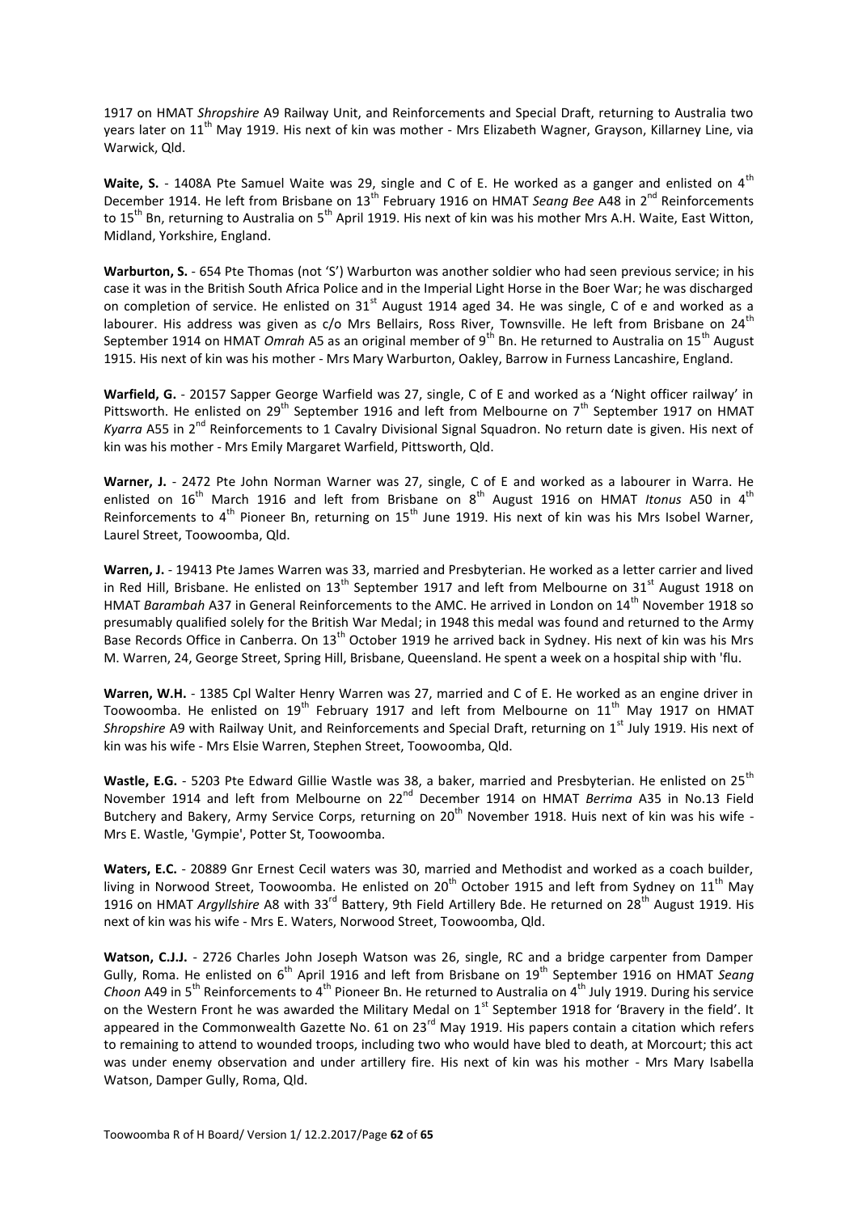1917 on HMAT *Shropshire* A9 Railway Unit, and Reinforcements and Special Draft, returning to Australia two years later on 11th May 1919. His next of kin was mother - Mrs Elizabeth Wagner, Grayson, Killarney Line, via Warwick, Qld.

**Waite, S.** - 1408A Pte Samuel Waite was 29, single and C of E. He worked as a ganger and enlisted on 4th December 1914. He left from Brisbane on 13th February 1916 on HMAT *Seang Bee* A48 in 2nd Reinforcements to 15th Bn, returning to Australia on 5th April 1919. His next of kin was his mother Mrs A.H. Waite, East Witton, Midland, Yorkshire, England.

**Warburton, S.** - 654 Pte Thomas (not 'S') Warburton was another soldier who had seen previous service; in his case it was in the British South Africa Police and in the Imperial Light Horse in the Boer War; he was discharged on completion of service. He enlisted on 31st August 1914 aged 34. He was single, C of e and worked as a labourer. His address was given as c/o Mrs Bellairs, Ross River, Townsville. He left from Brisbane on 24th September 1914 on HMAT *Omrah* A5 as an original member of 9th Bn. He returned to Australia on 15th August 1915. His next of kin was his mother - Mrs Mary Warburton, Oakley, Barrow in Furness Lancashire, England.

**Warfield, G.** - 20157 Sapper George Warfield was 27, single, C of E and worked as a 'Night officer railway' in Pittsworth. He enlisted on 29th September 1916 and left from Melbourne on 7th September 1917 on HMAT *Kyarra* A55 in 2nd Reinforcements to 1 Cavalry Divisional Signal Squadron. No return date is given. His next of kin was his mother - Mrs Emily Margaret Warfield, Pittsworth, Qld.

**Warner, J.** - 2472 Pte John Norman Warner was 27, single, C of E and worked as a labourer in Warra. He enlisted on 16th March 1916 and left from Brisbane on 8th August 1916 on HMAT *Itonus* A50 in 4th Reinforcements to 4th Pioneer Bn, returning on 15th June 1919. His next of kin was his Mrs Isobel Warner, Laurel Street, Toowoomba, Qld.

**Warren, J.** - 19413 Pte James Warren was 33, married and Presbyterian. He worked as a letter carrier and lived in Red Hill, Brisbane. He enlisted on 13th September 1917 and left from Melbourne on 31st August 1918 on HMAT *Barambah* A37 in General Reinforcements to the AMC. He arrived in London on 14th November 1918 so presumably qualified solely for the British War Medal; in 1948 this medal was found and returned to the Army Base Records Office in Canberra. On 13th October 1919 he arrived back in Sydney. His next of kin was his Mrs M. Warren, 24, George Street, Spring Hill, Brisbane, Queensland. He spent a week on a hospital ship with 'flu.

**Warren, W.H.** - 1385 Cpl Walter Henry Warren was 27, married and C of E. He worked as an engine driver in Toowoomba. He enlisted on 19th February 1917 and left from Melbourne on 11th May 1917 on HMAT *Shropshire* A9 with Railway Unit, and Reinforcements and Special Draft, returning on 1st July 1919. His next of kin was his wife - Mrs Elsie Warren, Stephen Street, Toowoomba, Qld.

**Wastle, E.G.** - 5203 Pte Edward Gillie Wastle was 38, a baker, married and Presbyterian. He enlisted on 25th November 1914 and left from Melbourne on 22nd December 1914 on HMAT *Berrima* A35 in No.13 Field Butchery and Bakery, Army Service Corps, returning on 20th November 1918. Huis next of kin was his wife - Mrs E. Wastle, 'Gympie', Potter St, Toowoomba.

**Waters, E.C.** - 20889 Gnr Ernest Cecil waters was 30, married and Methodist and worked as a coach builder, living in Norwood Street, Toowoomba. He enlisted on 20th October 1915 and left from Sydney on 11th May 1916 on HMAT *Argyllshire* A8 with 33rd Battery, 9th Field Artillery Bde. He returned on 28th August 1919. His next of kin was his wife - Mrs E. Waters, Norwood Street, Toowoomba, Qld.

**Watson, C.J.J.** - 2726 Charles John Joseph Watson was 26, single, RC and a bridge carpenter from Damper Gully, Roma. He enlisted on 6th April 1916 and left from Brisbane on 19th September 1916 on HMAT *Seang Choon* A49 in 5th Reinforcements to 4th Pioneer Bn. He returned to Australia on 4th July 1919. During his service on the Western Front he was awarded the Military Medal on 1st September 1918 for 'Bravery in the field'. It appeared in the Commonwealth Gazette No. 61 on 23rd May 1919. His papers contain a citation which refers to remaining to attend to wounded troops, including two who would have bled to death, at Morcourt; this act was under enemy observation and under artillery fire. His next of kin was his mother - Mrs Mary Isabella Watson, Damper Gully, Roma, Qld.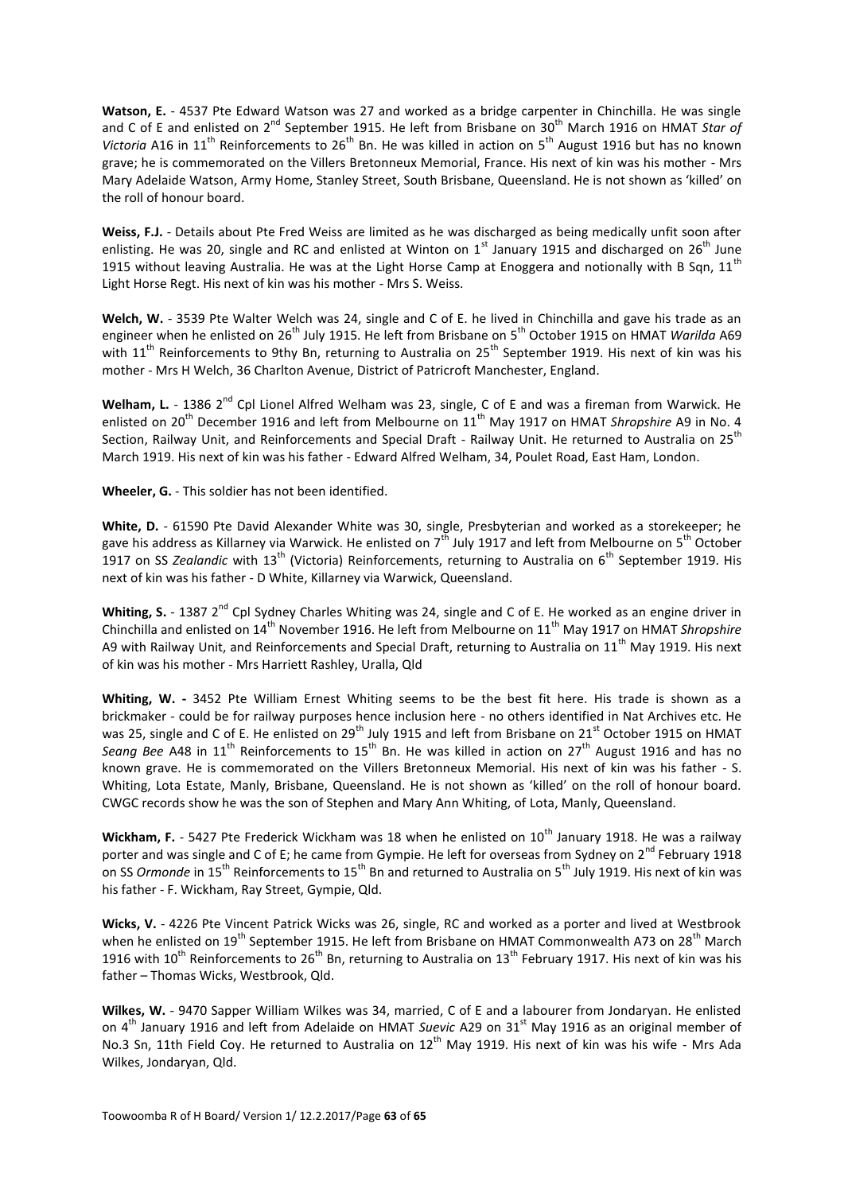**Watson, E.** - 4537 Pte Edward Watson was 27 and worked as a bridge carpenter in Chinchilla. He was single and C of E and enlisted on 2nd September 1915. He left from Brisbane on 30th March 1916 on HMAT *Star of Victoria* A16 in 11th Reinforcements to 26th Bn. He was killed in action on 5th August 1916 but has no known grave; he is commemorated on the Villers Bretonneux Memorial, France. His next of kin was his mother - Mrs Mary Adelaide Watson, Army Home, Stanley Street, South Brisbane, Queensland. He is not shown as 'killed' on the roll of honour board.

**Weiss, F.J.** - Details about Pte Fred Weiss are limited as he was discharged as being medically unfit soon after enlisting. He was 20, single and RC and enlisted at Winton on 1st January 1915 and discharged on 26th June 1915 without leaving Australia. He was at the Light Horse Camp at Enoggera and notionally with B Sqn, 11th Light Horse Regt. His next of kin was his mother - Mrs S. Weiss.

**Welch, W.** - 3539 Pte Walter Welch was 24, single and C of E. he lived in Chinchilla and gave his trade as an engineer when he enlisted on 26th July 1915. He left from Brisbane on 5th October 1915 on HMAT *Warilda* A69 with 11th Reinforcements to 9thy Bn, returning to Australia on 25th September 1919. His next of kin was his mother - Mrs H Welch, 36 Charlton Avenue, District of Patricroft Manchester, England.

**Welham, L.** - 1386 2nd Cpl Lionel Alfred Welham was 23, single, C of E and was a fireman from Warwick. He enlisted on 20th December 1916 and left from Melbourne on 11th May 1917 on HMAT *Shropshire* A9 in No. 4 Section, Railway Unit, and Reinforcements and Special Draft - Railway Unit. He returned to Australia on 25th March 1919. His next of kin was his father - Edward Alfred Welham, 34, Poulet Road, East Ham, London.

**Wheeler, G.** - This soldier has not been identified.

**White, D.** - 61590 Pte David Alexander White was 30, single, Presbyterian and worked as a storekeeper; he gave his address as Killarney via Warwick. He enlisted on 7th July 1917 and left from Melbourne on 5th October 1917 on SS *Zealandic* with 13th (Victoria) Reinforcements, returning to Australia on 6th September 1919. His next of kin was his father - D White, Killarney via Warwick, Queensland.

**Whiting, S.** - 1387 2nd Cpl Sydney Charles Whiting was 24, single and C of E. He worked as an engine driver in Chinchilla and enlisted on 14th November 1916. He left from Melbourne on 11th May 1917 on HMAT *Shropshire* A9 with Railway Unit, and Reinforcements and Special Draft, returning to Australia on 11th May 1919. His next of kin was his mother - Mrs Harriett Rashley, Uralla, Qld

**Whiting, W. -** 3452 Pte William Ernest Whiting seems to be the best fit here. His trade is shown as a brickmaker - could be for railway purposes hence inclusion here - no others identified in Nat Archives etc. He was 25, single and C of E. He enlisted on 29th July 1915 and left from Brisbane on 21st October 1915 on HMAT *Seang Bee* A48 in 11th Reinforcements to 15th Bn. He was killed in action on 27th August 1916 and has no known grave. He is commemorated on the Villers Bretonneux Memorial. His next of kin was his father - S. Whiting, Lota Estate, Manly, Brisbane, Queensland. He is not shown as 'killed' on the roll of honour board. CWGC records show he was the son of Stephen and Mary Ann Whiting, of Lota, Manly, Queensland.

**Wickham, F.** - 5427 Pte Frederick Wickham was 18 when he enlisted on 10th January 1918. He was a railway porter and was single and C of E; he came from Gympie. He left for overseas from Sydney on 2nd February 1918 on SS *Ormonde* in 15th Reinforcements to 15th Bn and returned to Australia on 5th July 1919. His next of kin was his father - F. Wickham, Ray Street, Gympie, Qld.

**Wicks, V.** - 4226 Pte Vincent Patrick Wicks was 26, single, RC and worked as a porter and lived at Westbrook when he enlisted on 19th September 1915. He left from Brisbane on HMAT Commonwealth A73 on 28th March 1916 with 10th Reinforcements to 26th Bn, returning to Australia on 13th February 1917. His next of kin was his father – Thomas Wicks, Westbrook, Qld.

**Wilkes, W.** - 9470 Sapper William Wilkes was 34, married, C of E and a labourer from Jondaryan. He enlisted on 4th January 1916 and left from Adelaide on HMAT *Suevic* A29 on 31st May 1916 as an original member of No.3 Sn, 11th Field Coy. He returned to Australia on 12th May 1919. His next of kin was his wife - Mrs Ada Wilkes, Jondaryan, Qld.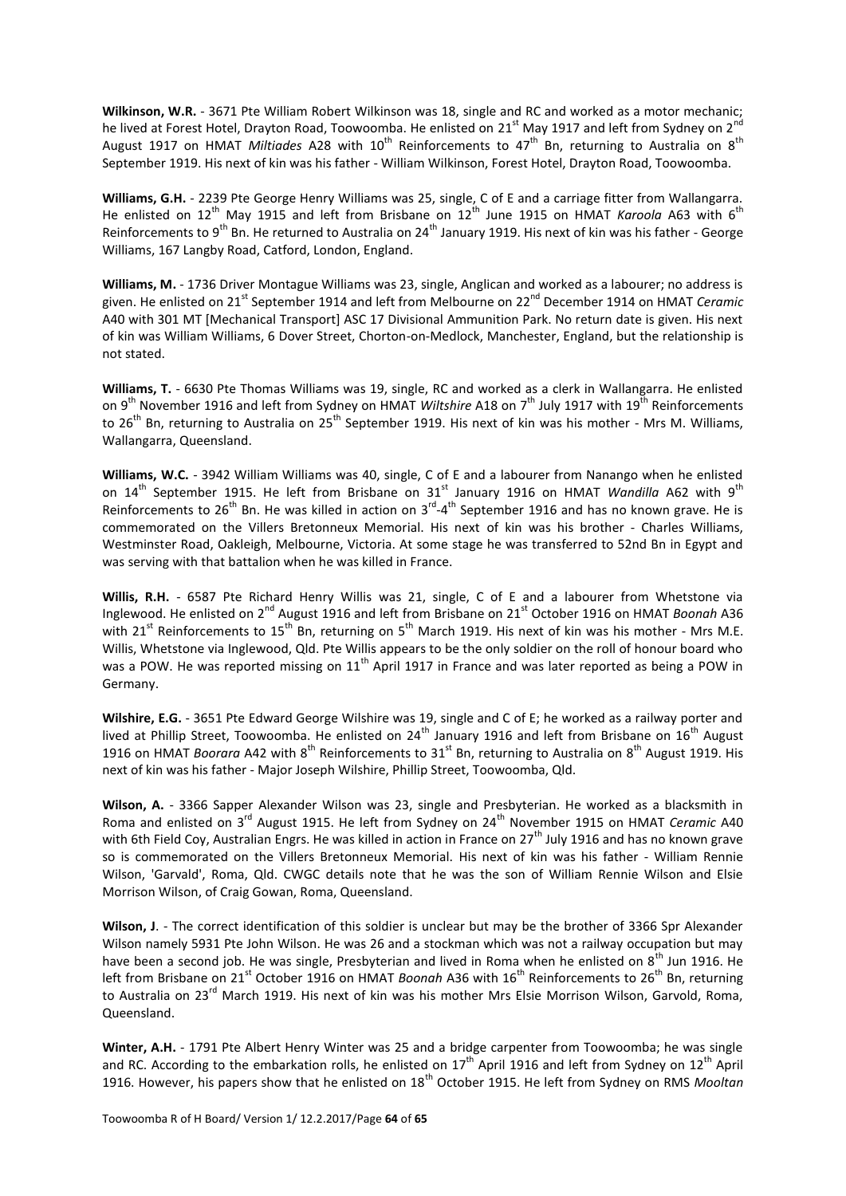**Wilkinson, W.R.** - 3671 Pte William Robert Wilkinson was 18, single and RC and worked as a motor mechanic; he lived at Forest Hotel, Drayton Road, Toowoomba. He enlisted on 21st May 1917 and left from Sydney on 2nd August 1917 on HMAT *Miltiades* A28 with 10th Reinforcements to 47th Bn, returning to Australia on 8th September 1919. His next of kin was his father - William Wilkinson, Forest Hotel, Drayton Road, Toowoomba.

**Williams, G.H.** - 2239 Pte George Henry Williams was 25, single, C of E and a carriage fitter from Wallangarra. He enlisted on 12th May 1915 and left from Brisbane on 12th June 1915 on HMAT *Karoola* A63 with 6th Reinforcements to 9th Bn. He returned to Australia on 24th January 1919. His next of kin was his father - George Williams, 167 Langby Road, Catford, London, England.

**Williams, M.** - 1736 Driver Montague Williams was 23, single, Anglican and worked as a labourer; no address is given. He enlisted on 21st September 1914 and left from Melbourne on 22nd December 1914 on HMAT *Ceramic* A40 with 301 MT [Mechanical Transport] ASC 17 Divisional Ammunition Park. No return date is given. His next of kin was William Williams, 6 Dover Street, Chorton-on-Medlock, Manchester, England, but the relationship is not stated.

**Williams, T.** - 6630 Pte Thomas Williams was 19, single, RC and worked as a clerk in Wallangarra. He enlisted on 9th November 1916 and left from Sydney on HMAT *Wiltshire* A18 on 7th July 1917 with 19th Reinforcements to 26th Bn, returning to Australia on 25th September 1919. His next of kin was his mother - Mrs M. Williams, Wallangarra, Queensland.

**Williams, W.C.** - 3942 William Williams was 40, single, C of E and a labourer from Nanango when he enlisted on 14th September 1915. He left from Brisbane on 31st January 1916 on HMAT *Wandilla* A62 with 9th Reinforcements to 26th Bn. He was killed in action on 3rd-4th September 1916 and has no known grave. He is commemorated on the Villers Bretonneux Memorial. His next of kin was his brother - Charles Williams, Westminster Road, Oakleigh, Melbourne, Victoria. At some stage he was transferred to 52nd Bn in Egypt and was serving with that battalion when he was killed in France.

**Willis, R.H.** - 6587 Pte Richard Henry Willis was 21, single, C of E and a labourer from Whetstone via Inglewood. He enlisted on 2nd August 1916 and left from Brisbane on 21st October 1916 on HMAT *Boonah* A36 with 21st Reinforcements to 15th Bn, returning on 5th March 1919. His next of kin was his mother - Mrs M.E. Willis, Whetstone via Inglewood, Qld. Pte Willis appears to be the only soldier on the roll of honour board who was a POW. He was reported missing on 11th April 1917 in France and was later reported as being a POW in Germany.

**Wilshire, E.G.** - 3651 Pte Edward George Wilshire was 19, single and C of E; he worked as a railway porter and lived at Phillip Street, Toowoomba. He enlisted on 24th January 1916 and left from Brisbane on 16th August 1916 on HMAT *Boorara* A42 with 8th Reinforcements to 31st Bn, returning to Australia on 8th August 1919. His next of kin was his father - Major Joseph Wilshire, Phillip Street, Toowoomba, Qld.

**Wilson, A.** - 3366 Sapper Alexander Wilson was 23, single and Presbyterian. He worked as a blacksmith in Roma and enlisted on 3rd August 1915. He left from Sydney on 24th November 1915 on HMAT *Ceramic* A40 with 6th Field Coy, Australian Engrs. He was killed in action in France on 27th July 1916 and has no known grave so is commemorated on the Villers Bretonneux Memorial. His next of kin was his father - William Rennie Wilson, 'Garvald', Roma, Qld. CWGC details note that he was the son of William Rennie Wilson and Elsie Morrison Wilson, of Craig Gowan, Roma, Queensland.

**Wilson, J**. - The correct identification of this soldier is unclear but may be the brother of 3366 Spr Alexander Wilson namely 5931 Pte John Wilson. He was 26 and a stockman which was not a railway occupation but may have been a second job. He was single, Presbyterian and lived in Roma when he enlisted on 8th Jun 1916. He left from Brisbane on 21st October 1916 on HMAT *Boonah* A36 with 16th Reinforcements to 26th Bn, returning to Australia on 23rd March 1919. His next of kin was his mother Mrs Elsie Morrison Wilson, Garvold, Roma, Queensland.

**Winter, A.H.** - 1791 Pte Albert Henry Winter was 25 and a bridge carpenter from Toowoomba; he was single and RC. According to the embarkation rolls, he enlisted on 17th April 1916 and left from Sydney on 12th April 1916. However, his papers show that he enlisted on 18th October 1915. He left from Sydney on RMS *Mooltan*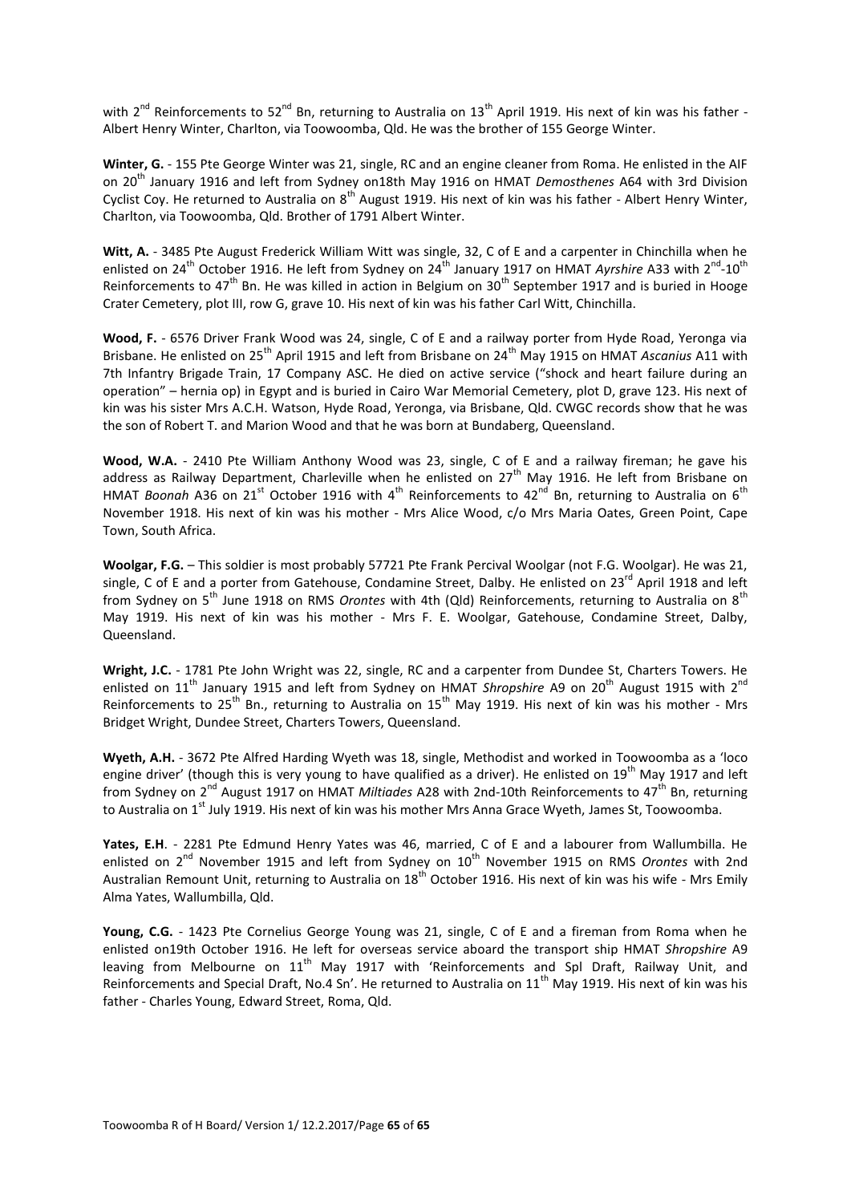with 2nd Reinforcements to 52nd Bn, returning to Australia on 13th April 1919. His next of kin was his father - Albert Henry Winter, Charlton, via Toowoomba, Qld. He was the brother of 155 George Winter.

**Winter, G.** - 155 Pte George Winter was 21, single, RC and an engine cleaner from Roma. He enlisted in the AIF on 20th January 1916 and left from Sydney on18th May 1916 on HMAT *Demosthenes* A64 with 3rd Division Cyclist Coy. He returned to Australia on 8th August 1919. His next of kin was his father - Albert Henry Winter, Charlton, via Toowoomba, Qld. Brother of 1791 Albert Winter.

**Witt, A.** - 3485 Pte August Frederick William Witt was single, 32, C of E and a carpenter in Chinchilla when he enlisted on 24th October 1916. He left from Sydney on 24th January 1917 on HMAT *Ayrshire* A33 with 2nd-10th Reinforcements to 47th Bn. He was killed in action in Belgium on 30th September 1917 and is buried in Hooge Crater Cemetery, plot III, row G, grave 10. His next of kin was his father Carl Witt, Chinchilla.

**Wood, F.** - 6576 Driver Frank Wood was 24, single, C of E and a railway porter from Hyde Road, Yeronga via Brisbane. He enlisted on 25th April 1915 and left from Brisbane on 24th May 1915 on HMAT *Ascanius* A11 with 7th Infantry Brigade Train, 17 Company ASC. He died on active service ("shock and heart failure during an operation" – hernia op) in Egypt and is buried in Cairo War Memorial Cemetery, plot D, grave 123. His next of kin was his sister Mrs A.C.H. Watson, Hyde Road, Yeronga, via Brisbane, Qld. CWGC records show that he was the son of Robert T. and Marion Wood and that he was born at Bundaberg, Queensland.

**Wood, W.A.** - 2410 Pte William Anthony Wood was 23, single, C of E and a railway fireman; he gave his address as Railway Department, Charleville when he enlisted on 27th May 1916. He left from Brisbane on HMAT *Boonah* A36 on 21st October 1916 with 4th Reinforcements to 42nd Bn, returning to Australia on 6th November 1918. His next of kin was his mother - Mrs Alice Wood, c/o Mrs Maria Oates, Green Point, Cape Town, South Africa.

**Woolgar, F.G.** – This soldier is most probably 57721 Pte Frank Percival Woolgar (not F.G. Woolgar). He was 21, single, C of E and a porter from Gatehouse, Condamine Street, Dalby. He enlisted on 23rd April 1918 and left from Sydney on 5th June 1918 on RMS *Orontes* with 4th (Qld) Reinforcements, returning to Australia on 8th May 1919. His next of kin was his mother - Mrs F. E. Woolgar, Gatehouse, Condamine Street, Dalby, Queensland.

**Wright, J.C.** - 1781 Pte John Wright was 22, single, RC and a carpenter from Dundee St, Charters Towers. He enlisted on 11th January 1915 and left from Sydney on HMAT *Shropshire* A9 on 20th August 1915 with 2nd Reinforcements to 25th Bn., returning to Australia on 15th May 1919. His next of kin was his mother - Mrs Bridget Wright, Dundee Street, Charters Towers, Queensland.

**Wyeth, A.H.** - 3672 Pte Alfred Harding Wyeth was 18, single, Methodist and worked in Toowoomba as a 'loco engine driver' (though this is very young to have qualified as a driver). He enlisted on 19th May 1917 and left from Sydney on 2nd August 1917 on HMAT *Miltiades* A28 with 2nd-10th Reinforcements to 47th Bn, returning to Australia on 1st July 1919. His next of kin was his mother Mrs Anna Grace Wyeth, James St, Toowoomba.

**Yates, E.H**. - 2281 Pte Edmund Henry Yates was 46, married, C of E and a labourer from Wallumbilla. He enlisted on 2nd November 1915 and left from Sydney on 10th November 1915 on RMS *Orontes* with 2nd Australian Remount Unit, returning to Australia on 18th October 1916. His next of kin was his wife - Mrs Emily Alma Yates, Wallumbilla, Qld.

**Young, C.G.** - 1423 Pte Cornelius George Young was 21, single, C of E and a fireman from Roma when he enlisted on19th October 1916. He left for overseas service aboard the transport ship HMAT *Shropshire* A9 leaving from Melbourne on 11th May 1917 with 'Reinforcements and Spl Draft, Railway Unit, and Reinforcements and Special Draft, No.4 Sn'. He returned to Australia on 11th May 1919. His next of kin was his father - Charles Young, Edward Street, Roma, Qld.